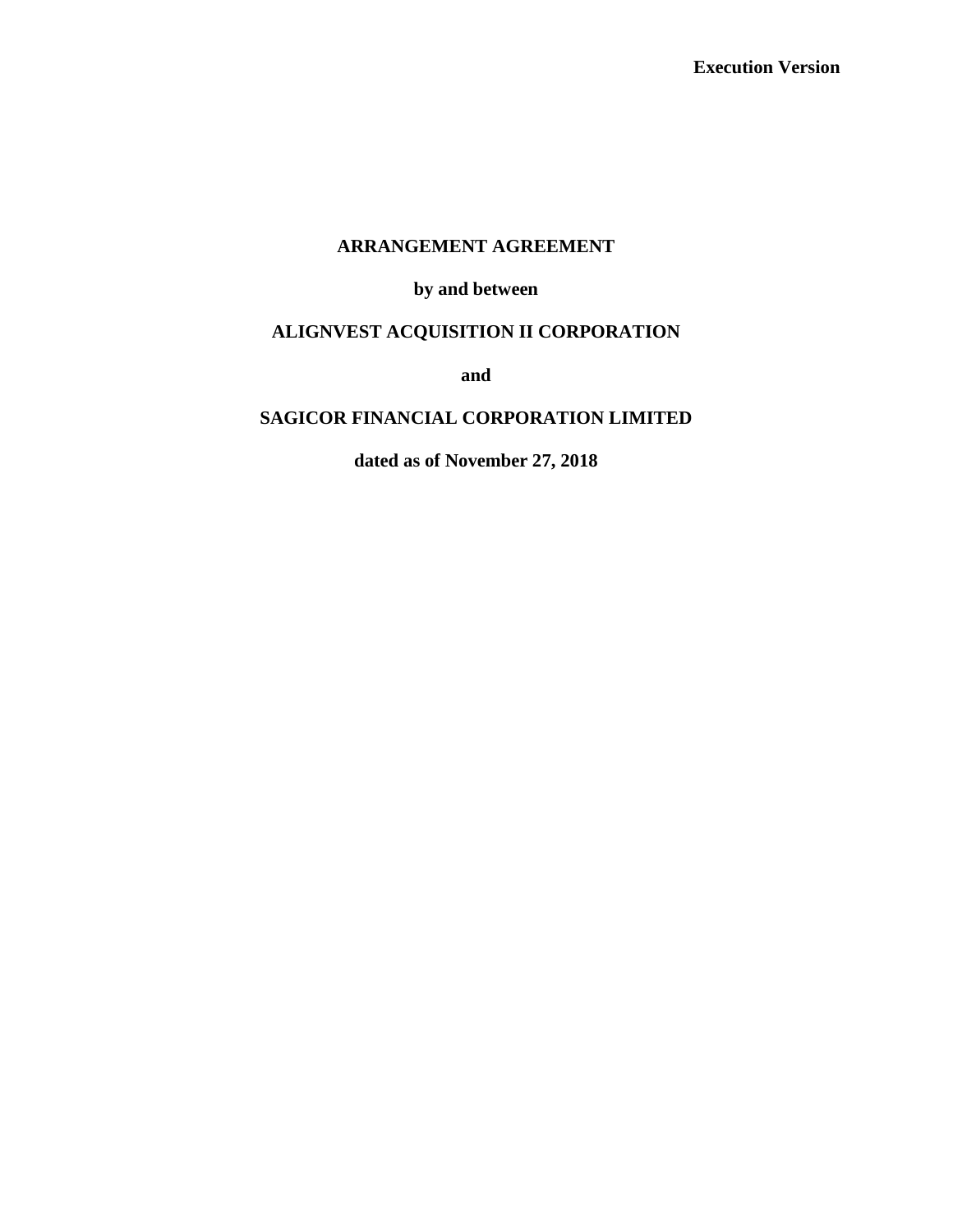**Execution Version**

# ARRANGEMENT AGREEMENT

**by and between**

**ALIGNVEST ACQUISITION II CORPORATION**

**and**

**SAGICOR FINANCIAL CORPORATION LIMITED**

**dated as of November 27, 2018**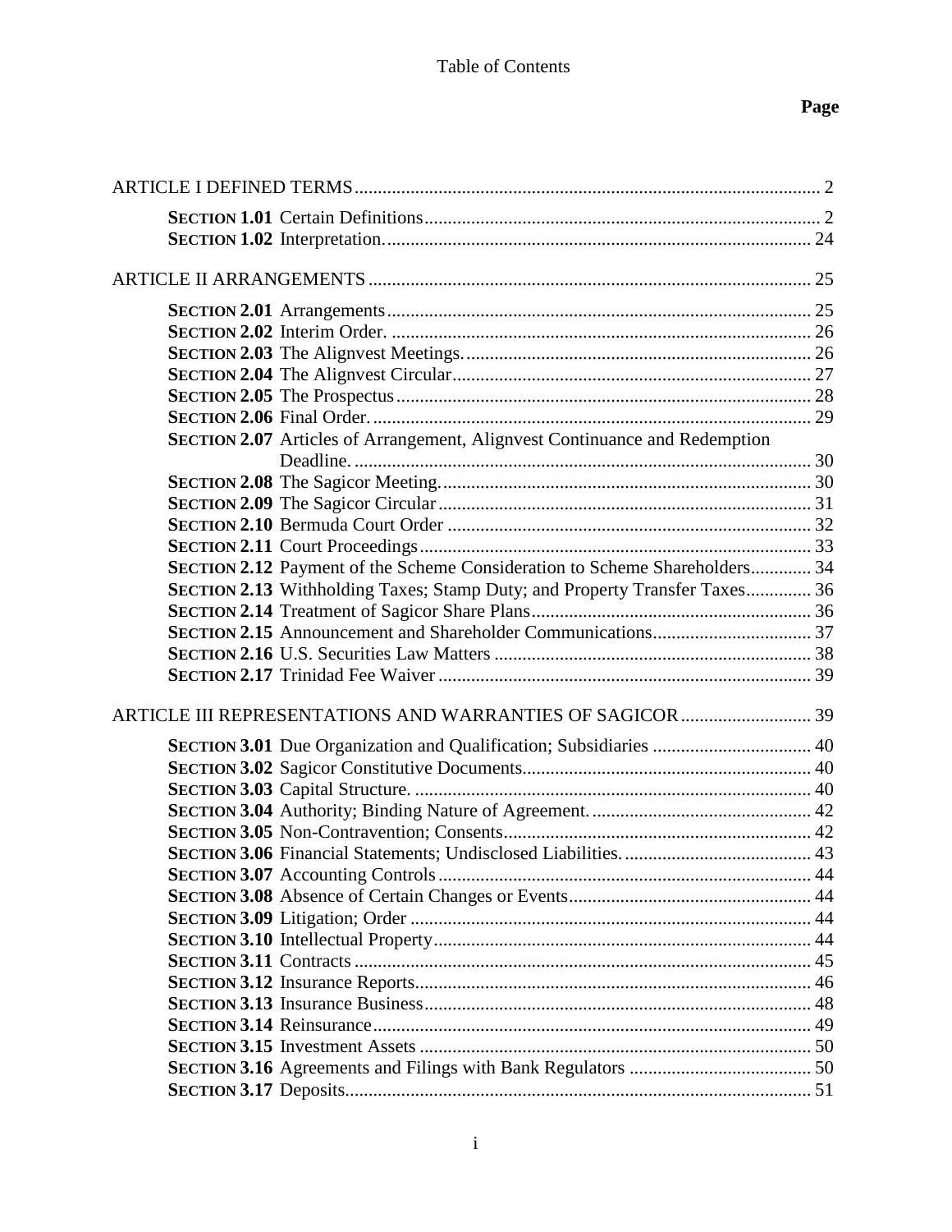Table of Contents

| | Page |
|---|---|
| ARTICLE I DEFINED TERMS | 2 |
| **SECTION 1.01** Certain Definitions | 2 |
| **SECTION 1.02** Interpretation. | 24 |
| ARTICLE II ARRANGEMENTS | 25 |
| **SECTION 2.01** Arrangements | 25 |
| **SECTION 2.02** Interim Order. | 26 |
| **SECTION 2.03** The Alignvest Meetings. | 26 |
| **SECTION 2.04** The Alignvest Circular | 27 |
| **SECTION 2.05** The Prospectus | 28 |
| **SECTION 2.06** Final Order. | 29 |
| **SECTION 2.07** Articles of Arrangement, Alignvest Continuance and Redemption Deadline. | 30 |
| **SECTION 2.08** The Sagicor Meeting. | 30 |
| **SECTION 2.09** The Sagicor Circular | 31 |
| **SECTION 2.10** Bermuda Court Order | 32 |
| **SECTION 2.11** Court Proceedings | 33 |
| **SECTION 2.12** Payment of the Scheme Consideration to Scheme Shareholders | 34 |
| **SECTION 2.13** Withholding Taxes; Stamp Duty; and Property Transfer Taxes | 36 |
| **SECTION 2.14** Treatment of Sagicor Share Plans | 36 |
| **SECTION 2.15** Announcement and Shareholder Communications | 37 |
| **SECTION 2.16** U.S. Securities Law Matters | 38 |
| **SECTION 2.17** Trinidad Fee Waiver | 39 |
| ARTICLE III REPRESENTATIONS AND WARRANTIES OF SAGICOR | 39 |
| **SECTION 3.01** Due Organization and Qualification; Subsidiaries | 40 |
| **SECTION 3.02** Sagicor Constitutive Documents | 40 |
| **SECTION 3.03** Capital Structure. | 40 |
| **SECTION 3.04** Authority; Binding Nature of Agreement. | 42 |
| **SECTION 3.05** Non-Contravention; Consents | 42 |
| **SECTION 3.06** Financial Statements; Undisclosed Liabilities. | 43 |
| **SECTION 3.07** Accounting Controls | 44 |
| **SECTION 3.08** Absence of Certain Changes or Events | 44 |
| **SECTION 3.09** Litigation; Order | 44 |
| **SECTION 3.10** Intellectual Property | 44 |
| **SECTION 3.11** Contracts | 45 |
| **SECTION 3.12** Insurance Reports | 46 |
| **SECTION 3.13** Insurance Business | 48 |
| **SECTION 3.14** Reinsurance | 49 |
| **SECTION 3.15** Investment Assets | 50 |
| **SECTION 3.16** Agreements and Filings with Bank Regulators | 50 |
| **SECTION 3.17** Deposits | 51 |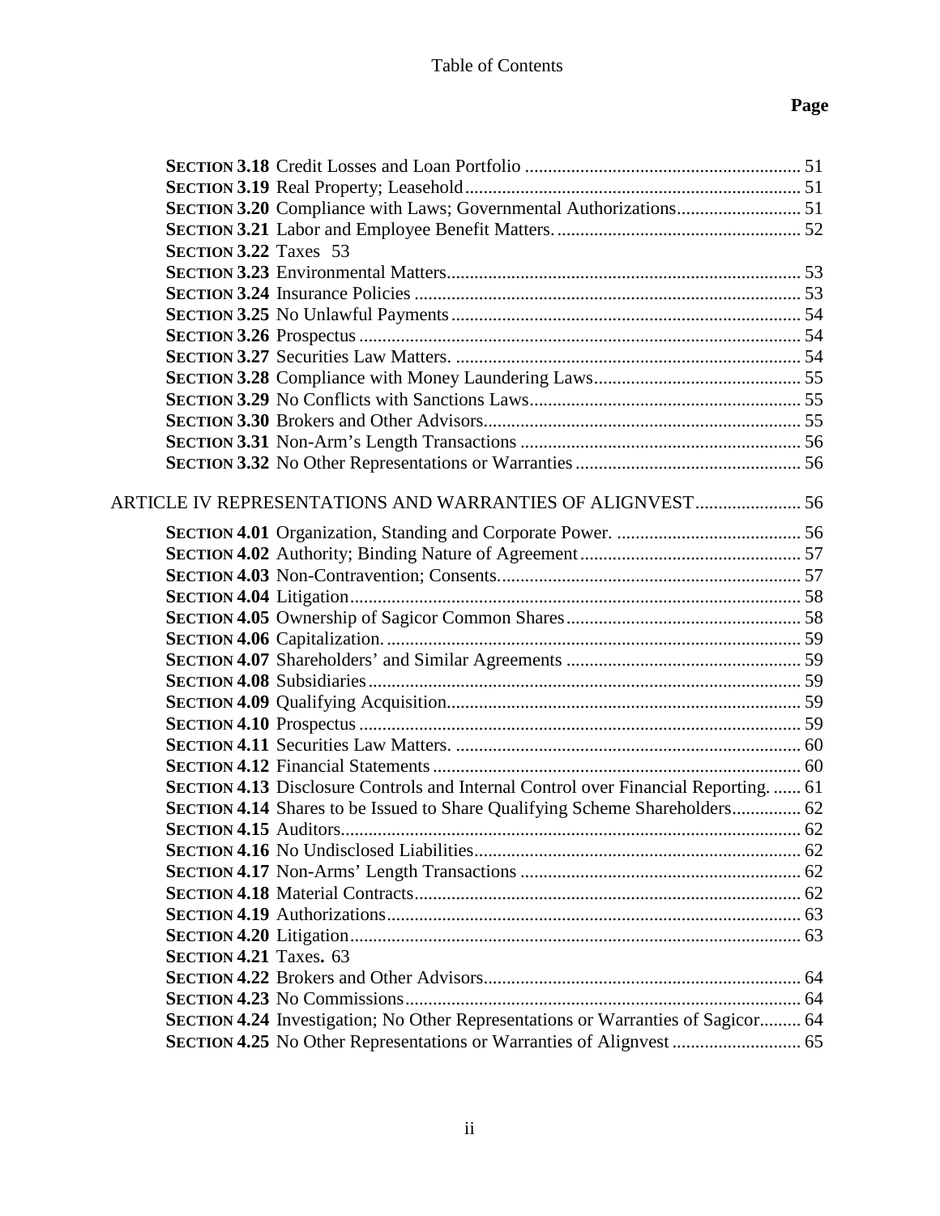Table of Contents

| | Page |
|---|---|
| **SECTION 3.18** Credit Losses and Loan Portfolio | 51 |
| **SECTION 3.19** Real Property; Leasehold | 51 |
| **SECTION 3.20** Compliance with Laws; Governmental Authorizations | 51 |
| **SECTION 3.21** Labor and Employee Benefit Matters. | 52 |
| **SECTION 3.22** Taxes | 53 |
| **SECTION 3.23** Environmental Matters | 53 |
| **SECTION 3.24** Insurance Policies | 53 |
| **SECTION 3.25** No Unlawful Payments | 54 |
| **SECTION 3.26** Prospectus | 54 |
| **SECTION 3.27** Securities Law Matters. | 54 |
| **SECTION 3.28** Compliance with Money Laundering Laws | 55 |
| **SECTION 3.29** No Conflicts with Sanctions Laws | 55 |
| **SECTION 3.30** Brokers and Other Advisors | 55 |
| **SECTION 3.31** Non-Arm's Length Transactions | 56 |
| **SECTION 3.32** No Other Representations or Warranties | 56 |
| ARTICLE IV REPRESENTATIONS AND WARRANTIES OF ALIGNVEST | 56 |
| **SECTION 4.01** Organization, Standing and Corporate Power. | 56 |
| **SECTION 4.02** Authority; Binding Nature of Agreement | 57 |
| **SECTION 4.03** Non-Contravention; Consents | 57 |
| **SECTION 4.04** Litigation | 58 |
| **SECTION 4.05** Ownership of Sagicor Common Shares | 58 |
| **SECTION 4.06** Capitalization. | 59 |
| **SECTION 4.07** Shareholders' and Similar Agreements | 59 |
| **SECTION 4.08** Subsidiaries | 59 |
| **SECTION 4.09** Qualifying Acquisition | 59 |
| **SECTION 4.10** Prospectus | 59 |
| **SECTION 4.11** Securities Law Matters. | 60 |
| **SECTION 4.12** Financial Statements | 60 |
| **SECTION 4.13** Disclosure Controls and Internal Control over Financial Reporting. | 61 |
| **SECTION 4.14** Shares to be Issued to Share Qualifying Scheme Shareholders | 62 |
| **SECTION 4.15** Auditors | 62 |
| **SECTION 4.16** No Undisclosed Liabilities | 62 |
| **SECTION 4.17** Non-Arms' Length Transactions | 62 |
| **SECTION 4.18** Material Contracts | 62 |
| **SECTION 4.19** Authorizations | 63 |
| **SECTION 4.20** Litigation | 63 |
| **SECTION 4.21** Taxes. | 63 |
| **SECTION 4.22** Brokers and Other Advisors | 64 |
| **SECTION 4.23** No Commissions | 64 |
| **SECTION 4.24** Investigation; No Other Representations or Warranties of Sagicor | 64 |
| **SECTION 4.25** No Other Representations or Warranties of Alignvest | 65 |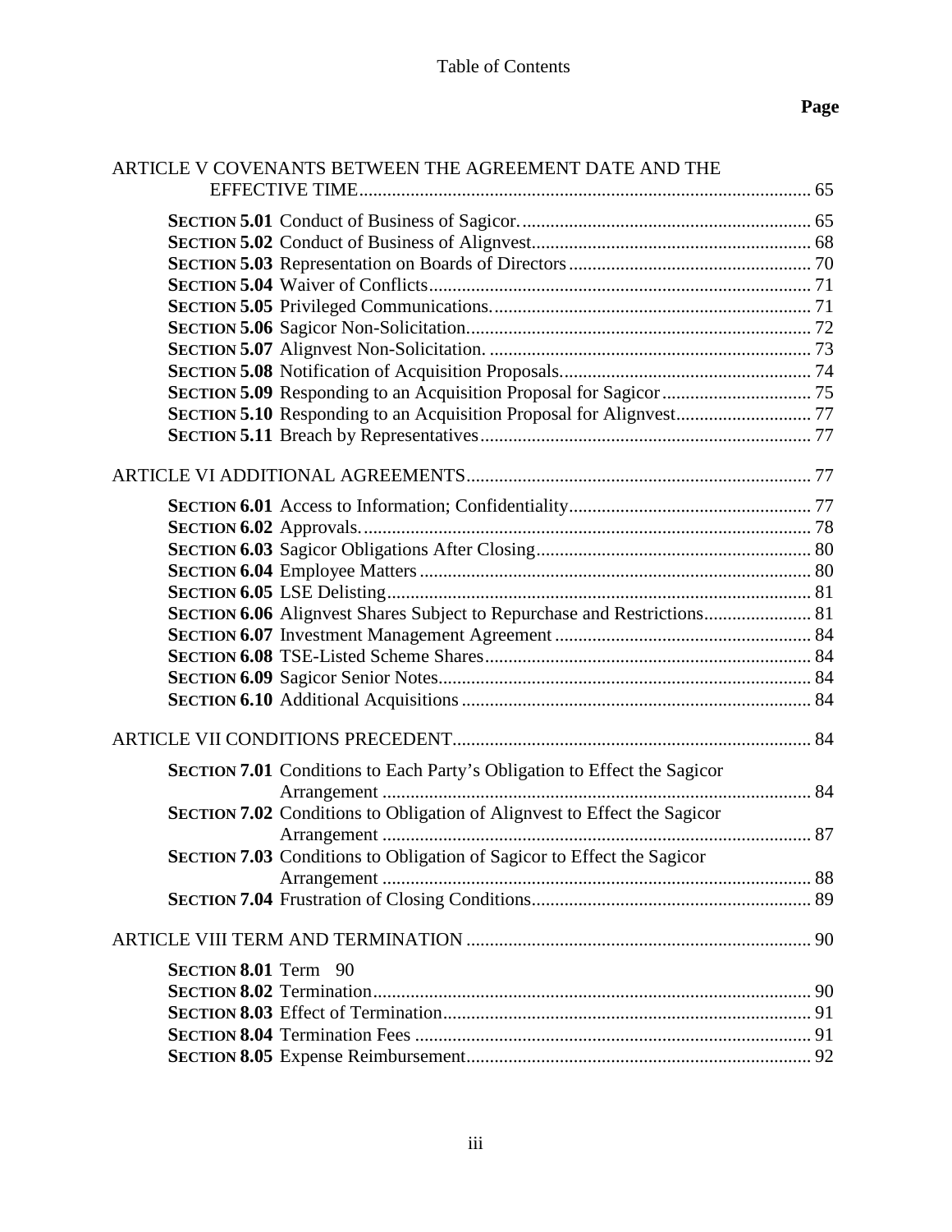Table of Contents

**Page**

ARTICLE V COVENANTS BETWEEN THE AGREEMENT DATE AND THE EFFECTIVE TIME ..... 65

- **SECTION 5.01** Conduct of Business of Sagicor. ..... 65
- **SECTION 5.02** Conduct of Business of Alignvest ..... 68
- **SECTION 5.03** Representation on Boards of Directors ..... 70
- **SECTION 5.04** Waiver of Conflicts ..... 71
- **SECTION 5.05** Privileged Communications. ..... 71
- **SECTION 5.06** Sagicor Non-Solicitation ..... 72
- **SECTION 5.07** Alignvest Non-Solicitation. ..... 73
- **SECTION 5.08** Notification of Acquisition Proposals ..... 74
- **SECTION 5.09** Responding to an Acquisition Proposal for Sagicor ..... 75
- **SECTION 5.10** Responding to an Acquisition Proposal for Alignvest ..... 77
- **SECTION 5.11** Breach by Representatives ..... 77

ARTICLE VI ADDITIONAL AGREEMENTS ..... 77

- **SECTION 6.01** Access to Information; Confidentiality ..... 77
- **SECTION 6.02** Approvals. ..... 78
- **SECTION 6.03** Sagicor Obligations After Closing ..... 80
- **SECTION 6.04** Employee Matters ..... 80
- **SECTION 6.05** LSE Delisting ..... 81
- **SECTION 6.06** Alignvest Shares Subject to Repurchase and Restrictions ..... 81
- **SECTION 6.07** Investment Management Agreement ..... 84
- **SECTION 6.08** TSE-Listed Scheme Shares ..... 84
- **SECTION 6.09** Sagicor Senior Notes ..... 84
- **SECTION 6.10** Additional Acquisitions ..... 84

ARTICLE VII CONDITIONS PRECEDENT ..... 84

- **SECTION 7.01** Conditions to Each Party's Obligation to Effect the Sagicor Arrangement ..... 84
- **SECTION 7.02** Conditions to Obligation of Alignvest to Effect the Sagicor Arrangement ..... 87
- **SECTION 7.03** Conditions to Obligation of Sagicor to Effect the Sagicor Arrangement ..... 88
- **SECTION 7.04** Frustration of Closing Conditions ..... 89

ARTICLE VIII TERM AND TERMINATION ..... 90

- **SECTION 8.01** Term 90
- **SECTION 8.02** Termination ..... 90
- **SECTION 8.03** Effect of Termination ..... 91
- **SECTION 8.04** Termination Fees ..... 91
- **SECTION 8.05** Expense Reimbursement ..... 92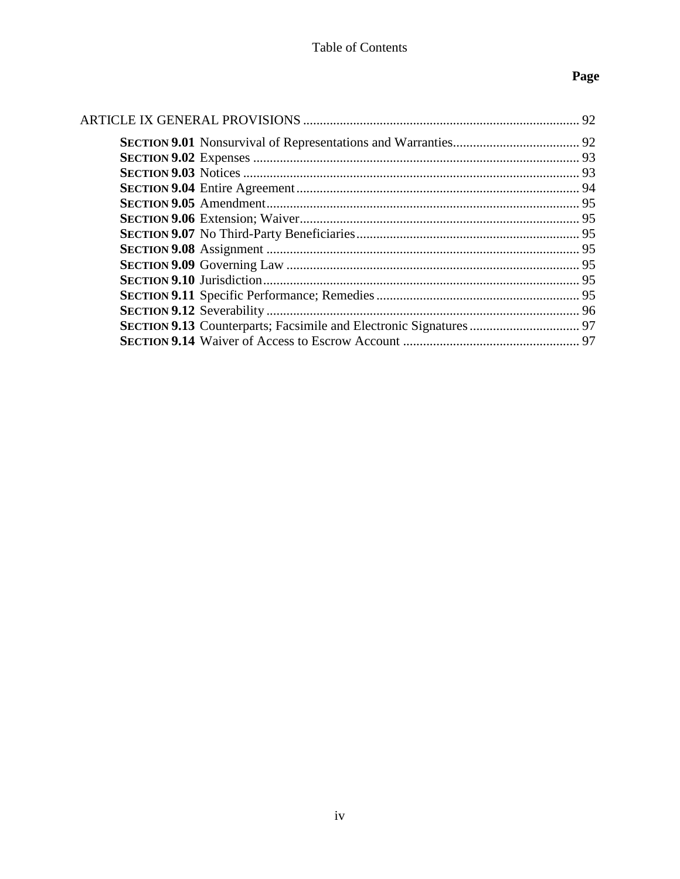Table of Contents

| | Page |
|---|---|
| ARTICLE IX GENERAL PROVISIONS | 92 |
| **SECTION 9.01** Nonsurvival of Representations and Warranties | 92 |
| **SECTION 9.02** Expenses | 93 |
| **SECTION 9.03** Notices | 93 |
| **SECTION 9.04** Entire Agreement | 94 |
| **SECTION 9.05** Amendment | 95 |
| **SECTION 9.06** Extension; Waiver | 95 |
| **SECTION 9.07** No Third-Party Beneficiaries | 95 |
| **SECTION 9.08** Assignment | 95 |
| **SECTION 9.09** Governing Law | 95 |
| **SECTION 9.10** Jurisdiction | 95 |
| **SECTION 9.11** Specific Performance; Remedies | 95 |
| **SECTION 9.12** Severability | 96 |
| **SECTION 9.13** Counterparts; Facsimile and Electronic Signatures | 97 |
| **SECTION 9.14** Waiver of Access to Escrow Account | 97 |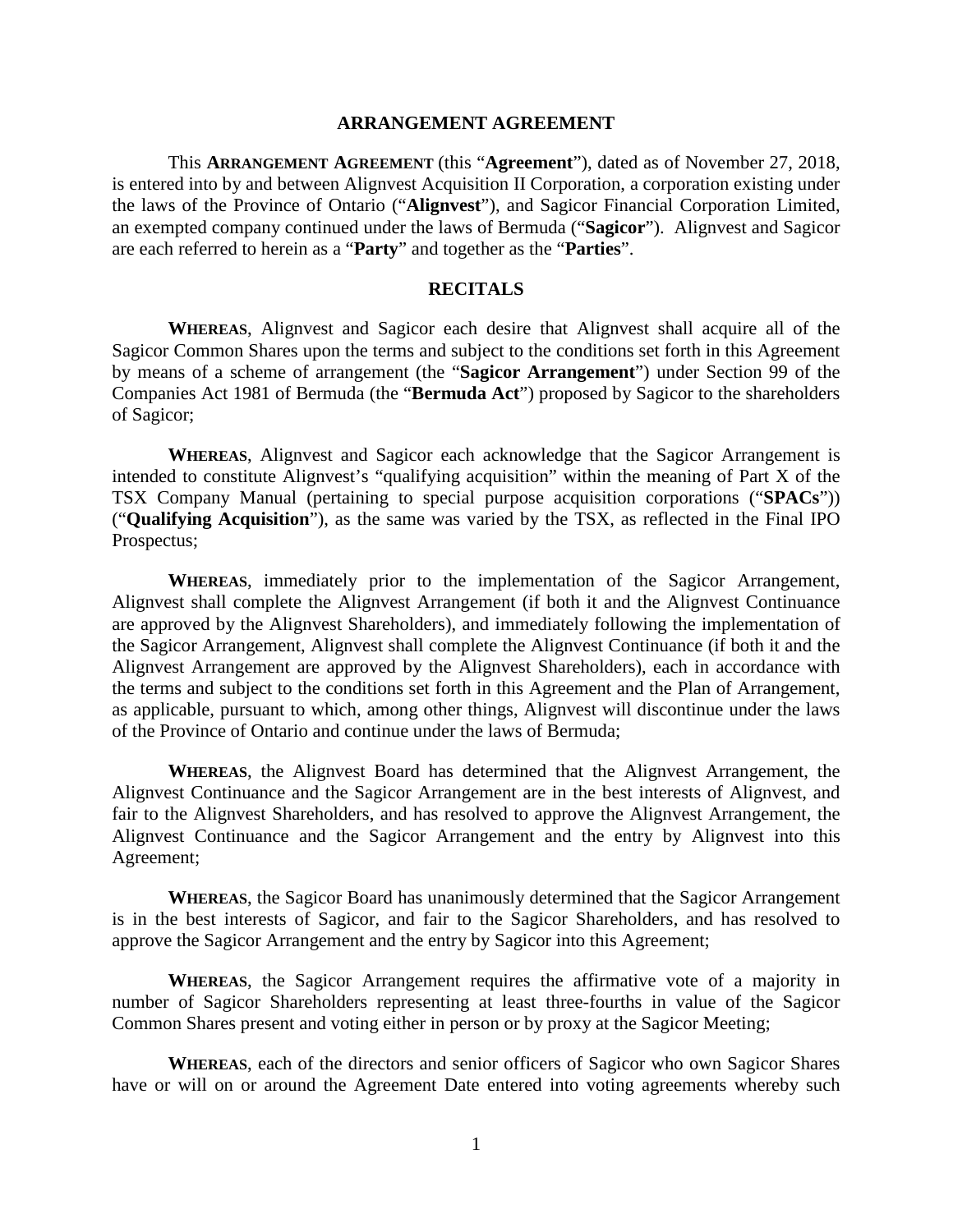# ARRANGEMENT AGREEMENT

This **ARRANGEMENT AGREEMENT** (this "**Agreement**"), dated as of November 27, 2018, is entered into by and between Alignvest Acquisition II Corporation, a corporation existing under the laws of the Province of Ontario ("**Alignvest**"), and Sagicor Financial Corporation Limited, an exempted company continued under the laws of Bermuda ("**Sagicor**"). Alignvest and Sagicor are each referred to herein as a "**Party**" and together as the "**Parties**".

## RECITALS

**WHEREAS**, Alignvest and Sagicor each desire that Alignvest shall acquire all of the Sagicor Common Shares upon the terms and subject to the conditions set forth in this Agreement by means of a scheme of arrangement (the "**Sagicor Arrangement**") under Section 99 of the Companies Act 1981 of Bermuda (the "**Bermuda Act**") proposed by Sagicor to the shareholders of Sagicor;

**WHEREAS**, Alignvest and Sagicor each acknowledge that the Sagicor Arrangement is intended to constitute Alignvest's "qualifying acquisition" within the meaning of Part X of the TSX Company Manual (pertaining to special purpose acquisition corporations ("**SPACs**")) ("**Qualifying Acquisition**"), as the same was varied by the TSX, as reflected in the Final IPO Prospectus;

**WHEREAS**, immediately prior to the implementation of the Sagicor Arrangement, Alignvest shall complete the Alignvest Arrangement (if both it and the Alignvest Continuance are approved by the Alignvest Shareholders), and immediately following the implementation of the Sagicor Arrangement, Alignvest shall complete the Alignvest Continuance (if both it and the Alignvest Arrangement are approved by the Alignvest Shareholders), each in accordance with the terms and subject to the conditions set forth in this Agreement and the Plan of Arrangement, as applicable, pursuant to which, among other things, Alignvest will discontinue under the laws of the Province of Ontario and continue under the laws of Bermuda;

**WHEREAS**, the Alignvest Board has determined that the Alignvest Arrangement, the Alignvest Continuance and the Sagicor Arrangement are in the best interests of Alignvest, and fair to the Alignvest Shareholders, and has resolved to approve the Alignvest Arrangement, the Alignvest Continuance and the Sagicor Arrangement and the entry by Alignvest into this Agreement;

**WHEREAS**, the Sagicor Board has unanimously determined that the Sagicor Arrangement is in the best interests of Sagicor, and fair to the Sagicor Shareholders, and has resolved to approve the Sagicor Arrangement and the entry by Sagicor into this Agreement;

**WHEREAS**, the Sagicor Arrangement requires the affirmative vote of a majority in number of Sagicor Shareholders representing at least three-fourths in value of the Sagicor Common Shares present and voting either in person or by proxy at the Sagicor Meeting;

**WHEREAS**, each of the directors and senior officers of Sagicor who own Sagicor Shares have or will on or around the Agreement Date entered into voting agreements whereby such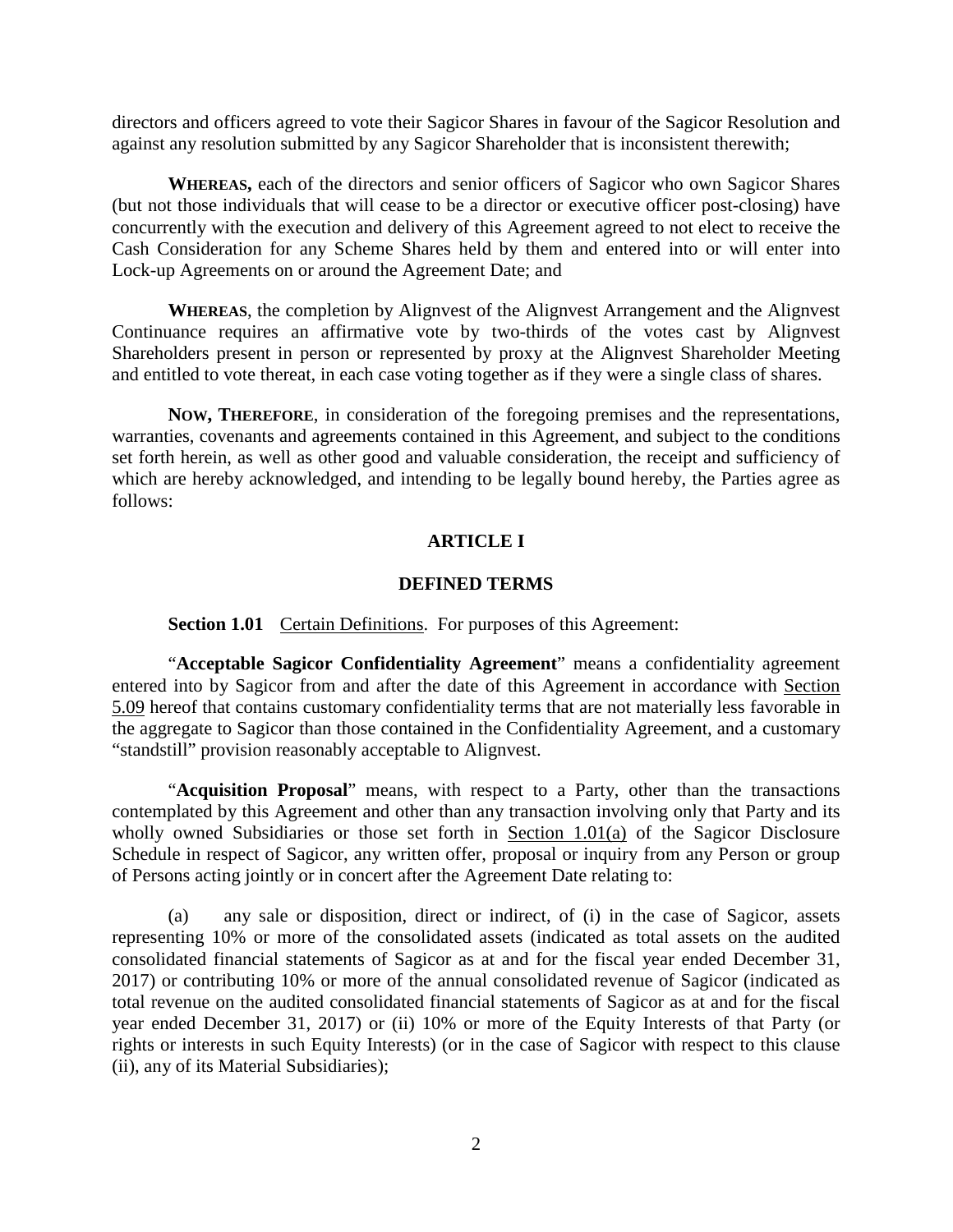directors and officers agreed to vote their Sagicor Shares in favour of the Sagicor Resolution and against any resolution submitted by any Sagicor Shareholder that is inconsistent therewith;

**WHEREAS,** each of the directors and senior officers of Sagicor who own Sagicor Shares (but not those individuals that will cease to be a director or executive officer post-closing) have concurrently with the execution and delivery of this Agreement agreed to not elect to receive the Cash Consideration for any Scheme Shares held by them and entered into or will enter into Lock-up Agreements on or around the Agreement Date; and

**WHEREAS**, the completion by Alignvest of the Alignvest Arrangement and the Alignvest Continuance requires an affirmative vote by two-thirds of the votes cast by Alignvest Shareholders present in person or represented by proxy at the Alignvest Shareholder Meeting and entitled to vote thereat, in each case voting together as if they were a single class of shares.

**NOW, THEREFORE**, in consideration of the foregoing premises and the representations, warranties, covenants and agreements contained in this Agreement, and subject to the conditions set forth herein, as well as other good and valuable consideration, the receipt and sufficiency of which are hereby acknowledged, and intending to be legally bound hereby, the Parties agree as follows:

## ARTICLE I

## DEFINED TERMS

**Section 1.01** Certain Definitions. For purposes of this Agreement:

"**Acceptable Sagicor Confidentiality Agreement**" means a confidentiality agreement entered into by Sagicor from and after the date of this Agreement in accordance with Section 5.09 hereof that contains customary confidentiality terms that are not materially less favorable in the aggregate to Sagicor than those contained in the Confidentiality Agreement, and a customary "standstill" provision reasonably acceptable to Alignvest.

"**Acquisition Proposal**" means, with respect to a Party, other than the transactions contemplated by this Agreement and other than any transaction involving only that Party and its wholly owned Subsidiaries or those set forth in Section 1.01(a) of the Sagicor Disclosure Schedule in respect of Sagicor, any written offer, proposal or inquiry from any Person or group of Persons acting jointly or in concert after the Agreement Date relating to:

(a) any sale or disposition, direct or indirect, of (i) in the case of Sagicor, assets representing 10% or more of the consolidated assets (indicated as total assets on the audited consolidated financial statements of Sagicor as at and for the fiscal year ended December 31, 2017) or contributing 10% or more of the annual consolidated revenue of Sagicor (indicated as total revenue on the audited consolidated financial statements of Sagicor as at and for the fiscal year ended December 31, 2017) or (ii) 10% or more of the Equity Interests of that Party (or rights or interests in such Equity Interests) (or in the case of Sagicor with respect to this clause (ii), any of its Material Subsidiaries);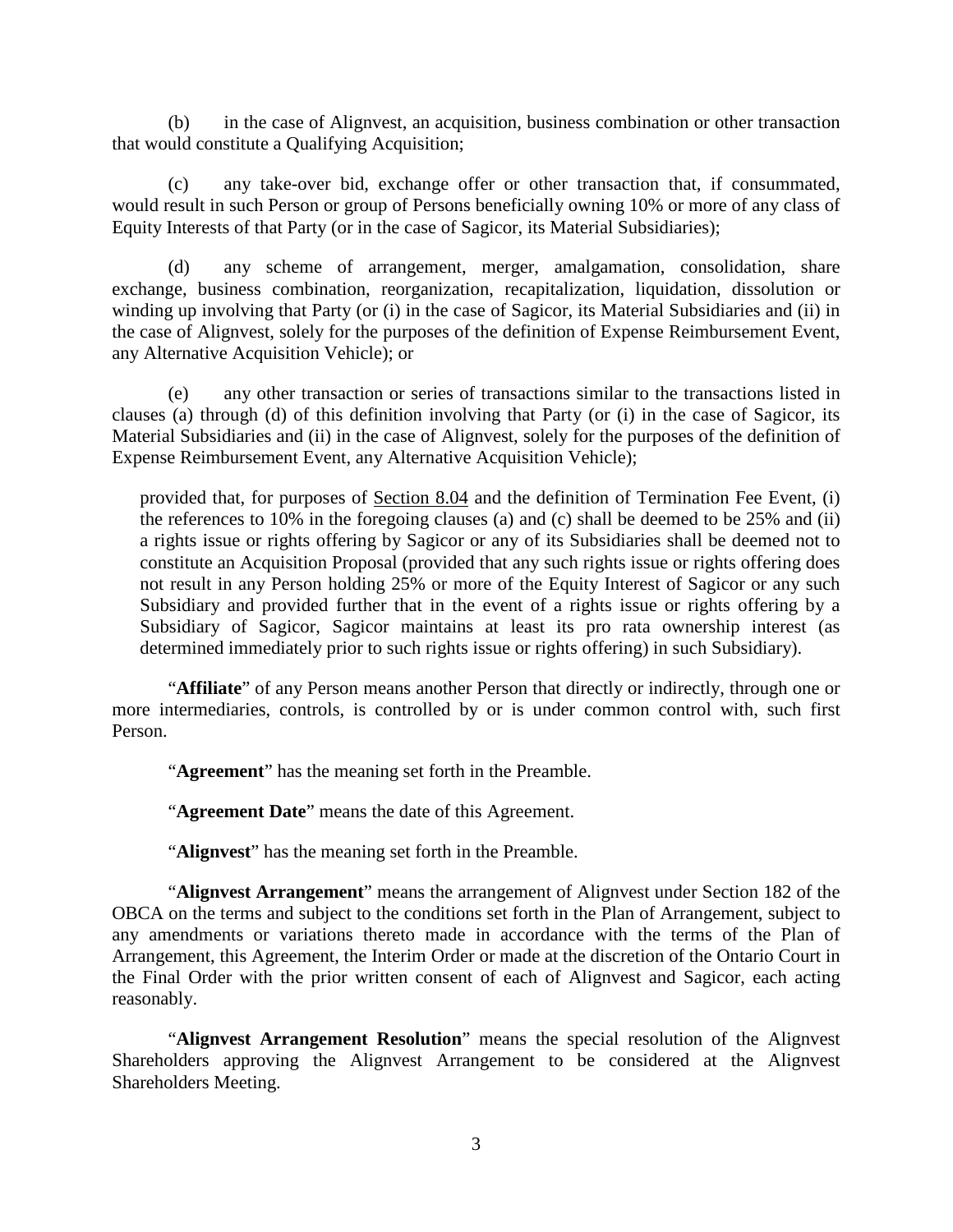(b) in the case of Alignvest, an acquisition, business combination or other transaction that would constitute a Qualifying Acquisition;

(c) any take-over bid, exchange offer or other transaction that, if consummated, would result in such Person or group of Persons beneficially owning 10% or more of any class of Equity Interests of that Party (or in the case of Sagicor, its Material Subsidiaries);

(d) any scheme of arrangement, merger, amalgamation, consolidation, share exchange, business combination, reorganization, recapitalization, liquidation, dissolution or winding up involving that Party (or (i) in the case of Sagicor, its Material Subsidiaries and (ii) in the case of Alignvest, solely for the purposes of the definition of Expense Reimbursement Event, any Alternative Acquisition Vehicle); or

(e) any other transaction or series of transactions similar to the transactions listed in clauses (a) through (d) of this definition involving that Party (or (i) in the case of Sagicor, its Material Subsidiaries and (ii) in the case of Alignvest, solely for the purposes of the definition of Expense Reimbursement Event, any Alternative Acquisition Vehicle);

provided that, for purposes of Section 8.04 and the definition of Termination Fee Event, (i) the references to 10% in the foregoing clauses (a) and (c) shall be deemed to be 25% and (ii) a rights issue or rights offering by Sagicor or any of its Subsidiaries shall be deemed not to constitute an Acquisition Proposal (provided that any such rights issue or rights offering does not result in any Person holding 25% or more of the Equity Interest of Sagicor or any such Subsidiary and provided further that in the event of a rights issue or rights offering by a Subsidiary of Sagicor, Sagicor maintains at least its pro rata ownership interest (as determined immediately prior to such rights issue or rights offering) in such Subsidiary).

"**Affiliate**" of any Person means another Person that directly or indirectly, through one or more intermediaries, controls, is controlled by or is under common control with, such first Person.

"**Agreement**" has the meaning set forth in the Preamble.

"**Agreement Date**" means the date of this Agreement.

"**Alignvest**" has the meaning set forth in the Preamble.

"**Alignvest Arrangement**" means the arrangement of Alignvest under Section 182 of the OBCA on the terms and subject to the conditions set forth in the Plan of Arrangement, subject to any amendments or variations thereto made in accordance with the terms of the Plan of Arrangement, this Agreement, the Interim Order or made at the discretion of the Ontario Court in the Final Order with the prior written consent of each of Alignvest and Sagicor, each acting reasonably.

"**Alignvest Arrangement Resolution**" means the special resolution of the Alignvest Shareholders approving the Alignvest Arrangement to be considered at the Alignvest Shareholders Meeting.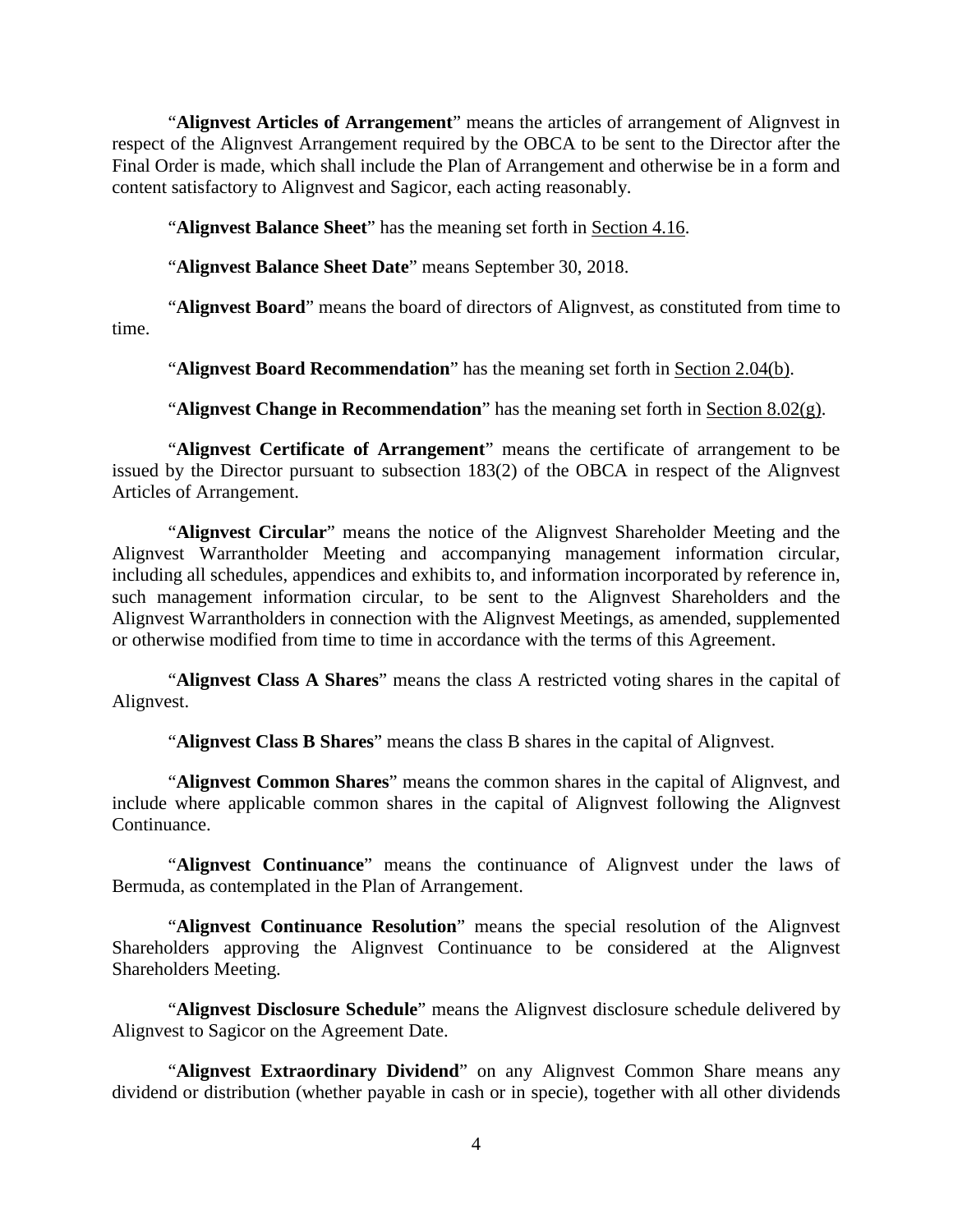"**Alignvest Articles of Arrangement**" means the articles of arrangement of Alignvest in respect of the Alignvest Arrangement required by the OBCA to be sent to the Director after the Final Order is made, which shall include the Plan of Arrangement and otherwise be in a form and content satisfactory to Alignvest and Sagicor, each acting reasonably.

"**Alignvest Balance Sheet**" has the meaning set forth in Section 4.16.

"**Alignvest Balance Sheet Date**" means September 30, 2018.

"**Alignvest Board**" means the board of directors of Alignvest, as constituted from time to time.

"**Alignvest Board Recommendation**" has the meaning set forth in Section 2.04(b).

"**Alignvest Change in Recommendation**" has the meaning set forth in Section 8.02(g).

"**Alignvest Certificate of Arrangement**" means the certificate of arrangement to be issued by the Director pursuant to subsection 183(2) of the OBCA in respect of the Alignvest Articles of Arrangement.

"**Alignvest Circular**" means the notice of the Alignvest Shareholder Meeting and the Alignvest Warrantholder Meeting and accompanying management information circular, including all schedules, appendices and exhibits to, and information incorporated by reference in, such management information circular, to be sent to the Alignvest Shareholders and the Alignvest Warrantholders in connection with the Alignvest Meetings, as amended, supplemented or otherwise modified from time to time in accordance with the terms of this Agreement.

"**Alignvest Class A Shares**" means the class A restricted voting shares in the capital of Alignvest.

"**Alignvest Class B Shares**" means the class B shares in the capital of Alignvest.

"**Alignvest Common Shares**" means the common shares in the capital of Alignvest, and include where applicable common shares in the capital of Alignvest following the Alignvest Continuance.

"**Alignvest Continuance**" means the continuance of Alignvest under the laws of Bermuda, as contemplated in the Plan of Arrangement.

"**Alignvest Continuance Resolution**" means the special resolution of the Alignvest Shareholders approving the Alignvest Continuance to be considered at the Alignvest Shareholders Meeting.

"**Alignvest Disclosure Schedule**" means the Alignvest disclosure schedule delivered by Alignvest to Sagicor on the Agreement Date.

"**Alignvest Extraordinary Dividend**" on any Alignvest Common Share means any dividend or distribution (whether payable in cash or in specie), together with all other dividends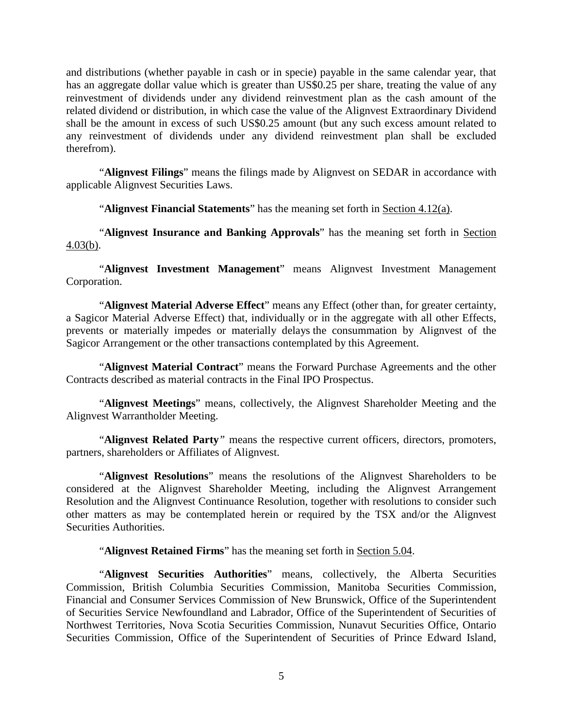and distributions (whether payable in cash or in specie) payable in the same calendar year, that has an aggregate dollar value which is greater than US$0.25 per share, treating the value of any reinvestment of dividends under any dividend reinvestment plan as the cash amount of the related dividend or distribution, in which case the value of the Alignvest Extraordinary Dividend shall be the amount in excess of such US$0.25 amount (but any such excess amount related to any reinvestment of dividends under any dividend reinvestment plan shall be excluded therefrom).

"**Alignvest Filings**" means the filings made by Alignvest on SEDAR in accordance with applicable Alignvest Securities Laws.

"**Alignvest Financial Statements**" has the meaning set forth in Section 4.12(a).

"**Alignvest Insurance and Banking Approvals**" has the meaning set forth in Section 4.03(b).

"**Alignvest Investment Management**" means Alignvest Investment Management Corporation.

"**Alignvest Material Adverse Effect**" means any Effect (other than, for greater certainty, a Sagicor Material Adverse Effect) that, individually or in the aggregate with all other Effects, prevents or materially impedes or materially delays the consummation by Alignvest of the Sagicor Arrangement or the other transactions contemplated by this Agreement.

"**Alignvest Material Contract**" means the Forward Purchase Agreements and the other Contracts described as material contracts in the Final IPO Prospectus.

"**Alignvest Meetings**" means, collectively, the Alignvest Shareholder Meeting and the Alignvest Warrantholder Meeting.

"**Alignvest Related Party**" means the respective current officers, directors, promoters, partners, shareholders or Affiliates of Alignvest.

"**Alignvest Resolutions**" means the resolutions of the Alignvest Shareholders to be considered at the Alignvest Shareholder Meeting, including the Alignvest Arrangement Resolution and the Alignvest Continuance Resolution, together with resolutions to consider such other matters as may be contemplated herein or required by the TSX and/or the Alignvest Securities Authorities.

"**Alignvest Retained Firms**" has the meaning set forth in Section 5.04.

"**Alignvest Securities Authorities**" means, collectively, the Alberta Securities Commission, British Columbia Securities Commission, Manitoba Securities Commission, Financial and Consumer Services Commission of New Brunswick, Office of the Superintendent of Securities Service Newfoundland and Labrador, Office of the Superintendent of Securities of Northwest Territories, Nova Scotia Securities Commission, Nunavut Securities Office, Ontario Securities Commission, Office of the Superintendent of Securities of Prince Edward Island,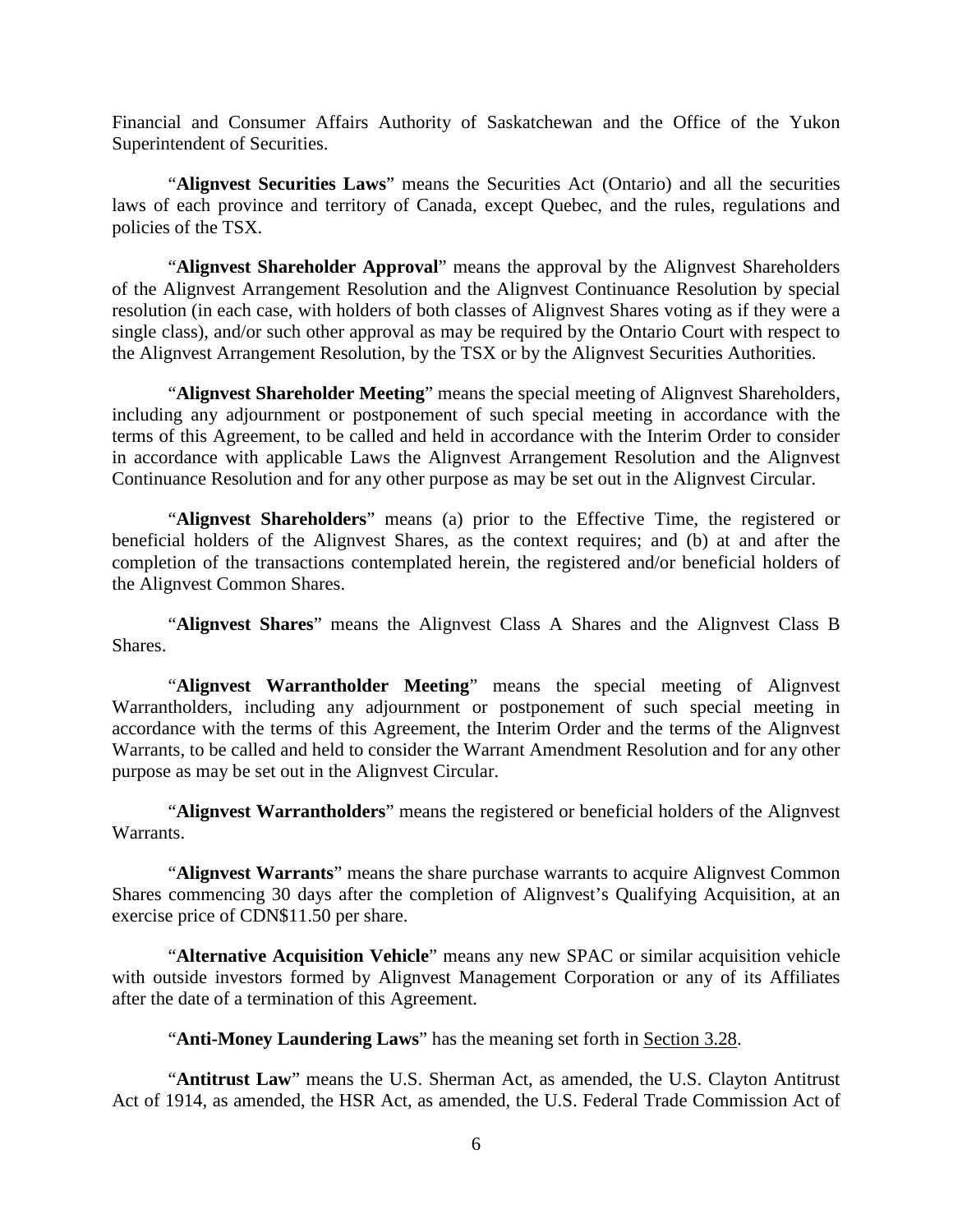Financial and Consumer Affairs Authority of Saskatchewan and the Office of the Yukon Superintendent of Securities.

"**Alignvest Securities Laws**" means the Securities Act (Ontario) and all the securities laws of each province and territory of Canada, except Quebec, and the rules, regulations and policies of the TSX.

"**Alignvest Shareholder Approval**" means the approval by the Alignvest Shareholders of the Alignvest Arrangement Resolution and the Alignvest Continuance Resolution by special resolution (in each case, with holders of both classes of Alignvest Shares voting as if they were a single class), and/or such other approval as may be required by the Ontario Court with respect to the Alignvest Arrangement Resolution, by the TSX or by the Alignvest Securities Authorities.

"**Alignvest Shareholder Meeting**" means the special meeting of Alignvest Shareholders, including any adjournment or postponement of such special meeting in accordance with the terms of this Agreement, to be called and held in accordance with the Interim Order to consider in accordance with applicable Laws the Alignvest Arrangement Resolution and the Alignvest Continuance Resolution and for any other purpose as may be set out in the Alignvest Circular.

"**Alignvest Shareholders**" means (a) prior to the Effective Time, the registered or beneficial holders of the Alignvest Shares, as the context requires; and (b) at and after the completion of the transactions contemplated herein, the registered and/or beneficial holders of the Alignvest Common Shares.

"**Alignvest Shares**" means the Alignvest Class A Shares and the Alignvest Class B Shares.

"**Alignvest Warrantholder Meeting**" means the special meeting of Alignvest Warrantholders, including any adjournment or postponement of such special meeting in accordance with the terms of this Agreement, the Interim Order and the terms of the Alignvest Warrants, to be called and held to consider the Warrant Amendment Resolution and for any other purpose as may be set out in the Alignvest Circular.

"**Alignvest Warrantholders**" means the registered or beneficial holders of the Alignvest Warrants.

"**Alignvest Warrants**" means the share purchase warrants to acquire Alignvest Common Shares commencing 30 days after the completion of Alignvest's Qualifying Acquisition, at an exercise price of CDN$11.50 per share.

"**Alternative Acquisition Vehicle**" means any new SPAC or similar acquisition vehicle with outside investors formed by Alignvest Management Corporation or any of its Affiliates after the date of a termination of this Agreement.

"**Anti-Money Laundering Laws**" has the meaning set forth in Section 3.28.

"**Antitrust Law**" means the U.S. Sherman Act, as amended, the U.S. Clayton Antitrust Act of 1914, as amended, the HSR Act, as amended, the U.S. Federal Trade Commission Act of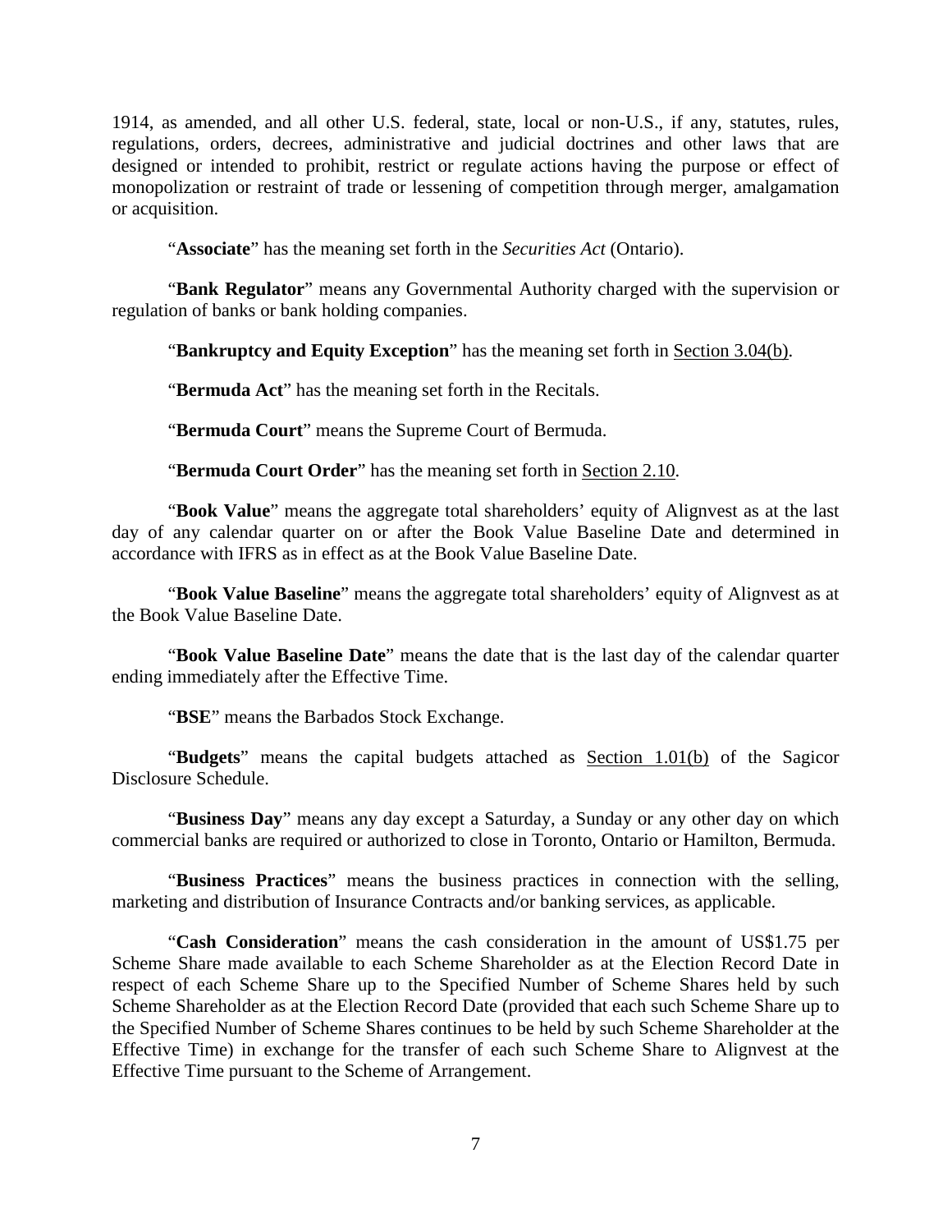1914, as amended, and all other U.S. federal, state, local or non-U.S., if any, statutes, rules, regulations, orders, decrees, administrative and judicial doctrines and other laws that are designed or intended to prohibit, restrict or regulate actions having the purpose or effect of monopolization or restraint of trade or lessening of competition through merger, amalgamation or acquisition.

"**Associate**" has the meaning set forth in the *Securities Act* (Ontario).

"**Bank Regulator**" means any Governmental Authority charged with the supervision or regulation of banks or bank holding companies.

"**Bankruptcy and Equity Exception**" has the meaning set forth in Section 3.04(b).

"**Bermuda Act**" has the meaning set forth in the Recitals.

"**Bermuda Court**" means the Supreme Court of Bermuda.

"**Bermuda Court Order**" has the meaning set forth in Section 2.10.

"**Book Value**" means the aggregate total shareholders' equity of Alignvest as at the last day of any calendar quarter on or after the Book Value Baseline Date and determined in accordance with IFRS as in effect as at the Book Value Baseline Date.

"**Book Value Baseline**" means the aggregate total shareholders' equity of Alignvest as at the Book Value Baseline Date.

"**Book Value Baseline Date**" means the date that is the last day of the calendar quarter ending immediately after the Effective Time.

"**BSE**" means the Barbados Stock Exchange.

"**Budgets**" means the capital budgets attached as Section 1.01(b) of the Sagicor Disclosure Schedule.

"**Business Day**" means any day except a Saturday, a Sunday or any other day on which commercial banks are required or authorized to close in Toronto, Ontario or Hamilton, Bermuda.

"**Business Practices**" means the business practices in connection with the selling, marketing and distribution of Insurance Contracts and/or banking services, as applicable.

"**Cash Consideration**" means the cash consideration in the amount of US$1.75 per Scheme Share made available to each Scheme Shareholder as at the Election Record Date in respect of each Scheme Share up to the Specified Number of Scheme Shares held by such Scheme Shareholder as at the Election Record Date (provided that each such Scheme Share up to the Specified Number of Scheme Shares continues to be held by such Scheme Shareholder at the Effective Time) in exchange for the transfer of each such Scheme Share to Alignvest at the Effective Time pursuant to the Scheme of Arrangement.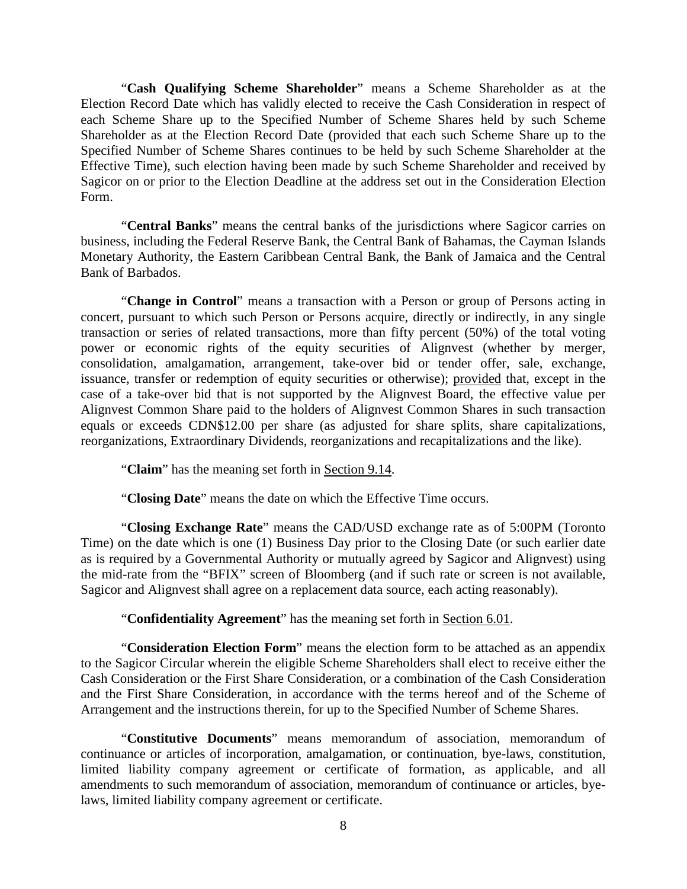"**Cash Qualifying Scheme Shareholder**" means a Scheme Shareholder as at the Election Record Date which has validly elected to receive the Cash Consideration in respect of each Scheme Share up to the Specified Number of Scheme Shares held by such Scheme Shareholder as at the Election Record Date (provided that each such Scheme Share up to the Specified Number of Scheme Shares continues to be held by such Scheme Shareholder at the Effective Time), such election having been made by such Scheme Shareholder and received by Sagicor on or prior to the Election Deadline at the address set out in the Consideration Election Form.

"**Central Banks**" means the central banks of the jurisdictions where Sagicor carries on business, including the Federal Reserve Bank, the Central Bank of Bahamas, the Cayman Islands Monetary Authority, the Eastern Caribbean Central Bank, the Bank of Jamaica and the Central Bank of Barbados.

"**Change in Control**" means a transaction with a Person or group of Persons acting in concert, pursuant to which such Person or Persons acquire, directly or indirectly, in any single transaction or series of related transactions, more than fifty percent (50%) of the total voting power or economic rights of the equity securities of Alignvest (whether by merger, consolidation, amalgamation, arrangement, take-over bid or tender offer, sale, exchange, issuance, transfer or redemption of equity securities or otherwise); provided that, except in the case of a take-over bid that is not supported by the Alignvest Board, the effective value per Alignvest Common Share paid to the holders of Alignvest Common Shares in such transaction equals or exceeds CDN$12.00 per share (as adjusted for share splits, share capitalizations, reorganizations, Extraordinary Dividends, reorganizations and recapitalizations and the like).

"**Claim**" has the meaning set forth in Section 9.14.

"**Closing Date**" means the date on which the Effective Time occurs.

"**Closing Exchange Rate**" means the CAD/USD exchange rate as of 5:00PM (Toronto Time) on the date which is one (1) Business Day prior to the Closing Date (or such earlier date as is required by a Governmental Authority or mutually agreed by Sagicor and Alignvest) using the mid-rate from the "BFIX" screen of Bloomberg (and if such rate or screen is not available, Sagicor and Alignvest shall agree on a replacement data source, each acting reasonably).

"**Confidentiality Agreement**" has the meaning set forth in Section 6.01.

"**Consideration Election Form**" means the election form to be attached as an appendix to the Sagicor Circular wherein the eligible Scheme Shareholders shall elect to receive either the Cash Consideration or the First Share Consideration, or a combination of the Cash Consideration and the First Share Consideration, in accordance with the terms hereof and of the Scheme of Arrangement and the instructions therein, for up to the Specified Number of Scheme Shares.

"**Constitutive Documents**" means memorandum of association, memorandum of continuance or articles of incorporation, amalgamation, or continuation, bye-laws, constitution, limited liability company agreement or certificate of formation, as applicable, and all amendments to such memorandum of association, memorandum of continuance or articles, bye-laws, limited liability company agreement or certificate.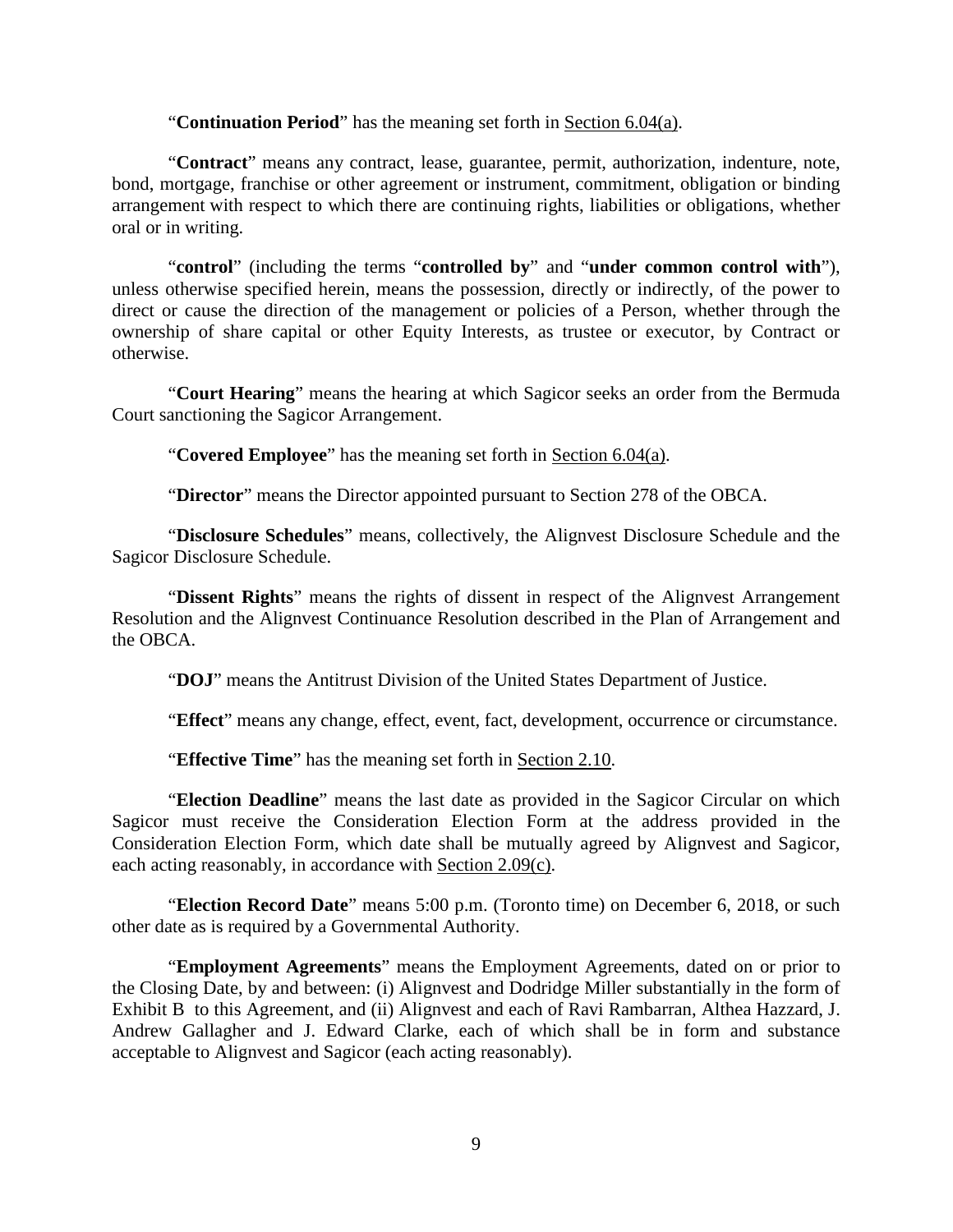"**Continuation Period**" has the meaning set forth in Section 6.04(a).

"**Contract**" means any contract, lease, guarantee, permit, authorization, indenture, note, bond, mortgage, franchise or other agreement or instrument, commitment, obligation or binding arrangement with respect to which there are continuing rights, liabilities or obligations, whether oral or in writing.

"**control**" (including the terms "**controlled by**" and "**under common control with**"), unless otherwise specified herein, means the possession, directly or indirectly, of the power to direct or cause the direction of the management or policies of a Person, whether through the ownership of share capital or other Equity Interests, as trustee or executor, by Contract or otherwise.

"**Court Hearing**" means the hearing at which Sagicor seeks an order from the Bermuda Court sanctioning the Sagicor Arrangement.

"**Covered Employee**" has the meaning set forth in Section 6.04(a).

"**Director**" means the Director appointed pursuant to Section 278 of the OBCA.

"**Disclosure Schedules**" means, collectively, the Alignvest Disclosure Schedule and the Sagicor Disclosure Schedule.

"**Dissent Rights**" means the rights of dissent in respect of the Alignvest Arrangement Resolution and the Alignvest Continuance Resolution described in the Plan of Arrangement and the OBCA.

"**DOJ**" means the Antitrust Division of the United States Department of Justice.

"**Effect**" means any change, effect, event, fact, development, occurrence or circumstance.

"**Effective Time**" has the meaning set forth in Section 2.10.

"**Election Deadline**" means the last date as provided in the Sagicor Circular on which Sagicor must receive the Consideration Election Form at the address provided in the Consideration Election Form, which date shall be mutually agreed by Alignvest and Sagicor, each acting reasonably, in accordance with Section 2.09(c).

"**Election Record Date**" means 5:00 p.m. (Toronto time) on December 6, 2018, or such other date as is required by a Governmental Authority.

"**Employment Agreements**" means the Employment Agreements, dated on or prior to the Closing Date, by and between: (i) Alignvest and Dodridge Miller substantially in the form of Exhibit B to this Agreement, and (ii) Alignvest and each of Ravi Rambarran, Althea Hazzard, J. Andrew Gallagher and J. Edward Clarke, each of which shall be in form and substance acceptable to Alignvest and Sagicor (each acting reasonably).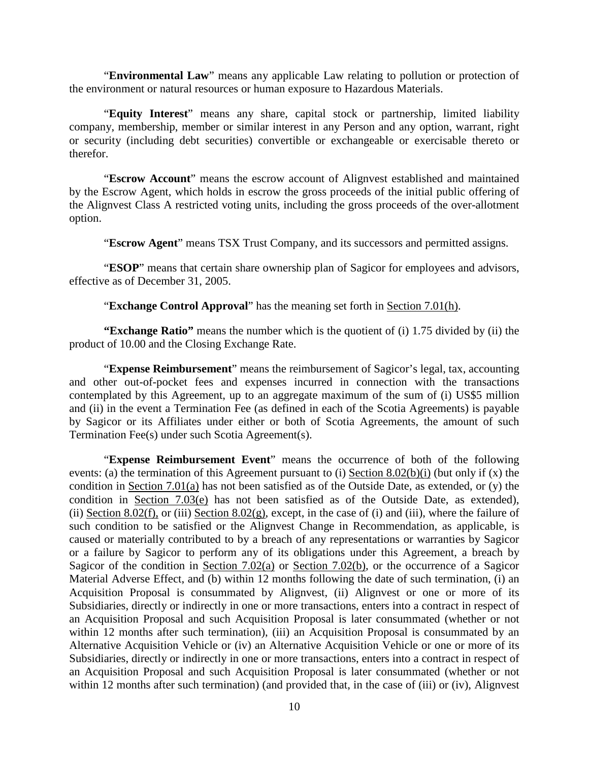"**Environmental Law**" means any applicable Law relating to pollution or protection of the environment or natural resources or human exposure to Hazardous Materials.

"**Equity Interest**" means any share, capital stock or partnership, limited liability company, membership, member or similar interest in any Person and any option, warrant, right or security (including debt securities) convertible or exchangeable or exercisable thereto or therefor.

"**Escrow Account**" means the escrow account of Alignvest established and maintained by the Escrow Agent, which holds in escrow the gross proceeds of the initial public offering of the Alignvest Class A restricted voting units, including the gross proceeds of the over-allotment option.

"**Escrow Agent**" means TSX Trust Company, and its successors and permitted assigns.

"**ESOP**" means that certain share ownership plan of Sagicor for employees and advisors, effective as of December 31, 2005.

"**Exchange Control Approval**" has the meaning set forth in Section 7.01(h).

**"Exchange Ratio"** means the number which is the quotient of (i) 1.75 divided by (ii) the product of 10.00 and the Closing Exchange Rate.

"**Expense Reimbursement**" means the reimbursement of Sagicor's legal, tax, accounting and other out-of-pocket fees and expenses incurred in connection with the transactions contemplated by this Agreement, up to an aggregate maximum of the sum of (i) US$5 million and (ii) in the event a Termination Fee (as defined in each of the Scotia Agreements) is payable by Sagicor or its Affiliates under either or both of Scotia Agreements, the amount of such Termination Fee(s) under such Scotia Agreement(s).

"**Expense Reimbursement Event**" means the occurrence of both of the following events: (a) the termination of this Agreement pursuant to (i) Section 8.02(b)(i) (but only if (x) the condition in Section 7.01(a) has not been satisfied as of the Outside Date, as extended, or (y) the condition in Section 7.03(e) has not been satisfied as of the Outside Date, as extended), (ii) Section 8.02(f), or (iii) Section 8.02(g), except, in the case of (i) and (iii), where the failure of such condition to be satisfied or the Alignvest Change in Recommendation, as applicable, is caused or materially contributed to by a breach of any representations or warranties by Sagicor or a failure by Sagicor to perform any of its obligations under this Agreement, a breach by Sagicor of the condition in Section 7.02(a) or Section 7.02(b), or the occurrence of a Sagicor Material Adverse Effect, and (b) within 12 months following the date of such termination, (i) an Acquisition Proposal is consummated by Alignvest, (ii) Alignvest or one or more of its Subsidiaries, directly or indirectly in one or more transactions, enters into a contract in respect of an Acquisition Proposal and such Acquisition Proposal is later consummated (whether or not within 12 months after such termination), (iii) an Acquisition Proposal is consummated by an Alternative Acquisition Vehicle or (iv) an Alternative Acquisition Vehicle or one or more of its Subsidiaries, directly or indirectly in one or more transactions, enters into a contract in respect of an Acquisition Proposal and such Acquisition Proposal is later consummated (whether or not within 12 months after such termination) (and provided that, in the case of (iii) or (iv), Alignvest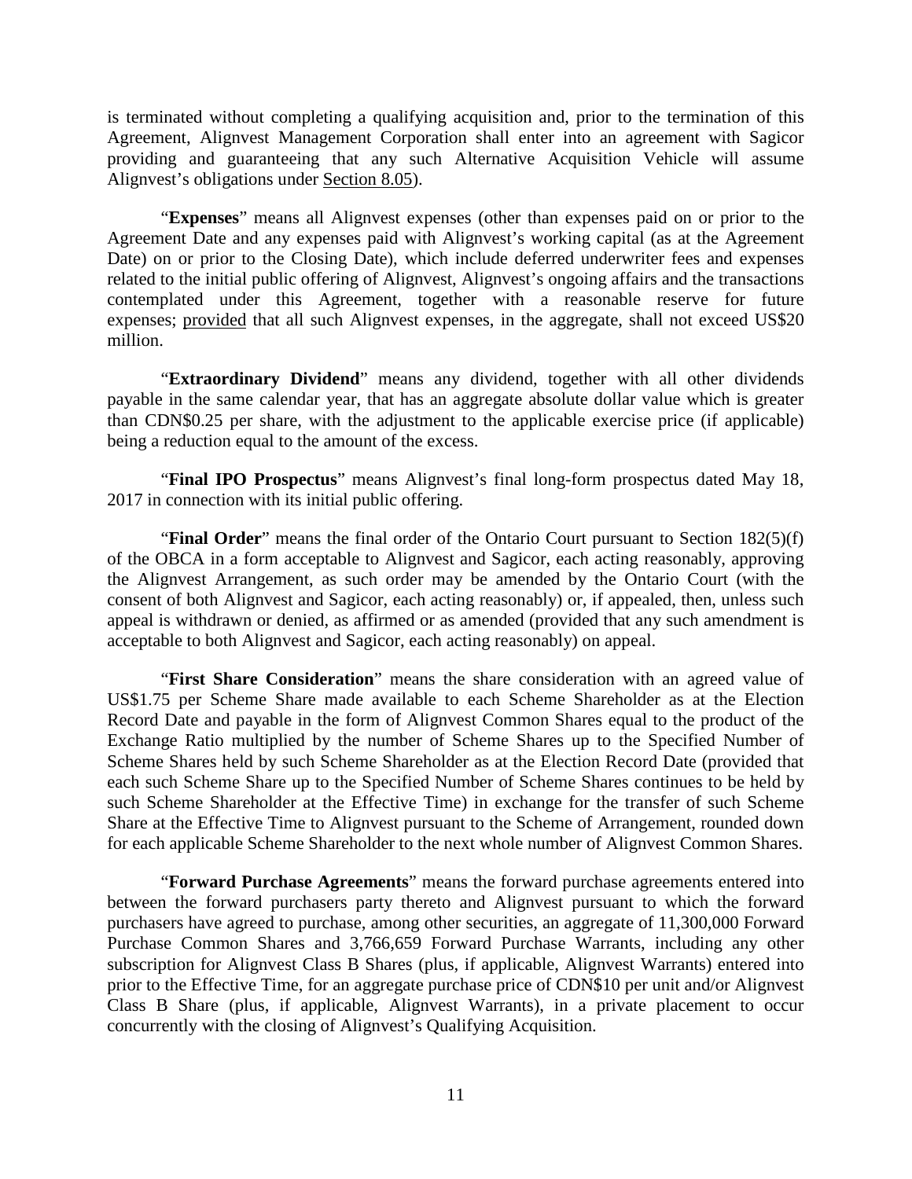is terminated without completing a qualifying acquisition and, prior to the termination of this Agreement, Alignvest Management Corporation shall enter into an agreement with Sagicor providing and guaranteeing that any such Alternative Acquisition Vehicle will assume Alignvest's obligations under Section 8.05).

"**Expenses**" means all Alignvest expenses (other than expenses paid on or prior to the Agreement Date and any expenses paid with Alignvest's working capital (as at the Agreement Date) on or prior to the Closing Date), which include deferred underwriter fees and expenses related to the initial public offering of Alignvest, Alignvest's ongoing affairs and the transactions contemplated under this Agreement, together with a reasonable reserve for future expenses; provided that all such Alignvest expenses, in the aggregate, shall not exceed US$20 million.

"**Extraordinary Dividend**" means any dividend, together with all other dividends payable in the same calendar year, that has an aggregate absolute dollar value which is greater than CDN$0.25 per share, with the adjustment to the applicable exercise price (if applicable) being a reduction equal to the amount of the excess.

"**Final IPO Prospectus**" means Alignvest's final long-form prospectus dated May 18, 2017 in connection with its initial public offering.

"**Final Order**" means the final order of the Ontario Court pursuant to Section 182(5)(f) of the OBCA in a form acceptable to Alignvest and Sagicor, each acting reasonably, approving the Alignvest Arrangement, as such order may be amended by the Ontario Court (with the consent of both Alignvest and Sagicor, each acting reasonably) or, if appealed, then, unless such appeal is withdrawn or denied, as affirmed or as amended (provided that any such amendment is acceptable to both Alignvest and Sagicor, each acting reasonably) on appeal.

"**First Share Consideration**" means the share consideration with an agreed value of US$1.75 per Scheme Share made available to each Scheme Shareholder as at the Election Record Date and payable in the form of Alignvest Common Shares equal to the product of the Exchange Ratio multiplied by the number of Scheme Shares up to the Specified Number of Scheme Shares held by such Scheme Shareholder as at the Election Record Date (provided that each such Scheme Share up to the Specified Number of Scheme Shares continues to be held by such Scheme Shareholder at the Effective Time) in exchange for the transfer of such Scheme Share at the Effective Time to Alignvest pursuant to the Scheme of Arrangement, rounded down for each applicable Scheme Shareholder to the next whole number of Alignvest Common Shares.

"**Forward Purchase Agreements**" means the forward purchase agreements entered into between the forward purchasers party thereto and Alignvest pursuant to which the forward purchasers have agreed to purchase, among other securities, an aggregate of 11,300,000 Forward Purchase Common Shares and 3,766,659 Forward Purchase Warrants, including any other subscription for Alignvest Class B Shares (plus, if applicable, Alignvest Warrants) entered into prior to the Effective Time, for an aggregate purchase price of CDN$10 per unit and/or Alignvest Class B Share (plus, if applicable, Alignvest Warrants), in a private placement to occur concurrently with the closing of Alignvest's Qualifying Acquisition.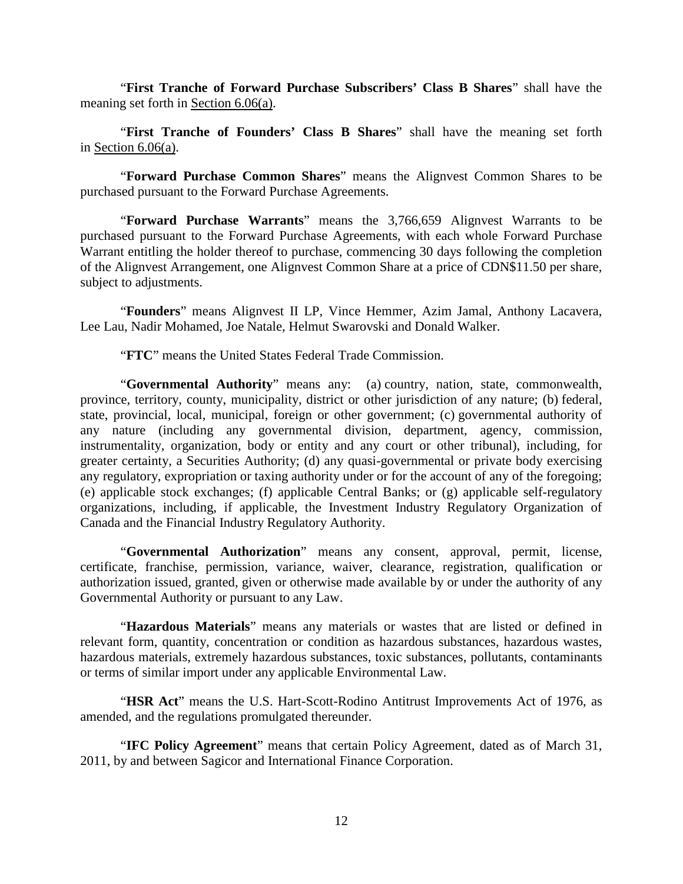"**First Tranche of Forward Purchase Subscribers' Class B Shares**" shall have the meaning set forth in Section 6.06(a).

"**First Tranche of Founders' Class B Shares**" shall have the meaning set forth in Section 6.06(a).

"**Forward Purchase Common Shares**" means the Alignvest Common Shares to be purchased pursuant to the Forward Purchase Agreements.

"**Forward Purchase Warrants**" means the 3,766,659 Alignvest Warrants to be purchased pursuant to the Forward Purchase Agreements, with each whole Forward Purchase Warrant entitling the holder thereof to purchase, commencing 30 days following the completion of the Alignvest Arrangement, one Alignvest Common Share at a price of CDN$11.50 per share, subject to adjustments.

"**Founders**" means Alignvest II LP, Vince Hemmer, Azim Jamal, Anthony Lacavera, Lee Lau, Nadir Mohamed, Joe Natale, Helmut Swarovski and Donald Walker.

"**FTC**" means the United States Federal Trade Commission.

"**Governmental Authority**" means any: (a) country, nation, state, commonwealth, province, territory, county, municipality, district or other jurisdiction of any nature; (b) federal, state, provincial, local, municipal, foreign or other government; (c) governmental authority of any nature (including any governmental division, department, agency, commission, instrumentality, organization, body or entity and any court or other tribunal), including, for greater certainty, a Securities Authority; (d) any quasi-governmental or private body exercising any regulatory, expropriation or taxing authority under or for the account of any of the foregoing; (e) applicable stock exchanges; (f) applicable Central Banks; or (g) applicable self-regulatory organizations, including, if applicable, the Investment Industry Regulatory Organization of Canada and the Financial Industry Regulatory Authority.

"**Governmental Authorization**" means any consent, approval, permit, license, certificate, franchise, permission, variance, waiver, clearance, registration, qualification or authorization issued, granted, given or otherwise made available by or under the authority of any Governmental Authority or pursuant to any Law.

"**Hazardous Materials**" means any materials or wastes that are listed or defined in relevant form, quantity, concentration or condition as hazardous substances, hazardous wastes, hazardous materials, extremely hazardous substances, toxic substances, pollutants, contaminants or terms of similar import under any applicable Environmental Law.

"**HSR Act**" means the U.S. Hart-Scott-Rodino Antitrust Improvements Act of 1976, as amended, and the regulations promulgated thereunder.

"**IFC Policy Agreement**" means that certain Policy Agreement, dated as of March 31, 2011, by and between Sagicor and International Finance Corporation.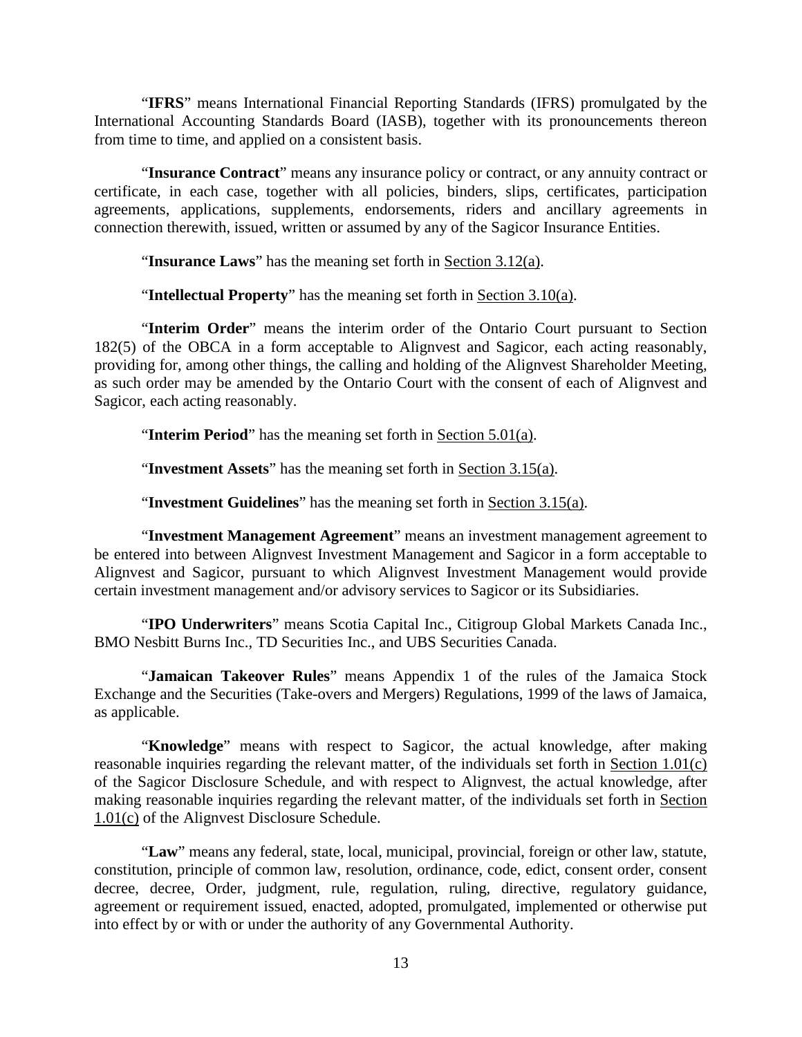"**IFRS**" means International Financial Reporting Standards (IFRS) promulgated by the International Accounting Standards Board (IASB), together with its pronouncements thereon from time to time, and applied on a consistent basis.

"**Insurance Contract**" means any insurance policy or contract, or any annuity contract or certificate, in each case, together with all policies, binders, slips, certificates, participation agreements, applications, supplements, endorsements, riders and ancillary agreements in connection therewith, issued, written or assumed by any of the Sagicor Insurance Entities.

"**Insurance Laws**" has the meaning set forth in Section 3.12(a).

"**Intellectual Property**" has the meaning set forth in Section 3.10(a).

"**Interim Order**" means the interim order of the Ontario Court pursuant to Section 182(5) of the OBCA in a form acceptable to Alignvest and Sagicor, each acting reasonably, providing for, among other things, the calling and holding of the Alignvest Shareholder Meeting, as such order may be amended by the Ontario Court with the consent of each of Alignvest and Sagicor, each acting reasonably.

"**Interim Period**" has the meaning set forth in Section 5.01(a).

"**Investment Assets**" has the meaning set forth in Section 3.15(a).

"**Investment Guidelines**" has the meaning set forth in Section 3.15(a).

"**Investment Management Agreement**" means an investment management agreement to be entered into between Alignvest Investment Management and Sagicor in a form acceptable to Alignvest and Sagicor, pursuant to which Alignvest Investment Management would provide certain investment management and/or advisory services to Sagicor or its Subsidiaries.

"**IPO Underwriters**" means Scotia Capital Inc., Citigroup Global Markets Canada Inc., BMO Nesbitt Burns Inc., TD Securities Inc., and UBS Securities Canada.

"**Jamaican Takeover Rules**" means Appendix 1 of the rules of the Jamaica Stock Exchange and the Securities (Take-overs and Mergers) Regulations, 1999 of the laws of Jamaica, as applicable.

"**Knowledge**" means with respect to Sagicor, the actual knowledge, after making reasonable inquiries regarding the relevant matter, of the individuals set forth in Section 1.01(c) of the Sagicor Disclosure Schedule, and with respect to Alignvest, the actual knowledge, after making reasonable inquiries regarding the relevant matter, of the individuals set forth in Section 1.01(c) of the Alignvest Disclosure Schedule.

"**Law**" means any federal, state, local, municipal, provincial, foreign or other law, statute, constitution, principle of common law, resolution, ordinance, code, edict, consent order, consent decree, decree, Order, judgment, rule, regulation, ruling, directive, regulatory guidance, agreement or requirement issued, enacted, adopted, promulgated, implemented or otherwise put into effect by or with or under the authority of any Governmental Authority.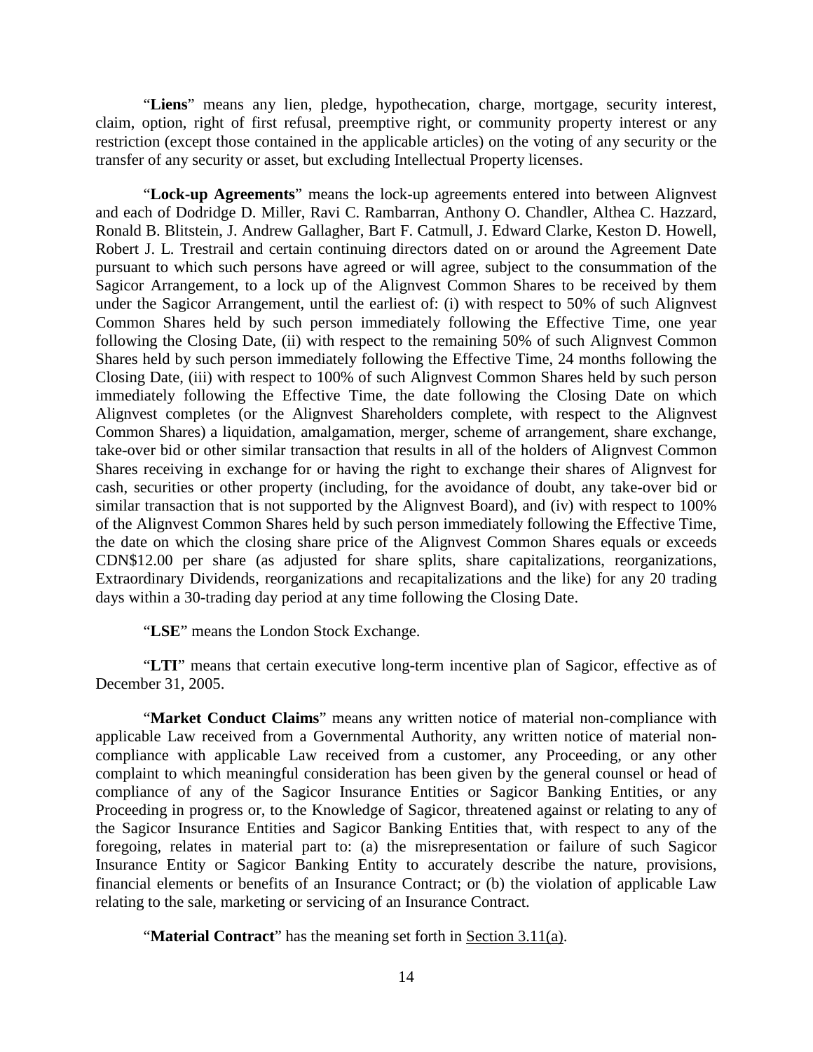"**Liens**" means any lien, pledge, hypothecation, charge, mortgage, security interest, claim, option, right of first refusal, preemptive right, or community property interest or any restriction (except those contained in the applicable articles) on the voting of any security or the transfer of any security or asset, but excluding Intellectual Property licenses.

"**Lock-up Agreements**" means the lock-up agreements entered into between Alignvest and each of Dodridge D. Miller, Ravi C. Rambarran, Anthony O. Chandler, Althea C. Hazzard, Ronald B. Blitstein, J. Andrew Gallagher, Bart F. Catmull, J. Edward Clarke, Keston D. Howell, Robert J. L. Trestrail and certain continuing directors dated on or around the Agreement Date pursuant to which such persons have agreed or will agree, subject to the consummation of the Sagicor Arrangement, to a lock up of the Alignvest Common Shares to be received by them under the Sagicor Arrangement, until the earliest of: (i) with respect to 50% of such Alignvest Common Shares held by such person immediately following the Effective Time, one year following the Closing Date, (ii) with respect to the remaining 50% of such Alignvest Common Shares held by such person immediately following the Effective Time, 24 months following the Closing Date, (iii) with respect to 100% of such Alignvest Common Shares held by such person immediately following the Effective Time, the date following the Closing Date on which Alignvest completes (or the Alignvest Shareholders complete, with respect to the Alignvest Common Shares) a liquidation, amalgamation, merger, scheme of arrangement, share exchange, take-over bid or other similar transaction that results in all of the holders of Alignvest Common Shares receiving in exchange for or having the right to exchange their shares of Alignvest for cash, securities or other property (including, for the avoidance of doubt, any take-over bid or similar transaction that is not supported by the Alignvest Board), and (iv) with respect to 100% of the Alignvest Common Shares held by such person immediately following the Effective Time, the date on which the closing share price of the Alignvest Common Shares equals or exceeds CDN$12.00 per share (as adjusted for share splits, share capitalizations, reorganizations, Extraordinary Dividends, reorganizations and recapitalizations and the like) for any 20 trading days within a 30-trading day period at any time following the Closing Date.

"**LSE**" means the London Stock Exchange.

"**LTI**" means that certain executive long-term incentive plan of Sagicor, effective as of December 31, 2005.

"**Market Conduct Claims**" means any written notice of material non-compliance with applicable Law received from a Governmental Authority, any written notice of material non-compliance with applicable Law received from a customer, any Proceeding, or any other complaint to which meaningful consideration has been given by the general counsel or head of compliance of any of the Sagicor Insurance Entities or Sagicor Banking Entities, or any Proceeding in progress or, to the Knowledge of Sagicor, threatened against or relating to any of the Sagicor Insurance Entities and Sagicor Banking Entities that, with respect to any of the foregoing, relates in material part to: (a) the misrepresentation or failure of such Sagicor Insurance Entity or Sagicor Banking Entity to accurately describe the nature, provisions, financial elements or benefits of an Insurance Contract; or (b) the violation of applicable Law relating to the sale, marketing or servicing of an Insurance Contract.

"**Material Contract**" has the meaning set forth in Section 3.11(a).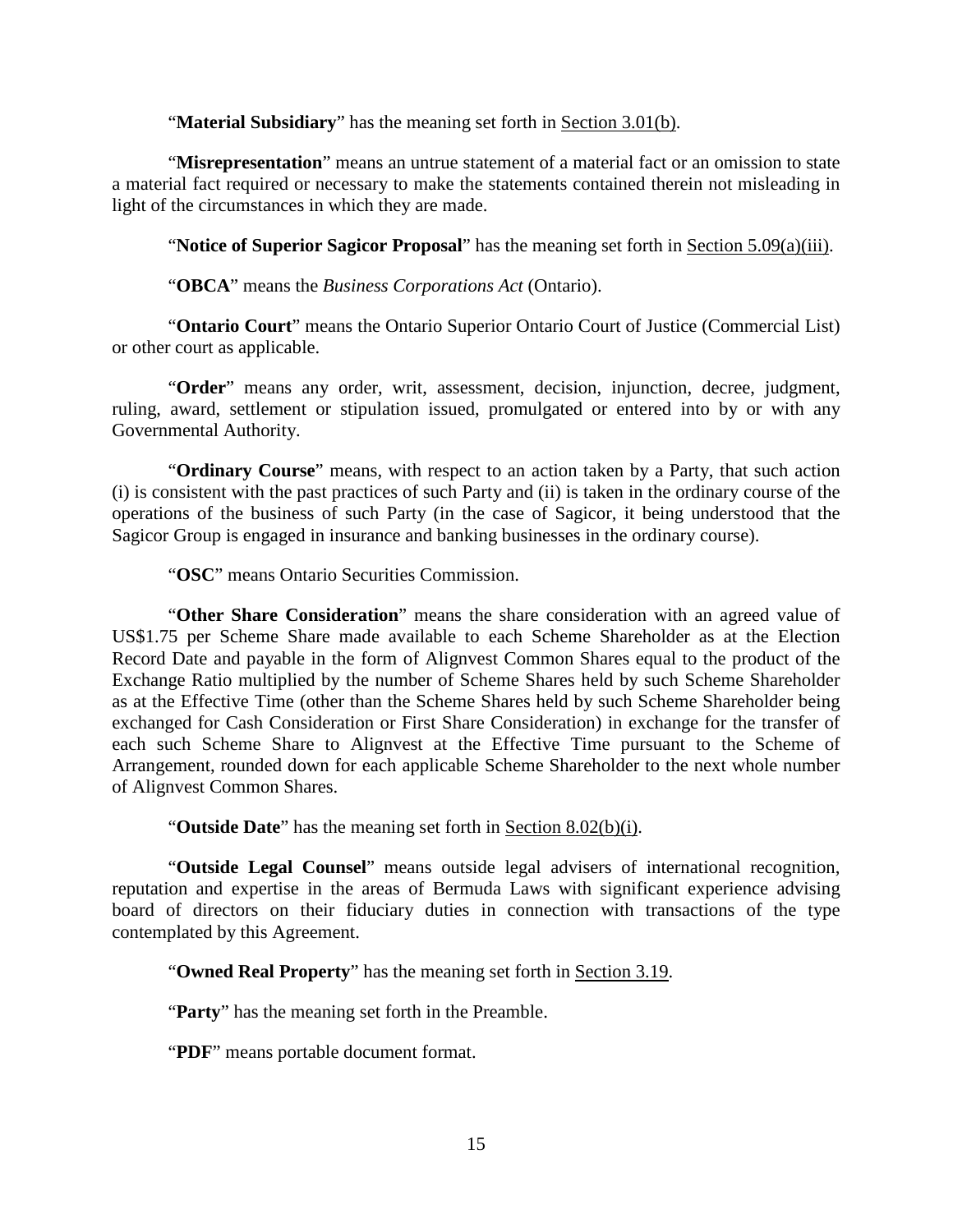“**Material Subsidiary**” has the meaning set forth in Section 3.01(b).

“**Misrepresentation**” means an untrue statement of a material fact or an omission to state a material fact required or necessary to make the statements contained therein not misleading in light of the circumstances in which they are made.

“**Notice of Superior Sagicor Proposal**” has the meaning set forth in Section 5.09(a)(iii).

“**OBCA**” means the *Business Corporations Act* (Ontario).

“**Ontario Court**” means the Ontario Superior Ontario Court of Justice (Commercial List) or other court as applicable.

“**Order**” means any order, writ, assessment, decision, injunction, decree, judgment, ruling, award, settlement or stipulation issued, promulgated or entered into by or with any Governmental Authority.

“**Ordinary Course**” means, with respect to an action taken by a Party, that such action (i) is consistent with the past practices of such Party and (ii) is taken in the ordinary course of the operations of the business of such Party (in the case of Sagicor, it being understood that the Sagicor Group is engaged in insurance and banking businesses in the ordinary course).

“**OSC**” means Ontario Securities Commission.

“**Other Share Consideration**” means the share consideration with an agreed value of US$1.75 per Scheme Share made available to each Scheme Shareholder as at the Election Record Date and payable in the form of Alignvest Common Shares equal to the product of the Exchange Ratio multiplied by the number of Scheme Shares held by such Scheme Shareholder as at the Effective Time (other than the Scheme Shares held by such Scheme Shareholder being exchanged for Cash Consideration or First Share Consideration) in exchange for the transfer of each such Scheme Share to Alignvest at the Effective Time pursuant to the Scheme of Arrangement, rounded down for each applicable Scheme Shareholder to the next whole number of Alignvest Common Shares.

“**Outside Date**” has the meaning set forth in Section 8.02(b)(i).

“**Outside Legal Counsel**” means outside legal advisers of international recognition, reputation and expertise in the areas of Bermuda Laws with significant experience advising board of directors on their fiduciary duties in connection with transactions of the type contemplated by this Agreement.

“**Owned Real Property**” has the meaning set forth in Section 3.19.

“**Party**” has the meaning set forth in the Preamble.

“**PDF**” means portable document format.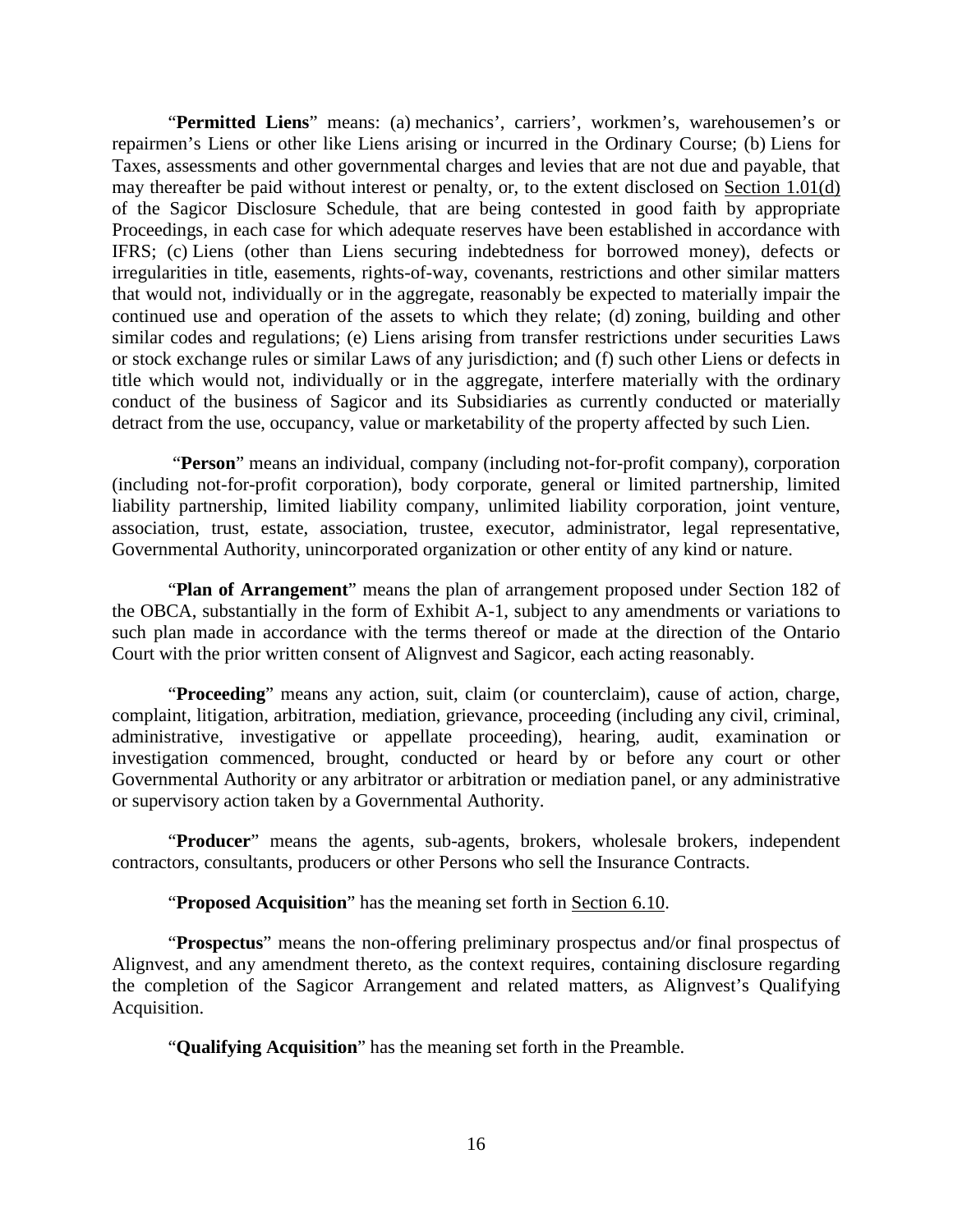"**Permitted Liens**" means: (a) mechanics', carriers', workmen's, warehousemen's or repairmen's Liens or other like Liens arising or incurred in the Ordinary Course; (b) Liens for Taxes, assessments and other governmental charges and levies that are not due and payable, that may thereafter be paid without interest or penalty, or, to the extent disclosed on Section 1.01(d) of the Sagicor Disclosure Schedule, that are being contested in good faith by appropriate Proceedings, in each case for which adequate reserves have been established in accordance with IFRS; (c) Liens (other than Liens securing indebtedness for borrowed money), defects or irregularities in title, easements, rights-of-way, covenants, restrictions and other similar matters that would not, individually or in the aggregate, reasonably be expected to materially impair the continued use and operation of the assets to which they relate; (d) zoning, building and other similar codes and regulations; (e) Liens arising from transfer restrictions under securities Laws or stock exchange rules or similar Laws of any jurisdiction; and (f) such other Liens or defects in title which would not, individually or in the aggregate, interfere materially with the ordinary conduct of the business of Sagicor and its Subsidiaries as currently conducted or materially detract from the use, occupancy, value or marketability of the property affected by such Lien.

"**Person**" means an individual, company (including not-for-profit company), corporation (including not-for-profit corporation), body corporate, general or limited partnership, limited liability partnership, limited liability company, unlimited liability corporation, joint venture, association, trust, estate, association, trustee, executor, administrator, legal representative, Governmental Authority, unincorporated organization or other entity of any kind or nature.

"**Plan of Arrangement**" means the plan of arrangement proposed under Section 182 of the OBCA, substantially in the form of Exhibit A-1, subject to any amendments or variations to such plan made in accordance with the terms thereof or made at the direction of the Ontario Court with the prior written consent of Alignvest and Sagicor, each acting reasonably.

"**Proceeding**" means any action, suit, claim (or counterclaim), cause of action, charge, complaint, litigation, arbitration, mediation, grievance, proceeding (including any civil, criminal, administrative, investigative or appellate proceeding), hearing, audit, examination or investigation commenced, brought, conducted or heard by or before any court or other Governmental Authority or any arbitrator or arbitration or mediation panel, or any administrative or supervisory action taken by a Governmental Authority.

"**Producer**" means the agents, sub-agents, brokers, wholesale brokers, independent contractors, consultants, producers or other Persons who sell the Insurance Contracts.

"**Proposed Acquisition**" has the meaning set forth in Section 6.10.

"**Prospectus**" means the non-offering preliminary prospectus and/or final prospectus of Alignvest, and any amendment thereto, as the context requires, containing disclosure regarding the completion of the Sagicor Arrangement and related matters, as Alignvest's Qualifying Acquisition.

"**Qualifying Acquisition**" has the meaning set forth in the Preamble.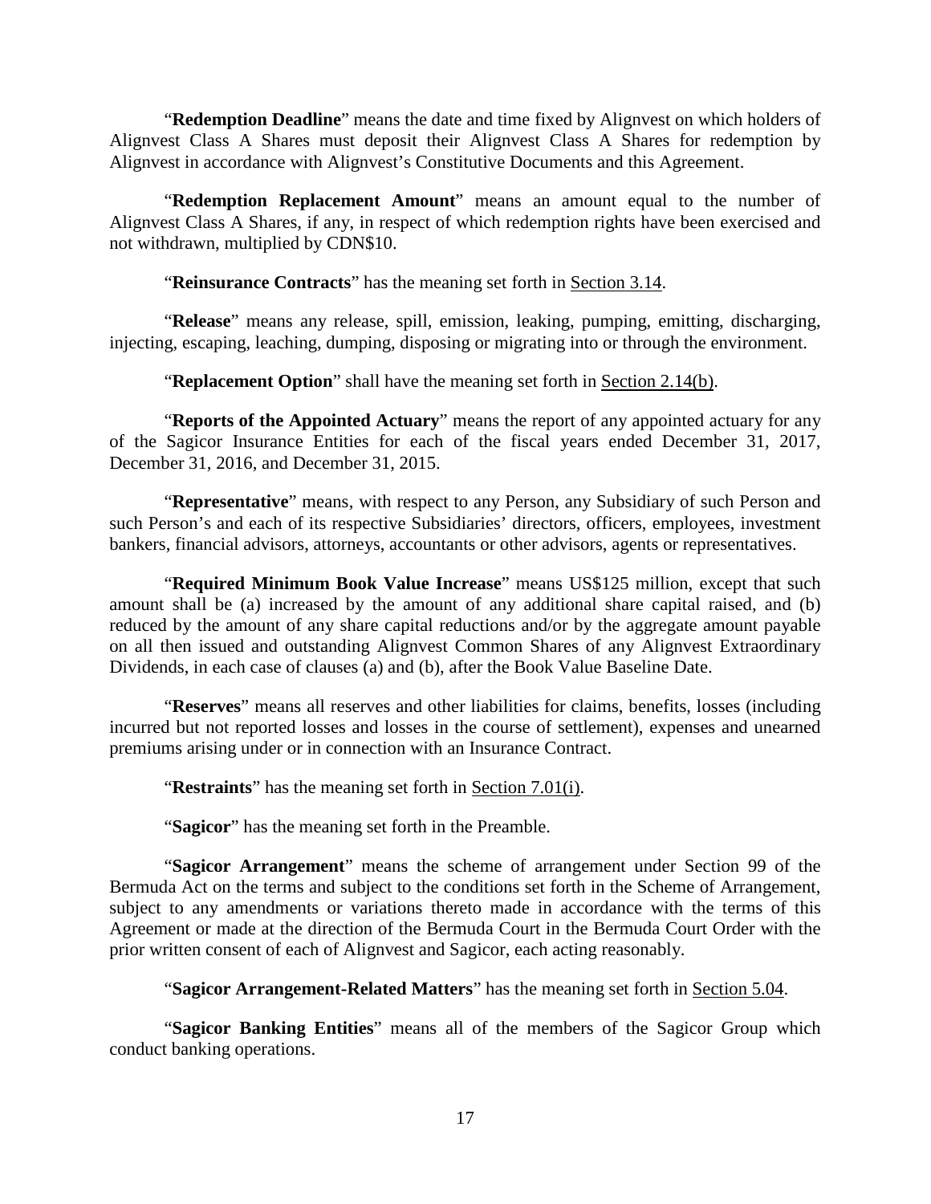"**Redemption Deadline**" means the date and time fixed by Alignvest on which holders of Alignvest Class A Shares must deposit their Alignvest Class A Shares for redemption by Alignvest in accordance with Alignvest's Constitutive Documents and this Agreement.

"**Redemption Replacement Amount**" means an amount equal to the number of Alignvest Class A Shares, if any, in respect of which redemption rights have been exercised and not withdrawn, multiplied by CDN$10.

"**Reinsurance Contracts**" has the meaning set forth in Section 3.14.

"**Release**" means any release, spill, emission, leaking, pumping, emitting, discharging, injecting, escaping, leaching, dumping, disposing or migrating into or through the environment.

"**Replacement Option**" shall have the meaning set forth in Section 2.14(b).

"**Reports of the Appointed Actuary**" means the report of any appointed actuary for any of the Sagicor Insurance Entities for each of the fiscal years ended December 31, 2017, December 31, 2016, and December 31, 2015.

"**Representative**" means, with respect to any Person, any Subsidiary of such Person and such Person's and each of its respective Subsidiaries' directors, officers, employees, investment bankers, financial advisors, attorneys, accountants or other advisors, agents or representatives.

"**Required Minimum Book Value Increase**" means US$125 million, except that such amount shall be (a) increased by the amount of any additional share capital raised, and (b) reduced by the amount of any share capital reductions and/or by the aggregate amount payable on all then issued and outstanding Alignvest Common Shares of any Alignvest Extraordinary Dividends, in each case of clauses (a) and (b), after the Book Value Baseline Date.

"**Reserves**" means all reserves and other liabilities for claims, benefits, losses (including incurred but not reported losses and losses in the course of settlement), expenses and unearned premiums arising under or in connection with an Insurance Contract.

"**Restraints**" has the meaning set forth in Section 7.01(i).

"**Sagicor**" has the meaning set forth in the Preamble.

"**Sagicor Arrangement**" means the scheme of arrangement under Section 99 of the Bermuda Act on the terms and subject to the conditions set forth in the Scheme of Arrangement, subject to any amendments or variations thereto made in accordance with the terms of this Agreement or made at the direction of the Bermuda Court in the Bermuda Court Order with the prior written consent of each of Alignvest and Sagicor, each acting reasonably.

"**Sagicor Arrangement-Related Matters**" has the meaning set forth in Section 5.04.

"**Sagicor Banking Entities**" means all of the members of the Sagicor Group which conduct banking operations.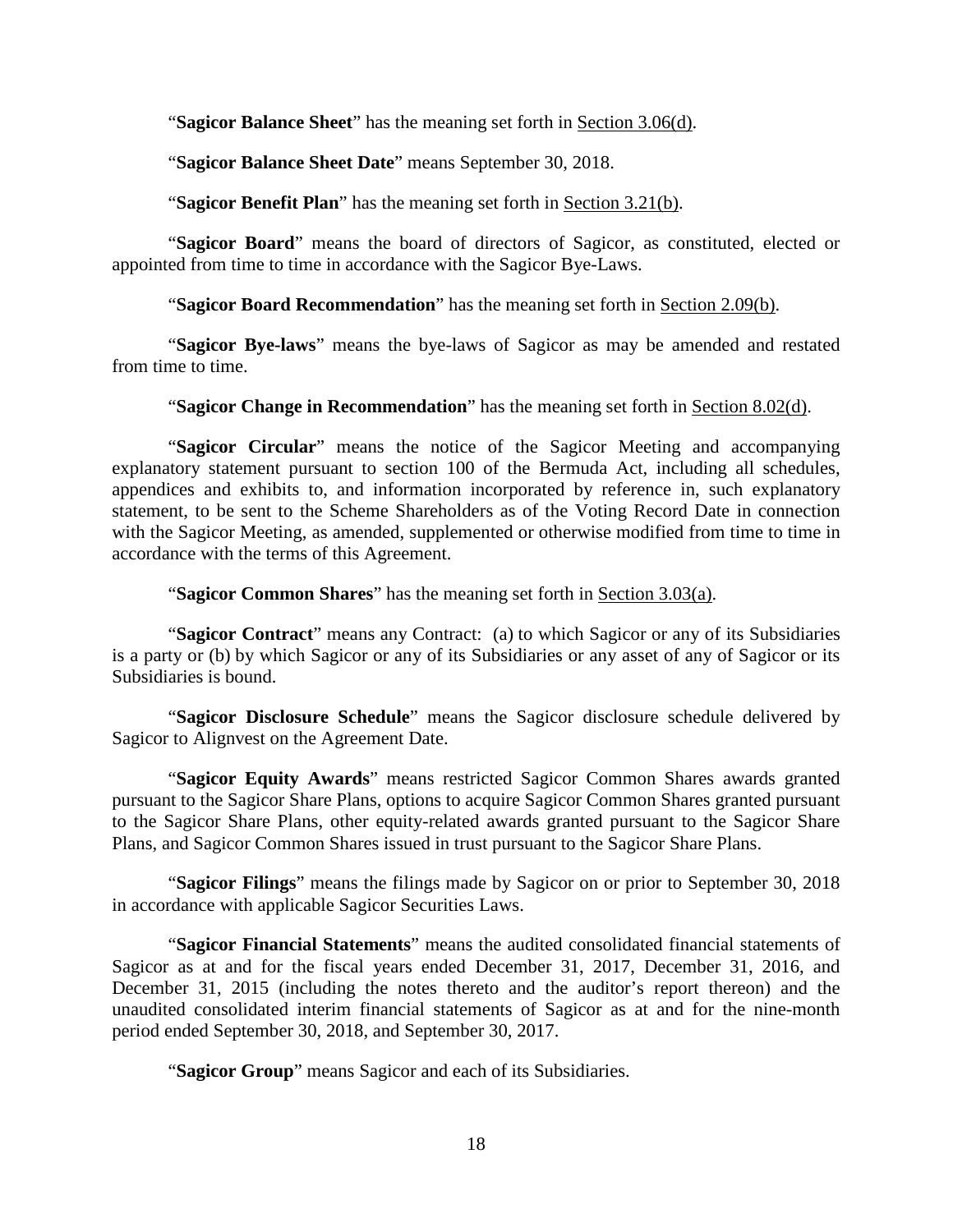"**Sagicor Balance Sheet**" has the meaning set forth in Section 3.06(d).

"**Sagicor Balance Sheet Date**" means September 30, 2018.

"**Sagicor Benefit Plan**" has the meaning set forth in Section 3.21(b).

"**Sagicor Board**" means the board of directors of Sagicor, as constituted, elected or appointed from time to time in accordance with the Sagicor Bye-Laws.

"**Sagicor Board Recommendation**" has the meaning set forth in Section 2.09(b).

"**Sagicor Bye-laws**" means the bye-laws of Sagicor as may be amended and restated from time to time.

"**Sagicor Change in Recommendation**" has the meaning set forth in Section 8.02(d).

"**Sagicor Circular**" means the notice of the Sagicor Meeting and accompanying explanatory statement pursuant to section 100 of the Bermuda Act, including all schedules, appendices and exhibits to, and information incorporated by reference in, such explanatory statement, to be sent to the Scheme Shareholders as of the Voting Record Date in connection with the Sagicor Meeting, as amended, supplemented or otherwise modified from time to time in accordance with the terms of this Agreement.

"**Sagicor Common Shares**" has the meaning set forth in Section 3.03(a).

"**Sagicor Contract**" means any Contract: (a) to which Sagicor or any of its Subsidiaries is a party or (b) by which Sagicor or any of its Subsidiaries or any asset of any of Sagicor or its Subsidiaries is bound.

"**Sagicor Disclosure Schedule**" means the Sagicor disclosure schedule delivered by Sagicor to Alignvest on the Agreement Date.

"**Sagicor Equity Awards**" means restricted Sagicor Common Shares awards granted pursuant to the Sagicor Share Plans, options to acquire Sagicor Common Shares granted pursuant to the Sagicor Share Plans, other equity-related awards granted pursuant to the Sagicor Share Plans, and Sagicor Common Shares issued in trust pursuant to the Sagicor Share Plans.

"**Sagicor Filings**" means the filings made by Sagicor on or prior to September 30, 2018 in accordance with applicable Sagicor Securities Laws.

"**Sagicor Financial Statements**" means the audited consolidated financial statements of Sagicor as at and for the fiscal years ended December 31, 2017, December 31, 2016, and December 31, 2015 (including the notes thereto and the auditor's report thereon) and the unaudited consolidated interim financial statements of Sagicor as at and for the nine-month period ended September 30, 2018, and September 30, 2017.

"**Sagicor Group**" means Sagicor and each of its Subsidiaries.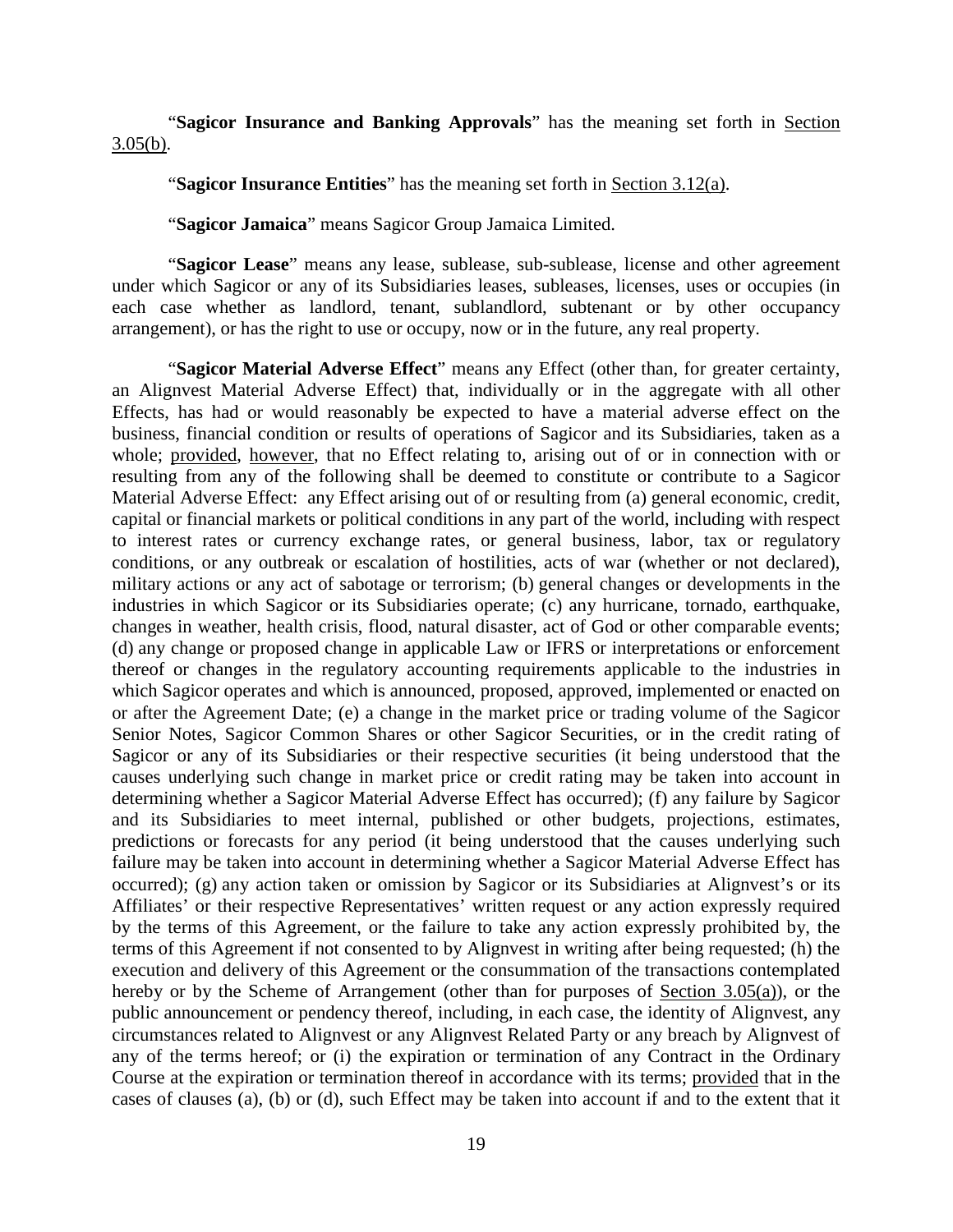"**Sagicor Insurance and Banking Approvals**" has the meaning set forth in Section 3.05(b).

"**Sagicor Insurance Entities**" has the meaning set forth in Section 3.12(a).

"**Sagicor Jamaica**" means Sagicor Group Jamaica Limited.

"**Sagicor Lease**" means any lease, sublease, sub-sublease, license and other agreement under which Sagicor or any of its Subsidiaries leases, subleases, licenses, uses or occupies (in each case whether as landlord, tenant, sublandlord, subtenant or by other occupancy arrangement), or has the right to use or occupy, now or in the future, any real property.

"**Sagicor Material Adverse Effect**" means any Effect (other than, for greater certainty, an Alignvest Material Adverse Effect) that, individually or in the aggregate with all other Effects, has had or would reasonably be expected to have a material adverse effect on the business, financial condition or results of operations of Sagicor and its Subsidiaries, taken as a whole; provided, however, that no Effect relating to, arising out of or in connection with or resulting from any of the following shall be deemed to constitute or contribute to a Sagicor Material Adverse Effect: any Effect arising out of or resulting from (a) general economic, credit, capital or financial markets or political conditions in any part of the world, including with respect to interest rates or currency exchange rates, or general business, labor, tax or regulatory conditions, or any outbreak or escalation of hostilities, acts of war (whether or not declared), military actions or any act of sabotage or terrorism; (b) general changes or developments in the industries in which Sagicor or its Subsidiaries operate; (c) any hurricane, tornado, earthquake, changes in weather, health crisis, flood, natural disaster, act of God or other comparable events; (d) any change or proposed change in applicable Law or IFRS or interpretations or enforcement thereof or changes in the regulatory accounting requirements applicable to the industries in which Sagicor operates and which is announced, proposed, approved, implemented or enacted on or after the Agreement Date; (e) a change in the market price or trading volume of the Sagicor Senior Notes, Sagicor Common Shares or other Sagicor Securities, or in the credit rating of Sagicor or any of its Subsidiaries or their respective securities (it being understood that the causes underlying such change in market price or credit rating may be taken into account in determining whether a Sagicor Material Adverse Effect has occurred); (f) any failure by Sagicor and its Subsidiaries to meet internal, published or other budgets, projections, estimates, predictions or forecasts for any period (it being understood that the causes underlying such failure may be taken into account in determining whether a Sagicor Material Adverse Effect has occurred); (g) any action taken or omission by Sagicor or its Subsidiaries at Alignvest's or its Affiliates' or their respective Representatives' written request or any action expressly required by the terms of this Agreement, or the failure to take any action expressly prohibited by, the terms of this Agreement if not consented to by Alignvest in writing after being requested; (h) the execution and delivery of this Agreement or the consummation of the transactions contemplated hereby or by the Scheme of Arrangement (other than for purposes of Section 3.05(a)), or the public announcement or pendency thereof, including, in each case, the identity of Alignvest, any circumstances related to Alignvest or any Alignvest Related Party or any breach by Alignvest of any of the terms hereof; or (i) the expiration or termination of any Contract in the Ordinary Course at the expiration or termination thereof in accordance with its terms; provided that in the cases of clauses (a), (b) or (d), such Effect may be taken into account if and to the extent that it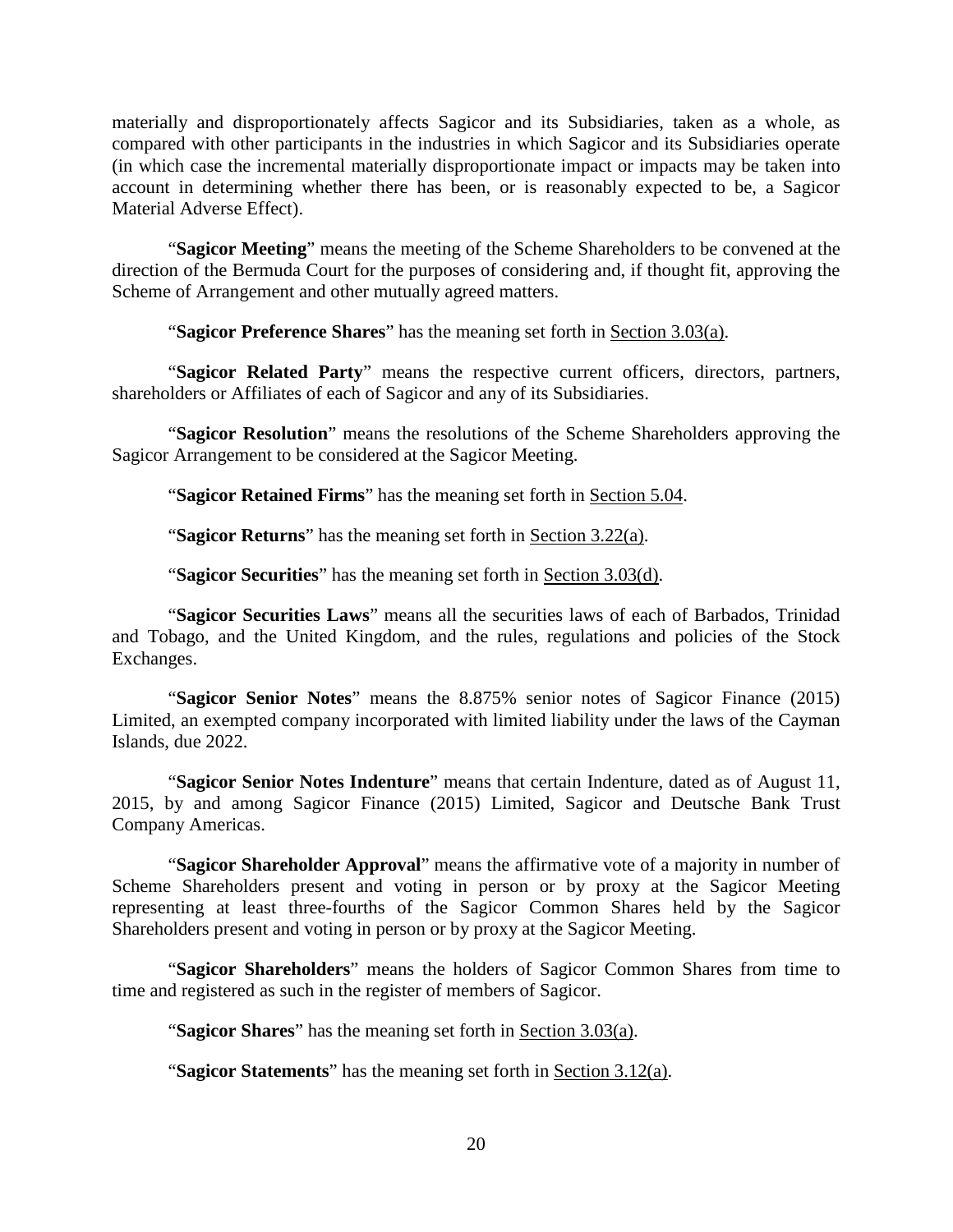materially and disproportionately affects Sagicor and its Subsidiaries, taken as a whole, as compared with other participants in the industries in which Sagicor and its Subsidiaries operate (in which case the incremental materially disproportionate impact or impacts may be taken into account in determining whether there has been, or is reasonably expected to be, a Sagicor Material Adverse Effect).

"**Sagicor Meeting**" means the meeting of the Scheme Shareholders to be convened at the direction of the Bermuda Court for the purposes of considering and, if thought fit, approving the Scheme of Arrangement and other mutually agreed matters.

"**Sagicor Preference Shares**" has the meaning set forth in Section 3.03(a).

"**Sagicor Related Party**" means the respective current officers, directors, partners, shareholders or Affiliates of each of Sagicor and any of its Subsidiaries.

"**Sagicor Resolution**" means the resolutions of the Scheme Shareholders approving the Sagicor Arrangement to be considered at the Sagicor Meeting.

"**Sagicor Retained Firms**" has the meaning set forth in Section 5.04.

"**Sagicor Returns**" has the meaning set forth in Section 3.22(a).

"**Sagicor Securities**" has the meaning set forth in Section 3.03(d).

"**Sagicor Securities Laws**" means all the securities laws of each of Barbados, Trinidad and Tobago, and the United Kingdom, and the rules, regulations and policies of the Stock Exchanges.

"**Sagicor Senior Notes**" means the 8.875% senior notes of Sagicor Finance (2015) Limited, an exempted company incorporated with limited liability under the laws of the Cayman Islands, due 2022.

"**Sagicor Senior Notes Indenture**" means that certain Indenture, dated as of August 11, 2015, by and among Sagicor Finance (2015) Limited, Sagicor and Deutsche Bank Trust Company Americas.

"**Sagicor Shareholder Approval**" means the affirmative vote of a majority in number of Scheme Shareholders present and voting in person or by proxy at the Sagicor Meeting representing at least three-fourths of the Sagicor Common Shares held by the Sagicor Shareholders present and voting in person or by proxy at the Sagicor Meeting.

"**Sagicor Shareholders**" means the holders of Sagicor Common Shares from time to time and registered as such in the register of members of Sagicor.

"**Sagicor Shares**" has the meaning set forth in Section 3.03(a).

"**Sagicor Statements**" has the meaning set forth in Section 3.12(a).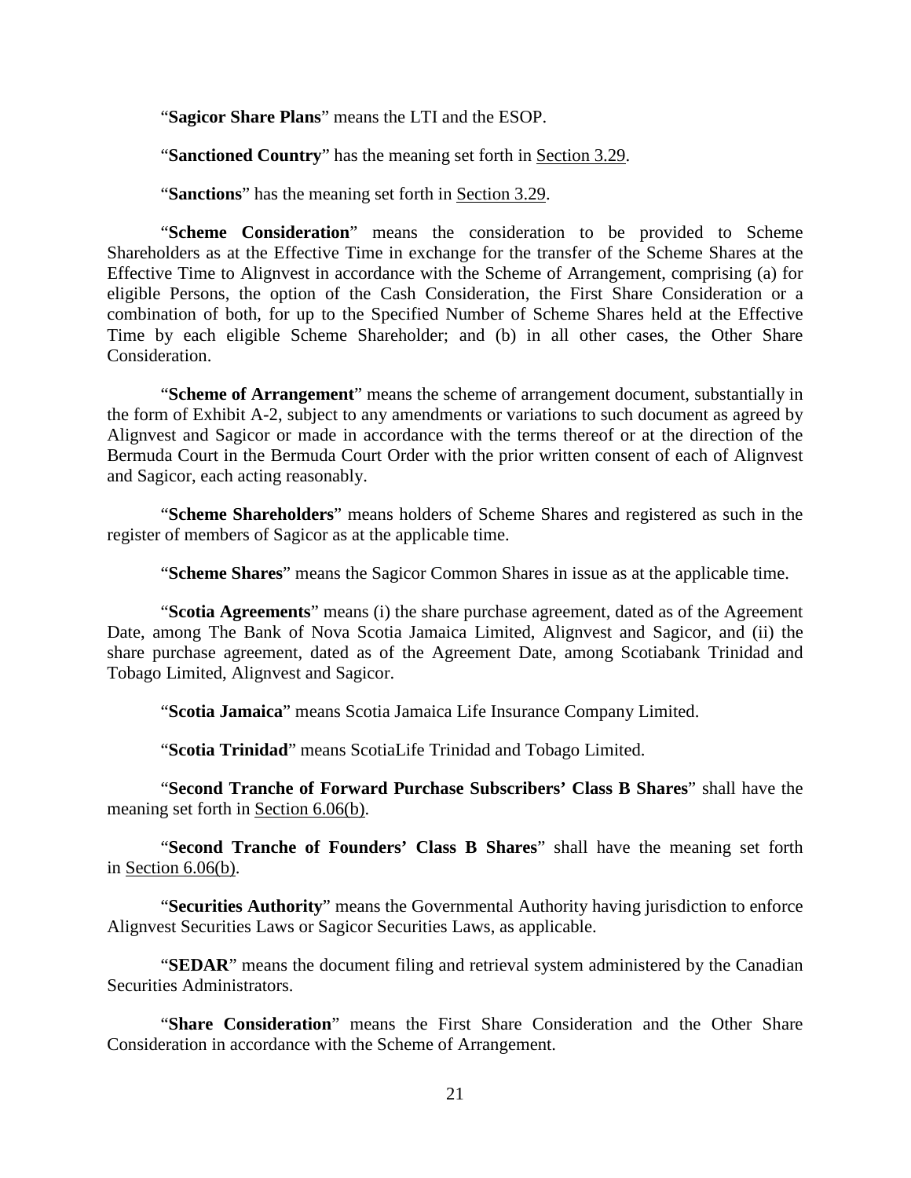"**Sagicor Share Plans**" means the LTI and the ESOP.

"**Sanctioned Country**" has the meaning set forth in Section 3.29.

"**Sanctions**" has the meaning set forth in Section 3.29.

"**Scheme Consideration**" means the consideration to be provided to Scheme Shareholders as at the Effective Time in exchange for the transfer of the Scheme Shares at the Effective Time to Alignvest in accordance with the Scheme of Arrangement, comprising (a) for eligible Persons, the option of the Cash Consideration, the First Share Consideration or a combination of both, for up to the Specified Number of Scheme Shares held at the Effective Time by each eligible Scheme Shareholder; and (b) in all other cases, the Other Share Consideration.

"**Scheme of Arrangement**" means the scheme of arrangement document, substantially in the form of Exhibit A-2, subject to any amendments or variations to such document as agreed by Alignvest and Sagicor or made in accordance with the terms thereof or at the direction of the Bermuda Court in the Bermuda Court Order with the prior written consent of each of Alignvest and Sagicor, each acting reasonably.

"**Scheme Shareholders**" means holders of Scheme Shares and registered as such in the register of members of Sagicor as at the applicable time.

"**Scheme Shares**" means the Sagicor Common Shares in issue as at the applicable time.

"**Scotia Agreements**" means (i) the share purchase agreement, dated as of the Agreement Date, among The Bank of Nova Scotia Jamaica Limited, Alignvest and Sagicor, and (ii) the share purchase agreement, dated as of the Agreement Date, among Scotiabank Trinidad and Tobago Limited, Alignvest and Sagicor.

"**Scotia Jamaica**" means Scotia Jamaica Life Insurance Company Limited.

"**Scotia Trinidad**" means ScotiaLife Trinidad and Tobago Limited.

"**Second Tranche of Forward Purchase Subscribers' Class B Shares**" shall have the meaning set forth in Section 6.06(b).

"**Second Tranche of Founders' Class B Shares**" shall have the meaning set forth in Section 6.06(b).

"**Securities Authority**" means the Governmental Authority having jurisdiction to enforce Alignvest Securities Laws or Sagicor Securities Laws, as applicable.

"**SEDAR**" means the document filing and retrieval system administered by the Canadian Securities Administrators.

"**Share Consideration**" means the First Share Consideration and the Other Share Consideration in accordance with the Scheme of Arrangement.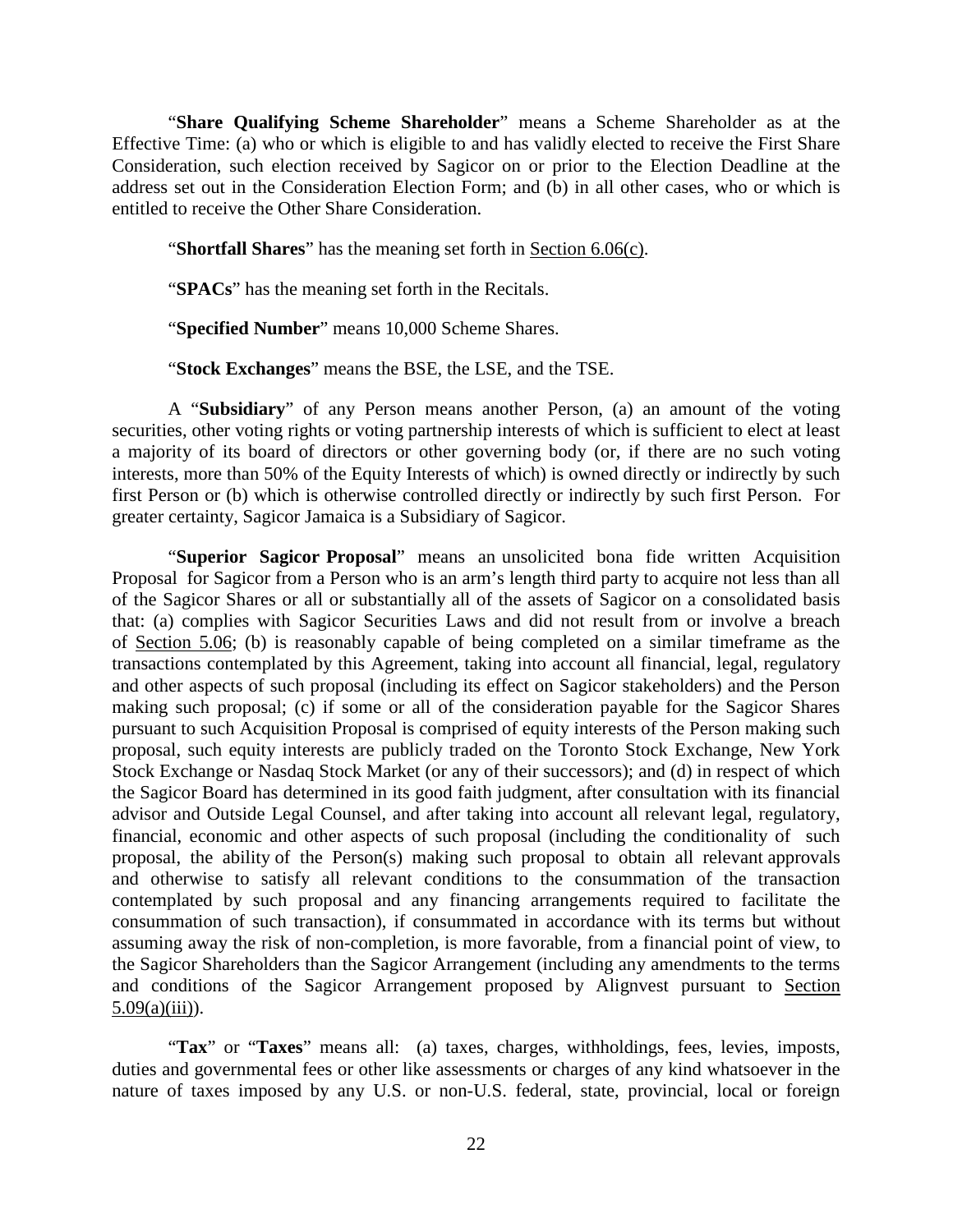"**Share Qualifying Scheme Shareholder**" means a Scheme Shareholder as at the Effective Time: (a) who or which is eligible to and has validly elected to receive the First Share Consideration, such election received by Sagicor on or prior to the Election Deadline at the address set out in the Consideration Election Form; and (b) in all other cases, who or which is entitled to receive the Other Share Consideration.

"**Shortfall Shares**" has the meaning set forth in Section 6.06(c).

"**SPACs**" has the meaning set forth in the Recitals.

"**Specified Number**" means 10,000 Scheme Shares.

"**Stock Exchanges**" means the BSE, the LSE, and the TSE.

A "**Subsidiary**" of any Person means another Person, (a) an amount of the voting securities, other voting rights or voting partnership interests of which is sufficient to elect at least a majority of its board of directors or other governing body (or, if there are no such voting interests, more than 50% of the Equity Interests of which) is owned directly or indirectly by such first Person or (b) which is otherwise controlled directly or indirectly by such first Person. For greater certainty, Sagicor Jamaica is a Subsidiary of Sagicor.

"**Superior Sagicor Proposal**" means an unsolicited bona fide written Acquisition Proposal for Sagicor from a Person who is an arm's length third party to acquire not less than all of the Sagicor Shares or all or substantially all of the assets of Sagicor on a consolidated basis that: (a) complies with Sagicor Securities Laws and did not result from or involve a breach of Section 5.06; (b) is reasonably capable of being completed on a similar timeframe as the transactions contemplated by this Agreement, taking into account all financial, legal, regulatory and other aspects of such proposal (including its effect on Sagicor stakeholders) and the Person making such proposal; (c) if some or all of the consideration payable for the Sagicor Shares pursuant to such Acquisition Proposal is comprised of equity interests of the Person making such proposal, such equity interests are publicly traded on the Toronto Stock Exchange, New York Stock Exchange or Nasdaq Stock Market (or any of their successors); and (d) in respect of which the Sagicor Board has determined in its good faith judgment, after consultation with its financial advisor and Outside Legal Counsel, and after taking into account all relevant legal, regulatory, financial, economic and other aspects of such proposal (including the conditionality of such proposal, the ability of the Person(s) making such proposal to obtain all relevant approvals and otherwise to satisfy all relevant conditions to the consummation of the transaction contemplated by such proposal and any financing arrangements required to facilitate the consummation of such transaction), if consummated in accordance with its terms but without assuming away the risk of non-completion, is more favorable, from a financial point of view, to the Sagicor Shareholders than the Sagicor Arrangement (including any amendments to the terms and conditions of the Sagicor Arrangement proposed by Alignvest pursuant to Section 5.09(a)(iii)).

"**Tax**" or "**Taxes**" means all: (a) taxes, charges, withholdings, fees, levies, imposts, duties and governmental fees or other like assessments or charges of any kind whatsoever in the nature of taxes imposed by any U.S. or non-U.S. federal, state, provincial, local or foreign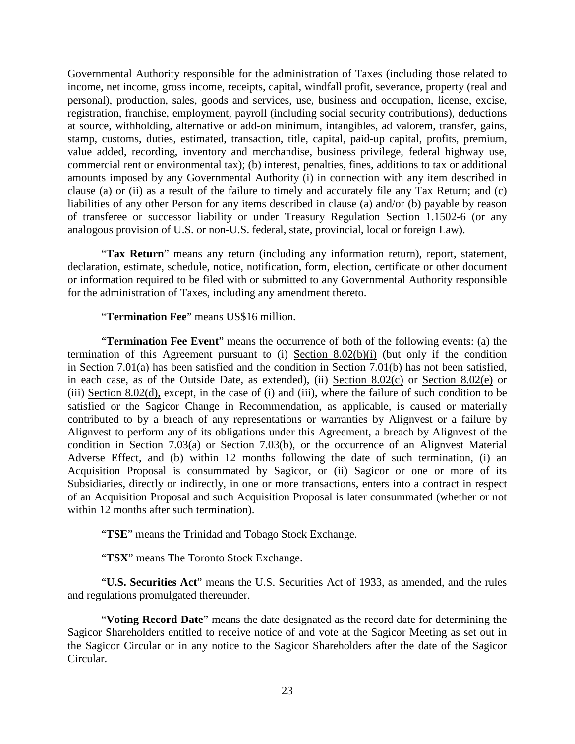Governmental Authority responsible for the administration of Taxes (including those related to income, net income, gross income, receipts, capital, windfall profit, severance, property (real and personal), production, sales, goods and services, use, business and occupation, license, excise, registration, franchise, employment, payroll (including social security contributions), deductions at source, withholding, alternative or add-on minimum, intangibles, ad valorem, transfer, gains, stamp, customs, duties, estimated, transaction, title, capital, paid-up capital, profits, premium, value added, recording, inventory and merchandise, business privilege, federal highway use, commercial rent or environmental tax); (b) interest, penalties, fines, additions to tax or additional amounts imposed by any Governmental Authority (i) in connection with any item described in clause (a) or (ii) as a result of the failure to timely and accurately file any Tax Return; and (c) liabilities of any other Person for any items described in clause (a) and/or (b) payable by reason of transferee or successor liability or under Treasury Regulation Section 1.1502-6 (or any analogous provision of U.S. or non-U.S. federal, state, provincial, local or foreign Law).

"**Tax Return**" means any return (including any information return), report, statement, declaration, estimate, schedule, notice, notification, form, election, certificate or other document or information required to be filed with or submitted to any Governmental Authority responsible for the administration of Taxes, including any amendment thereto.

"**Termination Fee**" means US$16 million.

"**Termination Fee Event**" means the occurrence of both of the following events: (a) the termination of this Agreement pursuant to (i) Section 8.02(b)(i) (but only if the condition in Section 7.01(a) has been satisfied and the condition in Section 7.01(b) has not been satisfied, in each case, as of the Outside Date, as extended), (ii) Section 8.02(c) or Section 8.02(e) or (iii) Section 8.02(d), except, in the case of (i) and (iii), where the failure of such condition to be satisfied or the Sagicor Change in Recommendation, as applicable, is caused or materially contributed to by a breach of any representations or warranties by Alignvest or a failure by Alignvest to perform any of its obligations under this Agreement, a breach by Alignvest of the condition in Section 7.03(a) or Section 7.03(b), or the occurrence of an Alignvest Material Adverse Effect, and (b) within 12 months following the date of such termination, (i) an Acquisition Proposal is consummated by Sagicor, or (ii) Sagicor or one or more of its Subsidiaries, directly or indirectly, in one or more transactions, enters into a contract in respect of an Acquisition Proposal and such Acquisition Proposal is later consummated (whether or not within 12 months after such termination).

"**TSE**" means the Trinidad and Tobago Stock Exchange.

"**TSX**" means The Toronto Stock Exchange.

"**U.S. Securities Act**" means the U.S. Securities Act of 1933, as amended, and the rules and regulations promulgated thereunder.

"**Voting Record Date**" means the date designated as the record date for determining the Sagicor Shareholders entitled to receive notice of and vote at the Sagicor Meeting as set out in the Sagicor Circular or in any notice to the Sagicor Shareholders after the date of the Sagicor Circular.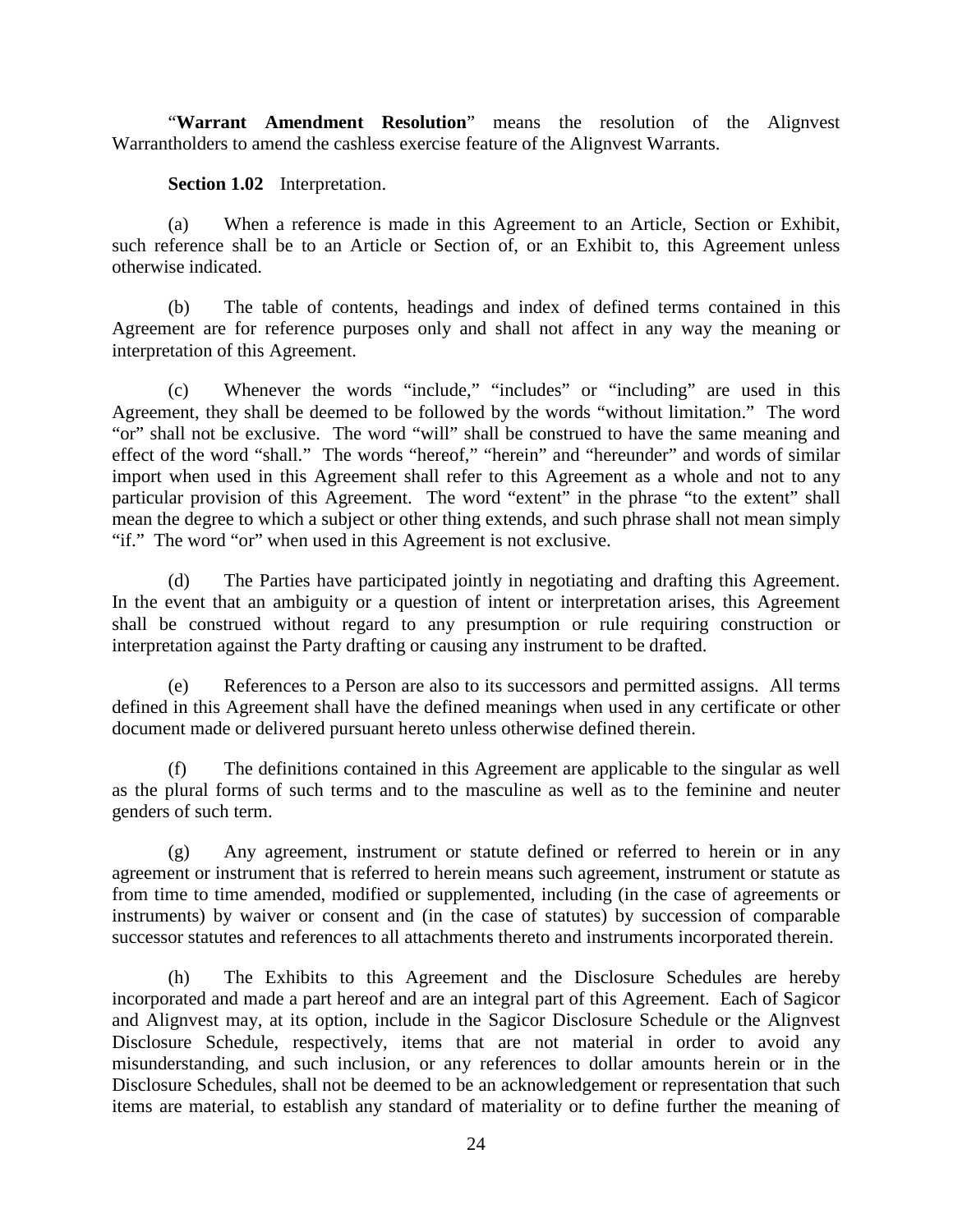"**Warrant Amendment Resolution**" means the resolution of the Alignvest Warrantholders to amend the cashless exercise feature of the Alignvest Warrants.

**Section 1.02** Interpretation.

(a) When a reference is made in this Agreement to an Article, Section or Exhibit, such reference shall be to an Article or Section of, or an Exhibit to, this Agreement unless otherwise indicated.

(b) The table of contents, headings and index of defined terms contained in this Agreement are for reference purposes only and shall not affect in any way the meaning or interpretation of this Agreement.

(c) Whenever the words "include," "includes" or "including" are used in this Agreement, they shall be deemed to be followed by the words "without limitation." The word "or" shall not be exclusive. The word "will" shall be construed to have the same meaning and effect of the word "shall." The words "hereof," "herein" and "hereunder" and words of similar import when used in this Agreement shall refer to this Agreement as a whole and not to any particular provision of this Agreement. The word "extent" in the phrase "to the extent" shall mean the degree to which a subject or other thing extends, and such phrase shall not mean simply "if." The word "or" when used in this Agreement is not exclusive.

(d) The Parties have participated jointly in negotiating and drafting this Agreement. In the event that an ambiguity or a question of intent or interpretation arises, this Agreement shall be construed without regard to any presumption or rule requiring construction or interpretation against the Party drafting or causing any instrument to be drafted.

(e) References to a Person are also to its successors and permitted assigns. All terms defined in this Agreement shall have the defined meanings when used in any certificate or other document made or delivered pursuant hereto unless otherwise defined therein.

(f) The definitions contained in this Agreement are applicable to the singular as well as the plural forms of such terms and to the masculine as well as to the feminine and neuter genders of such term.

(g) Any agreement, instrument or statute defined or referred to herein or in any agreement or instrument that is referred to herein means such agreement, instrument or statute as from time to time amended, modified or supplemented, including (in the case of agreements or instruments) by waiver or consent and (in the case of statutes) by succession of comparable successor statutes and references to all attachments thereto and instruments incorporated therein.

(h) The Exhibits to this Agreement and the Disclosure Schedules are hereby incorporated and made a part hereof and are an integral part of this Agreement. Each of Sagicor and Alignvest may, at its option, include in the Sagicor Disclosure Schedule or the Alignvest Disclosure Schedule, respectively, items that are not material in order to avoid any misunderstanding, and such inclusion, or any references to dollar amounts herein or in the Disclosure Schedules, shall not be deemed to be an acknowledgement or representation that such items are material, to establish any standard of materiality or to define further the meaning of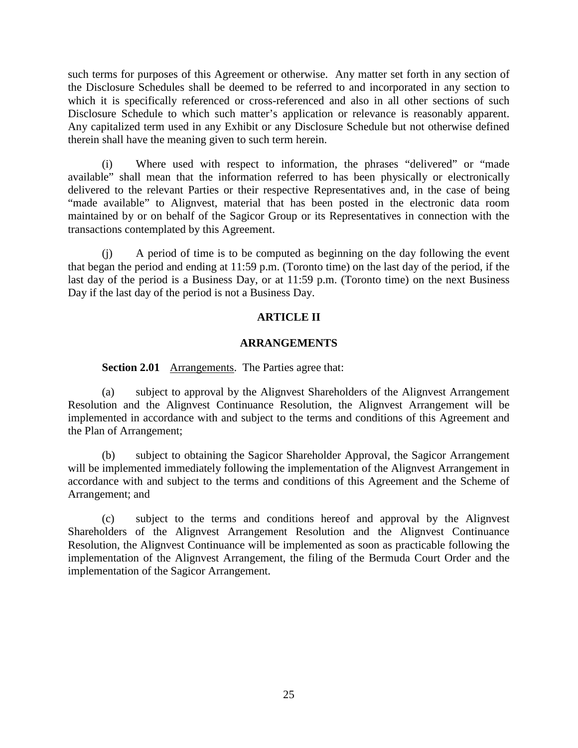such terms for purposes of this Agreement or otherwise. Any matter set forth in any section of the Disclosure Schedules shall be deemed to be referred to and incorporated in any section to which it is specifically referenced or cross-referenced and also in all other sections of such Disclosure Schedule to which such matter's application or relevance is reasonably apparent. Any capitalized term used in any Exhibit or any Disclosure Schedule but not otherwise defined therein shall have the meaning given to such term herein.

(i) Where used with respect to information, the phrases "delivered" or "made available" shall mean that the information referred to has been physically or electronically delivered to the relevant Parties or their respective Representatives and, in the case of being "made available" to Alignvest, material that has been posted in the electronic data room maintained by or on behalf of the Sagicor Group or its Representatives in connection with the transactions contemplated by this Agreement.

(j) A period of time is to be computed as beginning on the day following the event that began the period and ending at 11:59 p.m. (Toronto time) on the last day of the period, if the last day of the period is a Business Day, or at 11:59 p.m. (Toronto time) on the next Business Day if the last day of the period is not a Business Day.

## ARTICLE II

## ARRANGEMENTS

**Section 2.01** Arrangements. The Parties agree that:

(a) subject to approval by the Alignvest Shareholders of the Alignvest Arrangement Resolution and the Alignvest Continuance Resolution, the Alignvest Arrangement will be implemented in accordance with and subject to the terms and conditions of this Agreement and the Plan of Arrangement;

(b) subject to obtaining the Sagicor Shareholder Approval, the Sagicor Arrangement will be implemented immediately following the implementation of the Alignvest Arrangement in accordance with and subject to the terms and conditions of this Agreement and the Scheme of Arrangement; and

(c) subject to the terms and conditions hereof and approval by the Alignvest Shareholders of the Alignvest Arrangement Resolution and the Alignvest Continuance Resolution, the Alignvest Continuance will be implemented as soon as practicable following the implementation of the Alignvest Arrangement, the filing of the Bermuda Court Order and the implementation of the Sagicor Arrangement.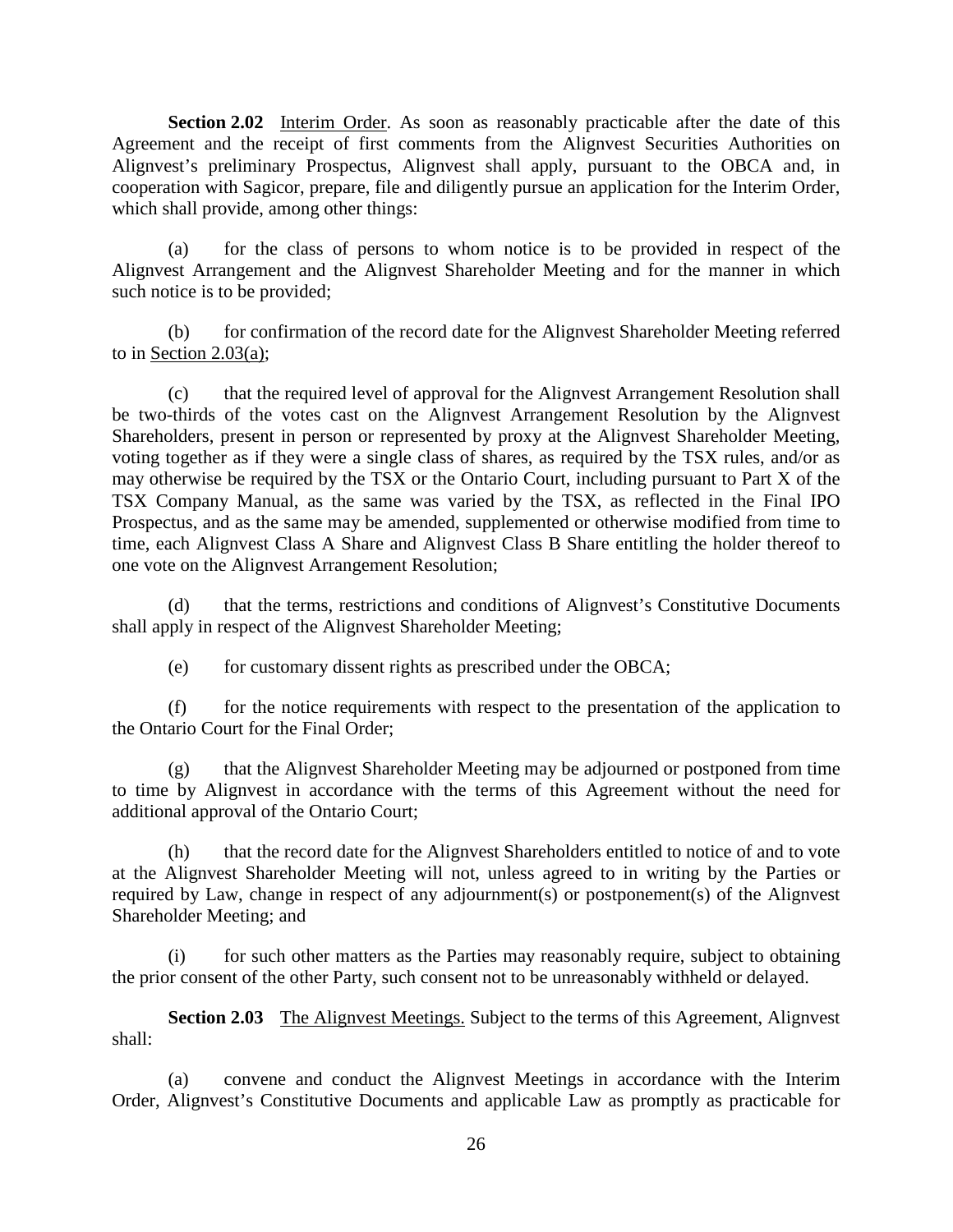**Section 2.02** Interim Order. As soon as reasonably practicable after the date of this Agreement and the receipt of first comments from the Alignvest Securities Authorities on Alignvest's preliminary Prospectus, Alignvest shall apply, pursuant to the OBCA and, in cooperation with Sagicor, prepare, file and diligently pursue an application for the Interim Order, which shall provide, among other things:

(a) for the class of persons to whom notice is to be provided in respect of the Alignvest Arrangement and the Alignvest Shareholder Meeting and for the manner in which such notice is to be provided;

(b) for confirmation of the record date for the Alignvest Shareholder Meeting referred to in Section 2.03(a);

(c) that the required level of approval for the Alignvest Arrangement Resolution shall be two-thirds of the votes cast on the Alignvest Arrangement Resolution by the Alignvest Shareholders, present in person or represented by proxy at the Alignvest Shareholder Meeting, voting together as if they were a single class of shares, as required by the TSX rules, and/or as may otherwise be required by the TSX or the Ontario Court, including pursuant to Part X of the TSX Company Manual, as the same was varied by the TSX, as reflected in the Final IPO Prospectus, and as the same may be amended, supplemented or otherwise modified from time to time, each Alignvest Class A Share and Alignvest Class B Share entitling the holder thereof to one vote on the Alignvest Arrangement Resolution;

(d) that the terms, restrictions and conditions of Alignvest's Constitutive Documents shall apply in respect of the Alignvest Shareholder Meeting;

(e) for customary dissent rights as prescribed under the OBCA;

(f) for the notice requirements with respect to the presentation of the application to the Ontario Court for the Final Order;

(g) that the Alignvest Shareholder Meeting may be adjourned or postponed from time to time by Alignvest in accordance with the terms of this Agreement without the need for additional approval of the Ontario Court;

(h) that the record date for the Alignvest Shareholders entitled to notice of and to vote at the Alignvest Shareholder Meeting will not, unless agreed to in writing by the Parties or required by Law, change in respect of any adjournment(s) or postponement(s) of the Alignvest Shareholder Meeting; and

(i) for such other matters as the Parties may reasonably require, subject to obtaining the prior consent of the other Party, such consent not to be unreasonably withheld or delayed.

**Section 2.03** The Alignvest Meetings. Subject to the terms of this Agreement, Alignvest shall:

(a) convene and conduct the Alignvest Meetings in accordance with the Interim Order, Alignvest's Constitutive Documents and applicable Law as promptly as practicable for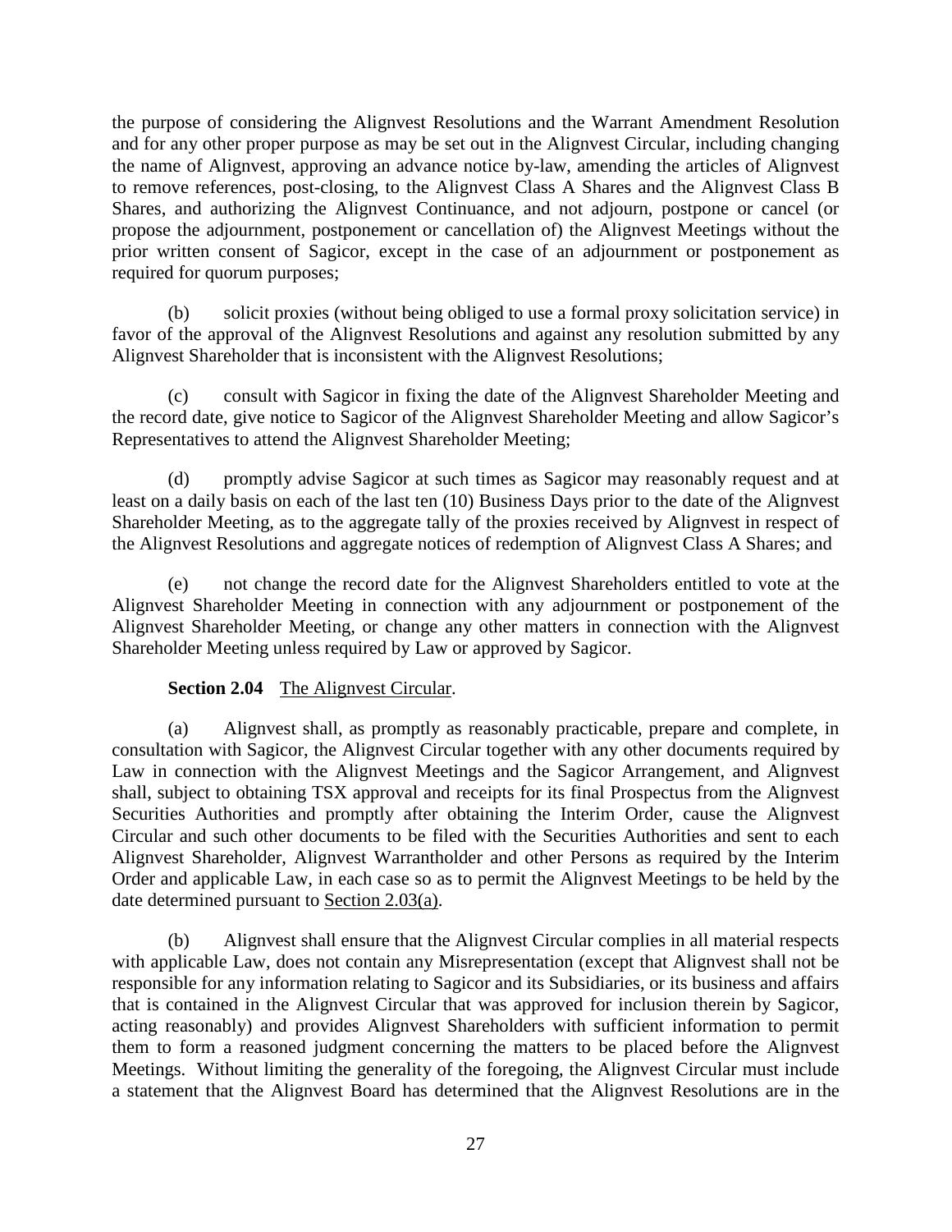the purpose of considering the Alignvest Resolutions and the Warrant Amendment Resolution and for any other proper purpose as may be set out in the Alignvest Circular, including changing the name of Alignvest, approving an advance notice by-law, amending the articles of Alignvest to remove references, post-closing, to the Alignvest Class A Shares and the Alignvest Class B Shares, and authorizing the Alignvest Continuance, and not adjourn, postpone or cancel (or propose the adjournment, postponement or cancellation of) the Alignvest Meetings without the prior written consent of Sagicor, except in the case of an adjournment or postponement as required for quorum purposes;

(b) solicit proxies (without being obliged to use a formal proxy solicitation service) in favor of the approval of the Alignvest Resolutions and against any resolution submitted by any Alignvest Shareholder that is inconsistent with the Alignvest Resolutions;

(c) consult with Sagicor in fixing the date of the Alignvest Shareholder Meeting and the record date, give notice to Sagicor of the Alignvest Shareholder Meeting and allow Sagicor's Representatives to attend the Alignvest Shareholder Meeting;

(d) promptly advise Sagicor at such times as Sagicor may reasonably request and at least on a daily basis on each of the last ten (10) Business Days prior to the date of the Alignvest Shareholder Meeting, as to the aggregate tally of the proxies received by Alignvest in respect of the Alignvest Resolutions and aggregate notices of redemption of Alignvest Class A Shares; and

(e) not change the record date for the Alignvest Shareholders entitled to vote at the Alignvest Shareholder Meeting in connection with any adjournment or postponement of the Alignvest Shareholder Meeting, or change any other matters in connection with the Alignvest Shareholder Meeting unless required by Law or approved by Sagicor.

**Section 2.04** The Alignvest Circular.

(a) Alignvest shall, as promptly as reasonably practicable, prepare and complete, in consultation with Sagicor, the Alignvest Circular together with any other documents required by Law in connection with the Alignvest Meetings and the Sagicor Arrangement, and Alignvest shall, subject to obtaining TSX approval and receipts for its final Prospectus from the Alignvest Securities Authorities and promptly after obtaining the Interim Order, cause the Alignvest Circular and such other documents to be filed with the Securities Authorities and sent to each Alignvest Shareholder, Alignvest Warrantholder and other Persons as required by the Interim Order and applicable Law, in each case so as to permit the Alignvest Meetings to be held by the date determined pursuant to Section 2.03(a).

(b) Alignvest shall ensure that the Alignvest Circular complies in all material respects with applicable Law, does not contain any Misrepresentation (except that Alignvest shall not be responsible for any information relating to Sagicor and its Subsidiaries, or its business and affairs that is contained in the Alignvest Circular that was approved for inclusion therein by Sagicor, acting reasonably) and provides Alignvest Shareholders with sufficient information to permit them to form a reasoned judgment concerning the matters to be placed before the Alignvest Meetings. Without limiting the generality of the foregoing, the Alignvest Circular must include a statement that the Alignvest Board has determined that the Alignvest Resolutions are in the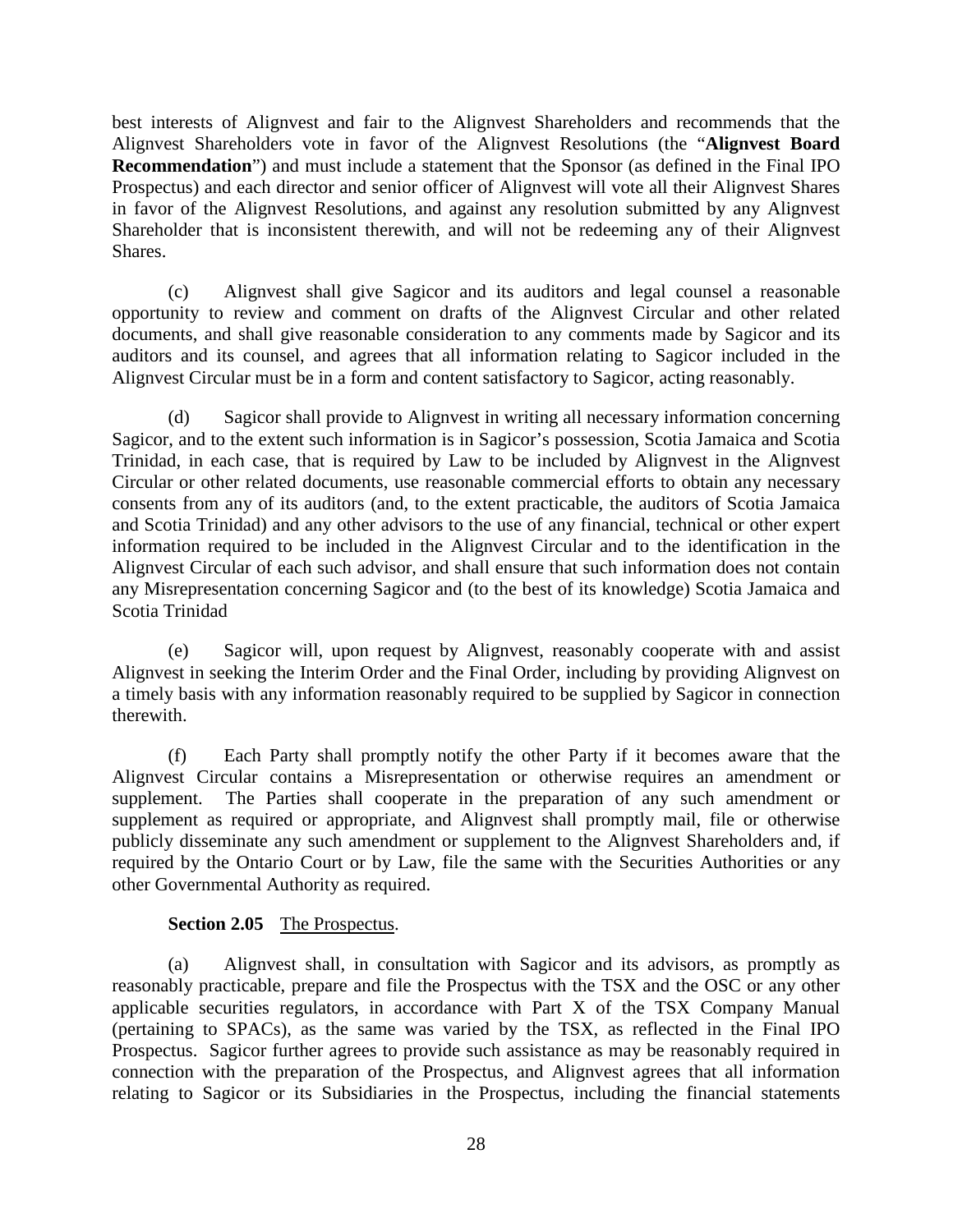best interests of Alignvest and fair to the Alignvest Shareholders and recommends that the Alignvest Shareholders vote in favor of the Alignvest Resolutions (the "**Alignvest Board Recommendation**") and must include a statement that the Sponsor (as defined in the Final IPO Prospectus) and each director and senior officer of Alignvest will vote all their Alignvest Shares in favor of the Alignvest Resolutions, and against any resolution submitted by any Alignvest Shareholder that is inconsistent therewith, and will not be redeeming any of their Alignvest Shares.

(c) Alignvest shall give Sagicor and its auditors and legal counsel a reasonable opportunity to review and comment on drafts of the Alignvest Circular and other related documents, and shall give reasonable consideration to any comments made by Sagicor and its auditors and its counsel, and agrees that all information relating to Sagicor included in the Alignvest Circular must be in a form and content satisfactory to Sagicor, acting reasonably.

(d) Sagicor shall provide to Alignvest in writing all necessary information concerning Sagicor, and to the extent such information is in Sagicor's possession, Scotia Jamaica and Scotia Trinidad, in each case, that is required by Law to be included by Alignvest in the Alignvest Circular or other related documents, use reasonable commercial efforts to obtain any necessary consents from any of its auditors (and, to the extent practicable, the auditors of Scotia Jamaica and Scotia Trinidad) and any other advisors to the use of any financial, technical or other expert information required to be included in the Alignvest Circular and to the identification in the Alignvest Circular of each such advisor, and shall ensure that such information does not contain any Misrepresentation concerning Sagicor and (to the best of its knowledge) Scotia Jamaica and Scotia Trinidad

(e) Sagicor will, upon request by Alignvest, reasonably cooperate with and assist Alignvest in seeking the Interim Order and the Final Order, including by providing Alignvest on a timely basis with any information reasonably required to be supplied by Sagicor in connection therewith.

(f) Each Party shall promptly notify the other Party if it becomes aware that the Alignvest Circular contains a Misrepresentation or otherwise requires an amendment or supplement. The Parties shall cooperate in the preparation of any such amendment or supplement as required or appropriate, and Alignvest shall promptly mail, file or otherwise publicly disseminate any such amendment or supplement to the Alignvest Shareholders and, if required by the Ontario Court or by Law, file the same with the Securities Authorities or any other Governmental Authority as required.

**Section 2.05** The Prospectus.

(a) Alignvest shall, in consultation with Sagicor and its advisors, as promptly as reasonably practicable, prepare and file the Prospectus with the TSX and the OSC or any other applicable securities regulators, in accordance with Part X of the TSX Company Manual (pertaining to SPACs), as the same was varied by the TSX, as reflected in the Final IPO Prospectus. Sagicor further agrees to provide such assistance as may be reasonably required in connection with the preparation of the Prospectus, and Alignvest agrees that all information relating to Sagicor or its Subsidiaries in the Prospectus, including the financial statements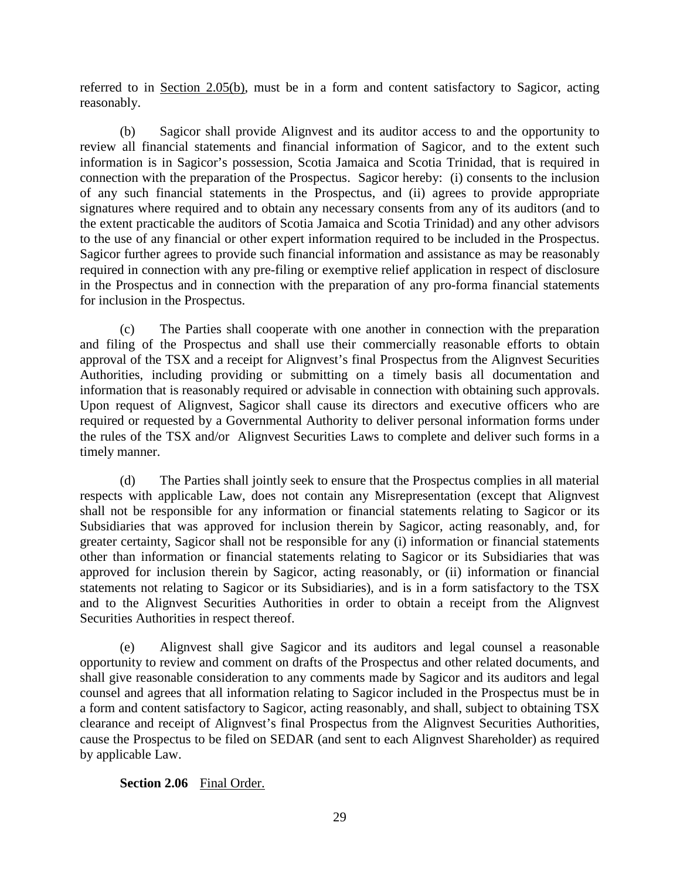referred to in <u>Section 2.05(b)</u>, must be in a form and content satisfactory to Sagicor, acting reasonably.

(b) Sagicor shall provide Alignvest and its auditor access to and the opportunity to review all financial statements and financial information of Sagicor, and to the extent such information is in Sagicor's possession, Scotia Jamaica and Scotia Trinidad, that is required in connection with the preparation of the Prospectus. Sagicor hereby: (i) consents to the inclusion of any such financial statements in the Prospectus, and (ii) agrees to provide appropriate signatures where required and to obtain any necessary consents from any of its auditors (and to the extent practicable the auditors of Scotia Jamaica and Scotia Trinidad) and any other advisors to the use of any financial or other expert information required to be included in the Prospectus. Sagicor further agrees to provide such financial information and assistance as may be reasonably required in connection with any pre-filing or exemptive relief application in respect of disclosure in the Prospectus and in connection with the preparation of any pro-forma financial statements for inclusion in the Prospectus.

(c) The Parties shall cooperate with one another in connection with the preparation and filing of the Prospectus and shall use their commercially reasonable efforts to obtain approval of the TSX and a receipt for Alignvest's final Prospectus from the Alignvest Securities Authorities, including providing or submitting on a timely basis all documentation and information that is reasonably required or advisable in connection with obtaining such approvals. Upon request of Alignvest, Sagicor shall cause its directors and executive officers who are required or requested by a Governmental Authority to deliver personal information forms under the rules of the TSX and/or Alignvest Securities Laws to complete and deliver such forms in a timely manner.

(d) The Parties shall jointly seek to ensure that the Prospectus complies in all material respects with applicable Law, does not contain any Misrepresentation (except that Alignvest shall not be responsible for any information or financial statements relating to Sagicor or its Subsidiaries that was approved for inclusion therein by Sagicor, acting reasonably, and, for greater certainty, Sagicor shall not be responsible for any (i) information or financial statements other than information or financial statements relating to Sagicor or its Subsidiaries that was approved for inclusion therein by Sagicor, acting reasonably, or (ii) information or financial statements not relating to Sagicor or its Subsidiaries), and is in a form satisfactory to the TSX and to the Alignvest Securities Authorities in order to obtain a receipt from the Alignvest Securities Authorities in respect thereof.

(e) Alignvest shall give Sagicor and its auditors and legal counsel a reasonable opportunity to review and comment on drafts of the Prospectus and other related documents, and shall give reasonable consideration to any comments made by Sagicor and its auditors and legal counsel and agrees that all information relating to Sagicor included in the Prospectus must be in a form and content satisfactory to Sagicor, acting reasonably, and shall, subject to obtaining TSX clearance and receipt of Alignvest's final Prospectus from the Alignvest Securities Authorities, cause the Prospectus to be filed on SEDAR (and sent to each Alignvest Shareholder) as required by applicable Law.

**Section 2.06** <u>Final Order.</u>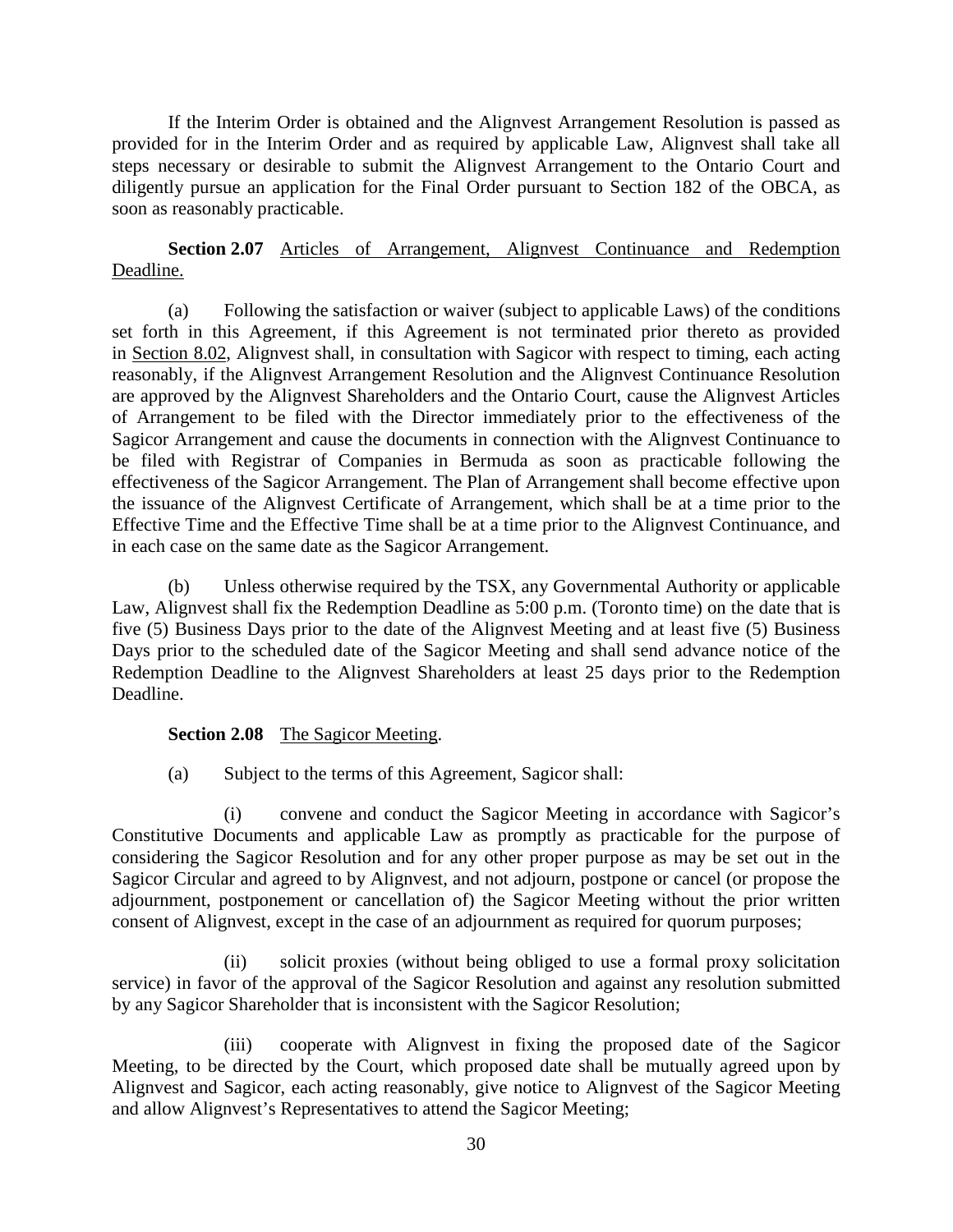If the Interim Order is obtained and the Alignvest Arrangement Resolution is passed as provided for in the Interim Order and as required by applicable Law, Alignvest shall take all steps necessary or desirable to submit the Alignvest Arrangement to the Ontario Court and diligently pursue an application for the Final Order pursuant to Section 182 of the OBCA, as soon as reasonably practicable.

**Section 2.07** Articles of Arrangement, Alignvest Continuance and Redemption Deadline.

(a) Following the satisfaction or waiver (subject to applicable Laws) of the conditions set forth in this Agreement, if this Agreement is not terminated prior thereto as provided in Section 8.02, Alignvest shall, in consultation with Sagicor with respect to timing, each acting reasonably, if the Alignvest Arrangement Resolution and the Alignvest Continuance Resolution are approved by the Alignvest Shareholders and the Ontario Court, cause the Alignvest Articles of Arrangement to be filed with the Director immediately prior to the effectiveness of the Sagicor Arrangement and cause the documents in connection with the Alignvest Continuance to be filed with Registrar of Companies in Bermuda as soon as practicable following the effectiveness of the Sagicor Arrangement. The Plan of Arrangement shall become effective upon the issuance of the Alignvest Certificate of Arrangement, which shall be at a time prior to the Effective Time and the Effective Time shall be at a time prior to the Alignvest Continuance, and in each case on the same date as the Sagicor Arrangement.

(b) Unless otherwise required by the TSX, any Governmental Authority or applicable Law, Alignvest shall fix the Redemption Deadline as 5:00 p.m. (Toronto time) on the date that is five (5) Business Days prior to the date of the Alignvest Meeting and at least five (5) Business Days prior to the scheduled date of the Sagicor Meeting and shall send advance notice of the Redemption Deadline to the Alignvest Shareholders at least 25 days prior to the Redemption Deadline.

**Section 2.08** The Sagicor Meeting.

(a) Subject to the terms of this Agreement, Sagicor shall:

(i) convene and conduct the Sagicor Meeting in accordance with Sagicor's Constitutive Documents and applicable Law as promptly as practicable for the purpose of considering the Sagicor Resolution and for any other proper purpose as may be set out in the Sagicor Circular and agreed to by Alignvest, and not adjourn, postpone or cancel (or propose the adjournment, postponement or cancellation of) the Sagicor Meeting without the prior written consent of Alignvest, except in the case of an adjournment as required for quorum purposes;

(ii) solicit proxies (without being obliged to use a formal proxy solicitation service) in favor of the approval of the Sagicor Resolution and against any resolution submitted by any Sagicor Shareholder that is inconsistent with the Sagicor Resolution;

(iii) cooperate with Alignvest in fixing the proposed date of the Sagicor Meeting, to be directed by the Court, which proposed date shall be mutually agreed upon by Alignvest and Sagicor, each acting reasonably, give notice to Alignvest of the Sagicor Meeting and allow Alignvest's Representatives to attend the Sagicor Meeting;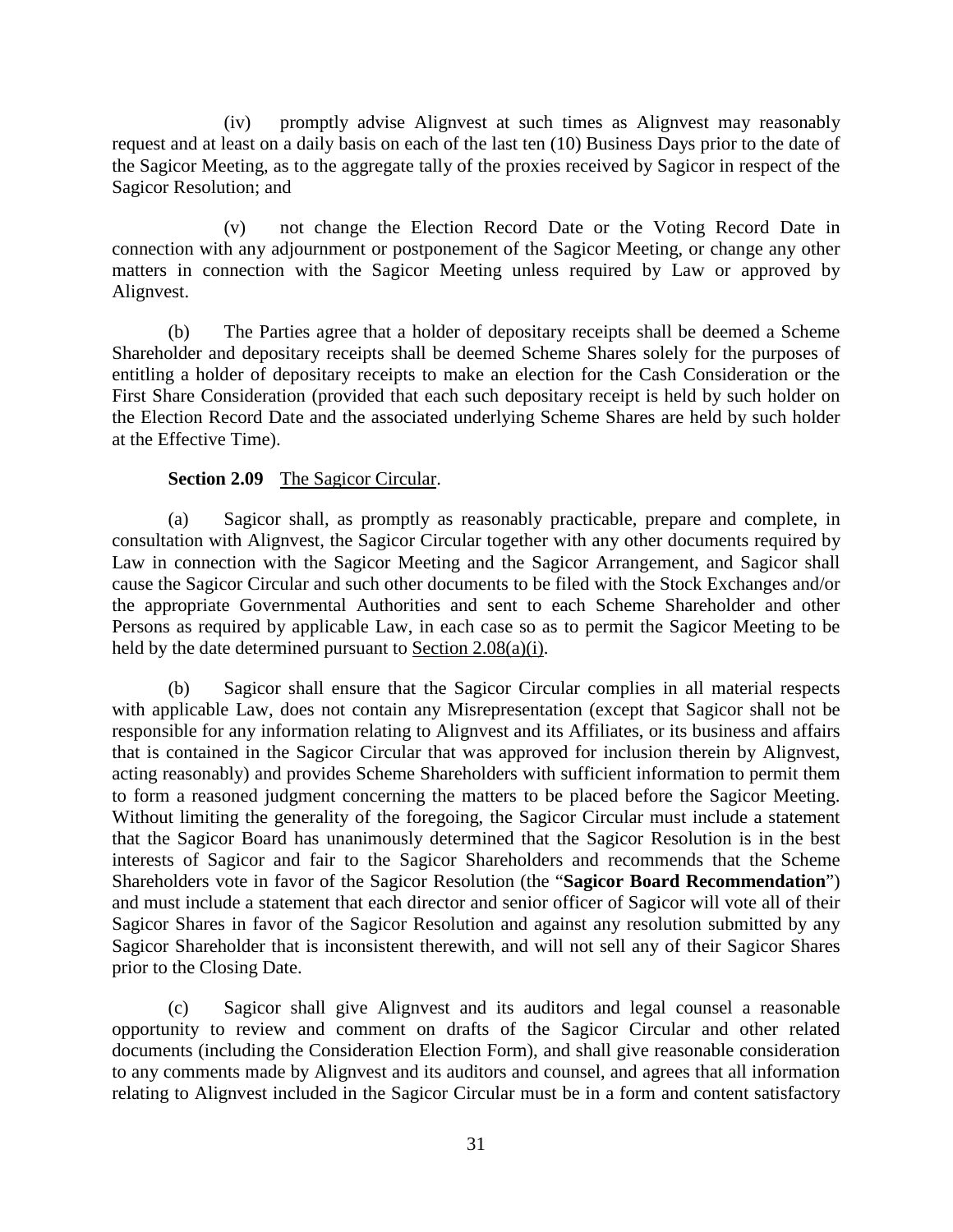(iv) promptly advise Alignvest at such times as Alignvest may reasonably request and at least on a daily basis on each of the last ten (10) Business Days prior to the date of the Sagicor Meeting, as to the aggregate tally of the proxies received by Sagicor in respect of the Sagicor Resolution; and

(v) not change the Election Record Date or the Voting Record Date in connection with any adjournment or postponement of the Sagicor Meeting, or change any other matters in connection with the Sagicor Meeting unless required by Law or approved by Alignvest.

(b) The Parties agree that a holder of depositary receipts shall be deemed a Scheme Shareholder and depositary receipts shall be deemed Scheme Shares solely for the purposes of entitling a holder of depositary receipts to make an election for the Cash Consideration or the First Share Consideration (provided that each such depositary receipt is held by such holder on the Election Record Date and the associated underlying Scheme Shares are held by such holder at the Effective Time).

**Section 2.09** The Sagicor Circular.

(a) Sagicor shall, as promptly as reasonably practicable, prepare and complete, in consultation with Alignvest, the Sagicor Circular together with any other documents required by Law in connection with the Sagicor Meeting and the Sagicor Arrangement, and Sagicor shall cause the Sagicor Circular and such other documents to be filed with the Stock Exchanges and/or the appropriate Governmental Authorities and sent to each Scheme Shareholder and other Persons as required by applicable Law, in each case so as to permit the Sagicor Meeting to be held by the date determined pursuant to Section 2.08(a)(i).

(b) Sagicor shall ensure that the Sagicor Circular complies in all material respects with applicable Law, does not contain any Misrepresentation (except that Sagicor shall not be responsible for any information relating to Alignvest and its Affiliates, or its business and affairs that is contained in the Sagicor Circular that was approved for inclusion therein by Alignvest, acting reasonably) and provides Scheme Shareholders with sufficient information to permit them to form a reasoned judgment concerning the matters to be placed before the Sagicor Meeting. Without limiting the generality of the foregoing, the Sagicor Circular must include a statement that the Sagicor Board has unanimously determined that the Sagicor Resolution is in the best interests of Sagicor and fair to the Sagicor Shareholders and recommends that the Scheme Shareholders vote in favor of the Sagicor Resolution (the "**Sagicor Board Recommendation**") and must include a statement that each director and senior officer of Sagicor will vote all of their Sagicor Shares in favor of the Sagicor Resolution and against any resolution submitted by any Sagicor Shareholder that is inconsistent therewith, and will not sell any of their Sagicor Shares prior to the Closing Date.

(c) Sagicor shall give Alignvest and its auditors and legal counsel a reasonable opportunity to review and comment on drafts of the Sagicor Circular and other related documents (including the Consideration Election Form), and shall give reasonable consideration to any comments made by Alignvest and its auditors and counsel, and agrees that all information relating to Alignvest included in the Sagicor Circular must be in a form and content satisfactory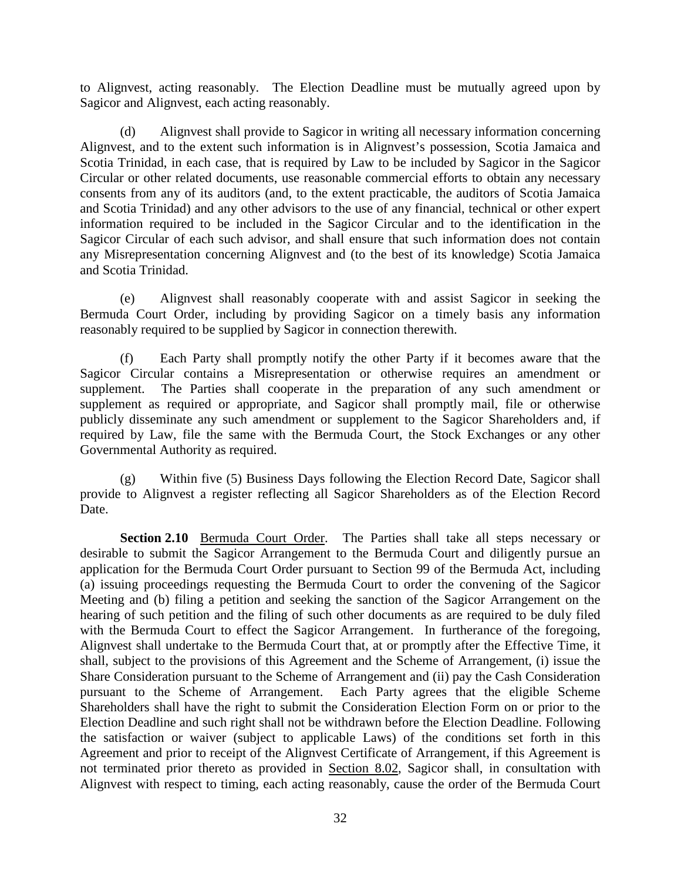to Alignvest, acting reasonably. The Election Deadline must be mutually agreed upon by Sagicor and Alignvest, each acting reasonably.

(d) Alignvest shall provide to Sagicor in writing all necessary information concerning Alignvest, and to the extent such information is in Alignvest's possession, Scotia Jamaica and Scotia Trinidad, in each case, that is required by Law to be included by Sagicor in the Sagicor Circular or other related documents, use reasonable commercial efforts to obtain any necessary consents from any of its auditors (and, to the extent practicable, the auditors of Scotia Jamaica and Scotia Trinidad) and any other advisors to the use of any financial, technical or other expert information required to be included in the Sagicor Circular and to the identification in the Sagicor Circular of each such advisor, and shall ensure that such information does not contain any Misrepresentation concerning Alignvest and (to the best of its knowledge) Scotia Jamaica and Scotia Trinidad.

(e) Alignvest shall reasonably cooperate with and assist Sagicor in seeking the Bermuda Court Order, including by providing Sagicor on a timely basis any information reasonably required to be supplied by Sagicor in connection therewith.

(f) Each Party shall promptly notify the other Party if it becomes aware that the Sagicor Circular contains a Misrepresentation or otherwise requires an amendment or supplement. The Parties shall cooperate in the preparation of any such amendment or supplement as required or appropriate, and Sagicor shall promptly mail, file or otherwise publicly disseminate any such amendment or supplement to the Sagicor Shareholders and, if required by Law, file the same with the Bermuda Court, the Stock Exchanges or any other Governmental Authority as required.

(g) Within five (5) Business Days following the Election Record Date, Sagicor shall provide to Alignvest a register reflecting all Sagicor Shareholders as of the Election Record Date.

**Section 2.10** Bermuda Court Order. The Parties shall take all steps necessary or desirable to submit the Sagicor Arrangement to the Bermuda Court and diligently pursue an application for the Bermuda Court Order pursuant to Section 99 of the Bermuda Act, including (a) issuing proceedings requesting the Bermuda Court to order the convening of the Sagicor Meeting and (b) filing a petition and seeking the sanction of the Sagicor Arrangement on the hearing of such petition and the filing of such other documents as are required to be duly filed with the Bermuda Court to effect the Sagicor Arrangement. In furtherance of the foregoing, Alignvest shall undertake to the Bermuda Court that, at or promptly after the Effective Time, it shall, subject to the provisions of this Agreement and the Scheme of Arrangement, (i) issue the Share Consideration pursuant to the Scheme of Arrangement and (ii) pay the Cash Consideration pursuant to the Scheme of Arrangement. Each Party agrees that the eligible Scheme Shareholders shall have the right to submit the Consideration Election Form on or prior to the Election Deadline and such right shall not be withdrawn before the Election Deadline. Following the satisfaction or waiver (subject to applicable Laws) of the conditions set forth in this Agreement and prior to receipt of the Alignvest Certificate of Arrangement, if this Agreement is not terminated prior thereto as provided in Section 8.02, Sagicor shall, in consultation with Alignvest with respect to timing, each acting reasonably, cause the order of the Bermuda Court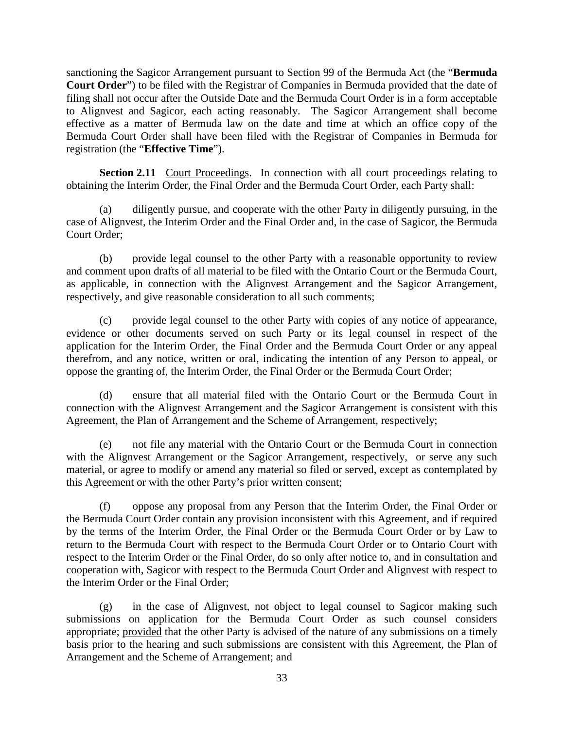sanctioning the Sagicor Arrangement pursuant to Section 99 of the Bermuda Act (the "**Bermuda Court Order**") to be filed with the Registrar of Companies in Bermuda provided that the date of filing shall not occur after the Outside Date and the Bermuda Court Order is in a form acceptable to Alignvest and Sagicor, each acting reasonably. The Sagicor Arrangement shall become effective as a matter of Bermuda law on the date and time at which an office copy of the Bermuda Court Order shall have been filed with the Registrar of Companies in Bermuda for registration (the "**Effective Time**").

**Section 2.11** Court Proceedings. In connection with all court proceedings relating to obtaining the Interim Order, the Final Order and the Bermuda Court Order, each Party shall:

(a) diligently pursue, and cooperate with the other Party in diligently pursuing, in the case of Alignvest, the Interim Order and the Final Order and, in the case of Sagicor, the Bermuda Court Order;

(b) provide legal counsel to the other Party with a reasonable opportunity to review and comment upon drafts of all material to be filed with the Ontario Court or the Bermuda Court, as applicable, in connection with the Alignvest Arrangement and the Sagicor Arrangement, respectively, and give reasonable consideration to all such comments;

(c) provide legal counsel to the other Party with copies of any notice of appearance, evidence or other documents served on such Party or its legal counsel in respect of the application for the Interim Order, the Final Order and the Bermuda Court Order or any appeal therefrom, and any notice, written or oral, indicating the intention of any Person to appeal, or oppose the granting of, the Interim Order, the Final Order or the Bermuda Court Order;

(d) ensure that all material filed with the Ontario Court or the Bermuda Court in connection with the Alignvest Arrangement and the Sagicor Arrangement is consistent with this Agreement, the Plan of Arrangement and the Scheme of Arrangement, respectively;

(e) not file any material with the Ontario Court or the Bermuda Court in connection with the Alignvest Arrangement or the Sagicor Arrangement, respectively, or serve any such material, or agree to modify or amend any material so filed or served, except as contemplated by this Agreement or with the other Party's prior written consent;

(f) oppose any proposal from any Person that the Interim Order, the Final Order or the Bermuda Court Order contain any provision inconsistent with this Agreement, and if required by the terms of the Interim Order, the Final Order or the Bermuda Court Order or by Law to return to the Bermuda Court with respect to the Bermuda Court Order or to Ontario Court with respect to the Interim Order or the Final Order, do so only after notice to, and in consultation and cooperation with, Sagicor with respect to the Bermuda Court Order and Alignvest with respect to the Interim Order or the Final Order;

(g) in the case of Alignvest, not object to legal counsel to Sagicor making such submissions on application for the Bermuda Court Order as such counsel considers appropriate; provided that the other Party is advised of the nature of any submissions on a timely basis prior to the hearing and such submissions are consistent with this Agreement, the Plan of Arrangement and the Scheme of Arrangement; and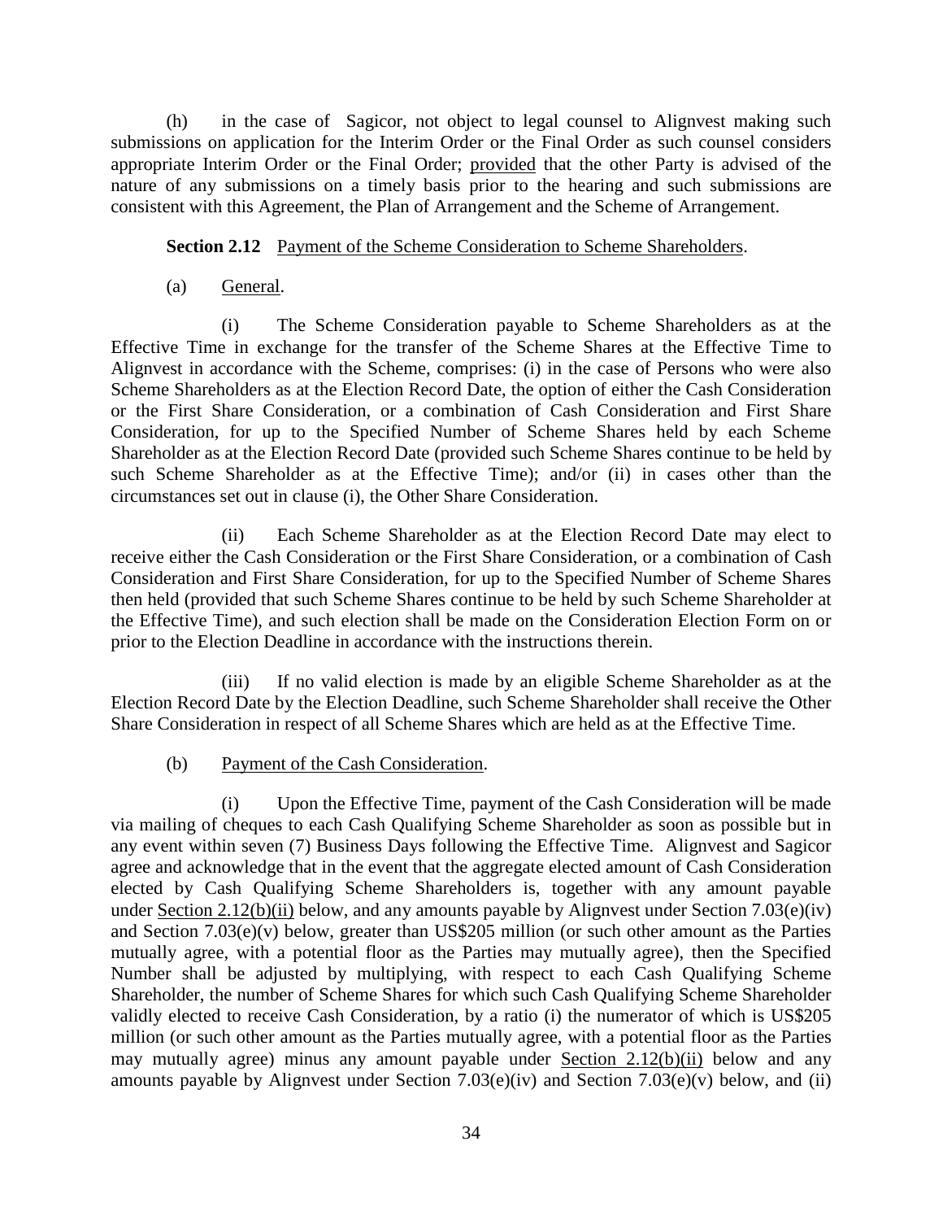(h) in the case of Sagicor, not object to legal counsel to Alignvest making such submissions on application for the Interim Order or the Final Order as such counsel considers appropriate Interim Order or the Final Order; provided that the other Party is advised of the nature of any submissions on a timely basis prior to the hearing and such submissions are consistent with this Agreement, the Plan of Arrangement and the Scheme of Arrangement.

**Section 2.12** Payment of the Scheme Consideration to Scheme Shareholders.

(a) General.

(i) The Scheme Consideration payable to Scheme Shareholders as at the Effective Time in exchange for the transfer of the Scheme Shares at the Effective Time to Alignvest in accordance with the Scheme, comprises: (i) in the case of Persons who were also Scheme Shareholders as at the Election Record Date, the option of either the Cash Consideration or the First Share Consideration, or a combination of Cash Consideration and First Share Consideration, for up to the Specified Number of Scheme Shares held by each Scheme Shareholder as at the Election Record Date (provided such Scheme Shares continue to be held by such Scheme Shareholder as at the Effective Time); and/or (ii) in cases other than the circumstances set out in clause (i), the Other Share Consideration.

(ii) Each Scheme Shareholder as at the Election Record Date may elect to receive either the Cash Consideration or the First Share Consideration, or a combination of Cash Consideration and First Share Consideration, for up to the Specified Number of Scheme Shares then held (provided that such Scheme Shares continue to be held by such Scheme Shareholder at the Effective Time), and such election shall be made on the Consideration Election Form on or prior to the Election Deadline in accordance with the instructions therein.

(iii) If no valid election is made by an eligible Scheme Shareholder as at the Election Record Date by the Election Deadline, such Scheme Shareholder shall receive the Other Share Consideration in respect of all Scheme Shares which are held as at the Effective Time.

(b) Payment of the Cash Consideration.

(i) Upon the Effective Time, payment of the Cash Consideration will be made via mailing of cheques to each Cash Qualifying Scheme Shareholder as soon as possible but in any event within seven (7) Business Days following the Effective Time. Alignvest and Sagicor agree and acknowledge that in the event that the aggregate elected amount of Cash Consideration elected by Cash Qualifying Scheme Shareholders is, together with any amount payable under Section 2.12(b)(ii) below, and any amounts payable by Alignvest under Section 7.03(e)(iv) and Section 7.03(e)(v) below, greater than US$205 million (or such other amount as the Parties mutually agree, with a potential floor as the Parties may mutually agree), then the Specified Number shall be adjusted by multiplying, with respect to each Cash Qualifying Scheme Shareholder, the number of Scheme Shares for which such Cash Qualifying Scheme Shareholder validly elected to receive Cash Consideration, by a ratio (i) the numerator of which is US$205 million (or such other amount as the Parties mutually agree, with a potential floor as the Parties may mutually agree) minus any amount payable under Section 2.12(b)(ii) below and any amounts payable by Alignvest under Section 7.03(e)(iv) and Section 7.03(e)(v) below, and (ii)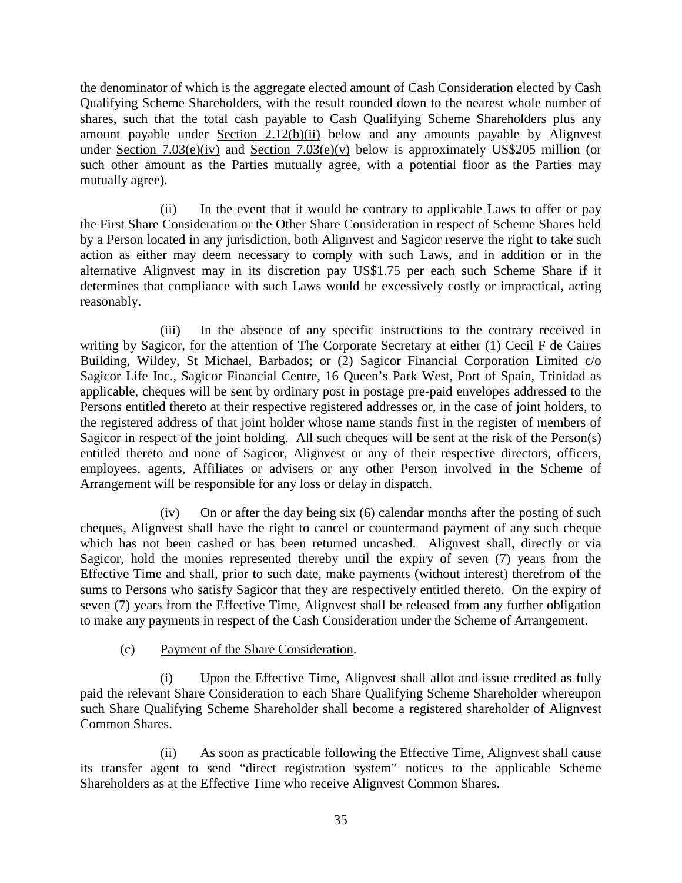the denominator of which is the aggregate elected amount of Cash Consideration elected by Cash Qualifying Scheme Shareholders, with the result rounded down to the nearest whole number of shares, such that the total cash payable to Cash Qualifying Scheme Shareholders plus any amount payable under Section 2.12(b)(ii) below and any amounts payable by Alignvest under Section 7.03(e)(iv) and Section 7.03(e)(v) below is approximately US$205 million (or such other amount as the Parties mutually agree, with a potential floor as the Parties may mutually agree).

(ii) In the event that it would be contrary to applicable Laws to offer or pay the First Share Consideration or the Other Share Consideration in respect of Scheme Shares held by a Person located in any jurisdiction, both Alignvest and Sagicor reserve the right to take such action as either may deem necessary to comply with such Laws, and in addition or in the alternative Alignvest may in its discretion pay US$1.75 per each such Scheme Share if it determines that compliance with such Laws would be excessively costly or impractical, acting reasonably.

(iii) In the absence of any specific instructions to the contrary received in writing by Sagicor, for the attention of The Corporate Secretary at either (1) Cecil F de Caires Building, Wildey, St Michael, Barbados; or (2) Sagicor Financial Corporation Limited c/o Sagicor Life Inc., Sagicor Financial Centre, 16 Queen's Park West, Port of Spain, Trinidad as applicable, cheques will be sent by ordinary post in postage pre-paid envelopes addressed to the Persons entitled thereto at their respective registered addresses or, in the case of joint holders, to the registered address of that joint holder whose name stands first in the register of members of Sagicor in respect of the joint holding. All such cheques will be sent at the risk of the Person(s) entitled thereto and none of Sagicor, Alignvest or any of their respective directors, officers, employees, agents, Affiliates or advisers or any other Person involved in the Scheme of Arrangement will be responsible for any loss or delay in dispatch.

(iv) On or after the day being six (6) calendar months after the posting of such cheques, Alignvest shall have the right to cancel or countermand payment of any such cheque which has not been cashed or has been returned uncashed. Alignvest shall, directly or via Sagicor, hold the monies represented thereby until the expiry of seven (7) years from the Effective Time and shall, prior to such date, make payments (without interest) therefrom of the sums to Persons who satisfy Sagicor that they are respectively entitled thereto. On the expiry of seven (7) years from the Effective Time, Alignvest shall be released from any further obligation to make any payments in respect of the Cash Consideration under the Scheme of Arrangement.

(c) Payment of the Share Consideration.

(i) Upon the Effective Time, Alignvest shall allot and issue credited as fully paid the relevant Share Consideration to each Share Qualifying Scheme Shareholder whereupon such Share Qualifying Scheme Shareholder shall become a registered shareholder of Alignvest Common Shares.

(ii) As soon as practicable following the Effective Time, Alignvest shall cause its transfer agent to send "direct registration system" notices to the applicable Scheme Shareholders as at the Effective Time who receive Alignvest Common Shares.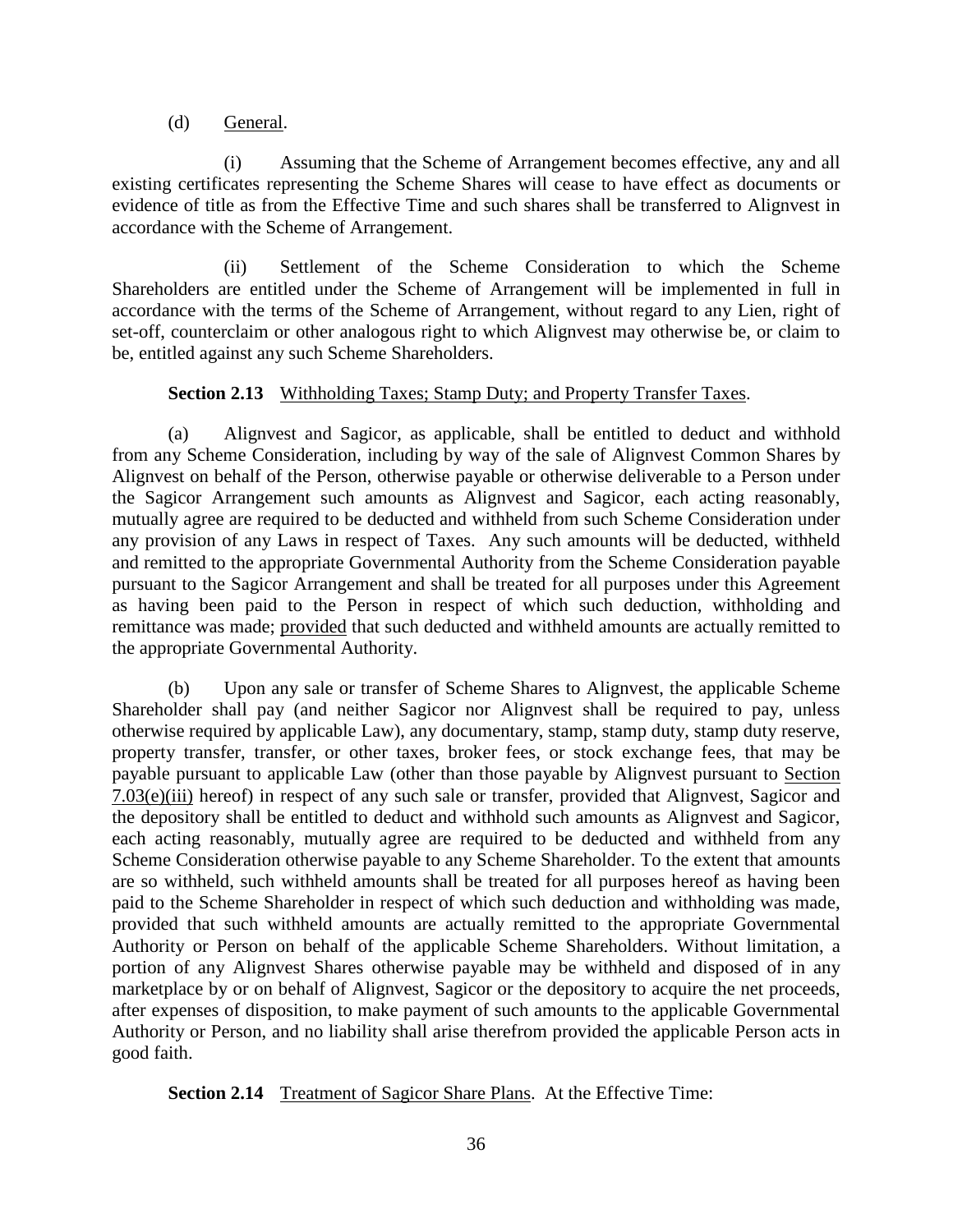(d) General.

(i) Assuming that the Scheme of Arrangement becomes effective, any and all existing certificates representing the Scheme Shares will cease to have effect as documents or evidence of title as from the Effective Time and such shares shall be transferred to Alignvest in accordance with the Scheme of Arrangement.

(ii) Settlement of the Scheme Consideration to which the Scheme Shareholders are entitled under the Scheme of Arrangement will be implemented in full in accordance with the terms of the Scheme of Arrangement, without regard to any Lien, right of set-off, counterclaim or other analogous right to which Alignvest may otherwise be, or claim to be, entitled against any such Scheme Shareholders.

**Section 2.13** Withholding Taxes; Stamp Duty; and Property Transfer Taxes.

(a) Alignvest and Sagicor, as applicable, shall be entitled to deduct and withhold from any Scheme Consideration, including by way of the sale of Alignvest Common Shares by Alignvest on behalf of the Person, otherwise payable or otherwise deliverable to a Person under the Sagicor Arrangement such amounts as Alignvest and Sagicor, each acting reasonably, mutually agree are required to be deducted and withheld from such Scheme Consideration under any provision of any Laws in respect of Taxes. Any such amounts will be deducted, withheld and remitted to the appropriate Governmental Authority from the Scheme Consideration payable pursuant to the Sagicor Arrangement and shall be treated for all purposes under this Agreement as having been paid to the Person in respect of which such deduction, withholding and remittance was made; provided that such deducted and withheld amounts are actually remitted to the appropriate Governmental Authority.

(b) Upon any sale or transfer of Scheme Shares to Alignvest, the applicable Scheme Shareholder shall pay (and neither Sagicor nor Alignvest shall be required to pay, unless otherwise required by applicable Law), any documentary, stamp, stamp duty, stamp duty reserve, property transfer, transfer, or other taxes, broker fees, or stock exchange fees, that may be payable pursuant to applicable Law (other than those payable by Alignvest pursuant to Section 7.03(e)(iii) hereof) in respect of any such sale or transfer, provided that Alignvest, Sagicor and the depository shall be entitled to deduct and withhold such amounts as Alignvest and Sagicor, each acting reasonably, mutually agree are required to be deducted and withheld from any Scheme Consideration otherwise payable to any Scheme Shareholder. To the extent that amounts are so withheld, such withheld amounts shall be treated for all purposes hereof as having been paid to the Scheme Shareholder in respect of which such deduction and withholding was made, provided that such withheld amounts are actually remitted to the appropriate Governmental Authority or Person on behalf of the applicable Scheme Shareholders. Without limitation, a portion of any Alignvest Shares otherwise payable may be withheld and disposed of in any marketplace by or on behalf of Alignvest, Sagicor or the depository to acquire the net proceeds, after expenses of disposition, to make payment of such amounts to the applicable Governmental Authority or Person, and no liability shall arise therefrom provided the applicable Person acts in good faith.

**Section 2.14** Treatment of Sagicor Share Plans. At the Effective Time: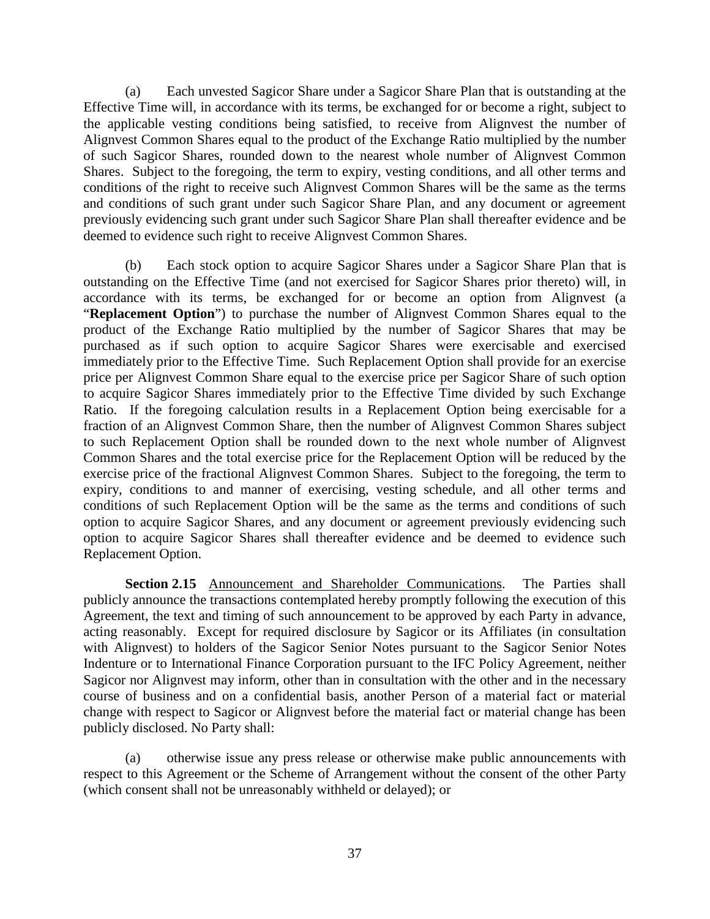(a) Each unvested Sagicor Share under a Sagicor Share Plan that is outstanding at the Effective Time will, in accordance with its terms, be exchanged for or become a right, subject to the applicable vesting conditions being satisfied, to receive from Alignvest the number of Alignvest Common Shares equal to the product of the Exchange Ratio multiplied by the number of such Sagicor Shares, rounded down to the nearest whole number of Alignvest Common Shares. Subject to the foregoing, the term to expiry, vesting conditions, and all other terms and conditions of the right to receive such Alignvest Common Shares will be the same as the terms and conditions of such grant under such Sagicor Share Plan, and any document or agreement previously evidencing such grant under such Sagicor Share Plan shall thereafter evidence and be deemed to evidence such right to receive Alignvest Common Shares.

(b) Each stock option to acquire Sagicor Shares under a Sagicor Share Plan that is outstanding on the Effective Time (and not exercised for Sagicor Shares prior thereto) will, in accordance with its terms, be exchanged for or become an option from Alignvest (a "**Replacement Option**") to purchase the number of Alignvest Common Shares equal to the product of the Exchange Ratio multiplied by the number of Sagicor Shares that may be purchased as if such option to acquire Sagicor Shares were exercisable and exercised immediately prior to the Effective Time. Such Replacement Option shall provide for an exercise price per Alignvest Common Share equal to the exercise price per Sagicor Share of such option to acquire Sagicor Shares immediately prior to the Effective Time divided by such Exchange Ratio. If the foregoing calculation results in a Replacement Option being exercisable for a fraction of an Alignvest Common Share, then the number of Alignvest Common Shares subject to such Replacement Option shall be rounded down to the next whole number of Alignvest Common Shares and the total exercise price for the Replacement Option will be reduced by the exercise price of the fractional Alignvest Common Shares. Subject to the foregoing, the term to expiry, conditions to and manner of exercising, vesting schedule, and all other terms and conditions of such Replacement Option will be the same as the terms and conditions of such option to acquire Sagicor Shares, and any document or agreement previously evidencing such option to acquire Sagicor Shares shall thereafter evidence and be deemed to evidence such Replacement Option.

**Section 2.15** Announcement and Shareholder Communications. The Parties shall publicly announce the transactions contemplated hereby promptly following the execution of this Agreement, the text and timing of such announcement to be approved by each Party in advance, acting reasonably. Except for required disclosure by Sagicor or its Affiliates (in consultation with Alignvest) to holders of the Sagicor Senior Notes pursuant to the Sagicor Senior Notes Indenture or to International Finance Corporation pursuant to the IFC Policy Agreement, neither Sagicor nor Alignvest may inform, other than in consultation with the other and in the necessary course of business and on a confidential basis, another Person of a material fact or material change with respect to Sagicor or Alignvest before the material fact or material change has been publicly disclosed. No Party shall:

(a) otherwise issue any press release or otherwise make public announcements with respect to this Agreement or the Scheme of Arrangement without the consent of the other Party (which consent shall not be unreasonably withheld or delayed); or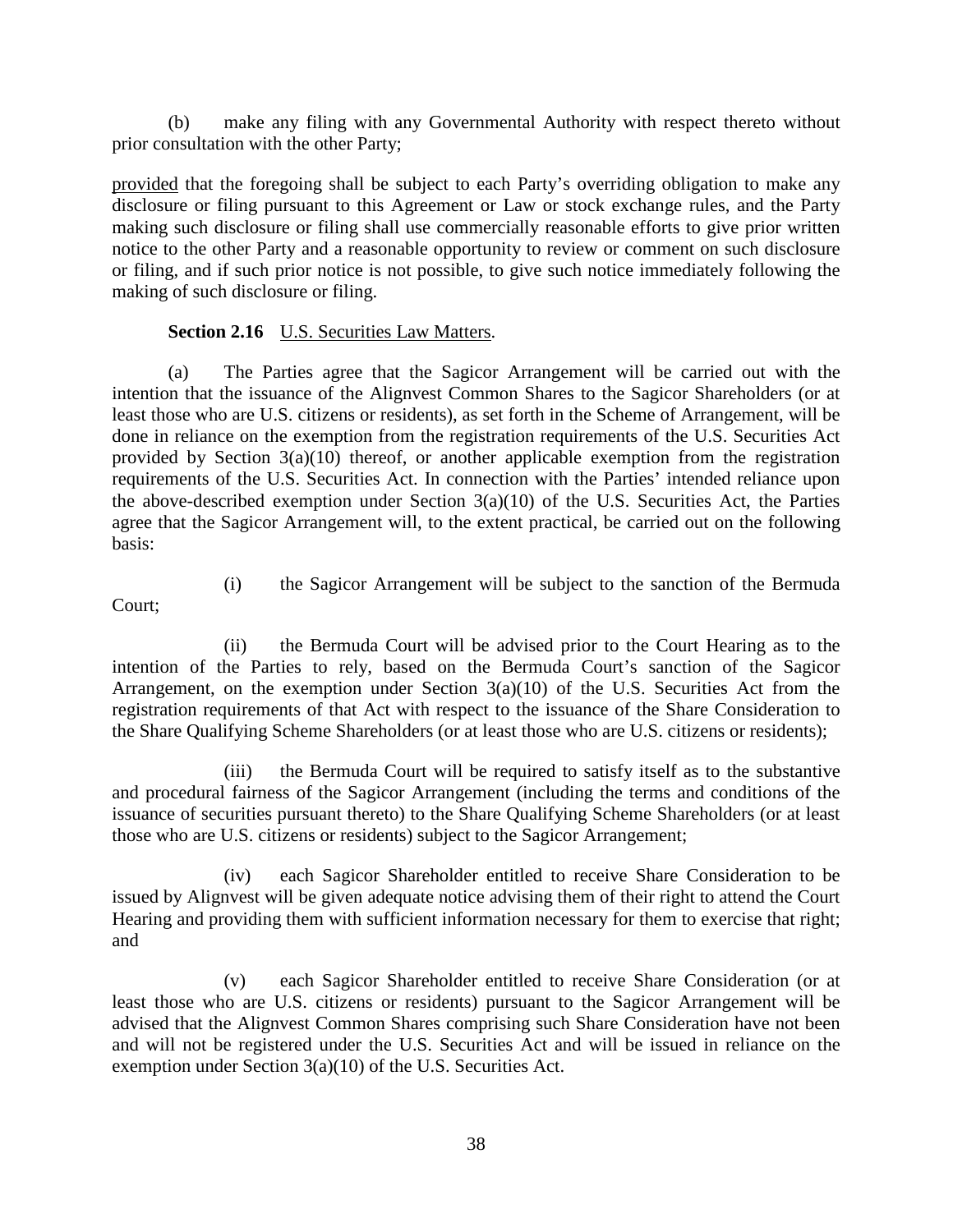(b) make any filing with any Governmental Authority with respect thereto without prior consultation with the other Party;

provided that the foregoing shall be subject to each Party's overriding obligation to make any disclosure or filing pursuant to this Agreement or Law or stock exchange rules, and the Party making such disclosure or filing shall use commercially reasonable efforts to give prior written notice to the other Party and a reasonable opportunity to review or comment on such disclosure or filing, and if such prior notice is not possible, to give such notice immediately following the making of such disclosure or filing.

**Section 2.16** U.S. Securities Law Matters.

(a) The Parties agree that the Sagicor Arrangement will be carried out with the intention that the issuance of the Alignvest Common Shares to the Sagicor Shareholders (or at least those who are U.S. citizens or residents), as set forth in the Scheme of Arrangement, will be done in reliance on the exemption from the registration requirements of the U.S. Securities Act provided by Section 3(a)(10) thereof, or another applicable exemption from the registration requirements of the U.S. Securities Act. In connection with the Parties' intended reliance upon the above-described exemption under Section 3(a)(10) of the U.S. Securities Act, the Parties agree that the Sagicor Arrangement will, to the extent practical, be carried out on the following basis:

(i) the Sagicor Arrangement will be subject to the sanction of the Bermuda Court;

(ii) the Bermuda Court will be advised prior to the Court Hearing as to the intention of the Parties to rely, based on the Bermuda Court's sanction of the Sagicor Arrangement, on the exemption under Section 3(a)(10) of the U.S. Securities Act from the registration requirements of that Act with respect to the issuance of the Share Consideration to the Share Qualifying Scheme Shareholders (or at least those who are U.S. citizens or residents);

(iii) the Bermuda Court will be required to satisfy itself as to the substantive and procedural fairness of the Sagicor Arrangement (including the terms and conditions of the issuance of securities pursuant thereto) to the Share Qualifying Scheme Shareholders (or at least those who are U.S. citizens or residents) subject to the Sagicor Arrangement;

(iv) each Sagicor Shareholder entitled to receive Share Consideration to be issued by Alignvest will be given adequate notice advising them of their right to attend the Court Hearing and providing them with sufficient information necessary for them to exercise that right; and

(v) each Sagicor Shareholder entitled to receive Share Consideration (or at least those who are U.S. citizens or residents) pursuant to the Sagicor Arrangement will be advised that the Alignvest Common Shares comprising such Share Consideration have not been and will not be registered under the U.S. Securities Act and will be issued in reliance on the exemption under Section 3(a)(10) of the U.S. Securities Act.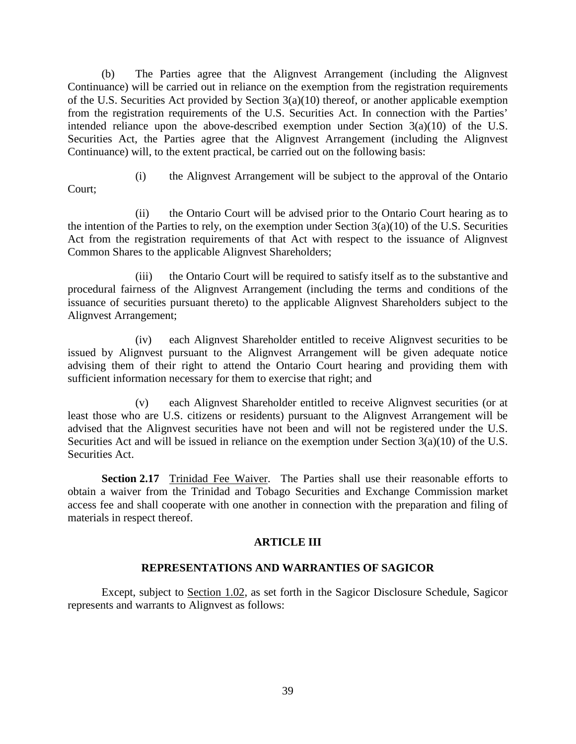(b) The Parties agree that the Alignvest Arrangement (including the Alignvest Continuance) will be carried out in reliance on the exemption from the registration requirements of the U.S. Securities Act provided by Section 3(a)(10) thereof, or another applicable exemption from the registration requirements of the U.S. Securities Act. In connection with the Parties' intended reliance upon the above-described exemption under Section 3(a)(10) of the U.S. Securities Act, the Parties agree that the Alignvest Arrangement (including the Alignvest Continuance) will, to the extent practical, be carried out on the following basis:

(i) the Alignvest Arrangement will be subject to the approval of the Ontario Court;

(ii) the Ontario Court will be advised prior to the Ontario Court hearing as to the intention of the Parties to rely, on the exemption under Section 3(a)(10) of the U.S. Securities Act from the registration requirements of that Act with respect to the issuance of Alignvest Common Shares to the applicable Alignvest Shareholders;

(iii) the Ontario Court will be required to satisfy itself as to the substantive and procedural fairness of the Alignvest Arrangement (including the terms and conditions of the issuance of securities pursuant thereto) to the applicable Alignvest Shareholders subject to the Alignvest Arrangement;

(iv) each Alignvest Shareholder entitled to receive Alignvest securities to be issued by Alignvest pursuant to the Alignvest Arrangement will be given adequate notice advising them of their right to attend the Ontario Court hearing and providing them with sufficient information necessary for them to exercise that right; and

(v) each Alignvest Shareholder entitled to receive Alignvest securities (or at least those who are U.S. citizens or residents) pursuant to the Alignvest Arrangement will be advised that the Alignvest securities have not been and will not be registered under the U.S. Securities Act and will be issued in reliance on the exemption under Section 3(a)(10) of the U.S. Securities Act.

**Section 2.17** Trinidad Fee Waiver. The Parties shall use their reasonable efforts to obtain a waiver from the Trinidad and Tobago Securities and Exchange Commission market access fee and shall cooperate with one another in connection with the preparation and filing of materials in respect thereof.

## ARTICLE III

## REPRESENTATIONS AND WARRANTIES OF SAGICOR

Except, subject to Section 1.02, as set forth in the Sagicor Disclosure Schedule, Sagicor represents and warrants to Alignvest as follows: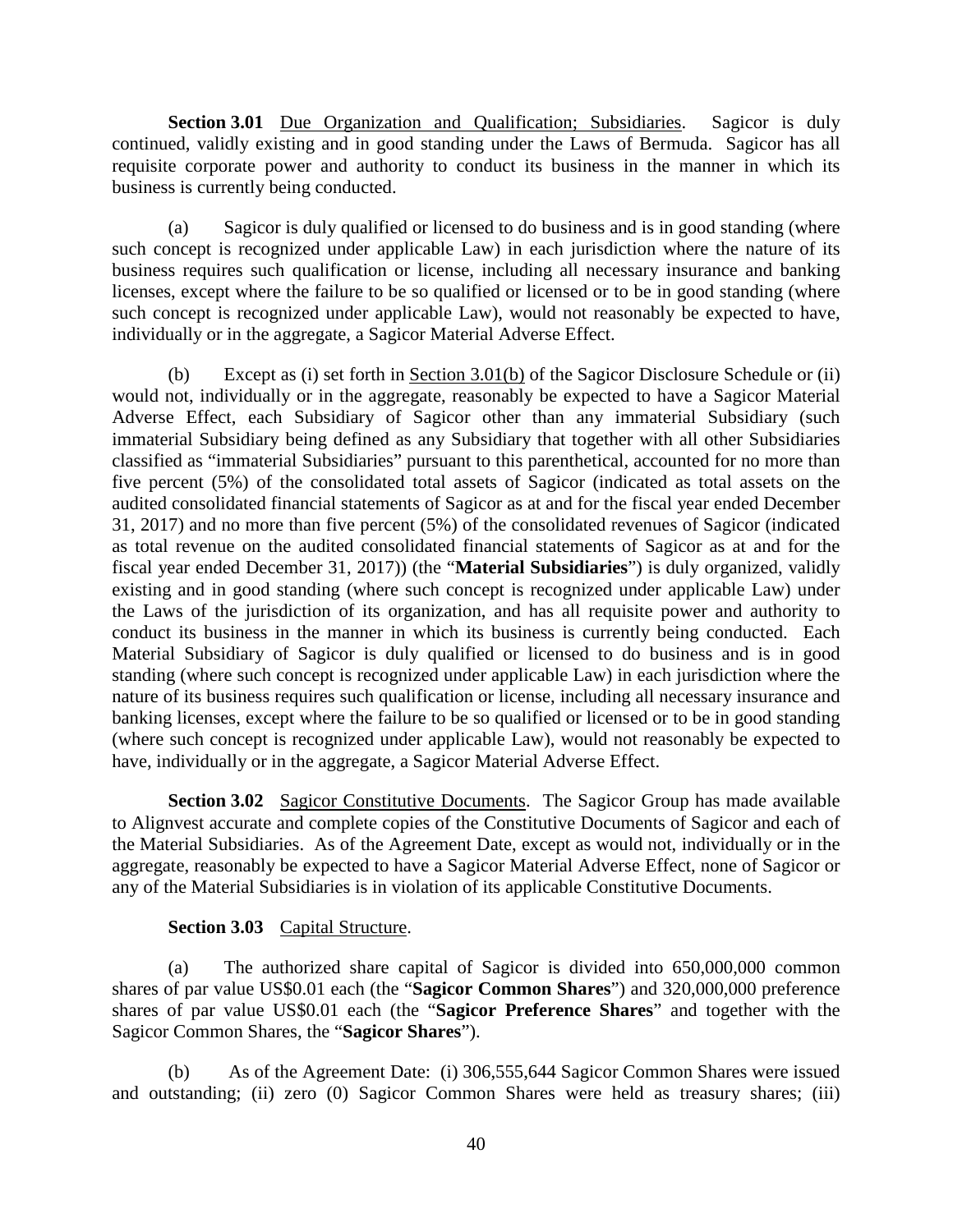**Section 3.01** Due Organization and Qualification; Subsidiaries. Sagicor is duly continued, validly existing and in good standing under the Laws of Bermuda. Sagicor has all requisite corporate power and authority to conduct its business in the manner in which its business is currently being conducted.

(a) Sagicor is duly qualified or licensed to do business and is in good standing (where such concept is recognized under applicable Law) in each jurisdiction where the nature of its business requires such qualification or license, including all necessary insurance and banking licenses, except where the failure to be so qualified or licensed or to be in good standing (where such concept is recognized under applicable Law), would not reasonably be expected to have, individually or in the aggregate, a Sagicor Material Adverse Effect.

(b) Except as (i) set forth in Section 3.01(b) of the Sagicor Disclosure Schedule or (ii) would not, individually or in the aggregate, reasonably be expected to have a Sagicor Material Adverse Effect, each Subsidiary of Sagicor other than any immaterial Subsidiary (such immaterial Subsidiary being defined as any Subsidiary that together with all other Subsidiaries classified as "immaterial Subsidiaries" pursuant to this parenthetical, accounted for no more than five percent (5%) of the consolidated total assets of Sagicor (indicated as total assets on the audited consolidated financial statements of Sagicor as at and for the fiscal year ended December 31, 2017) and no more than five percent (5%) of the consolidated revenues of Sagicor (indicated as total revenue on the audited consolidated financial statements of Sagicor as at and for the fiscal year ended December 31, 2017)) (the "**Material Subsidiaries**") is duly organized, validly existing and in good standing (where such concept is recognized under applicable Law) under the Laws of the jurisdiction of its organization, and has all requisite power and authority to conduct its business in the manner in which its business is currently being conducted. Each Material Subsidiary of Sagicor is duly qualified or licensed to do business and is in good standing (where such concept is recognized under applicable Law) in each jurisdiction where the nature of its business requires such qualification or license, including all necessary insurance and banking licenses, except where the failure to be so qualified or licensed or to be in good standing (where such concept is recognized under applicable Law), would not reasonably be expected to have, individually or in the aggregate, a Sagicor Material Adverse Effect.

**Section 3.02** Sagicor Constitutive Documents. The Sagicor Group has made available to Alignvest accurate and complete copies of the Constitutive Documents of Sagicor and each of the Material Subsidiaries. As of the Agreement Date, except as would not, individually or in the aggregate, reasonably be expected to have a Sagicor Material Adverse Effect, none of Sagicor or any of the Material Subsidiaries is in violation of its applicable Constitutive Documents.

**Section 3.03** Capital Structure.

(a) The authorized share capital of Sagicor is divided into 650,000,000 common shares of par value US$0.01 each (the "**Sagicor Common Shares**") and 320,000,000 preference shares of par value US$0.01 each (the "**Sagicor Preference Shares**" and together with the Sagicor Common Shares, the "**Sagicor Shares**").

(b) As of the Agreement Date: (i) 306,555,644 Sagicor Common Shares were issued and outstanding; (ii) zero (0) Sagicor Common Shares were held as treasury shares; (iii)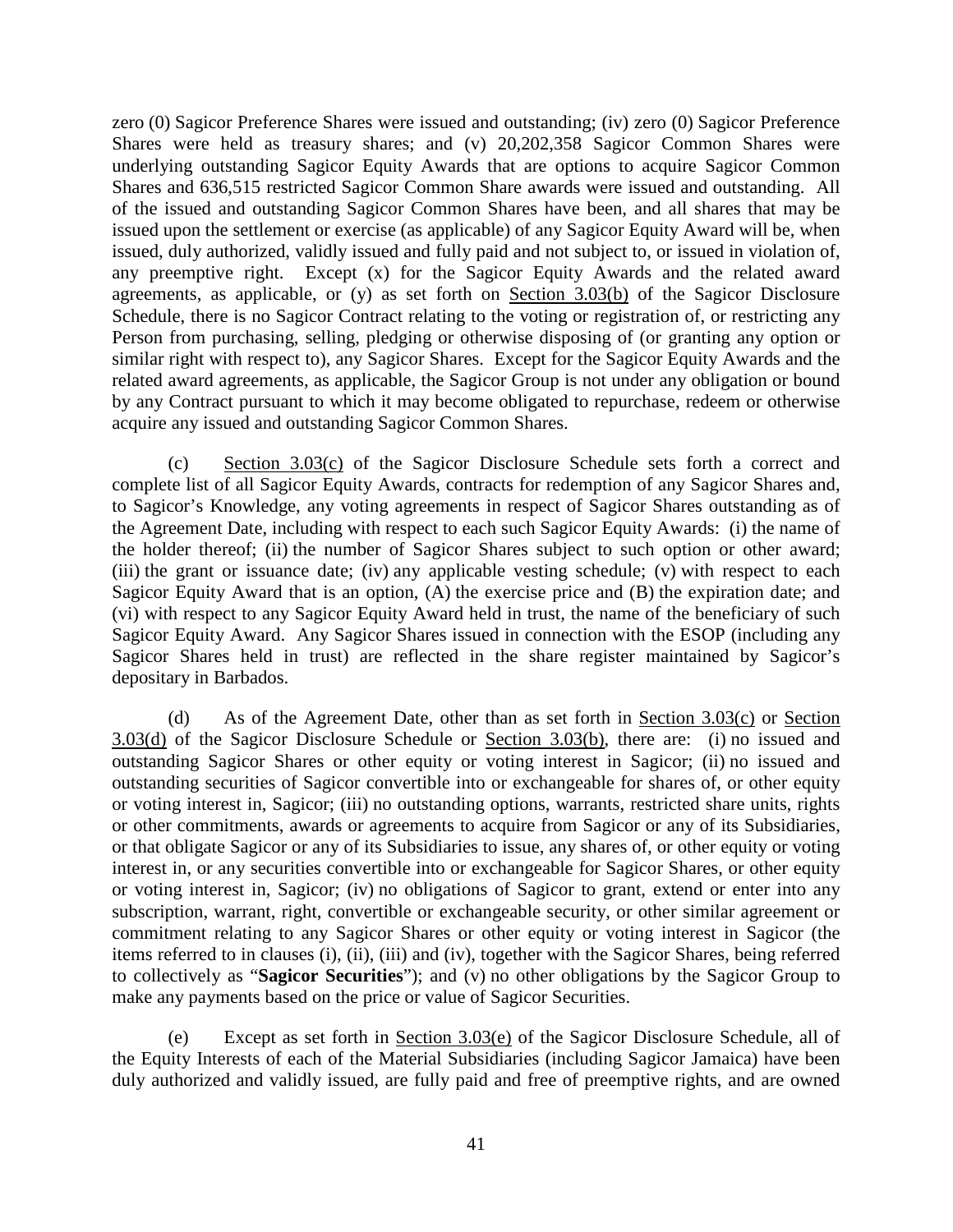zero (0) Sagicor Preference Shares were issued and outstanding; (iv) zero (0) Sagicor Preference Shares were held as treasury shares; and (v) 20,202,358 Sagicor Common Shares were underlying outstanding Sagicor Equity Awards that are options to acquire Sagicor Common Shares and 636,515 restricted Sagicor Common Share awards were issued and outstanding. All of the issued and outstanding Sagicor Common Shares have been, and all shares that may be issued upon the settlement or exercise (as applicable) of any Sagicor Equity Award will be, when issued, duly authorized, validly issued and fully paid and not subject to, or issued in violation of, any preemptive right. Except (x) for the Sagicor Equity Awards and the related award agreements, as applicable, or (y) as set forth on Section 3.03(b) of the Sagicor Disclosure Schedule, there is no Sagicor Contract relating to the voting or registration of, or restricting any Person from purchasing, selling, pledging or otherwise disposing of (or granting any option or similar right with respect to), any Sagicor Shares. Except for the Sagicor Equity Awards and the related award agreements, as applicable, the Sagicor Group is not under any obligation or bound by any Contract pursuant to which it may become obligated to repurchase, redeem or otherwise acquire any issued and outstanding Sagicor Common Shares.

(c) Section 3.03(c) of the Sagicor Disclosure Schedule sets forth a correct and complete list of all Sagicor Equity Awards, contracts for redemption of any Sagicor Shares and, to Sagicor's Knowledge, any voting agreements in respect of Sagicor Shares outstanding as of the Agreement Date, including with respect to each such Sagicor Equity Awards: (i) the name of the holder thereof; (ii) the number of Sagicor Shares subject to such option or other award; (iii) the grant or issuance date; (iv) any applicable vesting schedule; (v) with respect to each Sagicor Equity Award that is an option, (A) the exercise price and (B) the expiration date; and (vi) with respect to any Sagicor Equity Award held in trust, the name of the beneficiary of such Sagicor Equity Award. Any Sagicor Shares issued in connection with the ESOP (including any Sagicor Shares held in trust) are reflected in the share register maintained by Sagicor's depositary in Barbados.

(d) As of the Agreement Date, other than as set forth in Section 3.03(c) or Section 3.03(d) of the Sagicor Disclosure Schedule or Section 3.03(b), there are: (i) no issued and outstanding Sagicor Shares or other equity or voting interest in Sagicor; (ii) no issued and outstanding securities of Sagicor convertible into or exchangeable for shares of, or other equity or voting interest in, Sagicor; (iii) no outstanding options, warrants, restricted share units, rights or other commitments, awards or agreements to acquire from Sagicor or any of its Subsidiaries, or that obligate Sagicor or any of its Subsidiaries to issue, any shares of, or other equity or voting interest in, or any securities convertible into or exchangeable for Sagicor Shares, or other equity or voting interest in, Sagicor; (iv) no obligations of Sagicor to grant, extend or enter into any subscription, warrant, right, convertible or exchangeable security, or other similar agreement or commitment relating to any Sagicor Shares or other equity or voting interest in Sagicor (the items referred to in clauses (i), (ii), (iii) and (iv), together with the Sagicor Shares, being referred to collectively as "**Sagicor Securities**"); and (v) no other obligations by the Sagicor Group to make any payments based on the price or value of Sagicor Securities.

(e) Except as set forth in Section 3.03(e) of the Sagicor Disclosure Schedule, all of the Equity Interests of each of the Material Subsidiaries (including Sagicor Jamaica) have been duly authorized and validly issued, are fully paid and free of preemptive rights, and are owned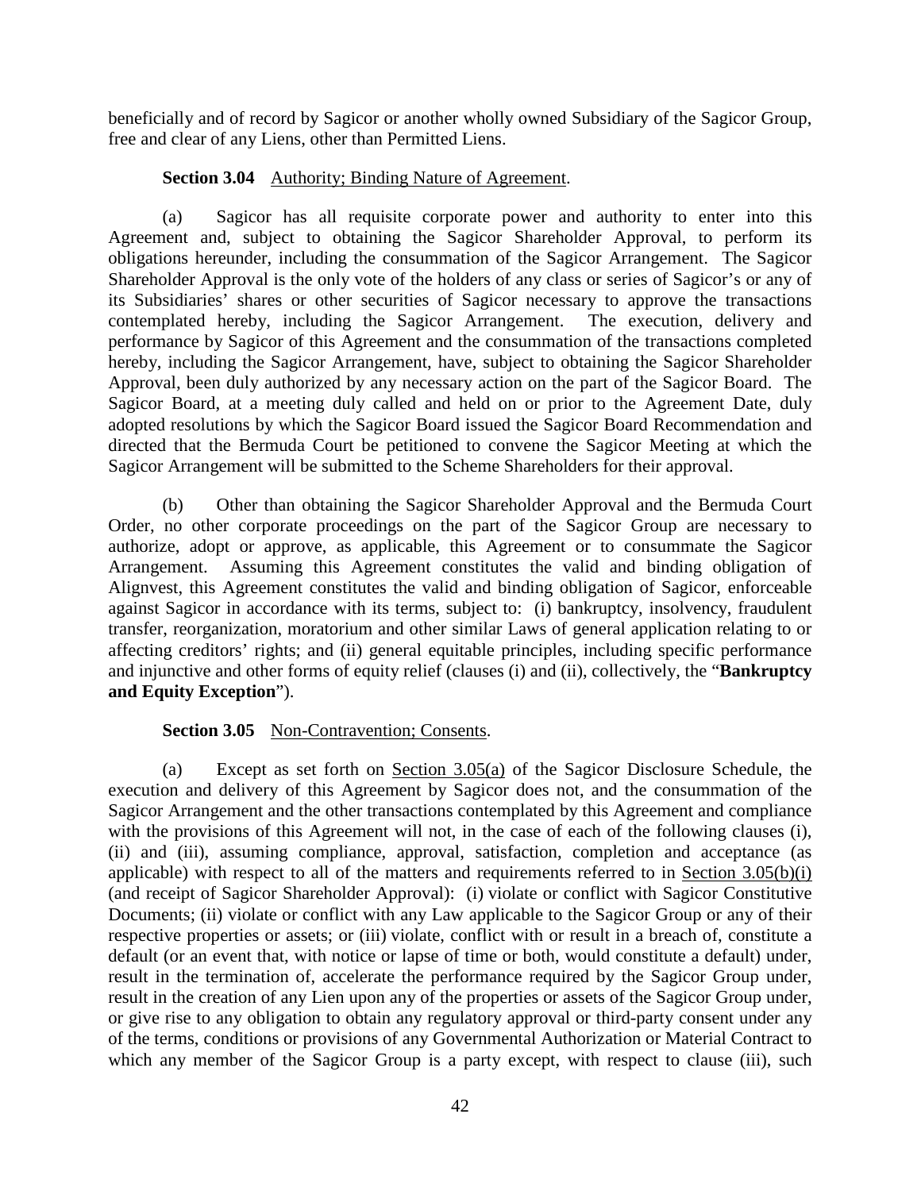beneficially and of record by Sagicor or another wholly owned Subsidiary of the Sagicor Group, free and clear of any Liens, other than Permitted Liens.

**Section 3.04** Authority; Binding Nature of Agreement.

(a) Sagicor has all requisite corporate power and authority to enter into this Agreement and, subject to obtaining the Sagicor Shareholder Approval, to perform its obligations hereunder, including the consummation of the Sagicor Arrangement. The Sagicor Shareholder Approval is the only vote of the holders of any class or series of Sagicor's or any of its Subsidiaries' shares or other securities of Sagicor necessary to approve the transactions contemplated hereby, including the Sagicor Arrangement. The execution, delivery and performance by Sagicor of this Agreement and the consummation of the transactions completed hereby, including the Sagicor Arrangement, have, subject to obtaining the Sagicor Shareholder Approval, been duly authorized by any necessary action on the part of the Sagicor Board. The Sagicor Board, at a meeting duly called and held on or prior to the Agreement Date, duly adopted resolutions by which the Sagicor Board issued the Sagicor Board Recommendation and directed that the Bermuda Court be petitioned to convene the Sagicor Meeting at which the Sagicor Arrangement will be submitted to the Scheme Shareholders for their approval.

(b) Other than obtaining the Sagicor Shareholder Approval and the Bermuda Court Order, no other corporate proceedings on the part of the Sagicor Group are necessary to authorize, adopt or approve, as applicable, this Agreement or to consummate the Sagicor Arrangement. Assuming this Agreement constitutes the valid and binding obligation of Alignvest, this Agreement constitutes the valid and binding obligation of Sagicor, enforceable against Sagicor in accordance with its terms, subject to: (i) bankruptcy, insolvency, fraudulent transfer, reorganization, moratorium and other similar Laws of general application relating to or affecting creditors' rights; and (ii) general equitable principles, including specific performance and injunctive and other forms of equity relief (clauses (i) and (ii), collectively, the "**Bankruptcy and Equity Exception**").

**Section 3.05** Non-Contravention; Consents.

(a) Except as set forth on Section 3.05(a) of the Sagicor Disclosure Schedule, the execution and delivery of this Agreement by Sagicor does not, and the consummation of the Sagicor Arrangement and the other transactions contemplated by this Agreement and compliance with the provisions of this Agreement will not, in the case of each of the following clauses (i), (ii) and (iii), assuming compliance, approval, satisfaction, completion and acceptance (as applicable) with respect to all of the matters and requirements referred to in Section 3.05(b)(i) (and receipt of Sagicor Shareholder Approval): (i) violate or conflict with Sagicor Constitutive Documents; (ii) violate or conflict with any Law applicable to the Sagicor Group or any of their respective properties or assets; or (iii) violate, conflict with or result in a breach of, constitute a default (or an event that, with notice or lapse of time or both, would constitute a default) under, result in the termination of, accelerate the performance required by the Sagicor Group under, result in the creation of any Lien upon any of the properties or assets of the Sagicor Group under, or give rise to any obligation to obtain any regulatory approval or third-party consent under any of the terms, conditions or provisions of any Governmental Authorization or Material Contract to which any member of the Sagicor Group is a party except, with respect to clause (iii), such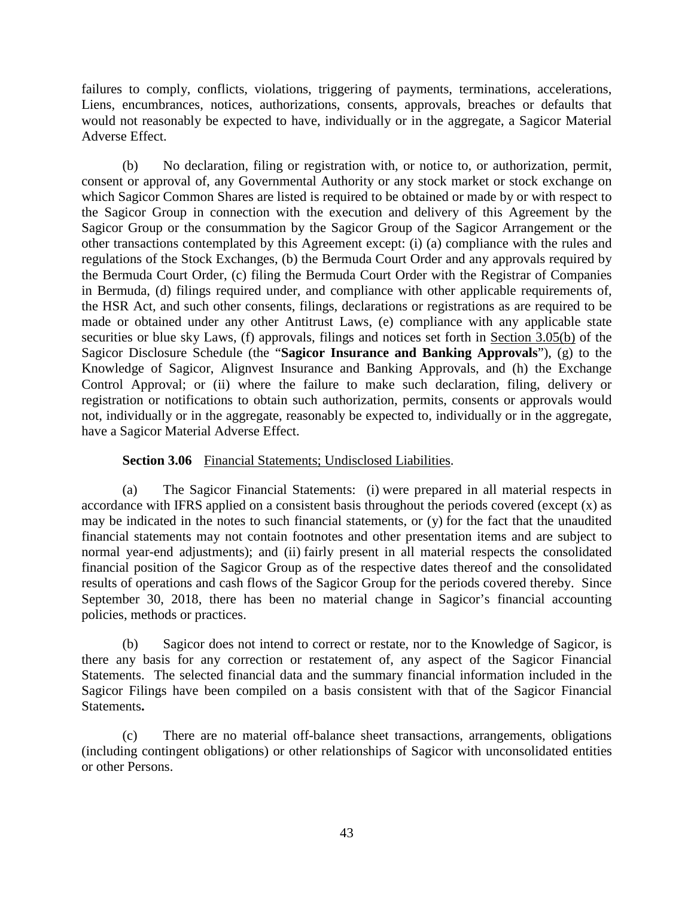failures to comply, conflicts, violations, triggering of payments, terminations, accelerations, Liens, encumbrances, notices, authorizations, consents, approvals, breaches or defaults that would not reasonably be expected to have, individually or in the aggregate, a Sagicor Material Adverse Effect.

(b) No declaration, filing or registration with, or notice to, or authorization, permit, consent or approval of, any Governmental Authority or any stock market or stock exchange on which Sagicor Common Shares are listed is required to be obtained or made by or with respect to the Sagicor Group in connection with the execution and delivery of this Agreement by the Sagicor Group or the consummation by the Sagicor Group of the Sagicor Arrangement or the other transactions contemplated by this Agreement except: (i) (a) compliance with the rules and regulations of the Stock Exchanges, (b) the Bermuda Court Order and any approvals required by the Bermuda Court Order, (c) filing the Bermuda Court Order with the Registrar of Companies in Bermuda, (d) filings required under, and compliance with other applicable requirements of, the HSR Act, and such other consents, filings, declarations or registrations as are required to be made or obtained under any other Antitrust Laws, (e) compliance with any applicable state securities or blue sky Laws, (f) approvals, filings and notices set forth in Section 3.05(b) of the Sagicor Disclosure Schedule (the "**Sagicor Insurance and Banking Approvals**"), (g) to the Knowledge of Sagicor, Alignvest Insurance and Banking Approvals, and (h) the Exchange Control Approval; or (ii) where the failure to make such declaration, filing, delivery or registration or notifications to obtain such authorization, permits, consents or approvals would not, individually or in the aggregate, reasonably be expected to, individually or in the aggregate, have a Sagicor Material Adverse Effect.

**Section 3.06** Financial Statements; Undisclosed Liabilities.

(a) The Sagicor Financial Statements: (i) were prepared in all material respects in accordance with IFRS applied on a consistent basis throughout the periods covered (except (x) as may be indicated in the notes to such financial statements, or (y) for the fact that the unaudited financial statements may not contain footnotes and other presentation items and are subject to normal year-end adjustments); and (ii) fairly present in all material respects the consolidated financial position of the Sagicor Group as of the respective dates thereof and the consolidated results of operations and cash flows of the Sagicor Group for the periods covered thereby. Since September 30, 2018, there has been no material change in Sagicor's financial accounting policies, methods or practices.

(b) Sagicor does not intend to correct or restate, nor to the Knowledge of Sagicor, is there any basis for any correction or restatement of, any aspect of the Sagicor Financial Statements. The selected financial data and the summary financial information included in the Sagicor Filings have been compiled on a basis consistent with that of the Sagicor Financial Statements.

(c) There are no material off-balance sheet transactions, arrangements, obligations (including contingent obligations) or other relationships of Sagicor with unconsolidated entities or other Persons.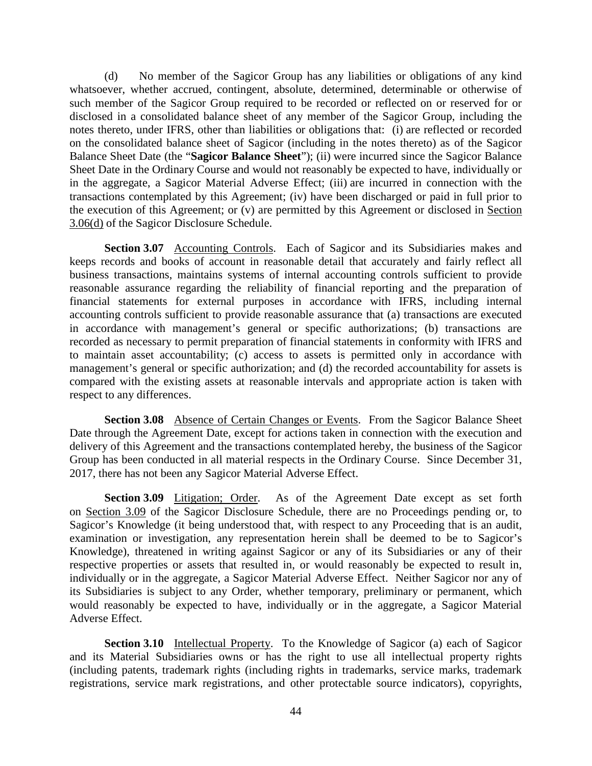(d) No member of the Sagicor Group has any liabilities or obligations of any kind whatsoever, whether accrued, contingent, absolute, determined, determinable or otherwise of such member of the Sagicor Group required to be recorded or reflected on or reserved for or disclosed in a consolidated balance sheet of any member of the Sagicor Group, including the notes thereto, under IFRS, other than liabilities or obligations that: (i) are reflected or recorded on the consolidated balance sheet of Sagicor (including in the notes thereto) as of the Sagicor Balance Sheet Date (the "**Sagicor Balance Sheet**"); (ii) were incurred since the Sagicor Balance Sheet Date in the Ordinary Course and would not reasonably be expected to have, individually or in the aggregate, a Sagicor Material Adverse Effect; (iii) are incurred in connection with the transactions contemplated by this Agreement; (iv) have been discharged or paid in full prior to the execution of this Agreement; or (v) are permitted by this Agreement or disclosed in Section 3.06(d) of the Sagicor Disclosure Schedule.

**Section 3.07** Accounting Controls. Each of Sagicor and its Subsidiaries makes and keeps records and books of account in reasonable detail that accurately and fairly reflect all business transactions, maintains systems of internal accounting controls sufficient to provide reasonable assurance regarding the reliability of financial reporting and the preparation of financial statements for external purposes in accordance with IFRS, including internal accounting controls sufficient to provide reasonable assurance that (a) transactions are executed in accordance with management's general or specific authorizations; (b) transactions are recorded as necessary to permit preparation of financial statements in conformity with IFRS and to maintain asset accountability; (c) access to assets is permitted only in accordance with management's general or specific authorization; and (d) the recorded accountability for assets is compared with the existing assets at reasonable intervals and appropriate action is taken with respect to any differences.

**Section 3.08** Absence of Certain Changes or Events. From the Sagicor Balance Sheet Date through the Agreement Date, except for actions taken in connection with the execution and delivery of this Agreement and the transactions contemplated hereby, the business of the Sagicor Group has been conducted in all material respects in the Ordinary Course. Since December 31, 2017, there has not been any Sagicor Material Adverse Effect.

**Section 3.09** Litigation; Order. As of the Agreement Date except as set forth on Section 3.09 of the Sagicor Disclosure Schedule, there are no Proceedings pending or, to Sagicor's Knowledge (it being understood that, with respect to any Proceeding that is an audit, examination or investigation, any representation herein shall be deemed to be to Sagicor's Knowledge), threatened in writing against Sagicor or any of its Subsidiaries or any of their respective properties or assets that resulted in, or would reasonably be expected to result in, individually or in the aggregate, a Sagicor Material Adverse Effect. Neither Sagicor nor any of its Subsidiaries is subject to any Order, whether temporary, preliminary or permanent, which would reasonably be expected to have, individually or in the aggregate, a Sagicor Material Adverse Effect.

**Section 3.10** Intellectual Property. To the Knowledge of Sagicor (a) each of Sagicor and its Material Subsidiaries owns or has the right to use all intellectual property rights (including patents, trademark rights (including rights in trademarks, service marks, trademark registrations, service mark registrations, and other protectable source indicators), copyrights,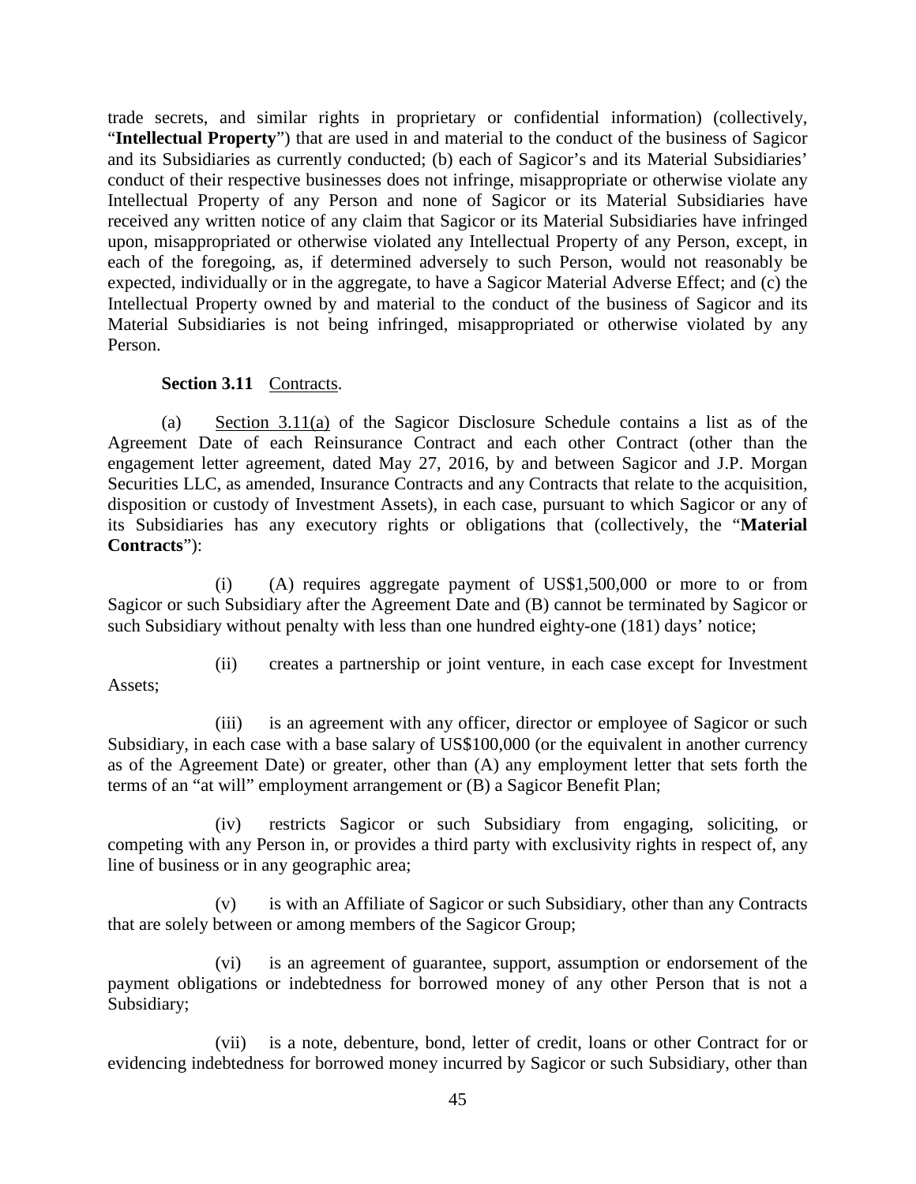trade secrets, and similar rights in proprietary or confidential information) (collectively, "**Intellectual Property**") that are used in and material to the conduct of the business of Sagicor and its Subsidiaries as currently conducted; (b) each of Sagicor's and its Material Subsidiaries' conduct of their respective businesses does not infringe, misappropriate or otherwise violate any Intellectual Property of any Person and none of Sagicor or its Material Subsidiaries have received any written notice of any claim that Sagicor or its Material Subsidiaries have infringed upon, misappropriated or otherwise violated any Intellectual Property of any Person, except, in each of the foregoing, as, if determined adversely to such Person, would not reasonably be expected, individually or in the aggregate, to have a Sagicor Material Adverse Effect; and (c) the Intellectual Property owned by and material to the conduct of the business of Sagicor and its Material Subsidiaries is not being infringed, misappropriated or otherwise violated by any Person.

**Section 3.11** Contracts.

(a) Section 3.11(a) of the Sagicor Disclosure Schedule contains a list as of the Agreement Date of each Reinsurance Contract and each other Contract (other than the engagement letter agreement, dated May 27, 2016, by and between Sagicor and J.P. Morgan Securities LLC, as amended, Insurance Contracts and any Contracts that relate to the acquisition, disposition or custody of Investment Assets), in each case, pursuant to which Sagicor or any of its Subsidiaries has any executory rights or obligations that (collectively, the "**Material Contracts**"):

(i) (A) requires aggregate payment of US$1,500,000 or more to or from Sagicor or such Subsidiary after the Agreement Date and (B) cannot be terminated by Sagicor or such Subsidiary without penalty with less than one hundred eighty-one (181) days' notice;

(ii) creates a partnership or joint venture, in each case except for Investment Assets;

(iii) is an agreement with any officer, director or employee of Sagicor or such Subsidiary, in each case with a base salary of US$100,000 (or the equivalent in another currency as of the Agreement Date) or greater, other than (A) any employment letter that sets forth the terms of an "at will" employment arrangement or (B) a Sagicor Benefit Plan;

(iv) restricts Sagicor or such Subsidiary from engaging, soliciting, or competing with any Person in, or provides a third party with exclusivity rights in respect of, any line of business or in any geographic area;

(v) is with an Affiliate of Sagicor or such Subsidiary, other than any Contracts that are solely between or among members of the Sagicor Group;

(vi) is an agreement of guarantee, support, assumption or endorsement of the payment obligations or indebtedness for borrowed money of any other Person that is not a Subsidiary;

(vii) is a note, debenture, bond, letter of credit, loans or other Contract for or evidencing indebtedness for borrowed money incurred by Sagicor or such Subsidiary, other than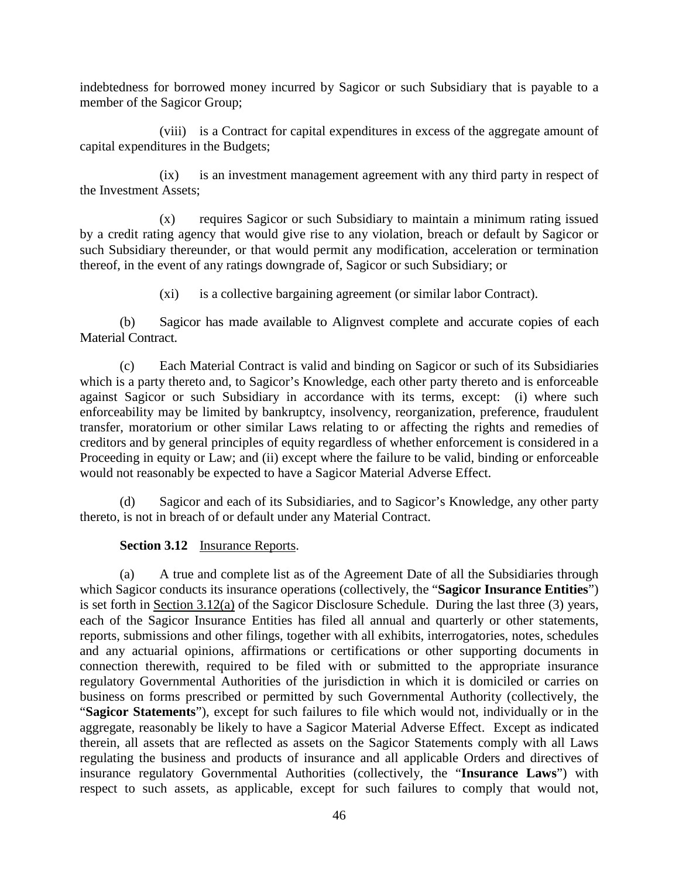indebtedness for borrowed money incurred by Sagicor or such Subsidiary that is payable to a member of the Sagicor Group;

(viii) is a Contract for capital expenditures in excess of the aggregate amount of capital expenditures in the Budgets;

(ix) is an investment management agreement with any third party in respect of the Investment Assets;

(x) requires Sagicor or such Subsidiary to maintain a minimum rating issued by a credit rating agency that would give rise to any violation, breach or default by Sagicor or such Subsidiary thereunder, or that would permit any modification, acceleration or termination thereof, in the event of any ratings downgrade of, Sagicor or such Subsidiary; or

(xi) is a collective bargaining agreement (or similar labor Contract).

(b) Sagicor has made available to Alignvest complete and accurate copies of each Material Contract.

(c) Each Material Contract is valid and binding on Sagicor or such of its Subsidiaries which is a party thereto and, to Sagicor's Knowledge, each other party thereto and is enforceable against Sagicor or such Subsidiary in accordance with its terms, except: (i) where such enforceability may be limited by bankruptcy, insolvency, reorganization, preference, fraudulent transfer, moratorium or other similar Laws relating to or affecting the rights and remedies of creditors and by general principles of equity regardless of whether enforcement is considered in a Proceeding in equity or Law; and (ii) except where the failure to be valid, binding or enforceable would not reasonably be expected to have a Sagicor Material Adverse Effect.

(d) Sagicor and each of its Subsidiaries, and to Sagicor's Knowledge, any other party thereto, is not in breach of or default under any Material Contract.

**Section 3.12** Insurance Reports.

(a) A true and complete list as of the Agreement Date of all the Subsidiaries through which Sagicor conducts its insurance operations (collectively, the "**Sagicor Insurance Entities**") is set forth in Section 3.12(a) of the Sagicor Disclosure Schedule. During the last three (3) years, each of the Sagicor Insurance Entities has filed all annual and quarterly or other statements, reports, submissions and other filings, together with all exhibits, interrogatories, notes, schedules and any actuarial opinions, affirmations or certifications or other supporting documents in connection therewith, required to be filed with or submitted to the appropriate insurance regulatory Governmental Authorities of the jurisdiction in which it is domiciled or carries on business on forms prescribed or permitted by such Governmental Authority (collectively, the "**Sagicor Statements**"), except for such failures to file which would not, individually or in the aggregate, reasonably be likely to have a Sagicor Material Adverse Effect. Except as indicated therein, all assets that are reflected as assets on the Sagicor Statements comply with all Laws regulating the business and products of insurance and all applicable Orders and directives of insurance regulatory Governmental Authorities (collectively, the "**Insurance Laws**") with respect to such assets, as applicable, except for such failures to comply that would not,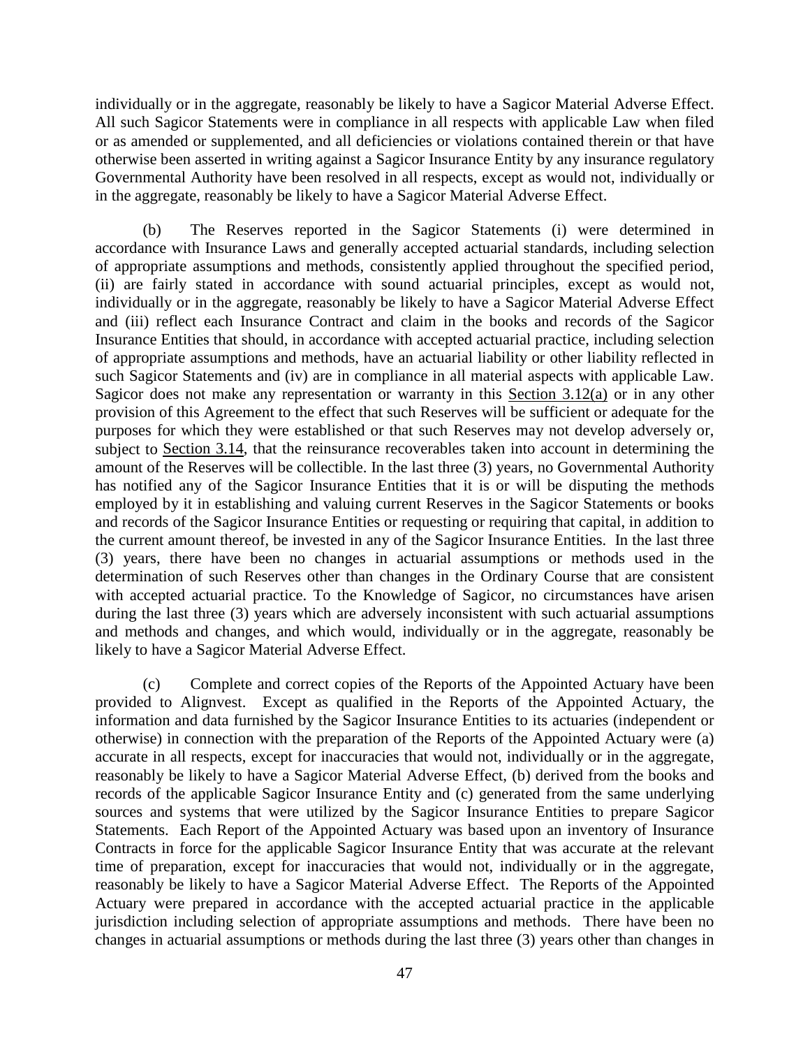individually or in the aggregate, reasonably be likely to have a Sagicor Material Adverse Effect. All such Sagicor Statements were in compliance in all respects with applicable Law when filed or as amended or supplemented, and all deficiencies or violations contained therein or that have otherwise been asserted in writing against a Sagicor Insurance Entity by any insurance regulatory Governmental Authority have been resolved in all respects, except as would not, individually or in the aggregate, reasonably be likely to have a Sagicor Material Adverse Effect.

(b) The Reserves reported in the Sagicor Statements (i) were determined in accordance with Insurance Laws and generally accepted actuarial standards, including selection of appropriate assumptions and methods, consistently applied throughout the specified period, (ii) are fairly stated in accordance with sound actuarial principles, except as would not, individually or in the aggregate, reasonably be likely to have a Sagicor Material Adverse Effect and (iii) reflect each Insurance Contract and claim in the books and records of the Sagicor Insurance Entities that should, in accordance with accepted actuarial practice, including selection of appropriate assumptions and methods, have an actuarial liability or other liability reflected in such Sagicor Statements and (iv) are in compliance in all material aspects with applicable Law. Sagicor does not make any representation or warranty in this Section 3.12(a) or in any other provision of this Agreement to the effect that such Reserves will be sufficient or adequate for the purposes for which they were established or that such Reserves may not develop adversely or, subject to Section 3.14, that the reinsurance recoverables taken into account in determining the amount of the Reserves will be collectible. In the last three (3) years, no Governmental Authority has notified any of the Sagicor Insurance Entities that it is or will be disputing the methods employed by it in establishing and valuing current Reserves in the Sagicor Statements or books and records of the Sagicor Insurance Entities or requesting or requiring that capital, in addition to the current amount thereof, be invested in any of the Sagicor Insurance Entities. In the last three (3) years, there have been no changes in actuarial assumptions or methods used in the determination of such Reserves other than changes in the Ordinary Course that are consistent with accepted actuarial practice. To the Knowledge of Sagicor, no circumstances have arisen during the last three (3) years which are adversely inconsistent with such actuarial assumptions and methods and changes, and which would, individually or in the aggregate, reasonably be likely to have a Sagicor Material Adverse Effect.

(c) Complete and correct copies of the Reports of the Appointed Actuary have been provided to Alignvest. Except as qualified in the Reports of the Appointed Actuary, the information and data furnished by the Sagicor Insurance Entities to its actuaries (independent or otherwise) in connection with the preparation of the Reports of the Appointed Actuary were (a) accurate in all respects, except for inaccuracies that would not, individually or in the aggregate, reasonably be likely to have a Sagicor Material Adverse Effect, (b) derived from the books and records of the applicable Sagicor Insurance Entity and (c) generated from the same underlying sources and systems that were utilized by the Sagicor Insurance Entities to prepare Sagicor Statements. Each Report of the Appointed Actuary was based upon an inventory of Insurance Contracts in force for the applicable Sagicor Insurance Entity that was accurate at the relevant time of preparation, except for inaccuracies that would not, individually or in the aggregate, reasonably be likely to have a Sagicor Material Adverse Effect. The Reports of the Appointed Actuary were prepared in accordance with the accepted actuarial practice in the applicable jurisdiction including selection of appropriate assumptions and methods. There have been no changes in actuarial assumptions or methods during the last three (3) years other than changes in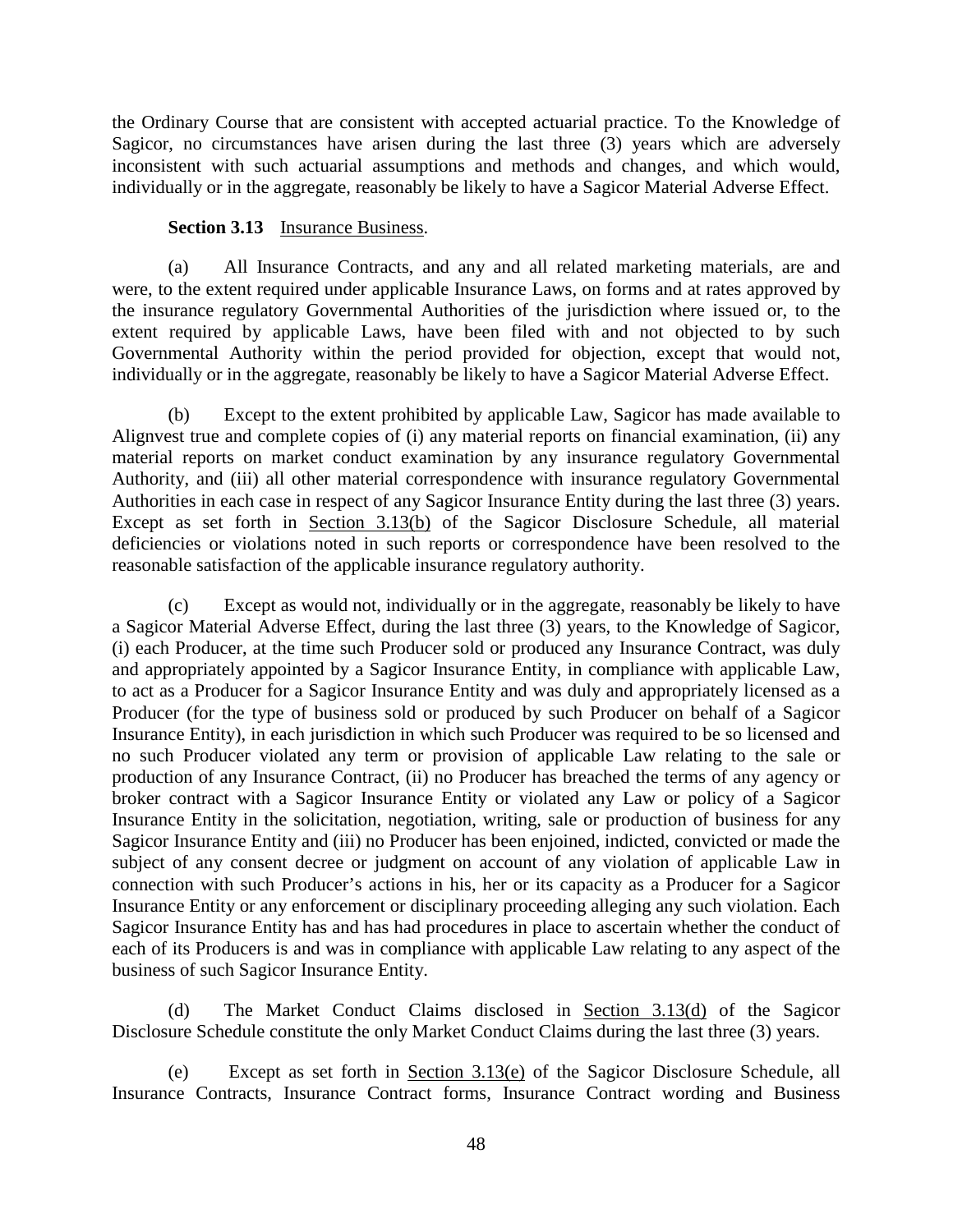the Ordinary Course that are consistent with accepted actuarial practice. To the Knowledge of Sagicor, no circumstances have arisen during the last three (3) years which are adversely inconsistent with such actuarial assumptions and methods and changes, and which would, individually or in the aggregate, reasonably be likely to have a Sagicor Material Adverse Effect.

**Section 3.13** Insurance Business.

(a) All Insurance Contracts, and any and all related marketing materials, are and were, to the extent required under applicable Insurance Laws, on forms and at rates approved by the insurance regulatory Governmental Authorities of the jurisdiction where issued or, to the extent required by applicable Laws, have been filed with and not objected to by such Governmental Authority within the period provided for objection, except that would not, individually or in the aggregate, reasonably be likely to have a Sagicor Material Adverse Effect.

(b) Except to the extent prohibited by applicable Law, Sagicor has made available to Alignvest true and complete copies of (i) any material reports on financial examination, (ii) any material reports on market conduct examination by any insurance regulatory Governmental Authority, and (iii) all other material correspondence with insurance regulatory Governmental Authorities in each case in respect of any Sagicor Insurance Entity during the last three (3) years. Except as set forth in Section 3.13(b) of the Sagicor Disclosure Schedule, all material deficiencies or violations noted in such reports or correspondence have been resolved to the reasonable satisfaction of the applicable insurance regulatory authority.

(c) Except as would not, individually or in the aggregate, reasonably be likely to have a Sagicor Material Adverse Effect, during the last three (3) years, to the Knowledge of Sagicor, (i) each Producer, at the time such Producer sold or produced any Insurance Contract, was duly and appropriately appointed by a Sagicor Insurance Entity, in compliance with applicable Law, to act as a Producer for a Sagicor Insurance Entity and was duly and appropriately licensed as a Producer (for the type of business sold or produced by such Producer on behalf of a Sagicor Insurance Entity), in each jurisdiction in which such Producer was required to be so licensed and no such Producer violated any term or provision of applicable Law relating to the sale or production of any Insurance Contract, (ii) no Producer has breached the terms of any agency or broker contract with a Sagicor Insurance Entity or violated any Law or policy of a Sagicor Insurance Entity in the solicitation, negotiation, writing, sale or production of business for any Sagicor Insurance Entity and (iii) no Producer has been enjoined, indicted, convicted or made the subject of any consent decree or judgment on account of any violation of applicable Law in connection with such Producer's actions in his, her or its capacity as a Producer for a Sagicor Insurance Entity or any enforcement or disciplinary proceeding alleging any such violation. Each Sagicor Insurance Entity has and has had procedures in place to ascertain whether the conduct of each of its Producers is and was in compliance with applicable Law relating to any aspect of the business of such Sagicor Insurance Entity.

(d) The Market Conduct Claims disclosed in Section 3.13(d) of the Sagicor Disclosure Schedule constitute the only Market Conduct Claims during the last three (3) years.

(e) Except as set forth in Section 3.13(e) of the Sagicor Disclosure Schedule, all Insurance Contracts, Insurance Contract forms, Insurance Contract wording and Business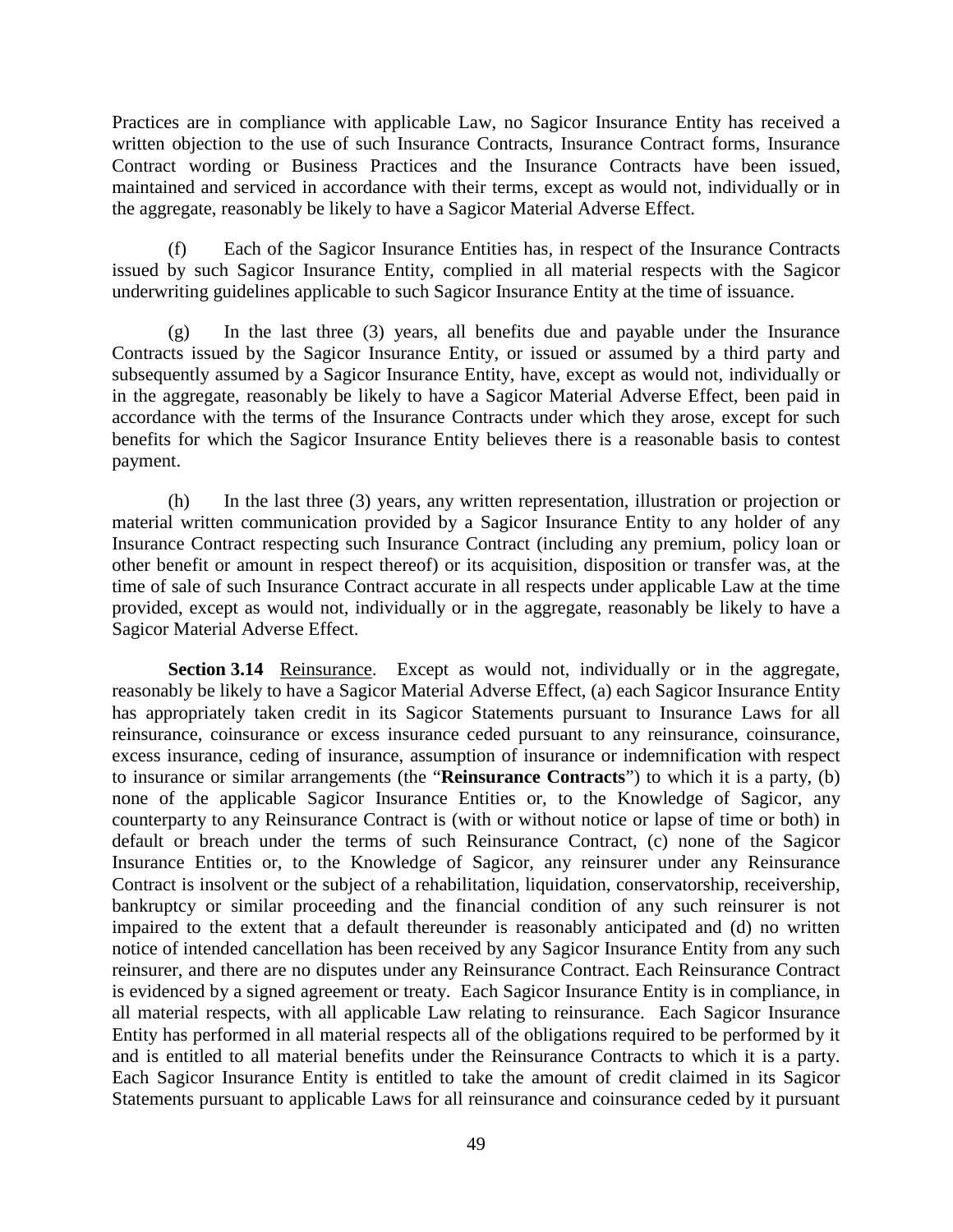Practices are in compliance with applicable Law, no Sagicor Insurance Entity has received a written objection to the use of such Insurance Contracts, Insurance Contract forms, Insurance Contract wording or Business Practices and the Insurance Contracts have been issued, maintained and serviced in accordance with their terms, except as would not, individually or in the aggregate, reasonably be likely to have a Sagicor Material Adverse Effect.

(f) Each of the Sagicor Insurance Entities has, in respect of the Insurance Contracts issued by such Sagicor Insurance Entity, complied in all material respects with the Sagicor underwriting guidelines applicable to such Sagicor Insurance Entity at the time of issuance.

(g) In the last three (3) years, all benefits due and payable under the Insurance Contracts issued by the Sagicor Insurance Entity, or issued or assumed by a third party and subsequently assumed by a Sagicor Insurance Entity, have, except as would not, individually or in the aggregate, reasonably be likely to have a Sagicor Material Adverse Effect, been paid in accordance with the terms of the Insurance Contracts under which they arose, except for such benefits for which the Sagicor Insurance Entity believes there is a reasonable basis to contest payment.

(h) In the last three (3) years, any written representation, illustration or projection or material written communication provided by a Sagicor Insurance Entity to any holder of any Insurance Contract respecting such Insurance Contract (including any premium, policy loan or other benefit or amount in respect thereof) or its acquisition, disposition or transfer was, at the time of sale of such Insurance Contract accurate in all respects under applicable Law at the time provided, except as would not, individually or in the aggregate, reasonably be likely to have a Sagicor Material Adverse Effect.

**Section 3.14** Reinsurance. Except as would not, individually or in the aggregate, reasonably be likely to have a Sagicor Material Adverse Effect, (a) each Sagicor Insurance Entity has appropriately taken credit in its Sagicor Statements pursuant to Insurance Laws for all reinsurance, coinsurance or excess insurance ceded pursuant to any reinsurance, coinsurance, excess insurance, ceding of insurance, assumption of insurance or indemnification with respect to insurance or similar arrangements (the "**Reinsurance Contracts**") to which it is a party, (b) none of the applicable Sagicor Insurance Entities or, to the Knowledge of Sagicor, any counterparty to any Reinsurance Contract is (with or without notice or lapse of time or both) in default or breach under the terms of such Reinsurance Contract, (c) none of the Sagicor Insurance Entities or, to the Knowledge of Sagicor, any reinsurer under any Reinsurance Contract is insolvent or the subject of a rehabilitation, liquidation, conservatorship, receivership, bankruptcy or similar proceeding and the financial condition of any such reinsurer is not impaired to the extent that a default thereunder is reasonably anticipated and (d) no written notice of intended cancellation has been received by any Sagicor Insurance Entity from any such reinsurer, and there are no disputes under any Reinsurance Contract. Each Reinsurance Contract is evidenced by a signed agreement or treaty. Each Sagicor Insurance Entity is in compliance, in all material respects, with all applicable Law relating to reinsurance. Each Sagicor Insurance Entity has performed in all material respects all of the obligations required to be performed by it and is entitled to all material benefits under the Reinsurance Contracts to which it is a party. Each Sagicor Insurance Entity is entitled to take the amount of credit claimed in its Sagicor Statements pursuant to applicable Laws for all reinsurance and coinsurance ceded by it pursuant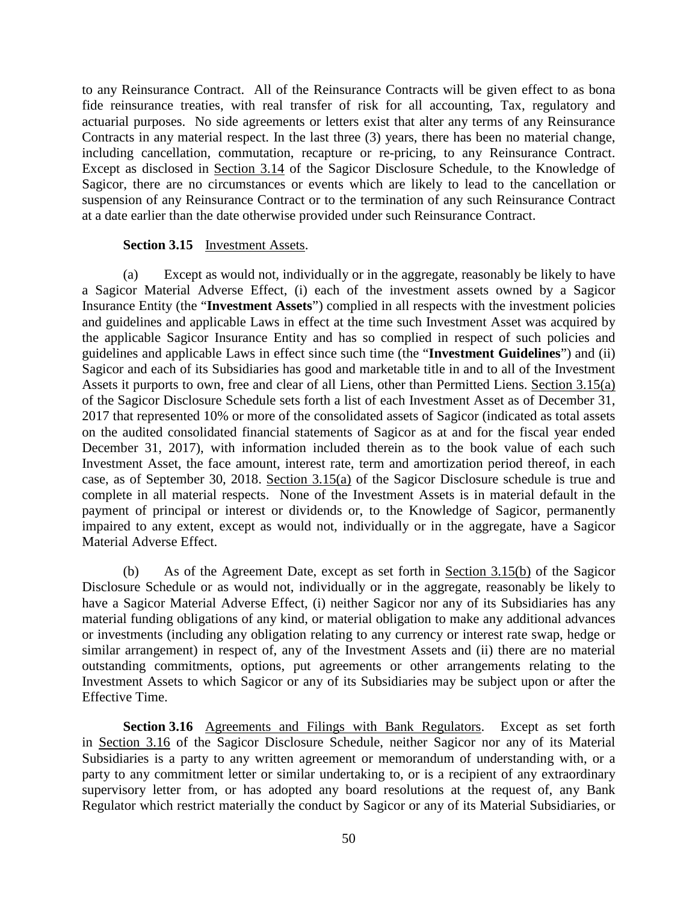to any Reinsurance Contract. All of the Reinsurance Contracts will be given effect to as bona fide reinsurance treaties, with real transfer of risk for all accounting, Tax, regulatory and actuarial purposes. No side agreements or letters exist that alter any terms of any Reinsurance Contracts in any material respect. In the last three (3) years, there has been no material change, including cancellation, commutation, recapture or re-pricing, to any Reinsurance Contract. Except as disclosed in Section 3.14 of the Sagicor Disclosure Schedule, to the Knowledge of Sagicor, there are no circumstances or events which are likely to lead to the cancellation or suspension of any Reinsurance Contract or to the termination of any such Reinsurance Contract at a date earlier than the date otherwise provided under such Reinsurance Contract.

**Section 3.15** Investment Assets.

(a) Except as would not, individually or in the aggregate, reasonably be likely to have a Sagicor Material Adverse Effect, (i) each of the investment assets owned by a Sagicor Insurance Entity (the "**Investment Assets**") complied in all respects with the investment policies and guidelines and applicable Laws in effect at the time such Investment Asset was acquired by the applicable Sagicor Insurance Entity and has so complied in respect of such policies and guidelines and applicable Laws in effect since such time (the "**Investment Guidelines**") and (ii) Sagicor and each of its Subsidiaries has good and marketable title in and to all of the Investment Assets it purports to own, free and clear of all Liens, other than Permitted Liens. Section 3.15(a) of the Sagicor Disclosure Schedule sets forth a list of each Investment Asset as of December 31, 2017 that represented 10% or more of the consolidated assets of Sagicor (indicated as total assets on the audited consolidated financial statements of Sagicor as at and for the fiscal year ended December 31, 2017), with information included therein as to the book value of each such Investment Asset, the face amount, interest rate, term and amortization period thereof, in each case, as of September 30, 2018. Section 3.15(a) of the Sagicor Disclosure schedule is true and complete in all material respects. None of the Investment Assets is in material default in the payment of principal or interest or dividends or, to the Knowledge of Sagicor, permanently impaired to any extent, except as would not, individually or in the aggregate, have a Sagicor Material Adverse Effect.

(b) As of the Agreement Date, except as set forth in Section 3.15(b) of the Sagicor Disclosure Schedule or as would not, individually or in the aggregate, reasonably be likely to have a Sagicor Material Adverse Effect, (i) neither Sagicor nor any of its Subsidiaries has any material funding obligations of any kind, or material obligation to make any additional advances or investments (including any obligation relating to any currency or interest rate swap, hedge or similar arrangement) in respect of, any of the Investment Assets and (ii) there are no material outstanding commitments, options, put agreements or other arrangements relating to the Investment Assets to which Sagicor or any of its Subsidiaries may be subject upon or after the Effective Time.

**Section 3.16** Agreements and Filings with Bank Regulators. Except as set forth in Section 3.16 of the Sagicor Disclosure Schedule, neither Sagicor nor any of its Material Subsidiaries is a party to any written agreement or memorandum of understanding with, or a party to any commitment letter or similar undertaking to, or is a recipient of any extraordinary supervisory letter from, or has adopted any board resolutions at the request of, any Bank Regulator which restrict materially the conduct by Sagicor or any of its Material Subsidiaries, or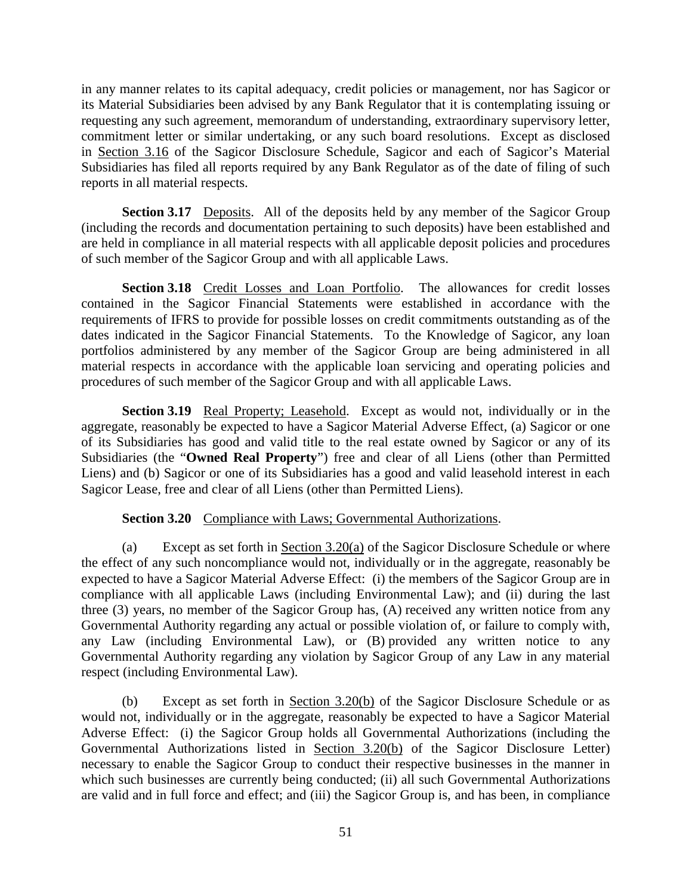in any manner relates to its capital adequacy, credit policies or management, nor has Sagicor or its Material Subsidiaries been advised by any Bank Regulator that it is contemplating issuing or requesting any such agreement, memorandum of understanding, extraordinary supervisory letter, commitment letter or similar undertaking, or any such board resolutions. Except as disclosed in Section 3.16 of the Sagicor Disclosure Schedule, Sagicor and each of Sagicor's Material Subsidiaries has filed all reports required by any Bank Regulator as of the date of filing of such reports in all material respects.

**Section 3.17** Deposits. All of the deposits held by any member of the Sagicor Group (including the records and documentation pertaining to such deposits) have been established and are held in compliance in all material respects with all applicable deposit policies and procedures of such member of the Sagicor Group and with all applicable Laws.

**Section 3.18** Credit Losses and Loan Portfolio. The allowances for credit losses contained in the Sagicor Financial Statements were established in accordance with the requirements of IFRS to provide for possible losses on credit commitments outstanding as of the dates indicated in the Sagicor Financial Statements. To the Knowledge of Sagicor, any loan portfolios administered by any member of the Sagicor Group are being administered in all material respects in accordance with the applicable loan servicing and operating policies and procedures of such member of the Sagicor Group and with all applicable Laws.

**Section 3.19** Real Property; Leasehold. Except as would not, individually or in the aggregate, reasonably be expected to have a Sagicor Material Adverse Effect, (a) Sagicor or one of its Subsidiaries has good and valid title to the real estate owned by Sagicor or any of its Subsidiaries (the "**Owned Real Property**") free and clear of all Liens (other than Permitted Liens) and (b) Sagicor or one of its Subsidiaries has a good and valid leasehold interest in each Sagicor Lease, free and clear of all Liens (other than Permitted Liens).

**Section 3.20** Compliance with Laws; Governmental Authorizations.

(a) Except as set forth in Section 3.20(a) of the Sagicor Disclosure Schedule or where the effect of any such noncompliance would not, individually or in the aggregate, reasonably be expected to have a Sagicor Material Adverse Effect: (i) the members of the Sagicor Group are in compliance with all applicable Laws (including Environmental Law); and (ii) during the last three (3) years, no member of the Sagicor Group has, (A) received any written notice from any Governmental Authority regarding any actual or possible violation of, or failure to comply with, any Law (including Environmental Law), or (B) provided any written notice to any Governmental Authority regarding any violation by Sagicor Group of any Law in any material respect (including Environmental Law).

(b) Except as set forth in Section 3.20(b) of the Sagicor Disclosure Schedule or as would not, individually or in the aggregate, reasonably be expected to have a Sagicor Material Adverse Effect: (i) the Sagicor Group holds all Governmental Authorizations (including the Governmental Authorizations listed in Section 3.20(b) of the Sagicor Disclosure Letter) necessary to enable the Sagicor Group to conduct their respective businesses in the manner in which such businesses are currently being conducted; (ii) all such Governmental Authorizations are valid and in full force and effect; and (iii) the Sagicor Group is, and has been, in compliance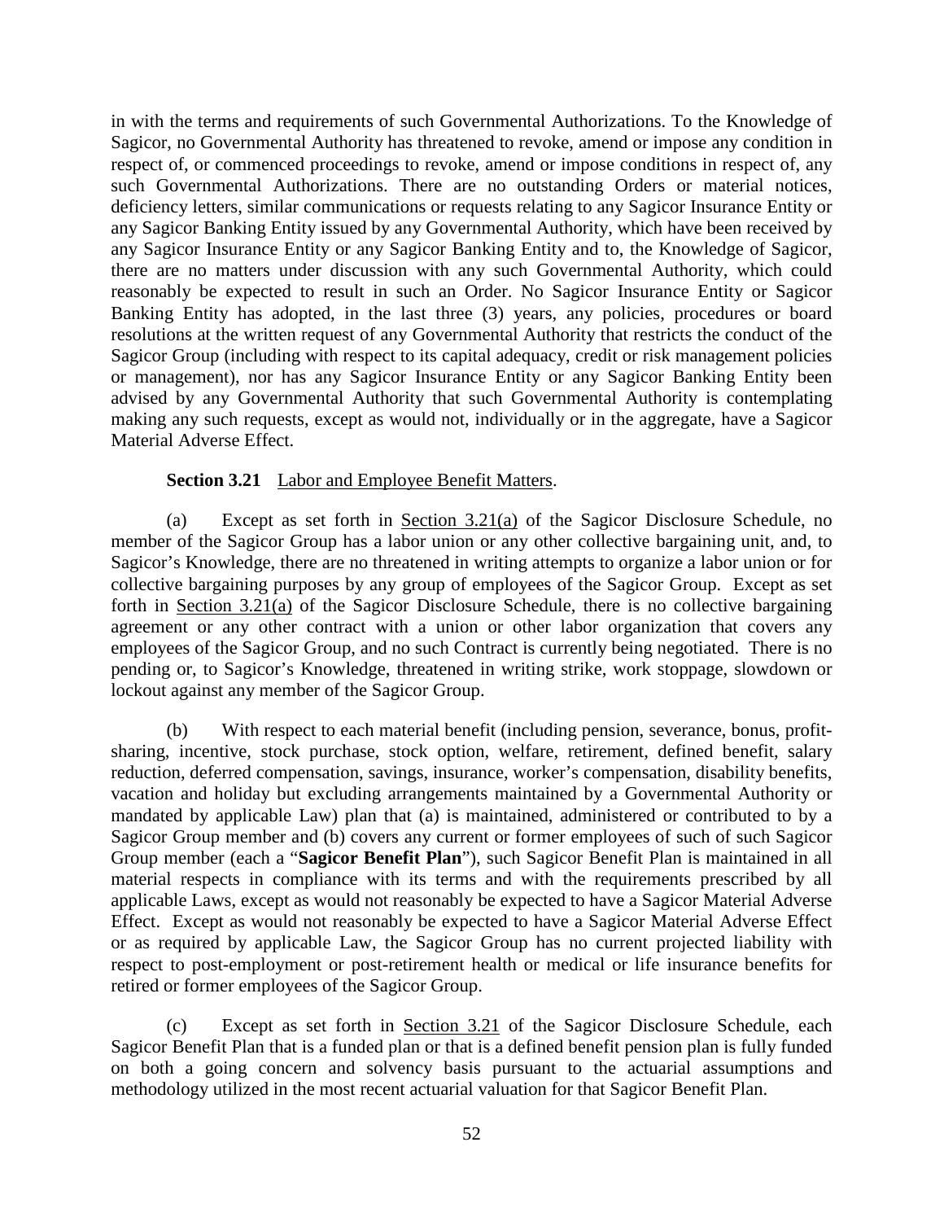in with the terms and requirements of such Governmental Authorizations. To the Knowledge of Sagicor, no Governmental Authority has threatened to revoke, amend or impose any condition in respect of, or commenced proceedings to revoke, amend or impose conditions in respect of, any such Governmental Authorizations. There are no outstanding Orders or material notices, deficiency letters, similar communications or requests relating to any Sagicor Insurance Entity or any Sagicor Banking Entity issued by any Governmental Authority, which have been received by any Sagicor Insurance Entity or any Sagicor Banking Entity and to, the Knowledge of Sagicor, there are no matters under discussion with any such Governmental Authority, which could reasonably be expected to result in such an Order. No Sagicor Insurance Entity or Sagicor Banking Entity has adopted, in the last three (3) years, any policies, procedures or board resolutions at the written request of any Governmental Authority that restricts the conduct of the Sagicor Group (including with respect to its capital adequacy, credit or risk management policies or management), nor has any Sagicor Insurance Entity or any Sagicor Banking Entity been advised by any Governmental Authority that such Governmental Authority is contemplating making any such requests, except as would not, individually or in the aggregate, have a Sagicor Material Adverse Effect.

**Section 3.21** Labor and Employee Benefit Matters.

(a) Except as set forth in Section 3.21(a) of the Sagicor Disclosure Schedule, no member of the Sagicor Group has a labor union or any other collective bargaining unit, and, to Sagicor's Knowledge, there are no threatened in writing attempts to organize a labor union or for collective bargaining purposes by any group of employees of the Sagicor Group. Except as set forth in Section 3.21(a) of the Sagicor Disclosure Schedule, there is no collective bargaining agreement or any other contract with a union or other labor organization that covers any employees of the Sagicor Group, and no such Contract is currently being negotiated. There is no pending or, to Sagicor's Knowledge, threatened in writing strike, work stoppage, slowdown or lockout against any member of the Sagicor Group.

(b) With respect to each material benefit (including pension, severance, bonus, profit-sharing, incentive, stock purchase, stock option, welfare, retirement, defined benefit, salary reduction, deferred compensation, savings, insurance, worker's compensation, disability benefits, vacation and holiday but excluding arrangements maintained by a Governmental Authority or mandated by applicable Law) plan that (a) is maintained, administered or contributed to by a Sagicor Group member and (b) covers any current or former employees of such of such Sagicor Group member (each a "**Sagicor Benefit Plan**"), such Sagicor Benefit Plan is maintained in all material respects in compliance with its terms and with the requirements prescribed by all applicable Laws, except as would not reasonably be expected to have a Sagicor Material Adverse Effect. Except as would not reasonably be expected to have a Sagicor Material Adverse Effect or as required by applicable Law, the Sagicor Group has no current projected liability with respect to post-employment or post-retirement health or medical or life insurance benefits for retired or former employees of the Sagicor Group.

(c) Except as set forth in Section 3.21 of the Sagicor Disclosure Schedule, each Sagicor Benefit Plan that is a funded plan or that is a defined benefit pension plan is fully funded on both a going concern and solvency basis pursuant to the actuarial assumptions and methodology utilized in the most recent actuarial valuation for that Sagicor Benefit Plan.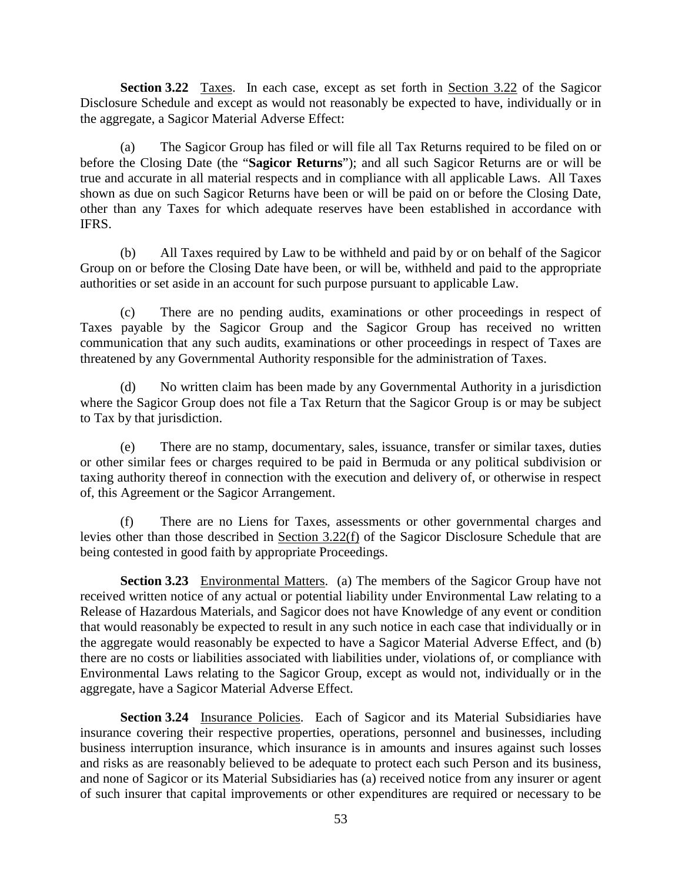**Section 3.22** Taxes. In each case, except as set forth in Section 3.22 of the Sagicor Disclosure Schedule and except as would not reasonably be expected to have, individually or in the aggregate, a Sagicor Material Adverse Effect:

(a) The Sagicor Group has filed or will file all Tax Returns required to be filed on or before the Closing Date (the "**Sagicor Returns**"); and all such Sagicor Returns are or will be true and accurate in all material respects and in compliance with all applicable Laws. All Taxes shown as due on such Sagicor Returns have been or will be paid on or before the Closing Date, other than any Taxes for which adequate reserves have been established in accordance with IFRS.

(b) All Taxes required by Law to be withheld and paid by or on behalf of the Sagicor Group on or before the Closing Date have been, or will be, withheld and paid to the appropriate authorities or set aside in an account for such purpose pursuant to applicable Law.

(c) There are no pending audits, examinations or other proceedings in respect of Taxes payable by the Sagicor Group and the Sagicor Group has received no written communication that any such audits, examinations or other proceedings in respect of Taxes are threatened by any Governmental Authority responsible for the administration of Taxes.

(d) No written claim has been made by any Governmental Authority in a jurisdiction where the Sagicor Group does not file a Tax Return that the Sagicor Group is or may be subject to Tax by that jurisdiction.

(e) There are no stamp, documentary, sales, issuance, transfer or similar taxes, duties or other similar fees or charges required to be paid in Bermuda or any political subdivision or taxing authority thereof in connection with the execution and delivery of, or otherwise in respect of, this Agreement or the Sagicor Arrangement.

(f) There are no Liens for Taxes, assessments or other governmental charges and levies other than those described in Section 3.22(f) of the Sagicor Disclosure Schedule that are being contested in good faith by appropriate Proceedings.

**Section 3.23** Environmental Matters. (a) The members of the Sagicor Group have not received written notice of any actual or potential liability under Environmental Law relating to a Release of Hazardous Materials, and Sagicor does not have Knowledge of any event or condition that would reasonably be expected to result in any such notice in each case that individually or in the aggregate would reasonably be expected to have a Sagicor Material Adverse Effect, and (b) there are no costs or liabilities associated with liabilities under, violations of, or compliance with Environmental Laws relating to the Sagicor Group, except as would not, individually or in the aggregate, have a Sagicor Material Adverse Effect.

**Section 3.24** Insurance Policies. Each of Sagicor and its Material Subsidiaries have insurance covering their respective properties, operations, personnel and businesses, including business interruption insurance, which insurance is in amounts and insures against such losses and risks as are reasonably believed to be adequate to protect each such Person and its business, and none of Sagicor or its Material Subsidiaries has (a) received notice from any insurer or agent of such insurer that capital improvements or other expenditures are required or necessary to be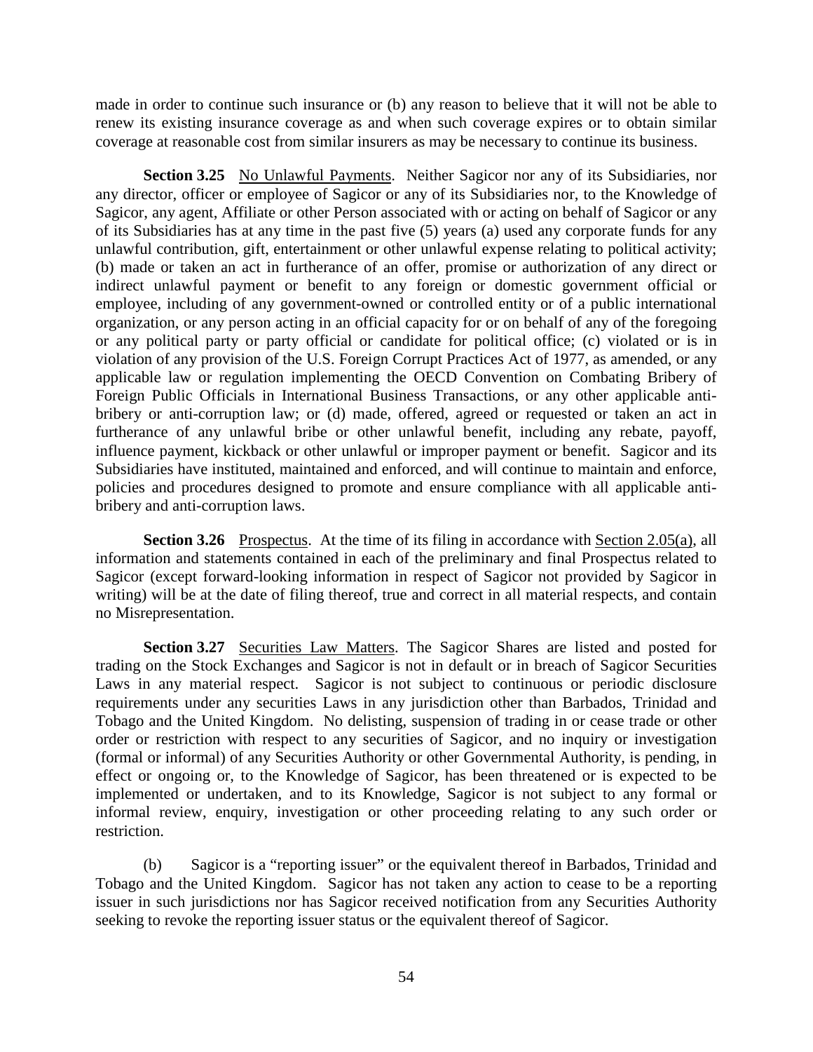made in order to continue such insurance or (b) any reason to believe that it will not be able to renew its existing insurance coverage as and when such coverage expires or to obtain similar coverage at reasonable cost from similar insurers as may be necessary to continue its business.

**Section 3.25** No Unlawful Payments. Neither Sagicor nor any of its Subsidiaries, nor any director, officer or employee of Sagicor or any of its Subsidiaries nor, to the Knowledge of Sagicor, any agent, Affiliate or other Person associated with or acting on behalf of Sagicor or any of its Subsidiaries has at any time in the past five (5) years (a) used any corporate funds for any unlawful contribution, gift, entertainment or other unlawful expense relating to political activity; (b) made or taken an act in furtherance of an offer, promise or authorization of any direct or indirect unlawful payment or benefit to any foreign or domestic government official or employee, including of any government-owned or controlled entity or of a public international organization, or any person acting in an official capacity for or on behalf of any of the foregoing or any political party or party official or candidate for political office; (c) violated or is in violation of any provision of the U.S. Foreign Corrupt Practices Act of 1977, as amended, or any applicable law or regulation implementing the OECD Convention on Combating Bribery of Foreign Public Officials in International Business Transactions, or any other applicable anti-bribery or anti-corruption law; or (d) made, offered, agreed or requested or taken an act in furtherance of any unlawful bribe or other unlawful benefit, including any rebate, payoff, influence payment, kickback or other unlawful or improper payment or benefit. Sagicor and its Subsidiaries have instituted, maintained and enforced, and will continue to maintain and enforce, policies and procedures designed to promote and ensure compliance with all applicable anti-bribery and anti-corruption laws.

**Section 3.26** Prospectus. At the time of its filing in accordance with Section 2.05(a), all information and statements contained in each of the preliminary and final Prospectus related to Sagicor (except forward-looking information in respect of Sagicor not provided by Sagicor in writing) will be at the date of filing thereof, true and correct in all material respects, and contain no Misrepresentation.

**Section 3.27** Securities Law Matters. The Sagicor Shares are listed and posted for trading on the Stock Exchanges and Sagicor is not in default or in breach of Sagicor Securities Laws in any material respect. Sagicor is not subject to continuous or periodic disclosure requirements under any securities Laws in any jurisdiction other than Barbados, Trinidad and Tobago and the United Kingdom. No delisting, suspension of trading in or cease trade or other order or restriction with respect to any securities of Sagicor, and no inquiry or investigation (formal or informal) of any Securities Authority or other Governmental Authority, is pending, in effect or ongoing or, to the Knowledge of Sagicor, has been threatened or is expected to be implemented or undertaken, and to its Knowledge, Sagicor is not subject to any formal or informal review, enquiry, investigation or other proceeding relating to any such order or restriction.

(b) Sagicor is a "reporting issuer" or the equivalent thereof in Barbados, Trinidad and Tobago and the United Kingdom. Sagicor has not taken any action to cease to be a reporting issuer in such jurisdictions nor has Sagicor received notification from any Securities Authority seeking to revoke the reporting issuer status or the equivalent thereof of Sagicor.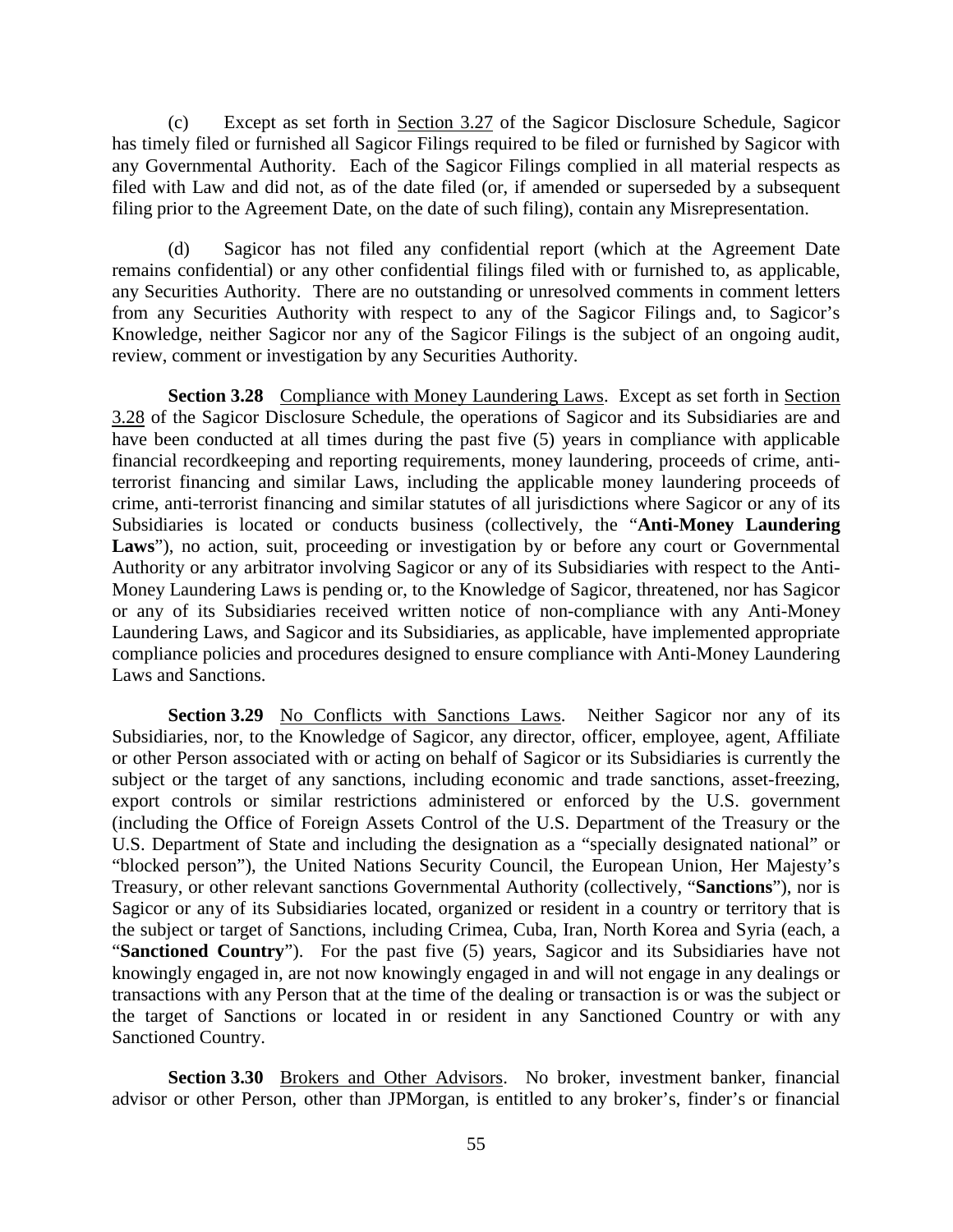(c) Except as set forth in Section 3.27 of the Sagicor Disclosure Schedule, Sagicor has timely filed or furnished all Sagicor Filings required to be filed or furnished by Sagicor with any Governmental Authority. Each of the Sagicor Filings complied in all material respects as filed with Law and did not, as of the date filed (or, if amended or superseded by a subsequent filing prior to the Agreement Date, on the date of such filing), contain any Misrepresentation.

(d) Sagicor has not filed any confidential report (which at the Agreement Date remains confidential) or any other confidential filings filed with or furnished to, as applicable, any Securities Authority. There are no outstanding or unresolved comments in comment letters from any Securities Authority with respect to any of the Sagicor Filings and, to Sagicor's Knowledge, neither Sagicor nor any of the Sagicor Filings is the subject of an ongoing audit, review, comment or investigation by any Securities Authority.

**Section 3.28** Compliance with Money Laundering Laws. Except as set forth in Section 3.28 of the Sagicor Disclosure Schedule, the operations of Sagicor and its Subsidiaries are and have been conducted at all times during the past five (5) years in compliance with applicable financial recordkeeping and reporting requirements, money laundering, proceeds of crime, anti-terrorist financing and similar Laws, including the applicable money laundering proceeds of crime, anti-terrorist financing and similar statutes of all jurisdictions where Sagicor or any of its Subsidiaries is located or conducts business (collectively, the "**Anti-Money Laundering Laws**"), no action, suit, proceeding or investigation by or before any court or Governmental Authority or any arbitrator involving Sagicor or any of its Subsidiaries with respect to the Anti-Money Laundering Laws is pending or, to the Knowledge of Sagicor, threatened, nor has Sagicor or any of its Subsidiaries received written notice of non-compliance with any Anti-Money Laundering Laws, and Sagicor and its Subsidiaries, as applicable, have implemented appropriate compliance policies and procedures designed to ensure compliance with Anti-Money Laundering Laws and Sanctions.

**Section 3.29** No Conflicts with Sanctions Laws. Neither Sagicor nor any of its Subsidiaries, nor, to the Knowledge of Sagicor, any director, officer, employee, agent, Affiliate or other Person associated with or acting on behalf of Sagicor or its Subsidiaries is currently the subject or the target of any sanctions, including economic and trade sanctions, asset-freezing, export controls or similar restrictions administered or enforced by the U.S. government (including the Office of Foreign Assets Control of the U.S. Department of the Treasury or the U.S. Department of State and including the designation as a "specially designated national" or "blocked person"), the United Nations Security Council, the European Union, Her Majesty's Treasury, or other relevant sanctions Governmental Authority (collectively, "**Sanctions**"), nor is Sagicor or any of its Subsidiaries located, organized or resident in a country or territory that is the subject or target of Sanctions, including Crimea, Cuba, Iran, North Korea and Syria (each, a "**Sanctioned Country**"). For the past five (5) years, Sagicor and its Subsidiaries have not knowingly engaged in, are not now knowingly engaged in and will not engage in any dealings or transactions with any Person that at the time of the dealing or transaction is or was the subject or the target of Sanctions or located in or resident in any Sanctioned Country or with any Sanctioned Country.

**Section 3.30** Brokers and Other Advisors. No broker, investment banker, financial advisor or other Person, other than JPMorgan, is entitled to any broker's, finder's or financial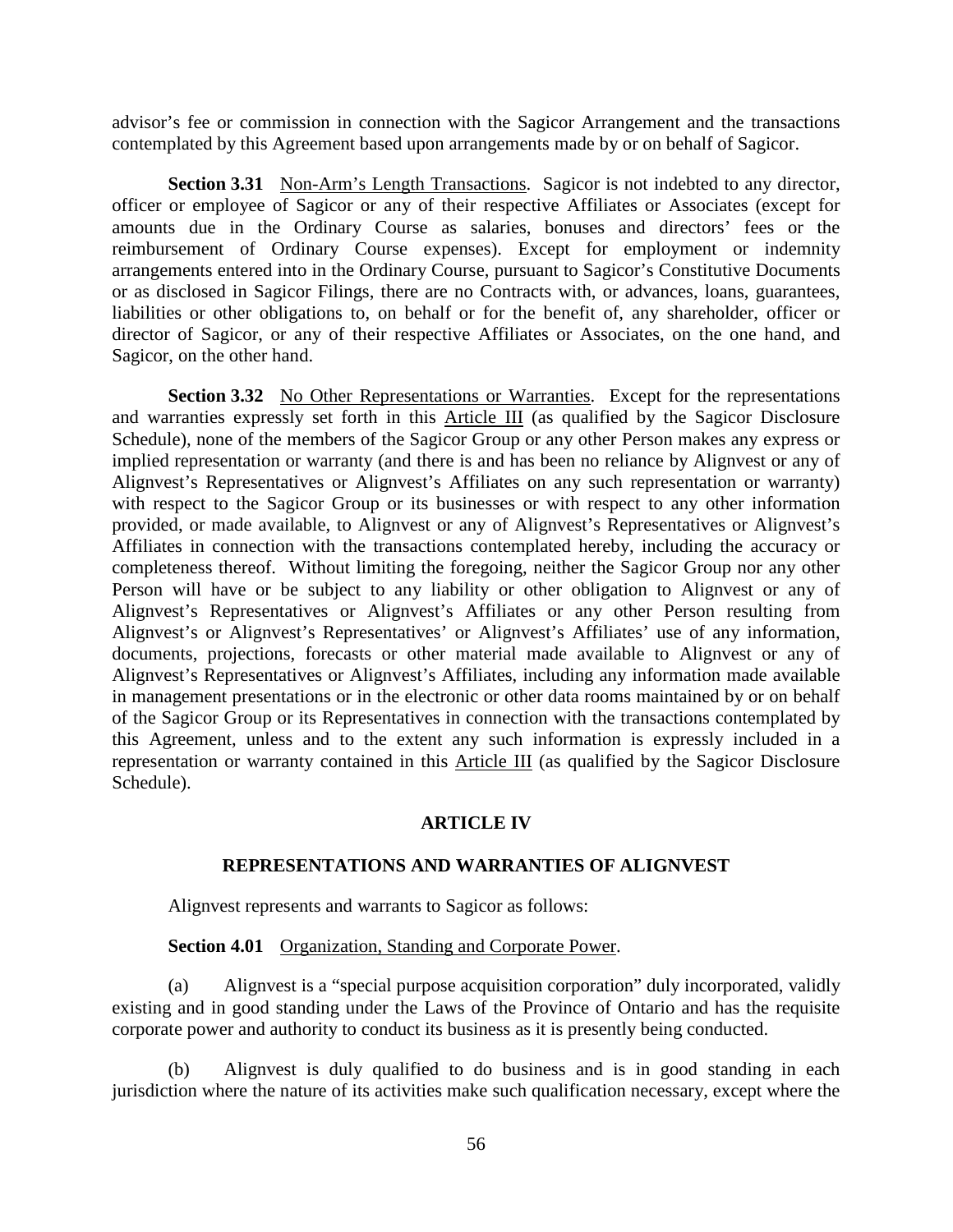advisor's fee or commission in connection with the Sagicor Arrangement and the transactions contemplated by this Agreement based upon arrangements made by or on behalf of Sagicor.

**Section 3.31** Non-Arm's Length Transactions. Sagicor is not indebted to any director, officer or employee of Sagicor or any of their respective Affiliates or Associates (except for amounts due in the Ordinary Course as salaries, bonuses and directors' fees or the reimbursement of Ordinary Course expenses). Except for employment or indemnity arrangements entered into in the Ordinary Course, pursuant to Sagicor's Constitutive Documents or as disclosed in Sagicor Filings, there are no Contracts with, or advances, loans, guarantees, liabilities or other obligations to, on behalf or for the benefit of, any shareholder, officer or director of Sagicor, or any of their respective Affiliates or Associates, on the one hand, and Sagicor, on the other hand.

**Section 3.32** No Other Representations or Warranties. Except for the representations and warranties expressly set forth in this Article III (as qualified by the Sagicor Disclosure Schedule), none of the members of the Sagicor Group or any other Person makes any express or implied representation or warranty (and there is and has been no reliance by Alignvest or any of Alignvest's Representatives or Alignvest's Affiliates on any such representation or warranty) with respect to the Sagicor Group or its businesses or with respect to any other information provided, or made available, to Alignvest or any of Alignvest's Representatives or Alignvest's Affiliates in connection with the transactions contemplated hereby, including the accuracy or completeness thereof. Without limiting the foregoing, neither the Sagicor Group nor any other Person will have or be subject to any liability or other obligation to Alignvest or any of Alignvest's Representatives or Alignvest's Affiliates or any other Person resulting from Alignvest's or Alignvest's Representatives' or Alignvest's Affiliates' use of any information, documents, projections, forecasts or other material made available to Alignvest or any of Alignvest's Representatives or Alignvest's Affiliates, including any information made available in management presentations or in the electronic or other data rooms maintained by or on behalf of the Sagicor Group or its Representatives in connection with the transactions contemplated by this Agreement, unless and to the extent any such information is expressly included in a representation or warranty contained in this Article III (as qualified by the Sagicor Disclosure Schedule).

## ARTICLE IV

## REPRESENTATIONS AND WARRANTIES OF ALIGNVEST

Alignvest represents and warrants to Sagicor as follows:

**Section 4.01** Organization, Standing and Corporate Power.

(a) Alignvest is a "special purpose acquisition corporation" duly incorporated, validly existing and in good standing under the Laws of the Province of Ontario and has the requisite corporate power and authority to conduct its business as it is presently being conducted.

(b) Alignvest is duly qualified to do business and is in good standing in each jurisdiction where the nature of its activities make such qualification necessary, except where the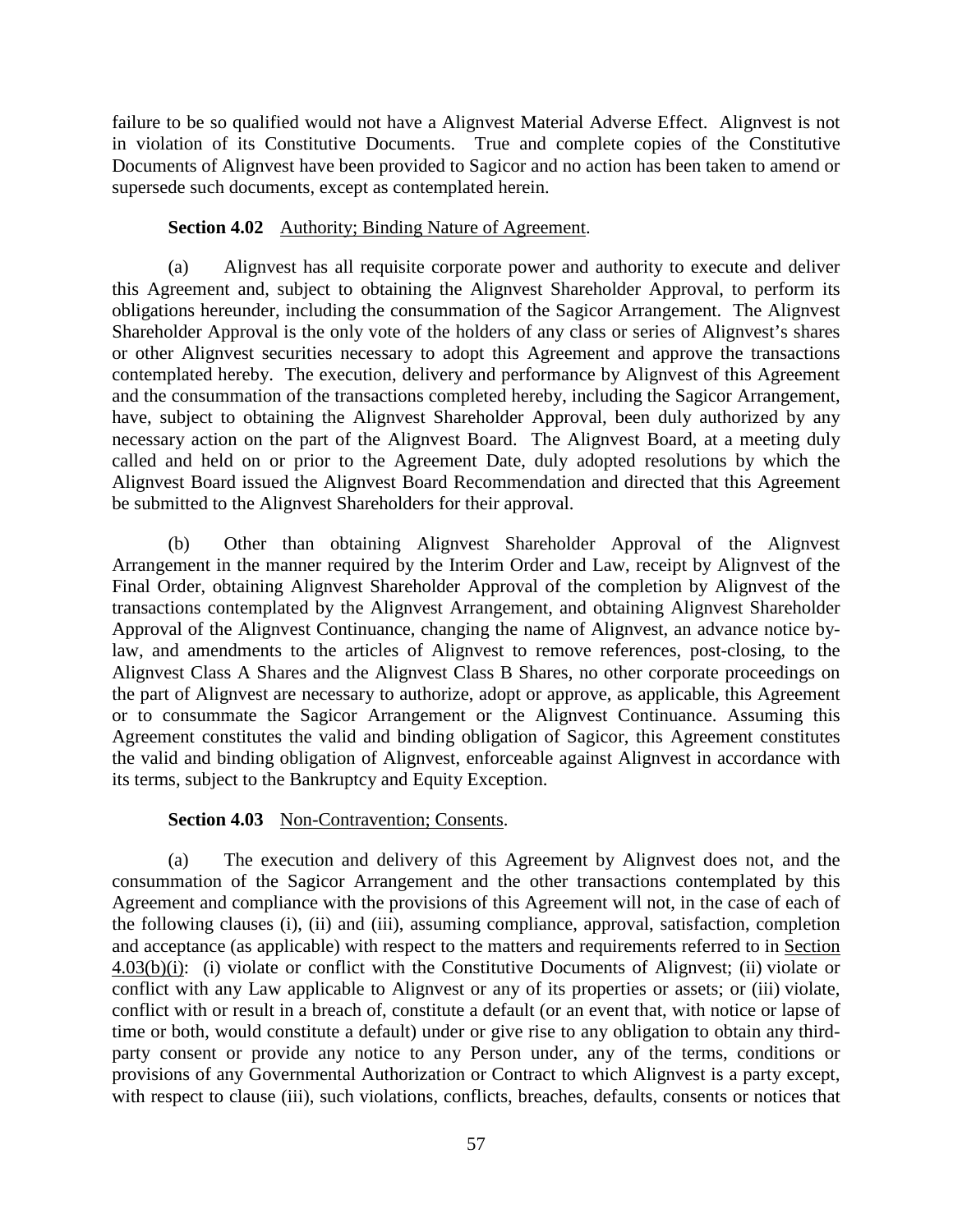failure to be so qualified would not have a Alignvest Material Adverse Effect. Alignvest is not in violation of its Constitutive Documents. True and complete copies of the Constitutive Documents of Alignvest have been provided to Sagicor and no action has been taken to amend or supersede such documents, except as contemplated herein.

**Section 4.02** Authority; Binding Nature of Agreement.

(a) Alignvest has all requisite corporate power and authority to execute and deliver this Agreement and, subject to obtaining the Alignvest Shareholder Approval, to perform its obligations hereunder, including the consummation of the Sagicor Arrangement. The Alignvest Shareholder Approval is the only vote of the holders of any class or series of Alignvest's shares or other Alignvest securities necessary to adopt this Agreement and approve the transactions contemplated hereby. The execution, delivery and performance by Alignvest of this Agreement and the consummation of the transactions completed hereby, including the Sagicor Arrangement, have, subject to obtaining the Alignvest Shareholder Approval, been duly authorized by any necessary action on the part of the Alignvest Board. The Alignvest Board, at a meeting duly called and held on or prior to the Agreement Date, duly adopted resolutions by which the Alignvest Board issued the Alignvest Board Recommendation and directed that this Agreement be submitted to the Alignvest Shareholders for their approval.

(b) Other than obtaining Alignvest Shareholder Approval of the Alignvest Arrangement in the manner required by the Interim Order and Law, receipt by Alignvest of the Final Order, obtaining Alignvest Shareholder Approval of the completion by Alignvest of the transactions contemplated by the Alignvest Arrangement, and obtaining Alignvest Shareholder Approval of the Alignvest Continuance, changing the name of Alignvest, an advance notice by-law, and amendments to the articles of Alignvest to remove references, post-closing, to the Alignvest Class A Shares and the Alignvest Class B Shares, no other corporate proceedings on the part of Alignvest are necessary to authorize, adopt or approve, as applicable, this Agreement or to consummate the Sagicor Arrangement or the Alignvest Continuance. Assuming this Agreement constitutes the valid and binding obligation of Sagicor, this Agreement constitutes the valid and binding obligation of Alignvest, enforceable against Alignvest in accordance with its terms, subject to the Bankruptcy and Equity Exception.

**Section 4.03** Non-Contravention; Consents.

(a) The execution and delivery of this Agreement by Alignvest does not, and the consummation of the Sagicor Arrangement and the other transactions contemplated by this Agreement and compliance with the provisions of this Agreement will not, in the case of each of the following clauses (i), (ii) and (iii), assuming compliance, approval, satisfaction, completion and acceptance (as applicable) with respect to the matters and requirements referred to in Section 4.03(b)(i): (i) violate or conflict with the Constitutive Documents of Alignvest; (ii) violate or conflict with any Law applicable to Alignvest or any of its properties or assets; or (iii) violate, conflict with or result in a breach of, constitute a default (or an event that, with notice or lapse of time or both, would constitute a default) under or give rise to any obligation to obtain any third-party consent or provide any notice to any Person under, any of the terms, conditions or provisions of any Governmental Authorization or Contract to which Alignvest is a party except, with respect to clause (iii), such violations, conflicts, breaches, defaults, consents or notices that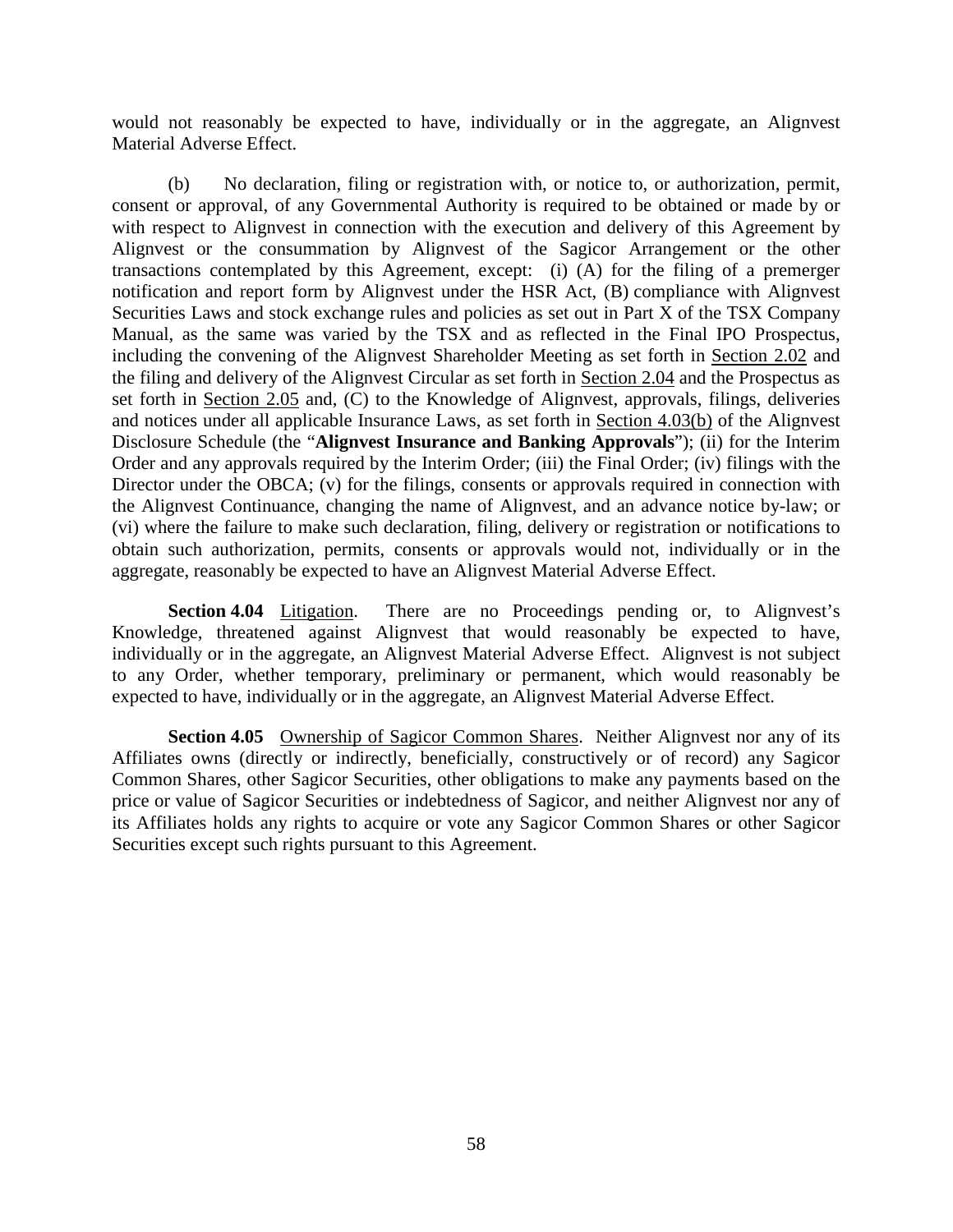would not reasonably be expected to have, individually or in the aggregate, an Alignvest Material Adverse Effect.

(b) No declaration, filing or registration with, or notice to, or authorization, permit, consent or approval, of any Governmental Authority is required to be obtained or made by or with respect to Alignvest in connection with the execution and delivery of this Agreement by Alignvest or the consummation by Alignvest of the Sagicor Arrangement or the other transactions contemplated by this Agreement, except: (i) (A) for the filing of a premerger notification and report form by Alignvest under the HSR Act, (B) compliance with Alignvest Securities Laws and stock exchange rules and policies as set out in Part X of the TSX Company Manual, as the same was varied by the TSX and as reflected in the Final IPO Prospectus, including the convening of the Alignvest Shareholder Meeting as set forth in Section 2.02 and the filing and delivery of the Alignvest Circular as set forth in Section 2.04 and the Prospectus as set forth in Section 2.05 and, (C) to the Knowledge of Alignvest, approvals, filings, deliveries and notices under all applicable Insurance Laws, as set forth in Section 4.03(b) of the Alignvest Disclosure Schedule (the "**Alignvest Insurance and Banking Approvals**"); (ii) for the Interim Order and any approvals required by the Interim Order; (iii) the Final Order; (iv) filings with the Director under the OBCA; (v) for the filings, consents or approvals required in connection with the Alignvest Continuance, changing the name of Alignvest, and an advance notice by-law; or (vi) where the failure to make such declaration, filing, delivery or registration or notifications to obtain such authorization, permits, consents or approvals would not, individually or in the aggregate, reasonably be expected to have an Alignvest Material Adverse Effect.

**Section 4.04** Litigation. There are no Proceedings pending or, to Alignvest's Knowledge, threatened against Alignvest that would reasonably be expected to have, individually or in the aggregate, an Alignvest Material Adverse Effect. Alignvest is not subject to any Order, whether temporary, preliminary or permanent, which would reasonably be expected to have, individually or in the aggregate, an Alignvest Material Adverse Effect.

**Section 4.05** Ownership of Sagicor Common Shares. Neither Alignvest nor any of its Affiliates owns (directly or indirectly, beneficially, constructively or of record) any Sagicor Common Shares, other Sagicor Securities, other obligations to make any payments based on the price or value of Sagicor Securities or indebtedness of Sagicor, and neither Alignvest nor any of its Affiliates holds any rights to acquire or vote any Sagicor Common Shares or other Sagicor Securities except such rights pursuant to this Agreement.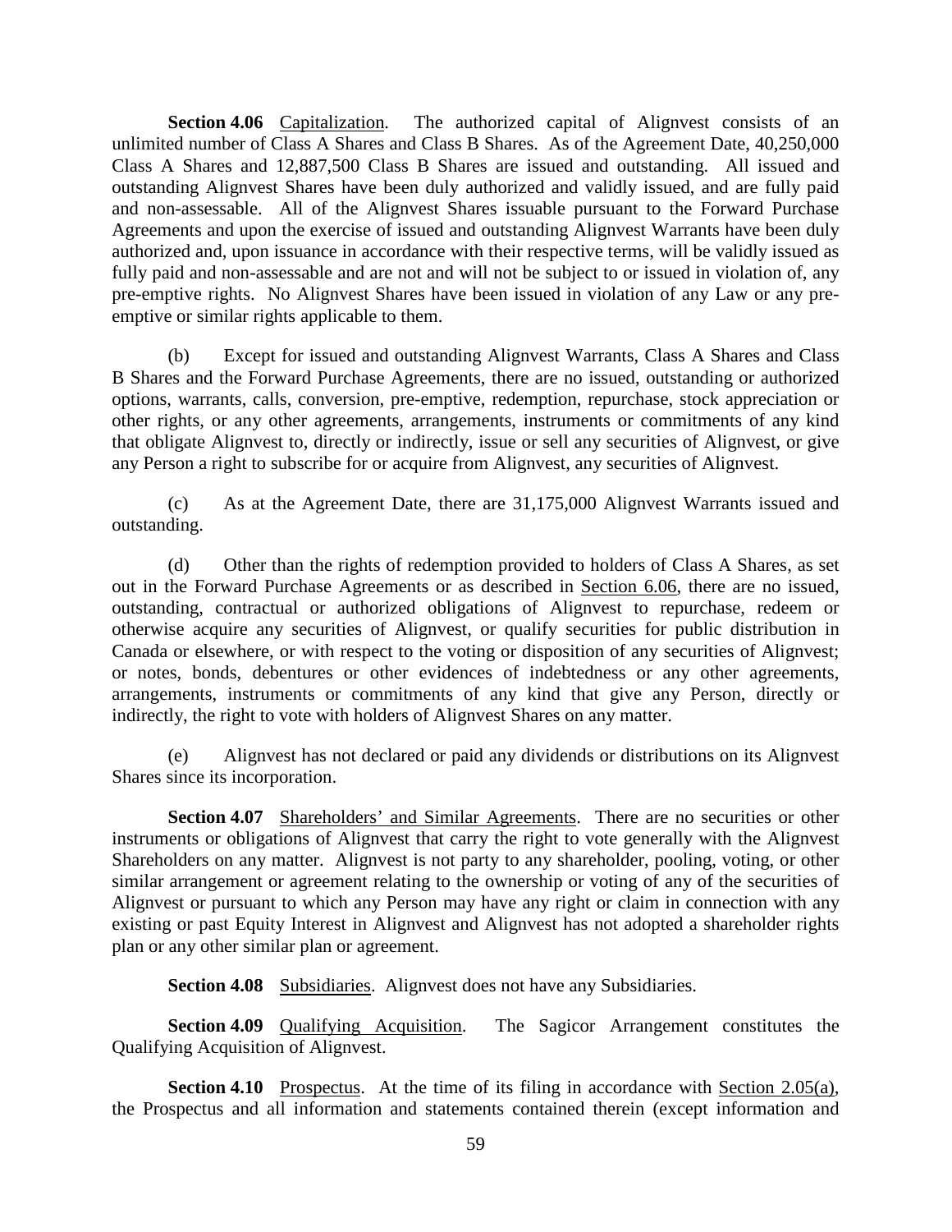**Section 4.06** Capitalization. The authorized capital of Alignvest consists of an unlimited number of Class A Shares and Class B Shares. As of the Agreement Date, 40,250,000 Class A Shares and 12,887,500 Class B Shares are issued and outstanding. All issued and outstanding Alignvest Shares have been duly authorized and validly issued, and are fully paid and non-assessable. All of the Alignvest Shares issuable pursuant to the Forward Purchase Agreements and upon the exercise of issued and outstanding Alignvest Warrants have been duly authorized and, upon issuance in accordance with their respective terms, will be validly issued as fully paid and non-assessable and are not and will not be subject to or issued in violation of, any pre-emptive rights. No Alignvest Shares have been issued in violation of any Law or any pre-emptive or similar rights applicable to them.

(b) Except for issued and outstanding Alignvest Warrants, Class A Shares and Class B Shares and the Forward Purchase Agreements, there are no issued, outstanding or authorized options, warrants, calls, conversion, pre-emptive, redemption, repurchase, stock appreciation or other rights, or any other agreements, arrangements, instruments or commitments of any kind that obligate Alignvest to, directly or indirectly, issue or sell any securities of Alignvest, or give any Person a right to subscribe for or acquire from Alignvest, any securities of Alignvest.

(c) As at the Agreement Date, there are 31,175,000 Alignvest Warrants issued and outstanding.

(d) Other than the rights of redemption provided to holders of Class A Shares, as set out in the Forward Purchase Agreements or as described in Section 6.06, there are no issued, outstanding, contractual or authorized obligations of Alignvest to repurchase, redeem or otherwise acquire any securities of Alignvest, or qualify securities for public distribution in Canada or elsewhere, or with respect to the voting or disposition of any securities of Alignvest; or notes, bonds, debentures or other evidences of indebtedness or any other agreements, arrangements, instruments or commitments of any kind that give any Person, directly or indirectly, the right to vote with holders of Alignvest Shares on any matter.

(e) Alignvest has not declared or paid any dividends or distributions on its Alignvest Shares since its incorporation.

**Section 4.07** Shareholders' and Similar Agreements. There are no securities or other instruments or obligations of Alignvest that carry the right to vote generally with the Alignvest Shareholders on any matter. Alignvest is not party to any shareholder, pooling, voting, or other similar arrangement or agreement relating to the ownership or voting of any of the securities of Alignvest or pursuant to which any Person may have any right or claim in connection with any existing or past Equity Interest in Alignvest and Alignvest has not adopted a shareholder rights plan or any other similar plan or agreement.

**Section 4.08** Subsidiaries. Alignvest does not have any Subsidiaries.

**Section 4.09** Qualifying Acquisition. The Sagicor Arrangement constitutes the Qualifying Acquisition of Alignvest.

**Section 4.10** Prospectus. At the time of its filing in accordance with Section 2.05(a), the Prospectus and all information and statements contained therein (except information and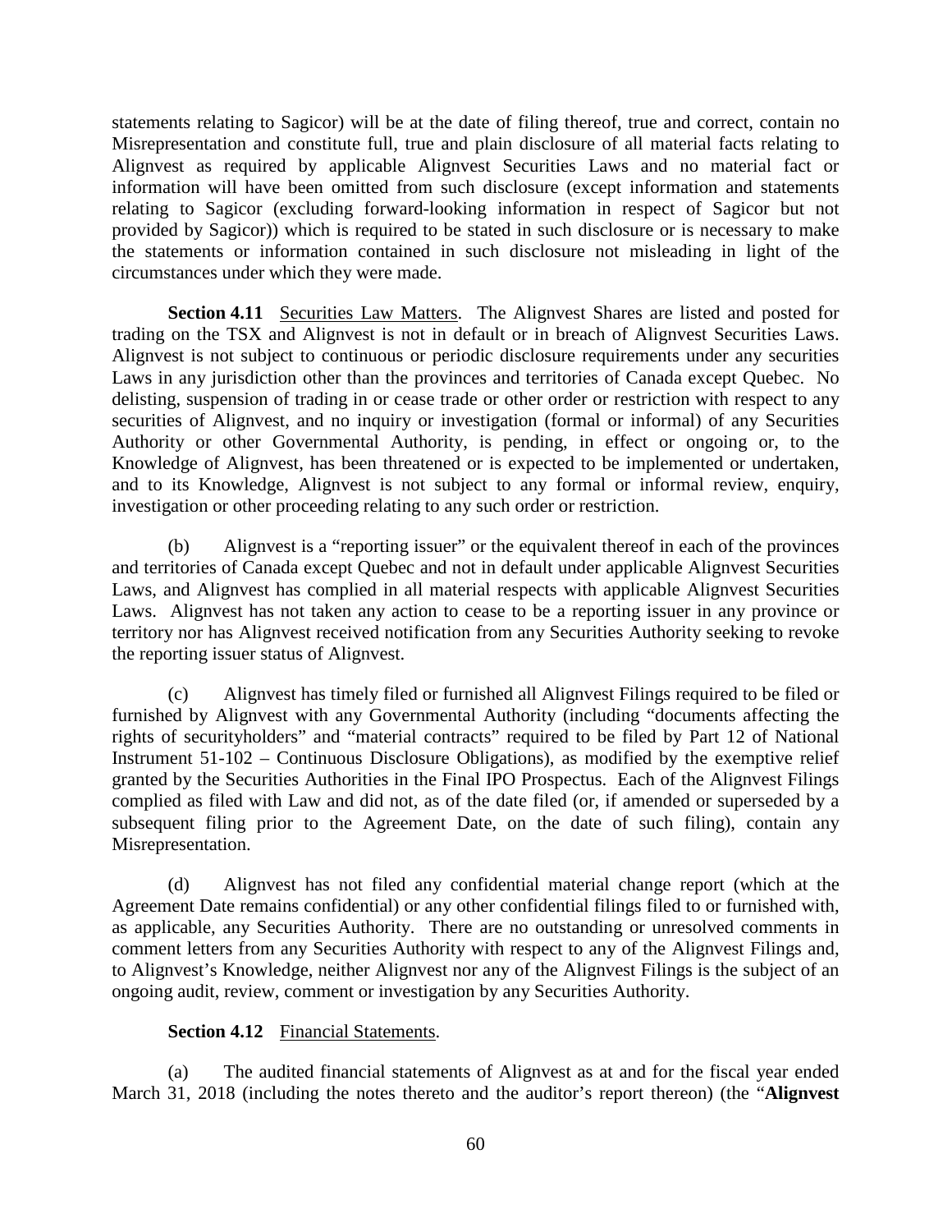statements relating to Sagicor) will be at the date of filing thereof, true and correct, contain no Misrepresentation and constitute full, true and plain disclosure of all material facts relating to Alignvest as required by applicable Alignvest Securities Laws and no material fact or information will have been omitted from such disclosure (except information and statements relating to Sagicor (excluding forward-looking information in respect of Sagicor but not provided by Sagicor)) which is required to be stated in such disclosure or is necessary to make the statements or information contained in such disclosure not misleading in light of the circumstances under which they were made.

**Section 4.11** Securities Law Matters. The Alignvest Shares are listed and posted for trading on the TSX and Alignvest is not in default or in breach of Alignvest Securities Laws. Alignvest is not subject to continuous or periodic disclosure requirements under any securities Laws in any jurisdiction other than the provinces and territories of Canada except Quebec. No delisting, suspension of trading in or cease trade or other order or restriction with respect to any securities of Alignvest, and no inquiry or investigation (formal or informal) of any Securities Authority or other Governmental Authority, is pending, in effect or ongoing or, to the Knowledge of Alignvest, has been threatened or is expected to be implemented or undertaken, and to its Knowledge, Alignvest is not subject to any formal or informal review, enquiry, investigation or other proceeding relating to any such order or restriction.

(b) Alignvest is a "reporting issuer" or the equivalent thereof in each of the provinces and territories of Canada except Quebec and not in default under applicable Alignvest Securities Laws, and Alignvest has complied in all material respects with applicable Alignvest Securities Laws. Alignvest has not taken any action to cease to be a reporting issuer in any province or territory nor has Alignvest received notification from any Securities Authority seeking to revoke the reporting issuer status of Alignvest.

(c) Alignvest has timely filed or furnished all Alignvest Filings required to be filed or furnished by Alignvest with any Governmental Authority (including "documents affecting the rights of securityholders" and "material contracts" required to be filed by Part 12 of National Instrument 51-102 – Continuous Disclosure Obligations), as modified by the exemptive relief granted by the Securities Authorities in the Final IPO Prospectus. Each of the Alignvest Filings complied as filed with Law and did not, as of the date filed (or, if amended or superseded by a subsequent filing prior to the Agreement Date, on the date of such filing), contain any Misrepresentation.

(d) Alignvest has not filed any confidential material change report (which at the Agreement Date remains confidential) or any other confidential filings filed to or furnished with, as applicable, any Securities Authority. There are no outstanding or unresolved comments in comment letters from any Securities Authority with respect to any of the Alignvest Filings and, to Alignvest's Knowledge, neither Alignvest nor any of the Alignvest Filings is the subject of an ongoing audit, review, comment or investigation by any Securities Authority.

**Section 4.12** Financial Statements.

(a) The audited financial statements of Alignvest as at and for the fiscal year ended March 31, 2018 (including the notes thereto and the auditor's report thereon) (the "**Alignvest**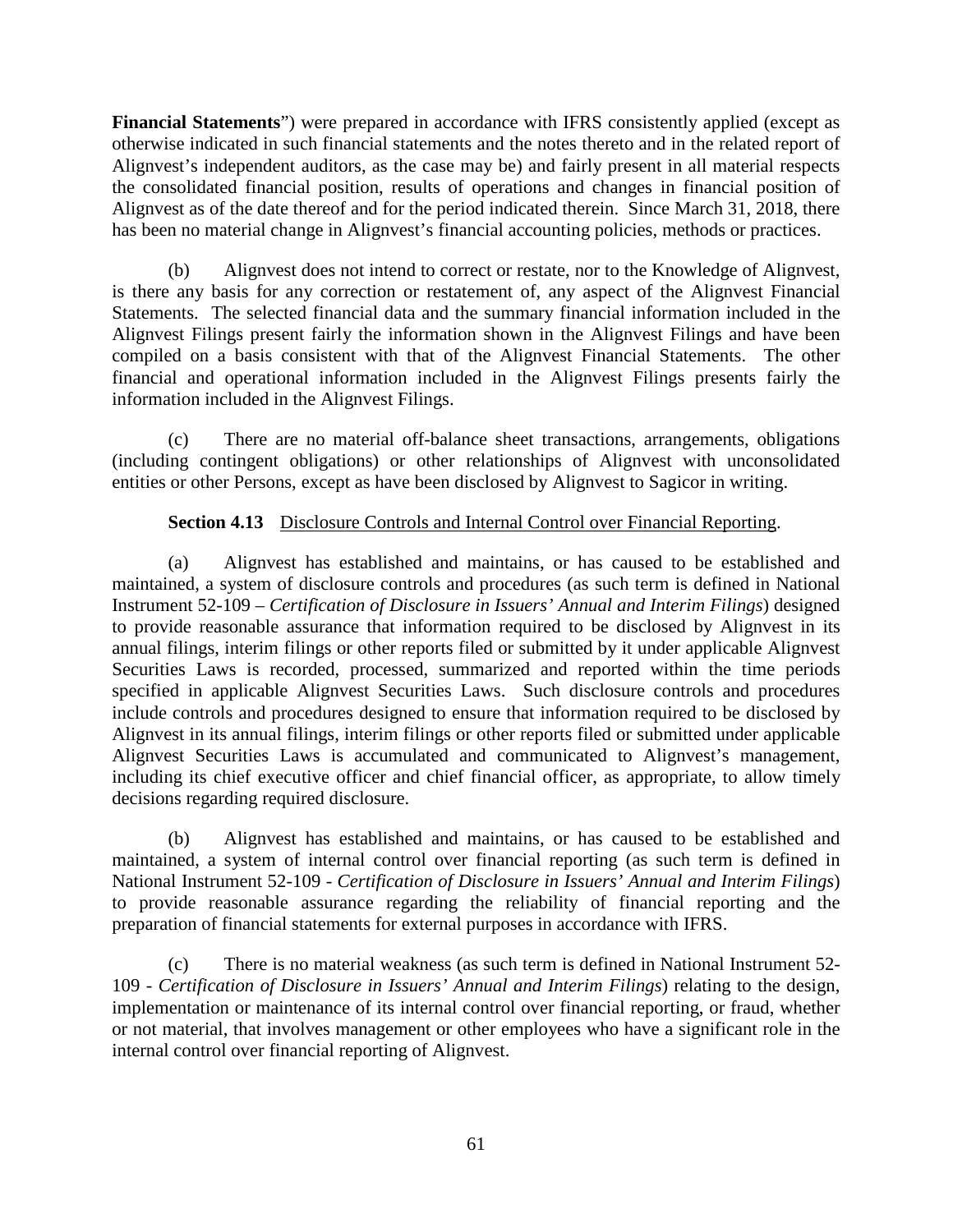**Financial Statements**") were prepared in accordance with IFRS consistently applied (except as otherwise indicated in such financial statements and the notes thereto and in the related report of Alignvest's independent auditors, as the case may be) and fairly present in all material respects the consolidated financial position, results of operations and changes in financial position of Alignvest as of the date thereof and for the period indicated therein. Since March 31, 2018, there has been no material change in Alignvest's financial accounting policies, methods or practices.

(b) Alignvest does not intend to correct or restate, nor to the Knowledge of Alignvest, is there any basis for any correction or restatement of, any aspect of the Alignvest Financial Statements. The selected financial data and the summary financial information included in the Alignvest Filings present fairly the information shown in the Alignvest Filings and have been compiled on a basis consistent with that of the Alignvest Financial Statements. The other financial and operational information included in the Alignvest Filings presents fairly the information included in the Alignvest Filings.

(c) There are no material off-balance sheet transactions, arrangements, obligations (including contingent obligations) or other relationships of Alignvest with unconsolidated entities or other Persons, except as have been disclosed by Alignvest to Sagicor in writing.

**Section 4.13** Disclosure Controls and Internal Control over Financial Reporting.

(a) Alignvest has established and maintains, or has caused to be established and maintained, a system of disclosure controls and procedures (as such term is defined in National Instrument 52-109 – *Certification of Disclosure in Issuers' Annual and Interim Filings*) designed to provide reasonable assurance that information required to be disclosed by Alignvest in its annual filings, interim filings or other reports filed or submitted by it under applicable Alignvest Securities Laws is recorded, processed, summarized and reported within the time periods specified in applicable Alignvest Securities Laws. Such disclosure controls and procedures include controls and procedures designed to ensure that information required to be disclosed by Alignvest in its annual filings, interim filings or other reports filed or submitted under applicable Alignvest Securities Laws is accumulated and communicated to Alignvest's management, including its chief executive officer and chief financial officer, as appropriate, to allow timely decisions regarding required disclosure.

(b) Alignvest has established and maintains, or has caused to be established and maintained, a system of internal control over financial reporting (as such term is defined in National Instrument 52-109 - *Certification of Disclosure in Issuers' Annual and Interim Filings*) to provide reasonable assurance regarding the reliability of financial reporting and the preparation of financial statements for external purposes in accordance with IFRS.

(c) There is no material weakness (as such term is defined in National Instrument 52-109 - *Certification of Disclosure in Issuers' Annual and Interim Filings*) relating to the design, implementation or maintenance of its internal control over financial reporting, or fraud, whether or not material, that involves management or other employees who have a significant role in the internal control over financial reporting of Alignvest.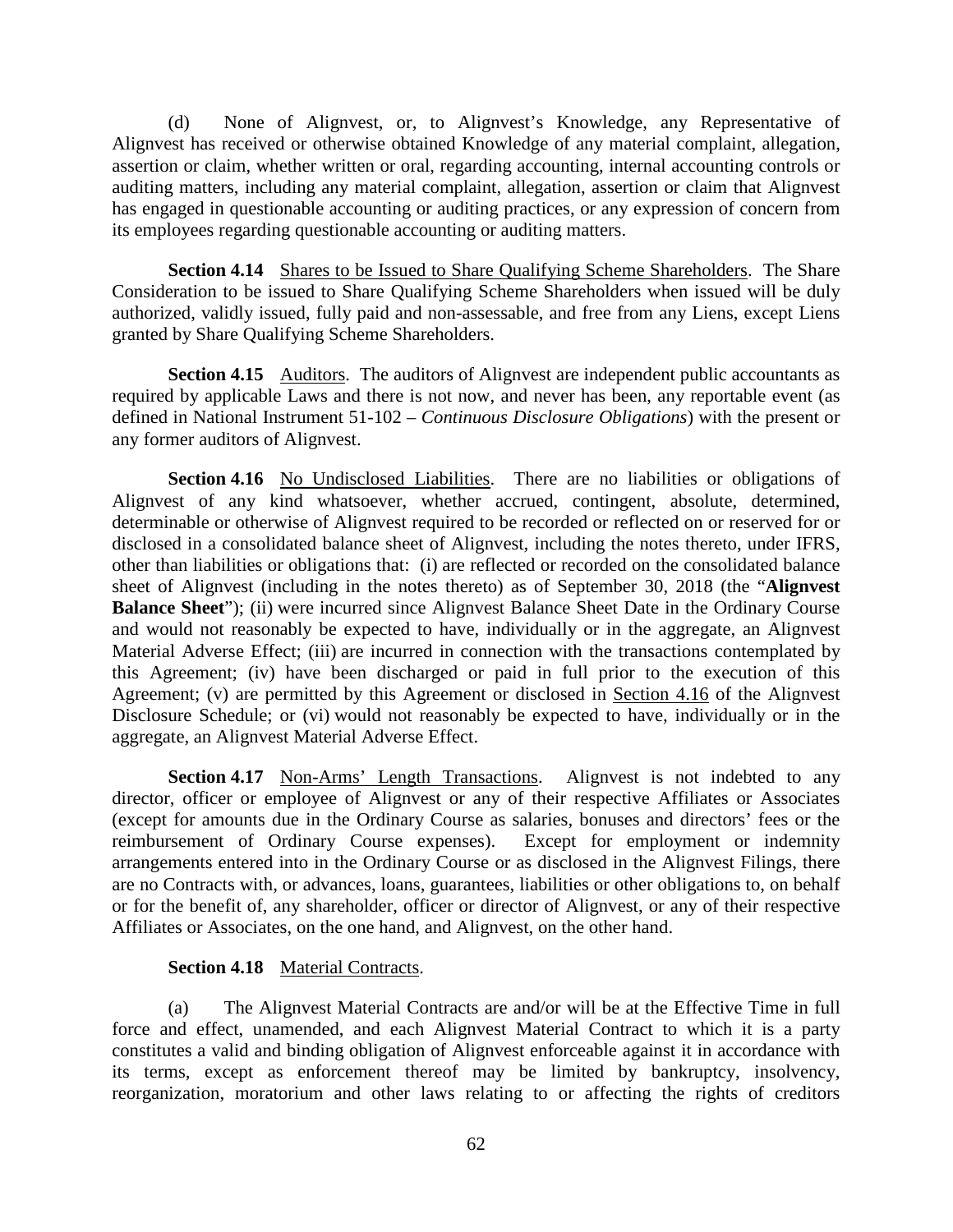(d) None of Alignvest, or, to Alignvest's Knowledge, any Representative of Alignvest has received or otherwise obtained Knowledge of any material complaint, allegation, assertion or claim, whether written or oral, regarding accounting, internal accounting controls or auditing matters, including any material complaint, allegation, assertion or claim that Alignvest has engaged in questionable accounting or auditing practices, or any expression of concern from its employees regarding questionable accounting or auditing matters.

**Section 4.14** Shares to be Issued to Share Qualifying Scheme Shareholders. The Share Consideration to be issued to Share Qualifying Scheme Shareholders when issued will be duly authorized, validly issued, fully paid and non-assessable, and free from any Liens, except Liens granted by Share Qualifying Scheme Shareholders.

**Section 4.15** Auditors. The auditors of Alignvest are independent public accountants as required by applicable Laws and there is not now, and never has been, any reportable event (as defined in National Instrument 51-102 – *Continuous Disclosure Obligations*) with the present or any former auditors of Alignvest.

**Section 4.16** No Undisclosed Liabilities. There are no liabilities or obligations of Alignvest of any kind whatsoever, whether accrued, contingent, absolute, determined, determinable or otherwise of Alignvest required to be recorded or reflected on or reserved for or disclosed in a consolidated balance sheet of Alignvest, including the notes thereto, under IFRS, other than liabilities or obligations that: (i) are reflected or recorded on the consolidated balance sheet of Alignvest (including in the notes thereto) as of September 30, 2018 (the "**Alignvest Balance Sheet**"); (ii) were incurred since Alignvest Balance Sheet Date in the Ordinary Course and would not reasonably be expected to have, individually or in the aggregate, an Alignvest Material Adverse Effect; (iii) are incurred in connection with the transactions contemplated by this Agreement; (iv) have been discharged or paid in full prior to the execution of this Agreement; (v) are permitted by this Agreement or disclosed in Section 4.16 of the Alignvest Disclosure Schedule; or (vi) would not reasonably be expected to have, individually or in the aggregate, an Alignvest Material Adverse Effect.

**Section 4.17** Non-Arms' Length Transactions. Alignvest is not indebted to any director, officer or employee of Alignvest or any of their respective Affiliates or Associates (except for amounts due in the Ordinary Course as salaries, bonuses and directors' fees or the reimbursement of Ordinary Course expenses). Except for employment or indemnity arrangements entered into in the Ordinary Course or as disclosed in the Alignvest Filings, there are no Contracts with, or advances, loans, guarantees, liabilities or other obligations to, on behalf or for the benefit of, any shareholder, officer or director of Alignvest, or any of their respective Affiliates or Associates, on the one hand, and Alignvest, on the other hand.

**Section 4.18** Material Contracts.

(a) The Alignvest Material Contracts are and/or will be at the Effective Time in full force and effect, unamended, and each Alignvest Material Contract to which it is a party constitutes a valid and binding obligation of Alignvest enforceable against it in accordance with its terms, except as enforcement thereof may be limited by bankruptcy, insolvency, reorganization, moratorium and other laws relating to or affecting the rights of creditors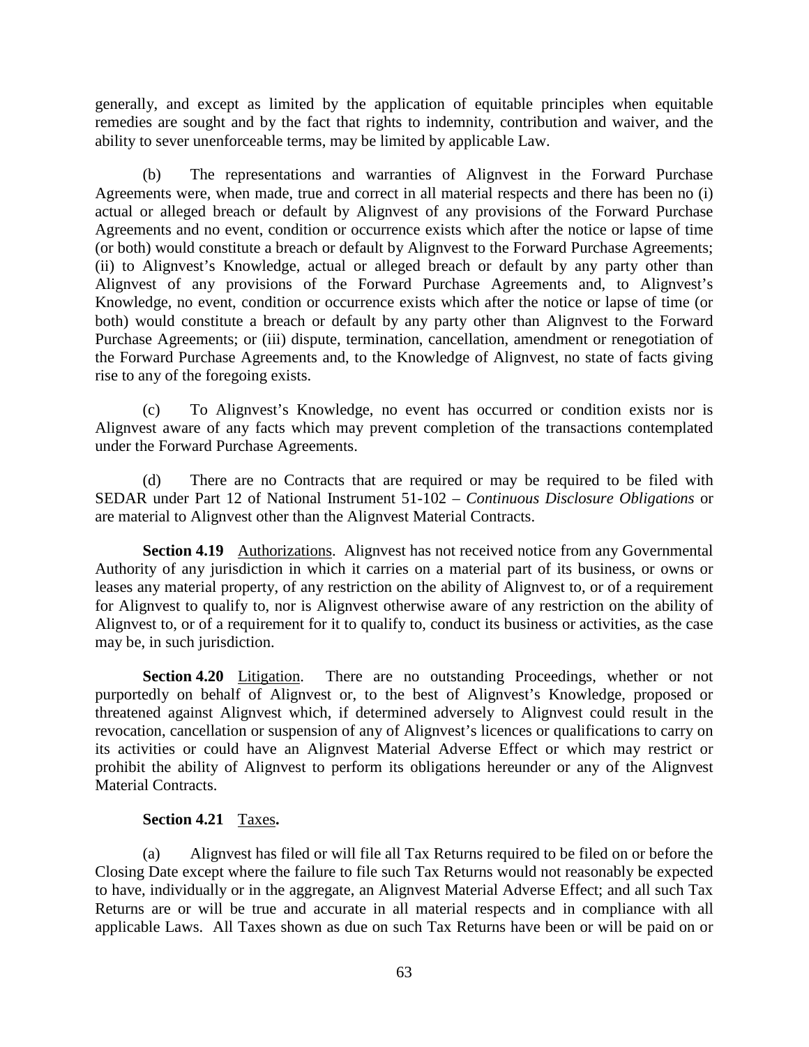generally, and except as limited by the application of equitable principles when equitable remedies are sought and by the fact that rights to indemnity, contribution and waiver, and the ability to sever unenforceable terms, may be limited by applicable Law.

(b) The representations and warranties of Alignvest in the Forward Purchase Agreements were, when made, true and correct in all material respects and there has been no (i) actual or alleged breach or default by Alignvest of any provisions of the Forward Purchase Agreements and no event, condition or occurrence exists which after the notice or lapse of time (or both) would constitute a breach or default by Alignvest to the Forward Purchase Agreements; (ii) to Alignvest's Knowledge, actual or alleged breach or default by any party other than Alignvest of any provisions of the Forward Purchase Agreements and, to Alignvest's Knowledge, no event, condition or occurrence exists which after the notice or lapse of time (or both) would constitute a breach or default by any party other than Alignvest to the Forward Purchase Agreements; or (iii) dispute, termination, cancellation, amendment or renegotiation of the Forward Purchase Agreements and, to the Knowledge of Alignvest, no state of facts giving rise to any of the foregoing exists.

(c) To Alignvest's Knowledge, no event has occurred or condition exists nor is Alignvest aware of any facts which may prevent completion of the transactions contemplated under the Forward Purchase Agreements.

(d) There are no Contracts that are required or may be required to be filed with SEDAR under Part 12 of National Instrument 51-102 – *Continuous Disclosure Obligations* or are material to Alignvest other than the Alignvest Material Contracts.

**Section 4.19** Authorizations. Alignvest has not received notice from any Governmental Authority of any jurisdiction in which it carries on a material part of its business, or owns or leases any material property, of any restriction on the ability of Alignvest to, or of a requirement for Alignvest to qualify to, nor is Alignvest otherwise aware of any restriction on the ability of Alignvest to, or of a requirement for it to qualify to, conduct its business or activities, as the case may be, in such jurisdiction.

**Section 4.20** Litigation. There are no outstanding Proceedings, whether or not purportedly on behalf of Alignvest or, to the best of Alignvest's Knowledge, proposed or threatened against Alignvest which, if determined adversely to Alignvest could result in the revocation, cancellation or suspension of any of Alignvest's licences or qualifications to carry on its activities or could have an Alignvest Material Adverse Effect or which may restrict or prohibit the ability of Alignvest to perform its obligations hereunder or any of the Alignvest Material Contracts.

**Section 4.21** Taxes**.**

(a) Alignvest has filed or will file all Tax Returns required to be filed on or before the Closing Date except where the failure to file such Tax Returns would not reasonably be expected to have, individually or in the aggregate, an Alignvest Material Adverse Effect; and all such Tax Returns are or will be true and accurate in all material respects and in compliance with all applicable Laws. All Taxes shown as due on such Tax Returns have been or will be paid on or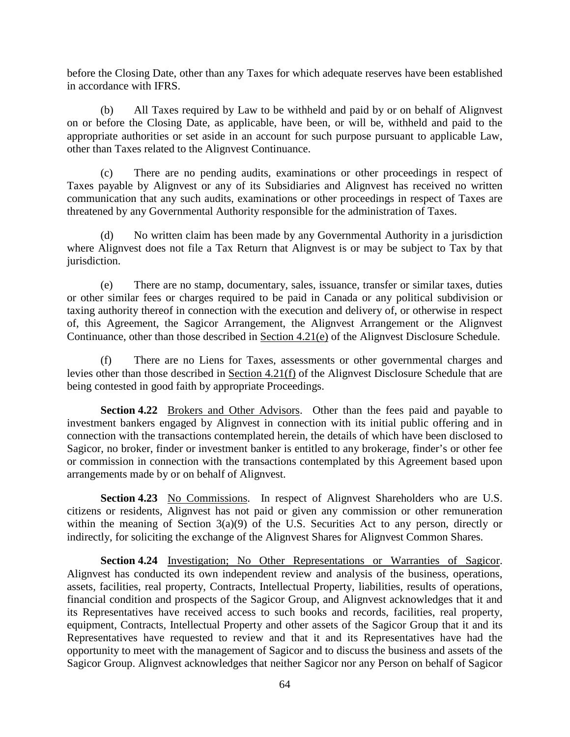before the Closing Date, other than any Taxes for which adequate reserves have been established in accordance with IFRS.

(b) All Taxes required by Law to be withheld and paid by or on behalf of Alignvest on or before the Closing Date, as applicable, have been, or will be, withheld and paid to the appropriate authorities or set aside in an account for such purpose pursuant to applicable Law, other than Taxes related to the Alignvest Continuance.

(c) There are no pending audits, examinations or other proceedings in respect of Taxes payable by Alignvest or any of its Subsidiaries and Alignvest has received no written communication that any such audits, examinations or other proceedings in respect of Taxes are threatened by any Governmental Authority responsible for the administration of Taxes.

(d) No written claim has been made by any Governmental Authority in a jurisdiction where Alignvest does not file a Tax Return that Alignvest is or may be subject to Tax by that jurisdiction.

(e) There are no stamp, documentary, sales, issuance, transfer or similar taxes, duties or other similar fees or charges required to be paid in Canada or any political subdivision or taxing authority thereof in connection with the execution and delivery of, or otherwise in respect of, this Agreement, the Sagicor Arrangement, the Alignvest Arrangement or the Alignvest Continuance, other than those described in Section 4.21(e) of the Alignvest Disclosure Schedule.

(f) There are no Liens for Taxes, assessments or other governmental charges and levies other than those described in Section 4.21(f) of the Alignvest Disclosure Schedule that are being contested in good faith by appropriate Proceedings.

**Section 4.22** Brokers and Other Advisors. Other than the fees paid and payable to investment bankers engaged by Alignvest in connection with its initial public offering and in connection with the transactions contemplated herein, the details of which have been disclosed to Sagicor, no broker, finder or investment banker is entitled to any brokerage, finder's or other fee or commission in connection with the transactions contemplated by this Agreement based upon arrangements made by or on behalf of Alignvest.

**Section 4.23** No Commissions. In respect of Alignvest Shareholders who are U.S. citizens or residents, Alignvest has not paid or given any commission or other remuneration within the meaning of Section 3(a)(9) of the U.S. Securities Act to any person, directly or indirectly, for soliciting the exchange of the Alignvest Shares for Alignvest Common Shares.

**Section 4.24** Investigation; No Other Representations or Warranties of Sagicor. Alignvest has conducted its own independent review and analysis of the business, operations, assets, facilities, real property, Contracts, Intellectual Property, liabilities, results of operations, financial condition and prospects of the Sagicor Group, and Alignvest acknowledges that it and its Representatives have received access to such books and records, facilities, real property, equipment, Contracts, Intellectual Property and other assets of the Sagicor Group that it and its Representatives have requested to review and that it and its Representatives have had the opportunity to meet with the management of Sagicor and to discuss the business and assets of the Sagicor Group. Alignvest acknowledges that neither Sagicor nor any Person on behalf of Sagicor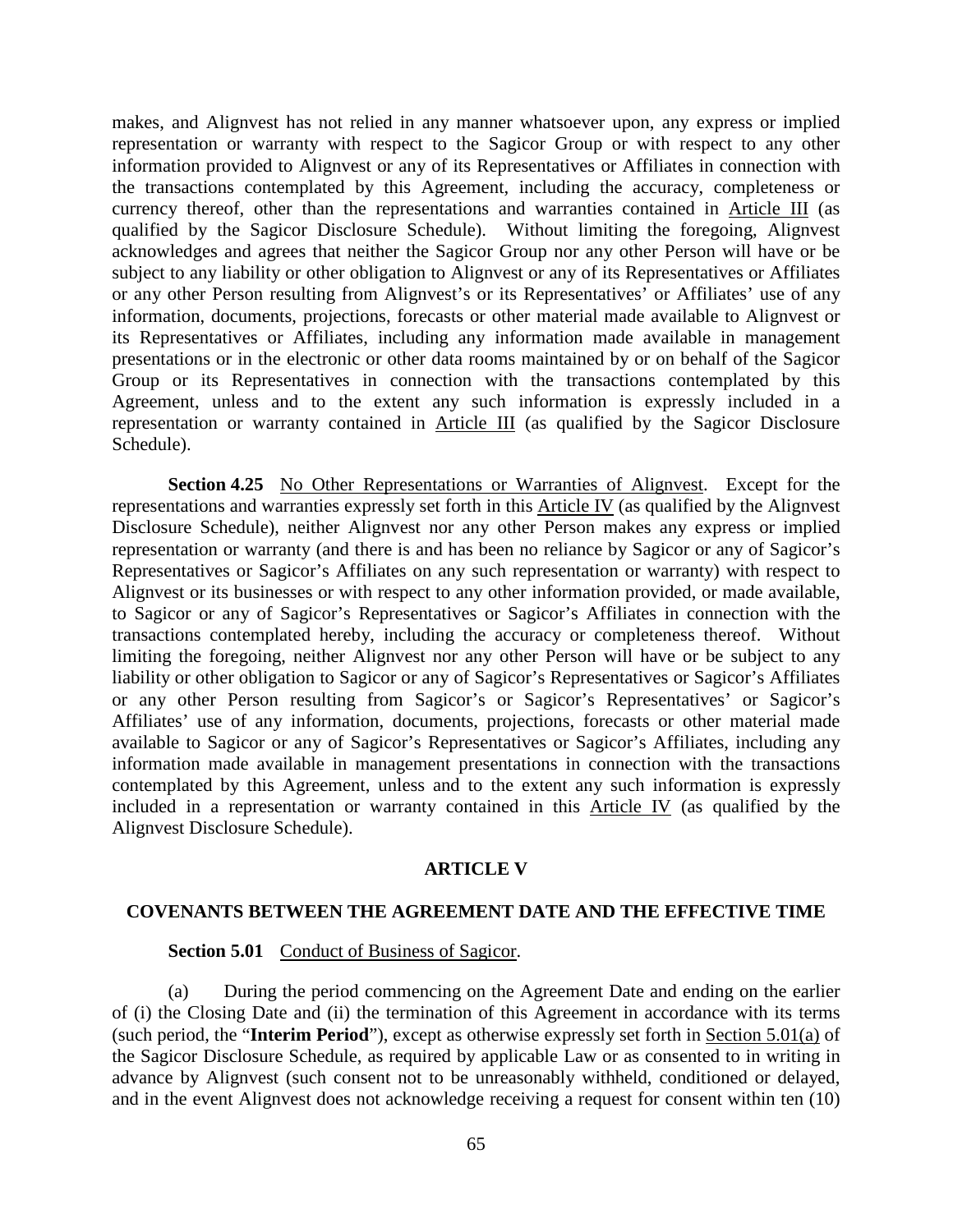makes, and Alignvest has not relied in any manner whatsoever upon, any express or implied representation or warranty with respect to the Sagicor Group or with respect to any other information provided to Alignvest or any of its Representatives or Affiliates in connection with the transactions contemplated by this Agreement, including the accuracy, completeness or currency thereof, other than the representations and warranties contained in Article III (as qualified by the Sagicor Disclosure Schedule). Without limiting the foregoing, Alignvest acknowledges and agrees that neither the Sagicor Group nor any other Person will have or be subject to any liability or other obligation to Alignvest or any of its Representatives or Affiliates or any other Person resulting from Alignvest's or its Representatives' or Affiliates' use of any information, documents, projections, forecasts or other material made available to Alignvest or its Representatives or Affiliates, including any information made available in management presentations or in the electronic or other data rooms maintained by or on behalf of the Sagicor Group or its Representatives in connection with the transactions contemplated by this Agreement, unless and to the extent any such information is expressly included in a representation or warranty contained in Article III (as qualified by the Sagicor Disclosure Schedule).

**Section 4.25** No Other Representations or Warranties of Alignvest. Except for the representations and warranties expressly set forth in this Article IV (as qualified by the Alignvest Disclosure Schedule), neither Alignvest nor any other Person makes any express or implied representation or warranty (and there is and has been no reliance by Sagicor or any of Sagicor's Representatives or Sagicor's Affiliates on any such representation or warranty) with respect to Alignvest or its businesses or with respect to any other information provided, or made available, to Sagicor or any of Sagicor's Representatives or Sagicor's Affiliates in connection with the transactions contemplated hereby, including the accuracy or completeness thereof. Without limiting the foregoing, neither Alignvest nor any other Person will have or be subject to any liability or other obligation to Sagicor or any of Sagicor's Representatives or Sagicor's Affiliates or any other Person resulting from Sagicor's or Sagicor's Representatives' or Sagicor's Affiliates' use of any information, documents, projections, forecasts or other material made available to Sagicor or any of Sagicor's Representatives or Sagicor's Affiliates, including any information made available in management presentations in connection with the transactions contemplated by this Agreement, unless and to the extent any such information is expressly included in a representation or warranty contained in this Article IV (as qualified by the Alignvest Disclosure Schedule).

## ARTICLE V

## COVENANTS BETWEEN THE AGREEMENT DATE AND THE EFFECTIVE TIME

**Section 5.01** Conduct of Business of Sagicor.

(a) During the period commencing on the Agreement Date and ending on the earlier of (i) the Closing Date and (ii) the termination of this Agreement in accordance with its terms (such period, the "**Interim Period**"), except as otherwise expressly set forth in Section 5.01(a) of the Sagicor Disclosure Schedule, as required by applicable Law or as consented to in writing in advance by Alignvest (such consent not to be unreasonably withheld, conditioned or delayed, and in the event Alignvest does not acknowledge receiving a request for consent within ten (10)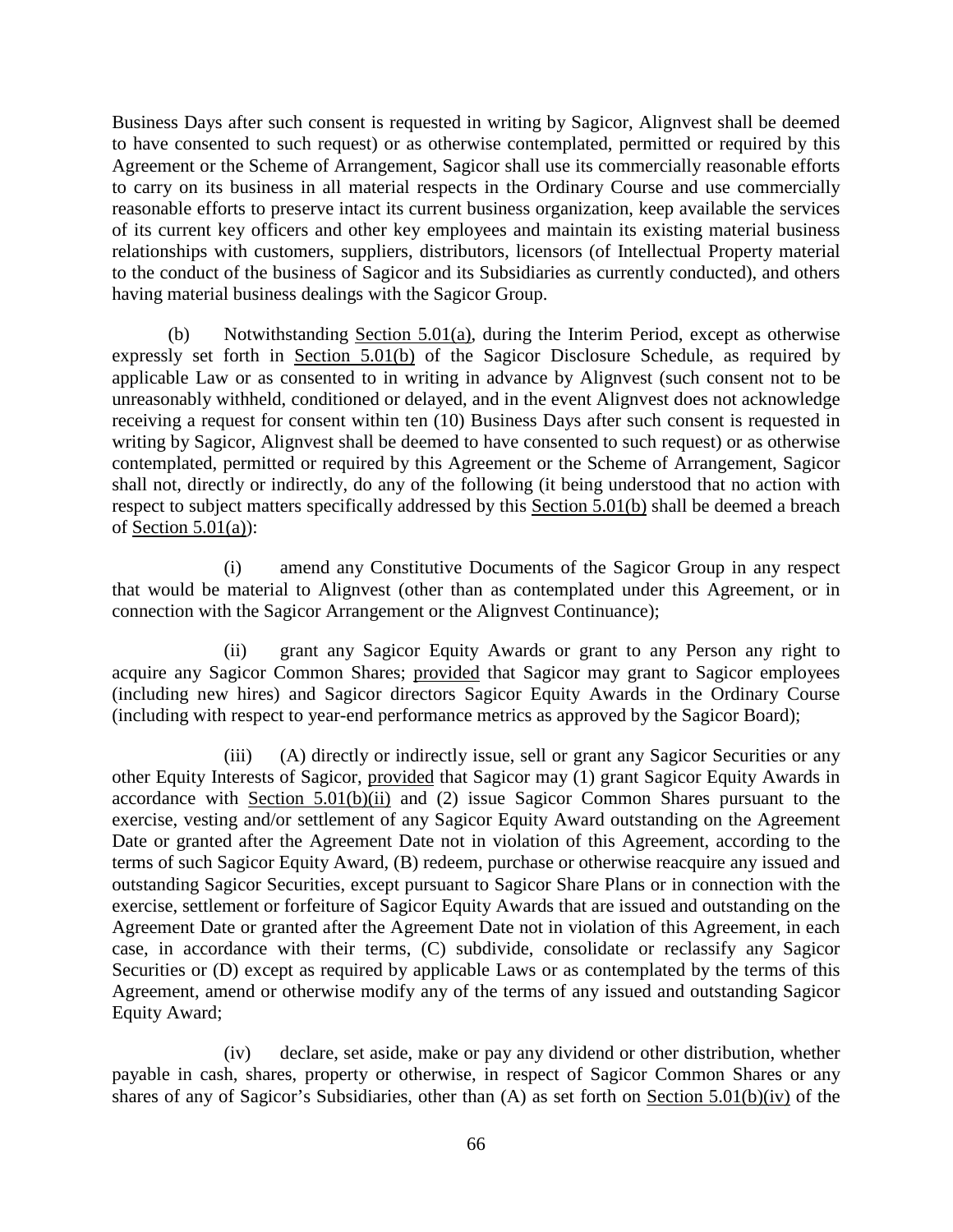Business Days after such consent is requested in writing by Sagicor, Alignvest shall be deemed to have consented to such request) or as otherwise contemplated, permitted or required by this Agreement or the Scheme of Arrangement, Sagicor shall use its commercially reasonable efforts to carry on its business in all material respects in the Ordinary Course and use commercially reasonable efforts to preserve intact its current business organization, keep available the services of its current key officers and other key employees and maintain its existing material business relationships with customers, suppliers, distributors, licensors (of Intellectual Property material to the conduct of the business of Sagicor and its Subsidiaries as currently conducted), and others having material business dealings with the Sagicor Group.

(b) Notwithstanding Section 5.01(a), during the Interim Period, except as otherwise expressly set forth in Section 5.01(b) of the Sagicor Disclosure Schedule, as required by applicable Law or as consented to in writing in advance by Alignvest (such consent not to be unreasonably withheld, conditioned or delayed, and in the event Alignvest does not acknowledge receiving a request for consent within ten (10) Business Days after such consent is requested in writing by Sagicor, Alignvest shall be deemed to have consented to such request) or as otherwise contemplated, permitted or required by this Agreement or the Scheme of Arrangement, Sagicor shall not, directly or indirectly, do any of the following (it being understood that no action with respect to subject matters specifically addressed by this Section 5.01(b) shall be deemed a breach of Section 5.01(a)):

(i) amend any Constitutive Documents of the Sagicor Group in any respect that would be material to Alignvest (other than as contemplated under this Agreement, or in connection with the Sagicor Arrangement or the Alignvest Continuance);

(ii) grant any Sagicor Equity Awards or grant to any Person any right to acquire any Sagicor Common Shares; provided that Sagicor may grant to Sagicor employees (including new hires) and Sagicor directors Sagicor Equity Awards in the Ordinary Course (including with respect to year-end performance metrics as approved by the Sagicor Board);

(iii) (A) directly or indirectly issue, sell or grant any Sagicor Securities or any other Equity Interests of Sagicor, provided that Sagicor may (1) grant Sagicor Equity Awards in accordance with Section 5.01(b)(ii) and (2) issue Sagicor Common Shares pursuant to the exercise, vesting and/or settlement of any Sagicor Equity Award outstanding on the Agreement Date or granted after the Agreement Date not in violation of this Agreement, according to the terms of such Sagicor Equity Award, (B) redeem, purchase or otherwise reacquire any issued and outstanding Sagicor Securities, except pursuant to Sagicor Share Plans or in connection with the exercise, settlement or forfeiture of Sagicor Equity Awards that are issued and outstanding on the Agreement Date or granted after the Agreement Date not in violation of this Agreement, in each case, in accordance with their terms, (C) subdivide, consolidate or reclassify any Sagicor Securities or (D) except as required by applicable Laws or as contemplated by the terms of this Agreement, amend or otherwise modify any of the terms of any issued and outstanding Sagicor Equity Award;

(iv) declare, set aside, make or pay any dividend or other distribution, whether payable in cash, shares, property or otherwise, in respect of Sagicor Common Shares or any shares of any of Sagicor's Subsidiaries, other than (A) as set forth on Section 5.01(b)(iv) of the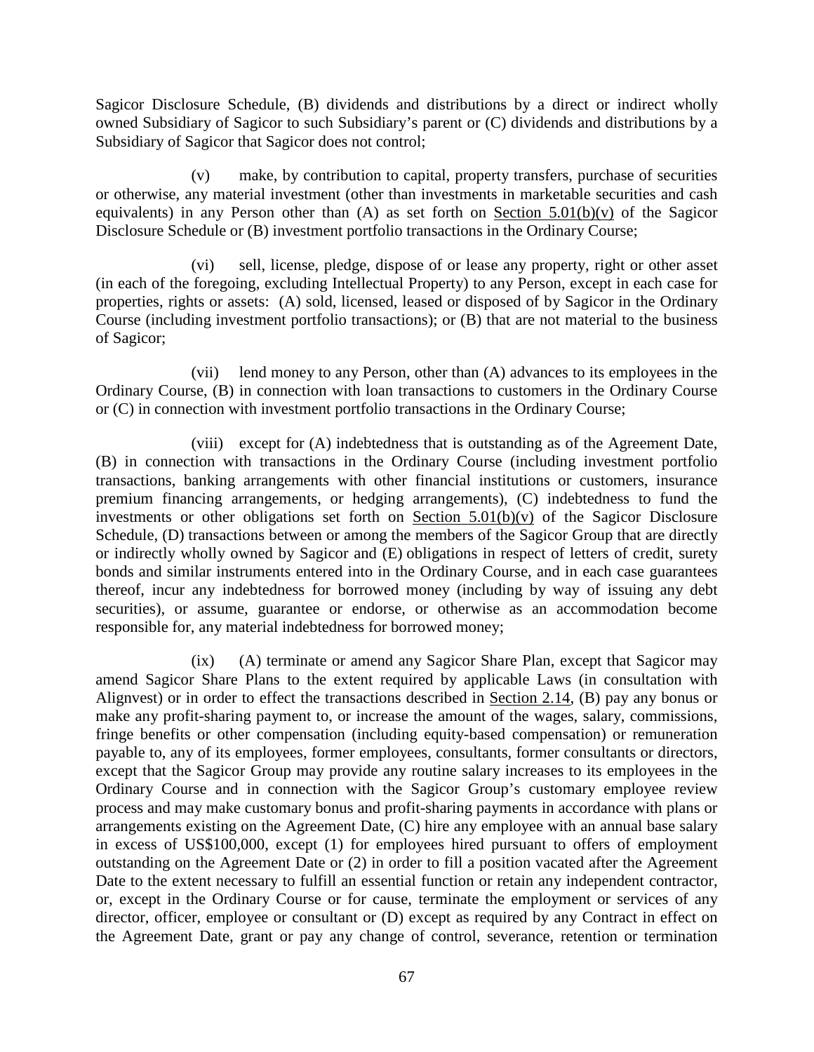Sagicor Disclosure Schedule, (B) dividends and distributions by a direct or indirect wholly owned Subsidiary of Sagicor to such Subsidiary's parent or (C) dividends and distributions by a Subsidiary of Sagicor that Sagicor does not control;

(v) make, by contribution to capital, property transfers, purchase of securities or otherwise, any material investment (other than investments in marketable securities and cash equivalents) in any Person other than (A) as set forth on Section 5.01(b)(v) of the Sagicor Disclosure Schedule or (B) investment portfolio transactions in the Ordinary Course;

(vi) sell, license, pledge, dispose of or lease any property, right or other asset (in each of the foregoing, excluding Intellectual Property) to any Person, except in each case for properties, rights or assets: (A) sold, licensed, leased or disposed of by Sagicor in the Ordinary Course (including investment portfolio transactions); or (B) that are not material to the business of Sagicor;

(vii) lend money to any Person, other than (A) advances to its employees in the Ordinary Course, (B) in connection with loan transactions to customers in the Ordinary Course or (C) in connection with investment portfolio transactions in the Ordinary Course;

(viii) except for (A) indebtedness that is outstanding as of the Agreement Date, (B) in connection with transactions in the Ordinary Course (including investment portfolio transactions, banking arrangements with other financial institutions or customers, insurance premium financing arrangements, or hedging arrangements), (C) indebtedness to fund the investments or other obligations set forth on Section 5.01(b)(v) of the Sagicor Disclosure Schedule, (D) transactions between or among the members of the Sagicor Group that are directly or indirectly wholly owned by Sagicor and (E) obligations in respect of letters of credit, surety bonds and similar instruments entered into in the Ordinary Course, and in each case guarantees thereof, incur any indebtedness for borrowed money (including by way of issuing any debt securities), or assume, guarantee or endorse, or otherwise as an accommodation become responsible for, any material indebtedness for borrowed money;

(ix) (A) terminate or amend any Sagicor Share Plan, except that Sagicor may amend Sagicor Share Plans to the extent required by applicable Laws (in consultation with Alignvest) or in order to effect the transactions described in Section 2.14, (B) pay any bonus or make any profit-sharing payment to, or increase the amount of the wages, salary, commissions, fringe benefits or other compensation (including equity-based compensation) or remuneration payable to, any of its employees, former employees, consultants, former consultants or directors, except that the Sagicor Group may provide any routine salary increases to its employees in the Ordinary Course and in connection with the Sagicor Group's customary employee review process and may make customary bonus and profit-sharing payments in accordance with plans or arrangements existing on the Agreement Date, (C) hire any employee with an annual base salary in excess of US$100,000, except (1) for employees hired pursuant to offers of employment outstanding on the Agreement Date or (2) in order to fill a position vacated after the Agreement Date to the extent necessary to fulfill an essential function or retain any independent contractor, or, except in the Ordinary Course or for cause, terminate the employment or services of any director, officer, employee or consultant or (D) except as required by any Contract in effect on the Agreement Date, grant or pay any change of control, severance, retention or termination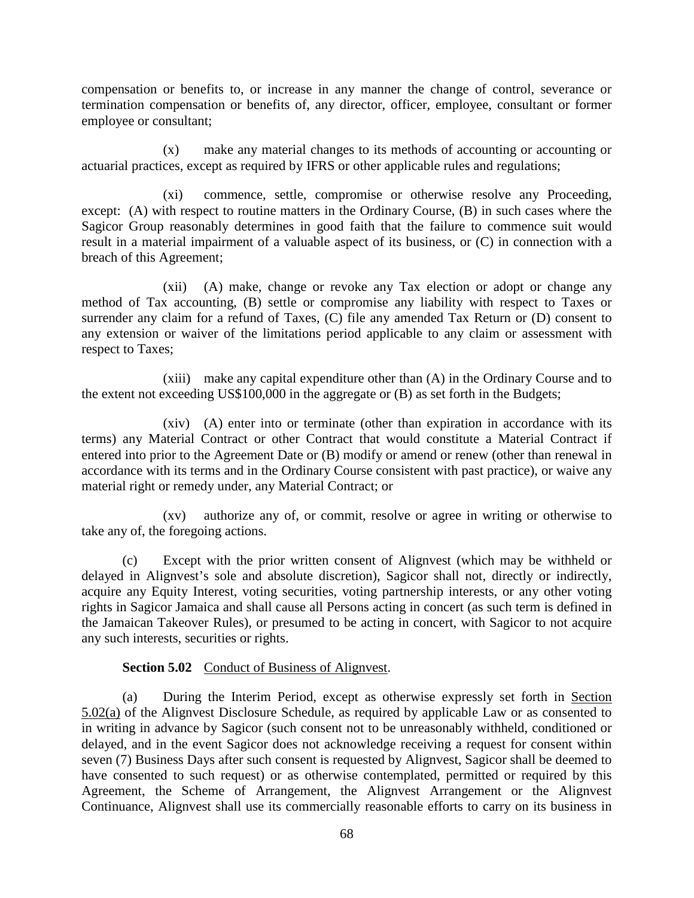compensation or benefits to, or increase in any manner the change of control, severance or termination compensation or benefits of, any director, officer, employee, consultant or former employee or consultant;

(x) make any material changes to its methods of accounting or accounting or actuarial practices, except as required by IFRS or other applicable rules and regulations;

(xi) commence, settle, compromise or otherwise resolve any Proceeding, except: (A) with respect to routine matters in the Ordinary Course, (B) in such cases where the Sagicor Group reasonably determines in good faith that the failure to commence suit would result in a material impairment of a valuable aspect of its business, or (C) in connection with a breach of this Agreement;

(xii) (A) make, change or revoke any Tax election or adopt or change any method of Tax accounting, (B) settle or compromise any liability with respect to Taxes or surrender any claim for a refund of Taxes, (C) file any amended Tax Return or (D) consent to any extension or waiver of the limitations period applicable to any claim or assessment with respect to Taxes;

(xiii) make any capital expenditure other than (A) in the Ordinary Course and to the extent not exceeding US$100,000 in the aggregate or (B) as set forth in the Budgets;

(xiv) (A) enter into or terminate (other than expiration in accordance with its terms) any Material Contract or other Contract that would constitute a Material Contract if entered into prior to the Agreement Date or (B) modify or amend or renew (other than renewal in accordance with its terms and in the Ordinary Course consistent with past practice), or waive any material right or remedy under, any Material Contract; or

(xv) authorize any of, or commit, resolve or agree in writing or otherwise to take any of, the foregoing actions.

(c) Except with the prior written consent of Alignvest (which may be withheld or delayed in Alignvest's sole and absolute discretion), Sagicor shall not, directly or indirectly, acquire any Equity Interest, voting securities, voting partnership interests, or any other voting rights in Sagicor Jamaica and shall cause all Persons acting in concert (as such term is defined in the Jamaican Takeover Rules), or presumed to be acting in concert, with Sagicor to not acquire any such interests, securities or rights.

**Section 5.02** Conduct of Business of Alignvest.

(a) During the Interim Period, except as otherwise expressly set forth in Section 5.02(a) of the Alignvest Disclosure Schedule, as required by applicable Law or as consented to in writing in advance by Sagicor (such consent not to be unreasonably withheld, conditioned or delayed, and in the event Sagicor does not acknowledge receiving a request for consent within seven (7) Business Days after such consent is requested by Alignvest, Sagicor shall be deemed to have consented to such request) or as otherwise contemplated, permitted or required by this Agreement, the Scheme of Arrangement, the Alignvest Arrangement or the Alignvest Continuance, Alignvest shall use its commercially reasonable efforts to carry on its business in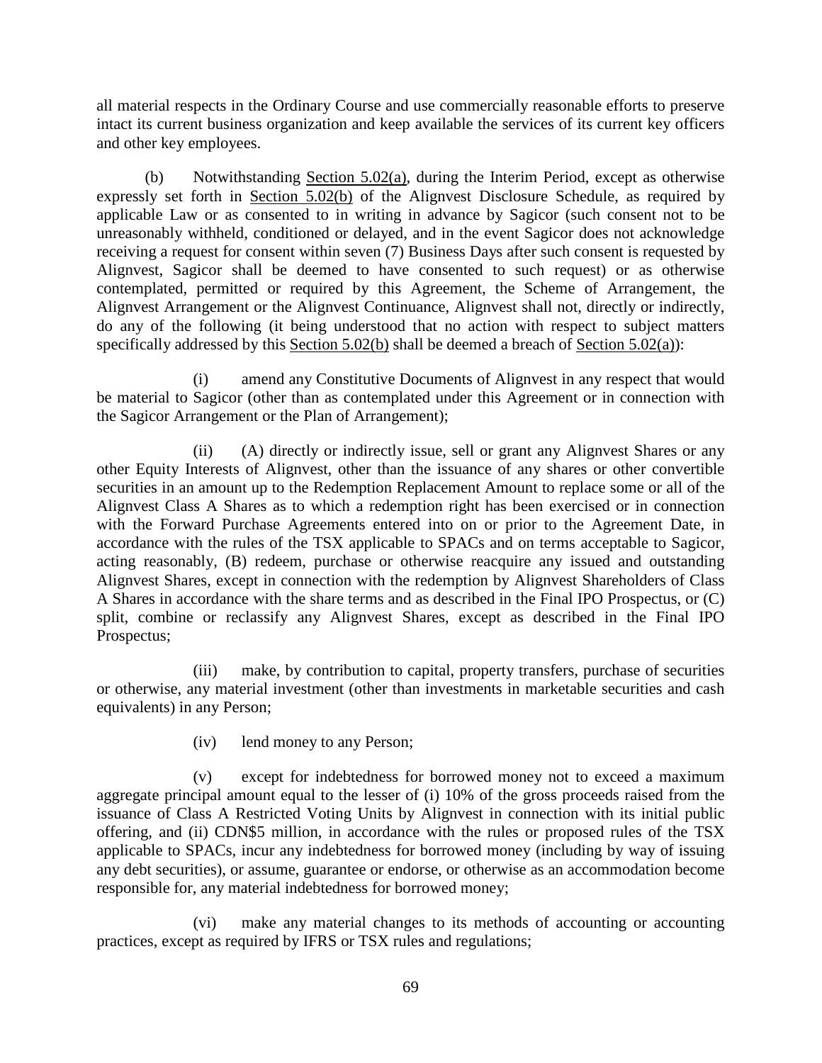all material respects in the Ordinary Course and use commercially reasonable efforts to preserve intact its current business organization and keep available the services of its current key officers and other key employees.

(b) Notwithstanding Section 5.02(a), during the Interim Period, except as otherwise expressly set forth in Section 5.02(b) of the Alignvest Disclosure Schedule, as required by applicable Law or as consented to in writing in advance by Sagicor (such consent not to be unreasonably withheld, conditioned or delayed, and in the event Sagicor does not acknowledge receiving a request for consent within seven (7) Business Days after such consent is requested by Alignvest, Sagicor shall be deemed to have consented to such request) or as otherwise contemplated, permitted or required by this Agreement, the Scheme of Arrangement, the Alignvest Arrangement or the Alignvest Continuance, Alignvest shall not, directly or indirectly, do any of the following (it being understood that no action with respect to subject matters specifically addressed by this Section 5.02(b) shall be deemed a breach of Section 5.02(a)):

(i) amend any Constitutive Documents of Alignvest in any respect that would be material to Sagicor (other than as contemplated under this Agreement or in connection with the Sagicor Arrangement or the Plan of Arrangement);

(ii) (A) directly or indirectly issue, sell or grant any Alignvest Shares or any other Equity Interests of Alignvest, other than the issuance of any shares or other convertible securities in an amount up to the Redemption Replacement Amount to replace some or all of the Alignvest Class A Shares as to which a redemption right has been exercised or in connection with the Forward Purchase Agreements entered into on or prior to the Agreement Date, in accordance with the rules of the TSX applicable to SPACs and on terms acceptable to Sagicor, acting reasonably, (B) redeem, purchase or otherwise reacquire any issued and outstanding Alignvest Shares, except in connection with the redemption by Alignvest Shareholders of Class A Shares in accordance with the share terms and as described in the Final IPO Prospectus, or (C) split, combine or reclassify any Alignvest Shares, except as described in the Final IPO Prospectus;

(iii) make, by contribution to capital, property transfers, purchase of securities or otherwise, any material investment (other than investments in marketable securities and cash equivalents) in any Person;

(iv) lend money to any Person;

(v) except for indebtedness for borrowed money not to exceed a maximum aggregate principal amount equal to the lesser of (i) 10% of the gross proceeds raised from the issuance of Class A Restricted Voting Units by Alignvest in connection with its initial public offering, and (ii) CDN$5 million, in accordance with the rules or proposed rules of the TSX applicable to SPACs, incur any indebtedness for borrowed money (including by way of issuing any debt securities), or assume, guarantee or endorse, or otherwise as an accommodation become responsible for, any material indebtedness for borrowed money;

(vi) make any material changes to its methods of accounting or accounting practices, except as required by IFRS or TSX rules and regulations;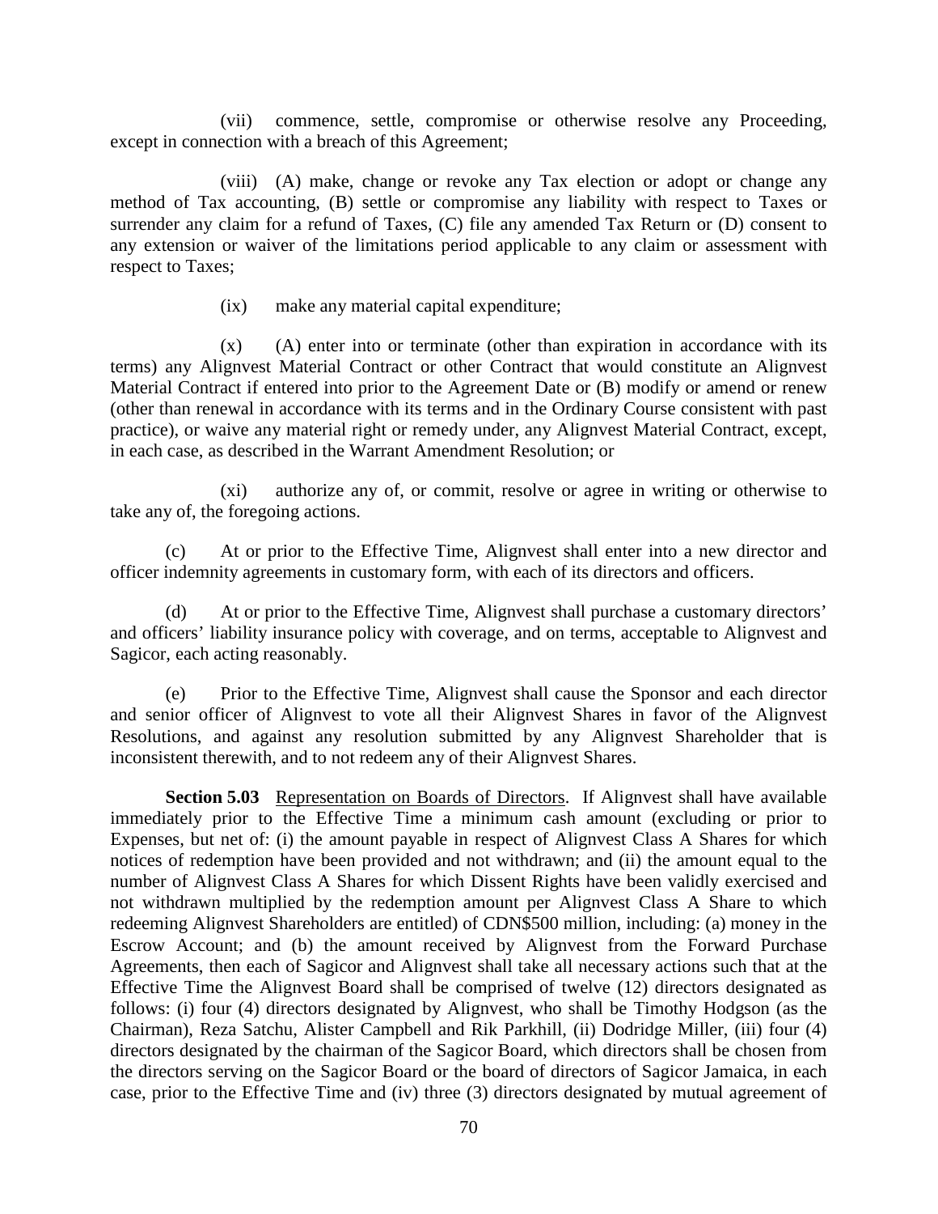(vii) commence, settle, compromise or otherwise resolve any Proceeding, except in connection with a breach of this Agreement;

(viii) (A) make, change or revoke any Tax election or adopt or change any method of Tax accounting, (B) settle or compromise any liability with respect to Taxes or surrender any claim for a refund of Taxes, (C) file any amended Tax Return or (D) consent to any extension or waiver of the limitations period applicable to any claim or assessment with respect to Taxes;

(ix) make any material capital expenditure;

(x) (A) enter into or terminate (other than expiration in accordance with its terms) any Alignvest Material Contract or other Contract that would constitute an Alignvest Material Contract if entered into prior to the Agreement Date or (B) modify or amend or renew (other than renewal in accordance with its terms and in the Ordinary Course consistent with past practice), or waive any material right or remedy under, any Alignvest Material Contract, except, in each case, as described in the Warrant Amendment Resolution; or

(xi) authorize any of, or commit, resolve or agree in writing or otherwise to take any of, the foregoing actions.

(c) At or prior to the Effective Time, Alignvest shall enter into a new director and officer indemnity agreements in customary form, with each of its directors and officers.

(d) At or prior to the Effective Time, Alignvest shall purchase a customary directors' and officers' liability insurance policy with coverage, and on terms, acceptable to Alignvest and Sagicor, each acting reasonably.

(e) Prior to the Effective Time, Alignvest shall cause the Sponsor and each director and senior officer of Alignvest to vote all their Alignvest Shares in favor of the Alignvest Resolutions, and against any resolution submitted by any Alignvest Shareholder that is inconsistent therewith, and to not redeem any of their Alignvest Shares.

**Section 5.03** Representation on Boards of Directors. If Alignvest shall have available immediately prior to the Effective Time a minimum cash amount (excluding or prior to Expenses, but net of: (i) the amount payable in respect of Alignvest Class A Shares for which notices of redemption have been provided and not withdrawn; and (ii) the amount equal to the number of Alignvest Class A Shares for which Dissent Rights have been validly exercised and not withdrawn multiplied by the redemption amount per Alignvest Class A Share to which redeeming Alignvest Shareholders are entitled) of CDN$500 million, including: (a) money in the Escrow Account; and (b) the amount received by Alignvest from the Forward Purchase Agreements, then each of Sagicor and Alignvest shall take all necessary actions such that at the Effective Time the Alignvest Board shall be comprised of twelve (12) directors designated as follows: (i) four (4) directors designated by Alignvest, who shall be Timothy Hodgson (as the Chairman), Reza Satchu, Alister Campbell and Rik Parkhill, (ii) Dodridge Miller, (iii) four (4) directors designated by the chairman of the Sagicor Board, which directors shall be chosen from the directors serving on the Sagicor Board or the board of directors of Sagicor Jamaica, in each case, prior to the Effective Time and (iv) three (3) directors designated by mutual agreement of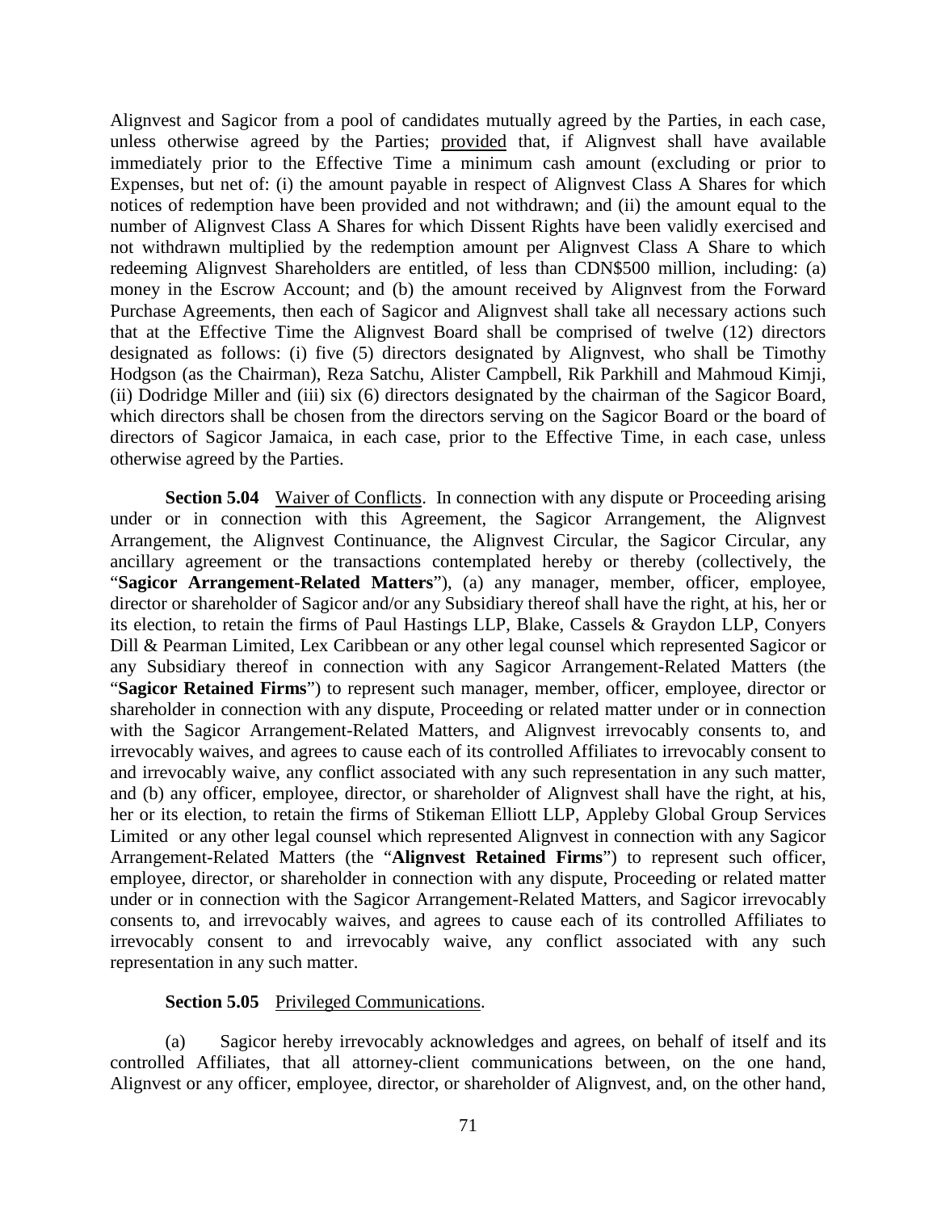Alignvest and Sagicor from a pool of candidates mutually agreed by the Parties, in each case, unless otherwise agreed by the Parties; provided that, if Alignvest shall have available immediately prior to the Effective Time a minimum cash amount (excluding or prior to Expenses, but net of: (i) the amount payable in respect of Alignvest Class A Shares for which notices of redemption have been provided and not withdrawn; and (ii) the amount equal to the number of Alignvest Class A Shares for which Dissent Rights have been validly exercised and not withdrawn multiplied by the redemption amount per Alignvest Class A Share to which redeeming Alignvest Shareholders are entitled, of less than CDN$500 million, including: (a) money in the Escrow Account; and (b) the amount received by Alignvest from the Forward Purchase Agreements, then each of Sagicor and Alignvest shall take all necessary actions such that at the Effective Time the Alignvest Board shall be comprised of twelve (12) directors designated as follows: (i) five (5) directors designated by Alignvest, who shall be Timothy Hodgson (as the Chairman), Reza Satchu, Alister Campbell, Rik Parkhill and Mahmoud Kimji, (ii) Dodridge Miller and (iii) six (6) directors designated by the chairman of the Sagicor Board, which directors shall be chosen from the directors serving on the Sagicor Board or the board of directors of Sagicor Jamaica, in each case, prior to the Effective Time, in each case, unless otherwise agreed by the Parties.

**Section 5.04** Waiver of Conflicts. In connection with any dispute or Proceeding arising under or in connection with this Agreement, the Sagicor Arrangement, the Alignvest Arrangement, the Alignvest Continuance, the Alignvest Circular, the Sagicor Circular, any ancillary agreement or the transactions contemplated hereby or thereby (collectively, the "**Sagicor Arrangement-Related Matters**"), (a) any manager, member, officer, employee, director or shareholder of Sagicor and/or any Subsidiary thereof shall have the right, at his, her or its election, to retain the firms of Paul Hastings LLP, Blake, Cassels & Graydon LLP, Conyers Dill & Pearman Limited, Lex Caribbean or any other legal counsel which represented Sagicor or any Subsidiary thereof in connection with any Sagicor Arrangement-Related Matters (the "**Sagicor Retained Firms**") to represent such manager, member, officer, employee, director or shareholder in connection with any dispute, Proceeding or related matter under or in connection with the Sagicor Arrangement-Related Matters, and Alignvest irrevocably consents to, and irrevocably waives, and agrees to cause each of its controlled Affiliates to irrevocably consent to and irrevocably waive, any conflict associated with any such representation in any such matter, and (b) any officer, employee, director, or shareholder of Alignvest shall have the right, at his, her or its election, to retain the firms of Stikeman Elliott LLP, Appleby Global Group Services Limited or any other legal counsel which represented Alignvest in connection with any Sagicor Arrangement-Related Matters (the "**Alignvest Retained Firms**") to represent such officer, employee, director, or shareholder in connection with any dispute, Proceeding or related matter under or in connection with the Sagicor Arrangement-Related Matters, and Sagicor irrevocably consents to, and irrevocably waives, and agrees to cause each of its controlled Affiliates to irrevocably consent to and irrevocably waive, any conflict associated with any such representation in any such matter.

**Section 5.05** Privileged Communications.

(a) Sagicor hereby irrevocably acknowledges and agrees, on behalf of itself and its controlled Affiliates, that all attorney-client communications between, on the one hand, Alignvest or any officer, employee, director, or shareholder of Alignvest, and, on the other hand,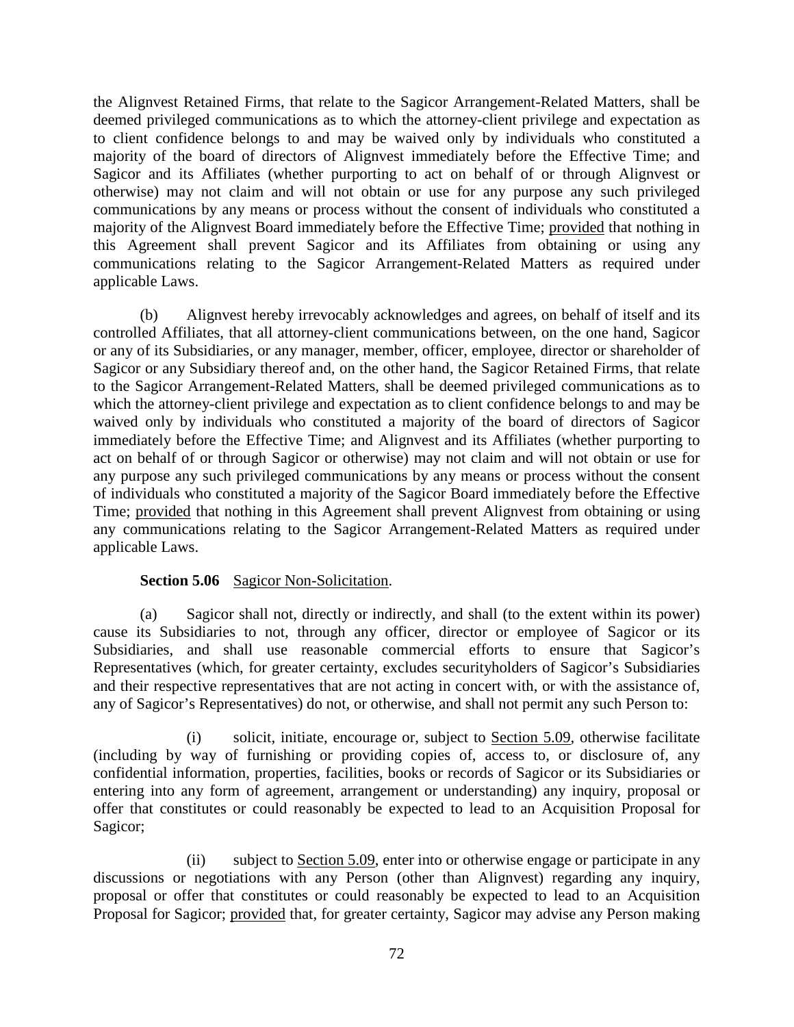the Alignvest Retained Firms, that relate to the Sagicor Arrangement-Related Matters, shall be deemed privileged communications as to which the attorney-client privilege and expectation as to client confidence belongs to and may be waived only by individuals who constituted a majority of the board of directors of Alignvest immediately before the Effective Time; and Sagicor and its Affiliates (whether purporting to act on behalf of or through Alignvest or otherwise) may not claim and will not obtain or use for any purpose any such privileged communications by any means or process without the consent of individuals who constituted a majority of the Alignvest Board immediately before the Effective Time; provided that nothing in this Agreement shall prevent Sagicor and its Affiliates from obtaining or using any communications relating to the Sagicor Arrangement-Related Matters as required under applicable Laws.

(b) Alignvest hereby irrevocably acknowledges and agrees, on behalf of itself and its controlled Affiliates, that all attorney-client communications between, on the one hand, Sagicor or any of its Subsidiaries, or any manager, member, officer, employee, director or shareholder of Sagicor or any Subsidiary thereof and, on the other hand, the Sagicor Retained Firms, that relate to the Sagicor Arrangement-Related Matters, shall be deemed privileged communications as to which the attorney-client privilege and expectation as to client confidence belongs to and may be waived only by individuals who constituted a majority of the board of directors of Sagicor immediately before the Effective Time; and Alignvest and its Affiliates (whether purporting to act on behalf of or through Sagicor or otherwise) may not claim and will not obtain or use for any purpose any such privileged communications by any means or process without the consent of individuals who constituted a majority of the Sagicor Board immediately before the Effective Time; provided that nothing in this Agreement shall prevent Alignvest from obtaining or using any communications relating to the Sagicor Arrangement-Related Matters as required under applicable Laws.

**Section 5.06** Sagicor Non-Solicitation.

(a) Sagicor shall not, directly or indirectly, and shall (to the extent within its power) cause its Subsidiaries to not, through any officer, director or employee of Sagicor or its Subsidiaries, and shall use reasonable commercial efforts to ensure that Sagicor's Representatives (which, for greater certainty, excludes securityholders of Sagicor's Subsidiaries and their respective representatives that are not acting in concert with, or with the assistance of, any of Sagicor's Representatives) do not, or otherwise, and shall not permit any such Person to:

(i) solicit, initiate, encourage or, subject to Section 5.09, otherwise facilitate (including by way of furnishing or providing copies of, access to, or disclosure of, any confidential information, properties, facilities, books or records of Sagicor or its Subsidiaries or entering into any form of agreement, arrangement or understanding) any inquiry, proposal or offer that constitutes or could reasonably be expected to lead to an Acquisition Proposal for Sagicor;

(ii) subject to Section 5.09, enter into or otherwise engage or participate in any discussions or negotiations with any Person (other than Alignvest) regarding any inquiry, proposal or offer that constitutes or could reasonably be expected to lead to an Acquisition Proposal for Sagicor; provided that, for greater certainty, Sagicor may advise any Person making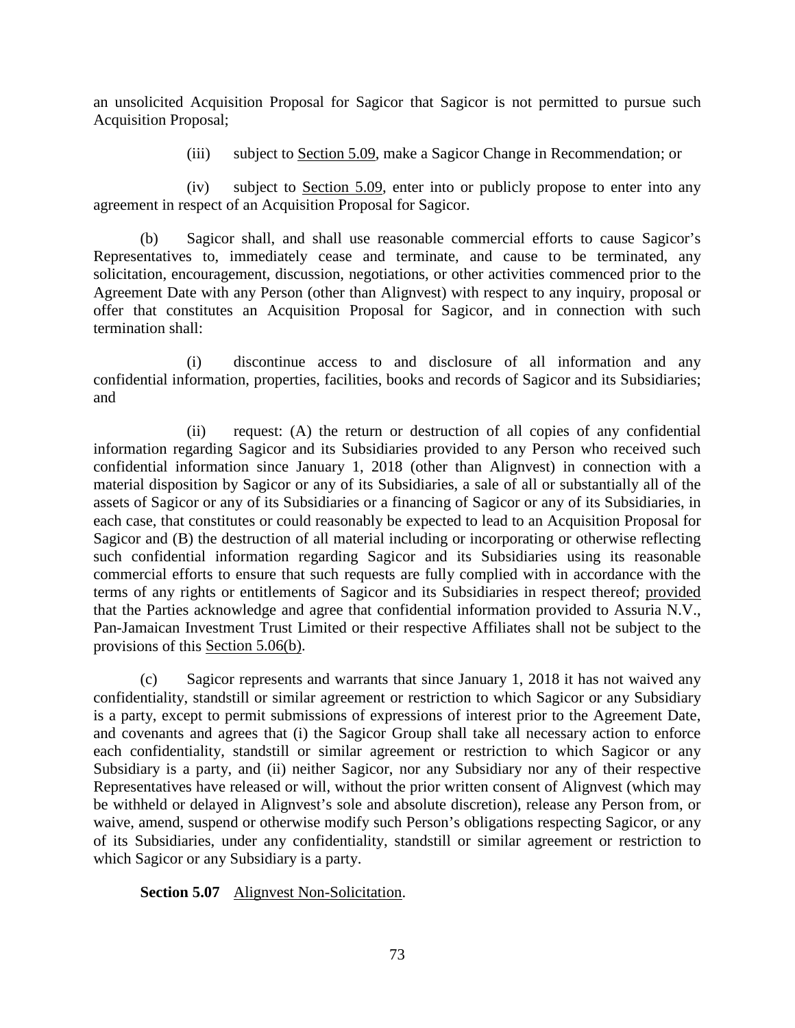an unsolicited Acquisition Proposal for Sagicor that Sagicor is not permitted to pursue such Acquisition Proposal;

(iii) subject to Section 5.09, make a Sagicor Change in Recommendation; or

(iv) subject to Section 5.09, enter into or publicly propose to enter into any agreement in respect of an Acquisition Proposal for Sagicor.

(b) Sagicor shall, and shall use reasonable commercial efforts to cause Sagicor's Representatives to, immediately cease and terminate, and cause to be terminated, any solicitation, encouragement, discussion, negotiations, or other activities commenced prior to the Agreement Date with any Person (other than Alignvest) with respect to any inquiry, proposal or offer that constitutes an Acquisition Proposal for Sagicor, and in connection with such termination shall:

(i) discontinue access to and disclosure of all information and any confidential information, properties, facilities, books and records of Sagicor and its Subsidiaries; and

(ii) request: (A) the return or destruction of all copies of any confidential information regarding Sagicor and its Subsidiaries provided to any Person who received such confidential information since January 1, 2018 (other than Alignvest) in connection with a material disposition by Sagicor or any of its Subsidiaries, a sale of all or substantially all of the assets of Sagicor or any of its Subsidiaries or a financing of Sagicor or any of its Subsidiaries, in each case, that constitutes or could reasonably be expected to lead to an Acquisition Proposal for Sagicor and (B) the destruction of all material including or incorporating or otherwise reflecting such confidential information regarding Sagicor and its Subsidiaries using its reasonable commercial efforts to ensure that such requests are fully complied with in accordance with the terms of any rights or entitlements of Sagicor and its Subsidiaries in respect thereof; provided that the Parties acknowledge and agree that confidential information provided to Assuria N.V., Pan-Jamaican Investment Trust Limited or their respective Affiliates shall not be subject to the provisions of this Section 5.06(b).

(c) Sagicor represents and warrants that since January 1, 2018 it has not waived any confidentiality, standstill or similar agreement or restriction to which Sagicor or any Subsidiary is a party, except to permit submissions of expressions of interest prior to the Agreement Date, and covenants and agrees that (i) the Sagicor Group shall take all necessary action to enforce each confidentiality, standstill or similar agreement or restriction to which Sagicor or any Subsidiary is a party, and (ii) neither Sagicor, nor any Subsidiary nor any of their respective Representatives have released or will, without the prior written consent of Alignvest (which may be withheld or delayed in Alignvest's sole and absolute discretion), release any Person from, or waive, amend, suspend or otherwise modify such Person's obligations respecting Sagicor, or any of its Subsidiaries, under any confidentiality, standstill or similar agreement or restriction to which Sagicor or any Subsidiary is a party.

**Section 5.07** Alignvest Non-Solicitation.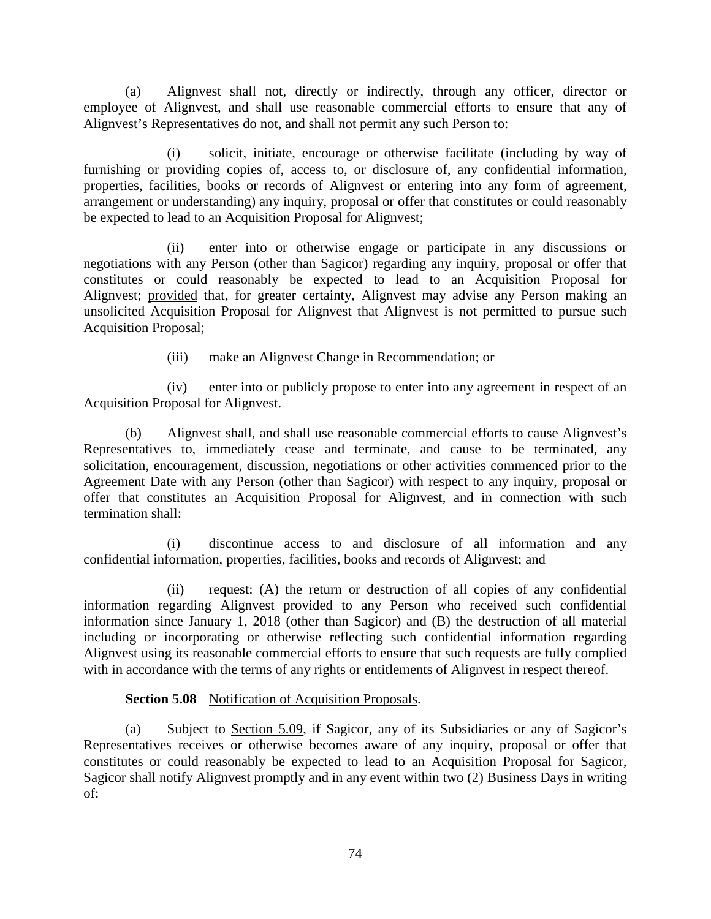(a) Alignvest shall not, directly or indirectly, through any officer, director or employee of Alignvest, and shall use reasonable commercial efforts to ensure that any of Alignvest's Representatives do not, and shall not permit any such Person to:

(i) solicit, initiate, encourage or otherwise facilitate (including by way of furnishing or providing copies of, access to, or disclosure of, any confidential information, properties, facilities, books or records of Alignvest or entering into any form of agreement, arrangement or understanding) any inquiry, proposal or offer that constitutes or could reasonably be expected to lead to an Acquisition Proposal for Alignvest;

(ii) enter into or otherwise engage or participate in any discussions or negotiations with any Person (other than Sagicor) regarding any inquiry, proposal or offer that constitutes or could reasonably be expected to lead to an Acquisition Proposal for Alignvest; provided that, for greater certainty, Alignvest may advise any Person making an unsolicited Acquisition Proposal for Alignvest that Alignvest is not permitted to pursue such Acquisition Proposal;

(iii) make an Alignvest Change in Recommendation; or

(iv) enter into or publicly propose to enter into any agreement in respect of an Acquisition Proposal for Alignvest.

(b) Alignvest shall, and shall use reasonable commercial efforts to cause Alignvest's Representatives to, immediately cease and terminate, and cause to be terminated, any solicitation, encouragement, discussion, negotiations or other activities commenced prior to the Agreement Date with any Person (other than Sagicor) with respect to any inquiry, proposal or offer that constitutes an Acquisition Proposal for Alignvest, and in connection with such termination shall:

(i) discontinue access to and disclosure of all information and any confidential information, properties, facilities, books and records of Alignvest; and

(ii) request: (A) the return or destruction of all copies of any confidential information regarding Alignvest provided to any Person who received such confidential information since January 1, 2018 (other than Sagicor) and (B) the destruction of all material including or incorporating or otherwise reflecting such confidential information regarding Alignvest using its reasonable commercial efforts to ensure that such requests are fully complied with in accordance with the terms of any rights or entitlements of Alignvest in respect thereof.

**Section 5.08** Notification of Acquisition Proposals.

(a) Subject to Section 5.09, if Sagicor, any of its Subsidiaries or any of Sagicor's Representatives receives or otherwise becomes aware of any inquiry, proposal or offer that constitutes or could reasonably be expected to lead to an Acquisition Proposal for Sagicor, Sagicor shall notify Alignvest promptly and in any event within two (2) Business Days in writing of: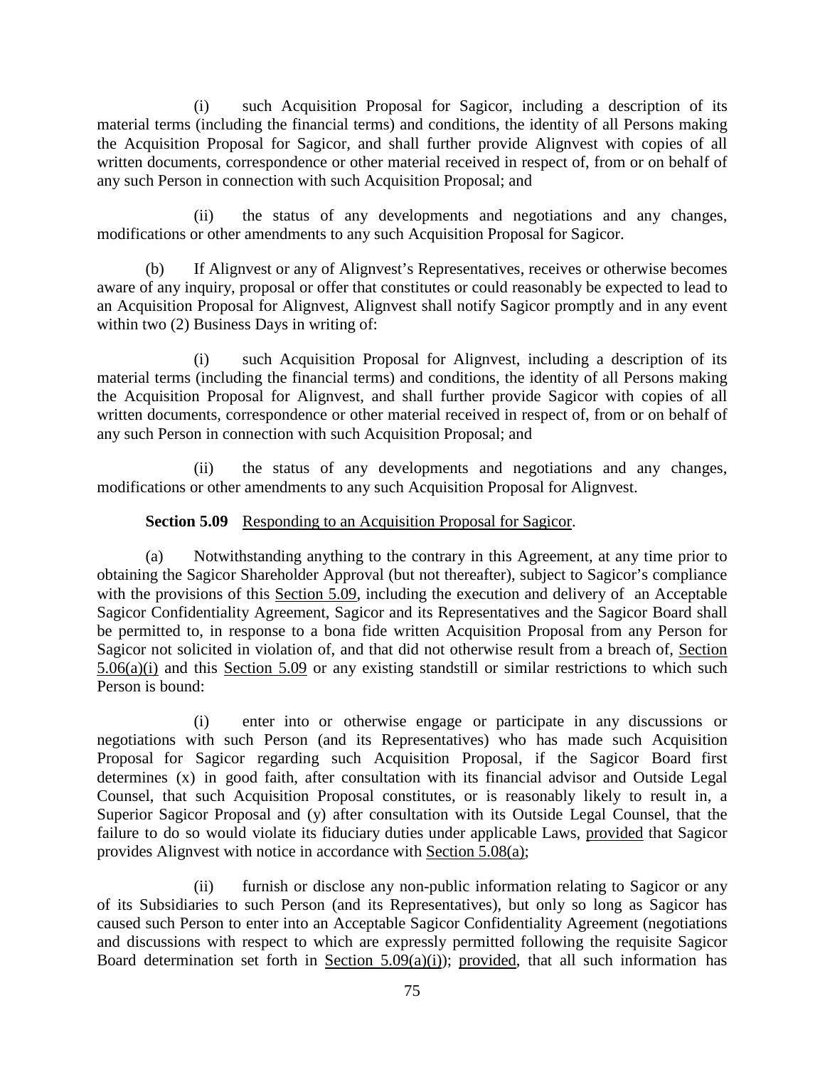(i) such Acquisition Proposal for Sagicor, including a description of its material terms (including the financial terms) and conditions, the identity of all Persons making the Acquisition Proposal for Sagicor, and shall further provide Alignvest with copies of all written documents, correspondence or other material received in respect of, from or on behalf of any such Person in connection with such Acquisition Proposal; and

(ii) the status of any developments and negotiations and any changes, modifications or other amendments to any such Acquisition Proposal for Sagicor.

(b) If Alignvest or any of Alignvest's Representatives, receives or otherwise becomes aware of any inquiry, proposal or offer that constitutes or could reasonably be expected to lead to an Acquisition Proposal for Alignvest, Alignvest shall notify Sagicor promptly and in any event within two (2) Business Days in writing of:

(i) such Acquisition Proposal for Alignvest, including a description of its material terms (including the financial terms) and conditions, the identity of all Persons making the Acquisition Proposal for Alignvest, and shall further provide Sagicor with copies of all written documents, correspondence or other material received in respect of, from or on behalf of any such Person in connection with such Acquisition Proposal; and

(ii) the status of any developments and negotiations and any changes, modifications or other amendments to any such Acquisition Proposal for Alignvest.

**Section 5.09** Responding to an Acquisition Proposal for Sagicor.

(a) Notwithstanding anything to the contrary in this Agreement, at any time prior to obtaining the Sagicor Shareholder Approval (but not thereafter), subject to Sagicor's compliance with the provisions of this Section 5.09, including the execution and delivery of an Acceptable Sagicor Confidentiality Agreement, Sagicor and its Representatives and the Sagicor Board shall be permitted to, in response to a bona fide written Acquisition Proposal from any Person for Sagicor not solicited in violation of, and that did not otherwise result from a breach of, Section 5.06(a)(i) and this Section 5.09 or any existing standstill or similar restrictions to which such Person is bound:

(i) enter into or otherwise engage or participate in any discussions or negotiations with such Person (and its Representatives) who has made such Acquisition Proposal for Sagicor regarding such Acquisition Proposal, if the Sagicor Board first determines (x) in good faith, after consultation with its financial advisor and Outside Legal Counsel, that such Acquisition Proposal constitutes, or is reasonably likely to result in, a Superior Sagicor Proposal and (y) after consultation with its Outside Legal Counsel, that the failure to do so would violate its fiduciary duties under applicable Laws, provided that Sagicor provides Alignvest with notice in accordance with Section 5.08(a);

(ii) furnish or disclose any non-public information relating to Sagicor or any of its Subsidiaries to such Person (and its Representatives), but only so long as Sagicor has caused such Person to enter into an Acceptable Sagicor Confidentiality Agreement (negotiations and discussions with respect to which are expressly permitted following the requisite Sagicor Board determination set forth in Section 5.09(a)(i)); provided, that all such information has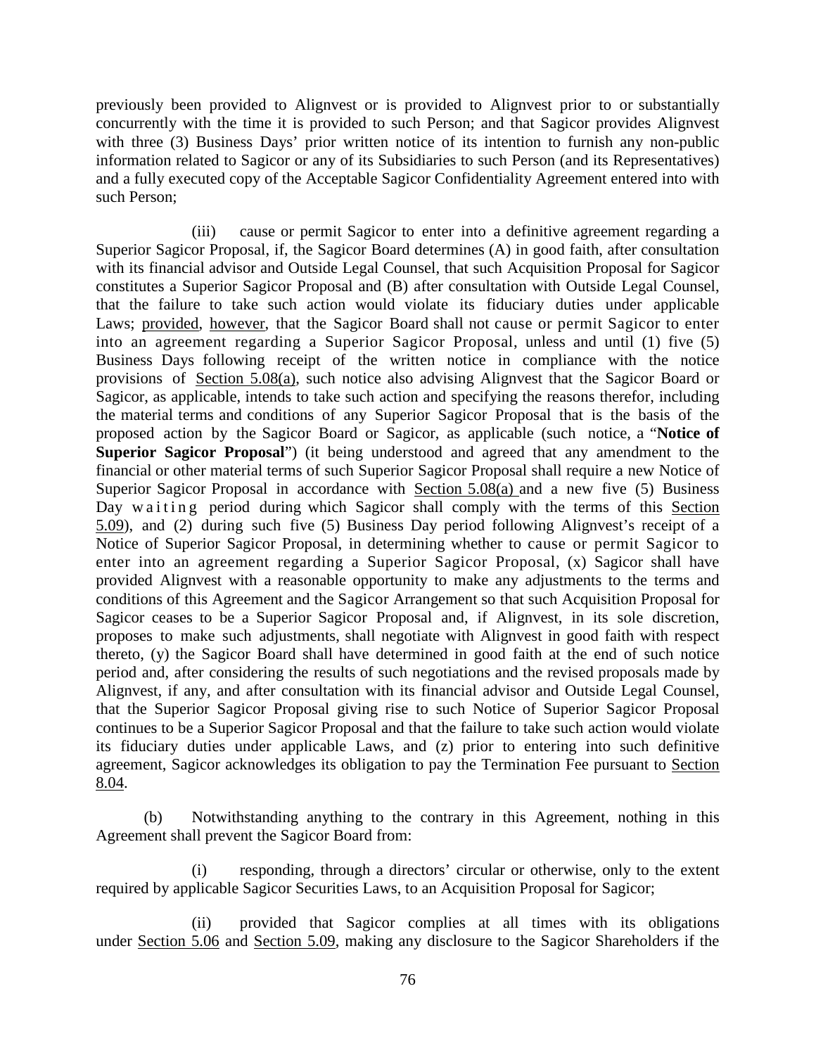previously been provided to Alignvest or is provided to Alignvest prior to or substantially concurrently with the time it is provided to such Person; and that Sagicor provides Alignvest with three (3) Business Days' prior written notice of its intention to furnish any non-public information related to Sagicor or any of its Subsidiaries to such Person (and its Representatives) and a fully executed copy of the Acceptable Sagicor Confidentiality Agreement entered into with such Person;

(iii) cause or permit Sagicor to enter into a definitive agreement regarding a Superior Sagicor Proposal, if, the Sagicor Board determines (A) in good faith, after consultation with its financial advisor and Outside Legal Counsel, that such Acquisition Proposal for Sagicor constitutes a Superior Sagicor Proposal and (B) after consultation with Outside Legal Counsel, that the failure to take such action would violate its fiduciary duties under applicable Laws; provided, however, that the Sagicor Board shall not cause or permit Sagicor to enter into an agreement regarding a Superior Sagicor Proposal, unless and until (1) five (5) Business Days following receipt of the written notice in compliance with the notice provisions of Section 5.08(a), such notice also advising Alignvest that the Sagicor Board or Sagicor, as applicable, intends to take such action and specifying the reasons therefor, including the material terms and conditions of any Superior Sagicor Proposal that is the basis of the proposed action by the Sagicor Board or Sagicor, as applicable (such notice, a "**Notice of Superior Sagicor Proposal**") (it being understood and agreed that any amendment to the financial or other material terms of such Superior Sagicor Proposal shall require a new Notice of Superior Sagicor Proposal in accordance with Section 5.08(a) and a new five (5) Business Day waiting period during which Sagicor shall comply with the terms of this Section 5.09), and (2) during such five (5) Business Day period following Alignvest's receipt of a Notice of Superior Sagicor Proposal, in determining whether to cause or permit Sagicor to enter into an agreement regarding a Superior Sagicor Proposal, (x) Sagicor shall have provided Alignvest with a reasonable opportunity to make any adjustments to the terms and conditions of this Agreement and the Sagicor Arrangement so that such Acquisition Proposal for Sagicor ceases to be a Superior Sagicor Proposal and, if Alignvest, in its sole discretion, proposes to make such adjustments, shall negotiate with Alignvest in good faith with respect thereto, (y) the Sagicor Board shall have determined in good faith at the end of such notice period and, after considering the results of such negotiations and the revised proposals made by Alignvest, if any, and after consultation with its financial advisor and Outside Legal Counsel, that the Superior Sagicor Proposal giving rise to such Notice of Superior Sagicor Proposal continues to be a Superior Sagicor Proposal and that the failure to take such action would violate its fiduciary duties under applicable Laws, and (z) prior to entering into such definitive agreement, Sagicor acknowledges its obligation to pay the Termination Fee pursuant to Section 8.04.

(b) Notwithstanding anything to the contrary in this Agreement, nothing in this Agreement shall prevent the Sagicor Board from:

(i) responding, through a directors' circular or otherwise, only to the extent required by applicable Sagicor Securities Laws, to an Acquisition Proposal for Sagicor;

(ii) provided that Sagicor complies at all times with its obligations under Section 5.06 and Section 5.09, making any disclosure to the Sagicor Shareholders if the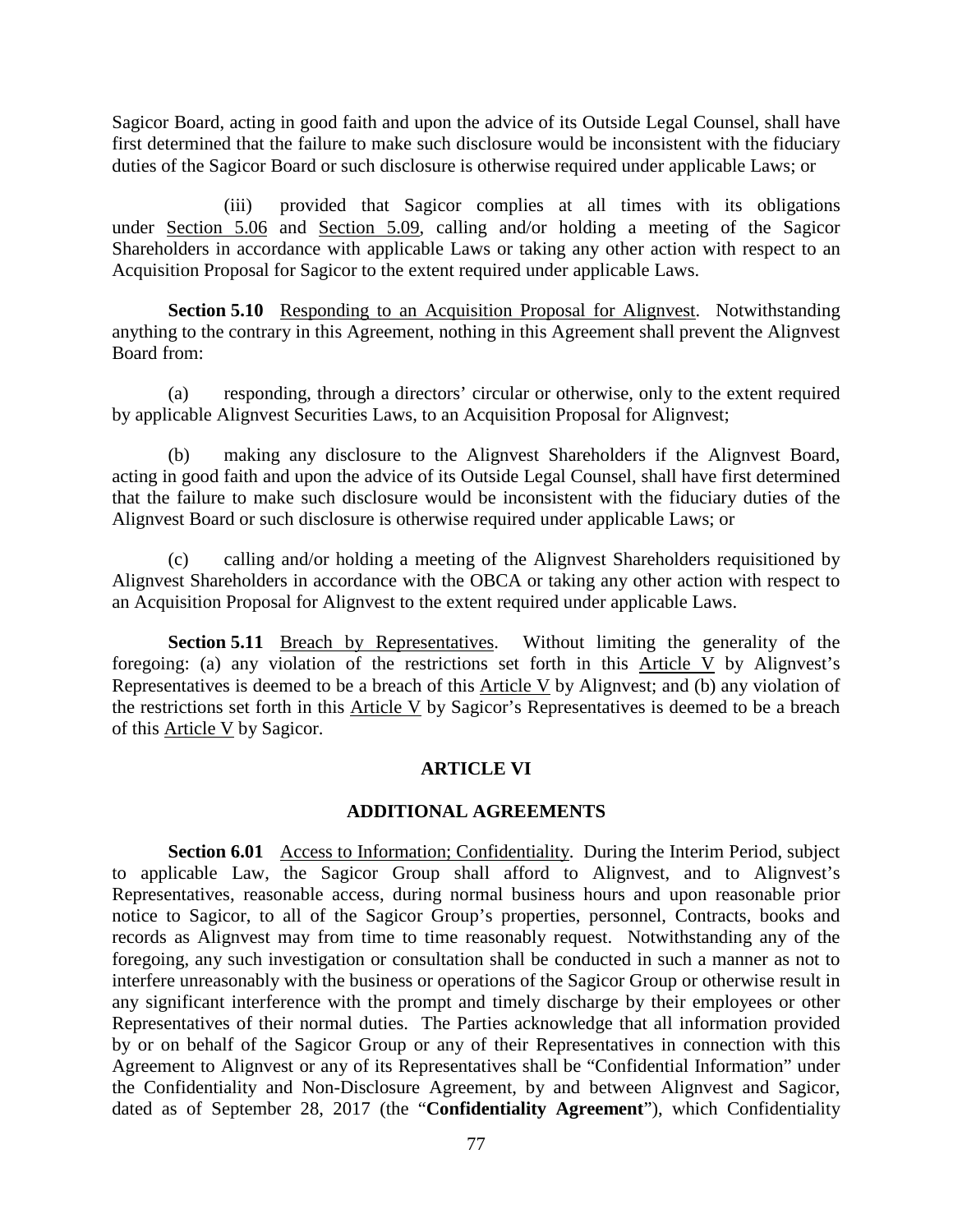Sagicor Board, acting in good faith and upon the advice of its Outside Legal Counsel, shall have first determined that the failure to make such disclosure would be inconsistent with the fiduciary duties of the Sagicor Board or such disclosure is otherwise required under applicable Laws; or

(iii) provided that Sagicor complies at all times with its obligations under Section 5.06 and Section 5.09, calling and/or holding a meeting of the Sagicor Shareholders in accordance with applicable Laws or taking any other action with respect to an Acquisition Proposal for Sagicor to the extent required under applicable Laws.

**Section 5.10** Responding to an Acquisition Proposal for Alignvest. Notwithstanding anything to the contrary in this Agreement, nothing in this Agreement shall prevent the Alignvest Board from:

(a) responding, through a directors' circular or otherwise, only to the extent required by applicable Alignvest Securities Laws, to an Acquisition Proposal for Alignvest;

(b) making any disclosure to the Alignvest Shareholders if the Alignvest Board, acting in good faith and upon the advice of its Outside Legal Counsel, shall have first determined that the failure to make such disclosure would be inconsistent with the fiduciary duties of the Alignvest Board or such disclosure is otherwise required under applicable Laws; or

(c) calling and/or holding a meeting of the Alignvest Shareholders requisitioned by Alignvest Shareholders in accordance with the OBCA or taking any other action with respect to an Acquisition Proposal for Alignvest to the extent required under applicable Laws.

**Section 5.11** Breach by Representatives. Without limiting the generality of the foregoing: (a) any violation of the restrictions set forth in this Article V by Alignvest's Representatives is deemed to be a breach of this Article V by Alignvest; and (b) any violation of the restrictions set forth in this Article V by Sagicor's Representatives is deemed to be a breach of this Article V by Sagicor.

## ARTICLE VI

## ADDITIONAL AGREEMENTS

**Section 6.01** Access to Information; Confidentiality. During the Interim Period, subject to applicable Law, the Sagicor Group shall afford to Alignvest, and to Alignvest's Representatives, reasonable access, during normal business hours and upon reasonable prior notice to Sagicor, to all of the Sagicor Group's properties, personnel, Contracts, books and records as Alignvest may from time to time reasonably request. Notwithstanding any of the foregoing, any such investigation or consultation shall be conducted in such a manner as not to interfere unreasonably with the business or operations of the Sagicor Group or otherwise result in any significant interference with the prompt and timely discharge by their employees or other Representatives of their normal duties. The Parties acknowledge that all information provided by or on behalf of the Sagicor Group or any of their Representatives in connection with this Agreement to Alignvest or any of its Representatives shall be "Confidential Information" under the Confidentiality and Non-Disclosure Agreement, by and between Alignvest and Sagicor, dated as of September 28, 2017 (the "**Confidentiality Agreement**"), which Confidentiality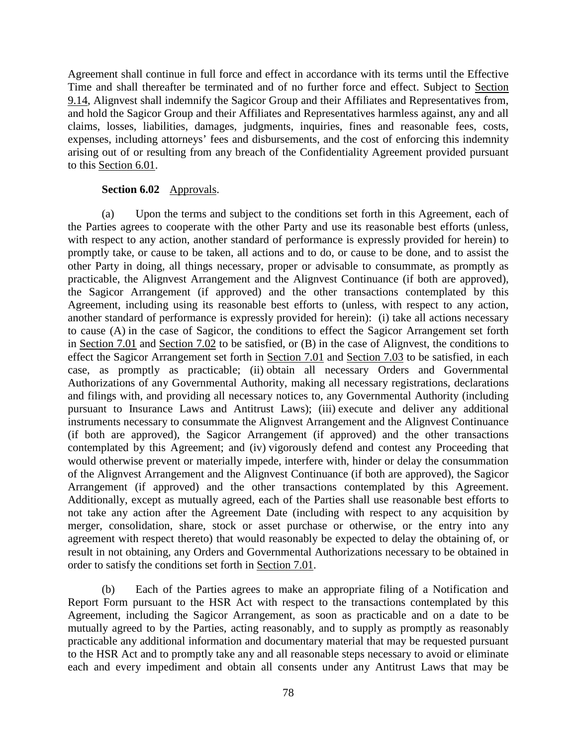Agreement shall continue in full force and effect in accordance with its terms until the Effective Time and shall thereafter be terminated and of no further force and effect. Subject to Section 9.14, Alignvest shall indemnify the Sagicor Group and their Affiliates and Representatives from, and hold the Sagicor Group and their Affiliates and Representatives harmless against, any and all claims, losses, liabilities, damages, judgments, inquiries, fines and reasonable fees, costs, expenses, including attorneys' fees and disbursements, and the cost of enforcing this indemnity arising out of or resulting from any breach of the Confidentiality Agreement provided pursuant to this Section 6.01.

**Section 6.02** Approvals.

(a) Upon the terms and subject to the conditions set forth in this Agreement, each of the Parties agrees to cooperate with the other Party and use its reasonable best efforts (unless, with respect to any action, another standard of performance is expressly provided for herein) to promptly take, or cause to be taken, all actions and to do, or cause to be done, and to assist the other Party in doing, all things necessary, proper or advisable to consummate, as promptly as practicable, the Alignvest Arrangement and the Alignvest Continuance (if both are approved), the Sagicor Arrangement (if approved) and the other transactions contemplated by this Agreement, including using its reasonable best efforts to (unless, with respect to any action, another standard of performance is expressly provided for herein): (i) take all actions necessary to cause (A) in the case of Sagicor, the conditions to effect the Sagicor Arrangement set forth in Section 7.01 and Section 7.02 to be satisfied, or (B) in the case of Alignvest, the conditions to effect the Sagicor Arrangement set forth in Section 7.01 and Section 7.03 to be satisfied, in each case, as promptly as practicable; (ii) obtain all necessary Orders and Governmental Authorizations of any Governmental Authority, making all necessary registrations, declarations and filings with, and providing all necessary notices to, any Governmental Authority (including pursuant to Insurance Laws and Antitrust Laws); (iii) execute and deliver any additional instruments necessary to consummate the Alignvest Arrangement and the Alignvest Continuance (if both are approved), the Sagicor Arrangement (if approved) and the other transactions contemplated by this Agreement; and (iv) vigorously defend and contest any Proceeding that would otherwise prevent or materially impede, interfere with, hinder or delay the consummation of the Alignvest Arrangement and the Alignvest Continuance (if both are approved), the Sagicor Arrangement (if approved) and the other transactions contemplated by this Agreement. Additionally, except as mutually agreed, each of the Parties shall use reasonable best efforts to not take any action after the Agreement Date (including with respect to any acquisition by merger, consolidation, share, stock or asset purchase or otherwise, or the entry into any agreement with respect thereto) that would reasonably be expected to delay the obtaining of, or result in not obtaining, any Orders and Governmental Authorizations necessary to be obtained in order to satisfy the conditions set forth in Section 7.01.

(b) Each of the Parties agrees to make an appropriate filing of a Notification and Report Form pursuant to the HSR Act with respect to the transactions contemplated by this Agreement, including the Sagicor Arrangement, as soon as practicable and on a date to be mutually agreed to by the Parties, acting reasonably, and to supply as promptly as reasonably practicable any additional information and documentary material that may be requested pursuant to the HSR Act and to promptly take any and all reasonable steps necessary to avoid or eliminate each and every impediment and obtain all consents under any Antitrust Laws that may be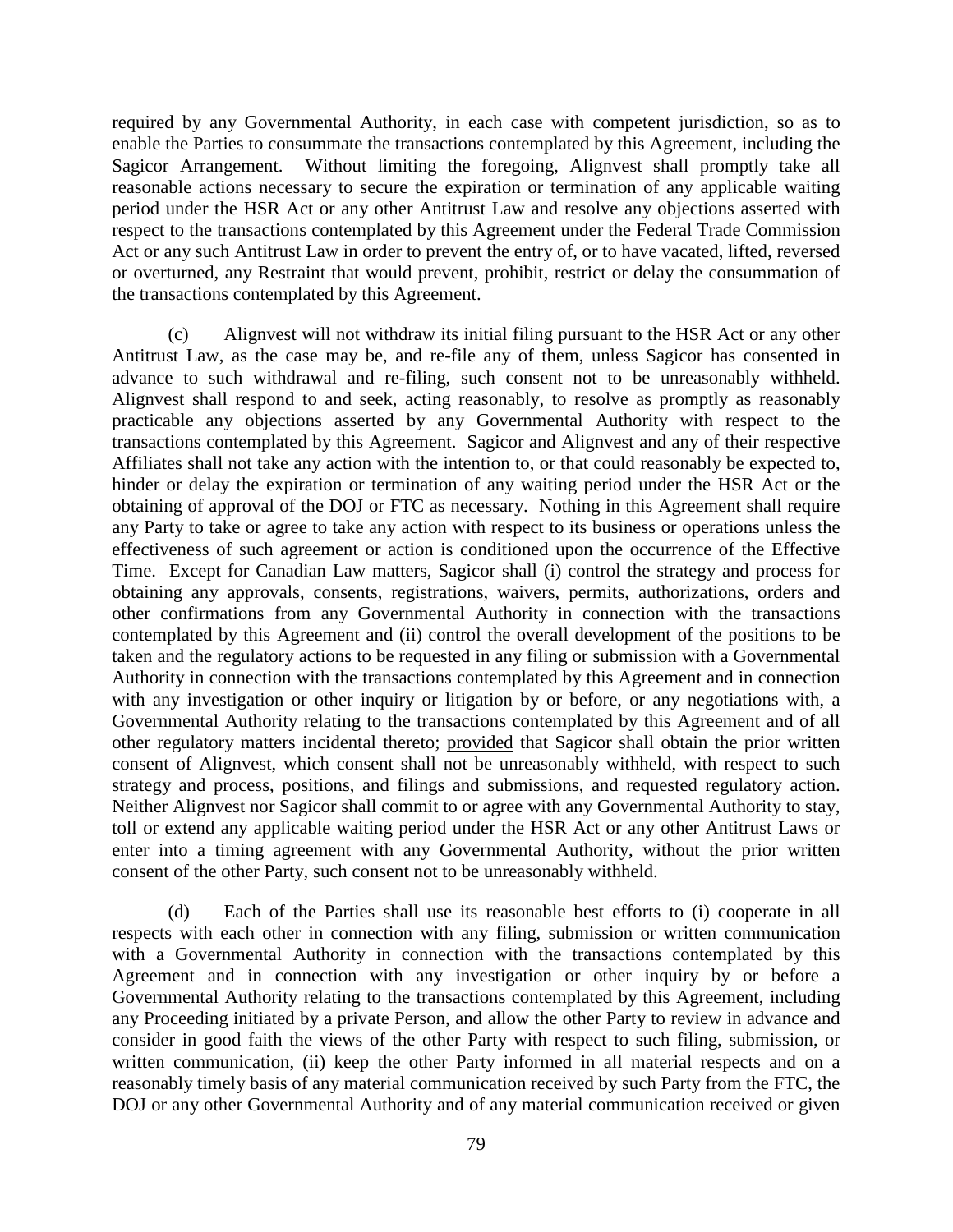required by any Governmental Authority, in each case with competent jurisdiction, so as to enable the Parties to consummate the transactions contemplated by this Agreement, including the Sagicor Arrangement. Without limiting the foregoing, Alignvest shall promptly take all reasonable actions necessary to secure the expiration or termination of any applicable waiting period under the HSR Act or any other Antitrust Law and resolve any objections asserted with respect to the transactions contemplated by this Agreement under the Federal Trade Commission Act or any such Antitrust Law in order to prevent the entry of, or to have vacated, lifted, reversed or overturned, any Restraint that would prevent, prohibit, restrict or delay the consummation of the transactions contemplated by this Agreement.

(c) Alignvest will not withdraw its initial filing pursuant to the HSR Act or any other Antitrust Law, as the case may be, and re-file any of them, unless Sagicor has consented in advance to such withdrawal and re-filing, such consent not to be unreasonably withheld. Alignvest shall respond to and seek, acting reasonably, to resolve as promptly as reasonably practicable any objections asserted by any Governmental Authority with respect to the transactions contemplated by this Agreement. Sagicor and Alignvest and any of their respective Affiliates shall not take any action with the intention to, or that could reasonably be expected to, hinder or delay the expiration or termination of any waiting period under the HSR Act or the obtaining of approval of the DOJ or FTC as necessary. Nothing in this Agreement shall require any Party to take or agree to take any action with respect to its business or operations unless the effectiveness of such agreement or action is conditioned upon the occurrence of the Effective Time. Except for Canadian Law matters, Sagicor shall (i) control the strategy and process for obtaining any approvals, consents, registrations, waivers, permits, authorizations, orders and other confirmations from any Governmental Authority in connection with the transactions contemplated by this Agreement and (ii) control the overall development of the positions to be taken and the regulatory actions to be requested in any filing or submission with a Governmental Authority in connection with the transactions contemplated by this Agreement and in connection with any investigation or other inquiry or litigation by or before, or any negotiations with, a Governmental Authority relating to the transactions contemplated by this Agreement and of all other regulatory matters incidental thereto; provided that Sagicor shall obtain the prior written consent of Alignvest, which consent shall not be unreasonably withheld, with respect to such strategy and process, positions, and filings and submissions, and requested regulatory action. Neither Alignvest nor Sagicor shall commit to or agree with any Governmental Authority to stay, toll or extend any applicable waiting period under the HSR Act or any other Antitrust Laws or enter into a timing agreement with any Governmental Authority, without the prior written consent of the other Party, such consent not to be unreasonably withheld.

(d) Each of the Parties shall use its reasonable best efforts to (i) cooperate in all respects with each other in connection with any filing, submission or written communication with a Governmental Authority in connection with the transactions contemplated by this Agreement and in connection with any investigation or other inquiry by or before a Governmental Authority relating to the transactions contemplated by this Agreement, including any Proceeding initiated by a private Person, and allow the other Party to review in advance and consider in good faith the views of the other Party with respect to such filing, submission, or written communication, (ii) keep the other Party informed in all material respects and on a reasonably timely basis of any material communication received by such Party from the FTC, the DOJ or any other Governmental Authority and of any material communication received or given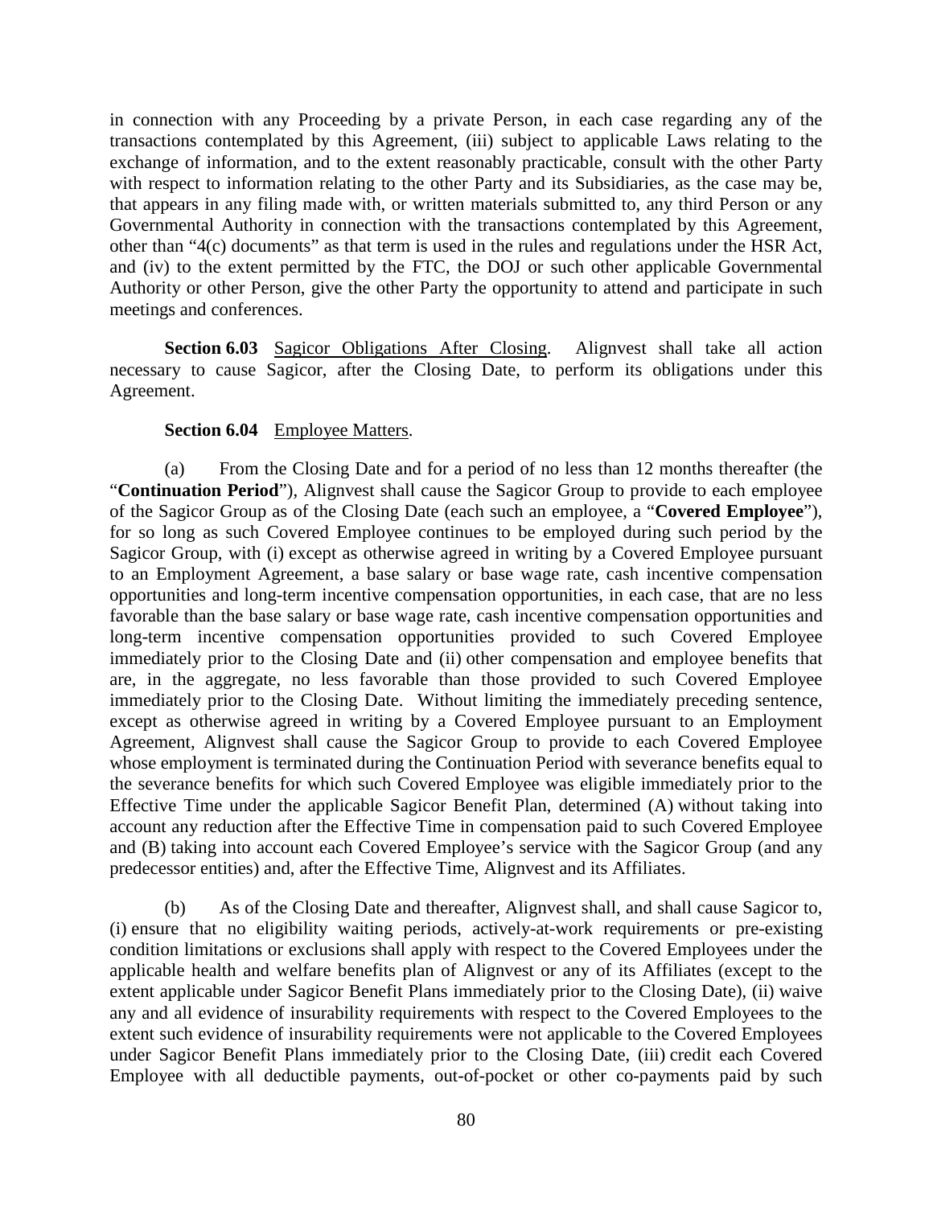in connection with any Proceeding by a private Person, in each case regarding any of the transactions contemplated by this Agreement, (iii) subject to applicable Laws relating to the exchange of information, and to the extent reasonably practicable, consult with the other Party with respect to information relating to the other Party and its Subsidiaries, as the case may be, that appears in any filing made with, or written materials submitted to, any third Person or any Governmental Authority in connection with the transactions contemplated by this Agreement, other than "4(c) documents" as that term is used in the rules and regulations under the HSR Act, and (iv) to the extent permitted by the FTC, the DOJ or such other applicable Governmental Authority or other Person, give the other Party the opportunity to attend and participate in such meetings and conferences.

**Section 6.03** Sagicor Obligations After Closing. Alignvest shall take all action necessary to cause Sagicor, after the Closing Date, to perform its obligations under this Agreement.

**Section 6.04** Employee Matters.

(a) From the Closing Date and for a period of no less than 12 months thereafter (the "**Continuation Period**"), Alignvest shall cause the Sagicor Group to provide to each employee of the Sagicor Group as of the Closing Date (each such an employee, a "**Covered Employee**"), for so long as such Covered Employee continues to be employed during such period by the Sagicor Group, with (i) except as otherwise agreed in writing by a Covered Employee pursuant to an Employment Agreement, a base salary or base wage rate, cash incentive compensation opportunities and long-term incentive compensation opportunities, in each case, that are no less favorable than the base salary or base wage rate, cash incentive compensation opportunities and long-term incentive compensation opportunities provided to such Covered Employee immediately prior to the Closing Date and (ii) other compensation and employee benefits that are, in the aggregate, no less favorable than those provided to such Covered Employee immediately prior to the Closing Date. Without limiting the immediately preceding sentence, except as otherwise agreed in writing by a Covered Employee pursuant to an Employment Agreement, Alignvest shall cause the Sagicor Group to provide to each Covered Employee whose employment is terminated during the Continuation Period with severance benefits equal to the severance benefits for which such Covered Employee was eligible immediately prior to the Effective Time under the applicable Sagicor Benefit Plan, determined (A) without taking into account any reduction after the Effective Time in compensation paid to such Covered Employee and (B) taking into account each Covered Employee's service with the Sagicor Group (and any predecessor entities) and, after the Effective Time, Alignvest and its Affiliates.

(b) As of the Closing Date and thereafter, Alignvest shall, and shall cause Sagicor to, (i) ensure that no eligibility waiting periods, actively-at-work requirements or pre-existing condition limitations or exclusions shall apply with respect to the Covered Employees under the applicable health and welfare benefits plan of Alignvest or any of its Affiliates (except to the extent applicable under Sagicor Benefit Plans immediately prior to the Closing Date), (ii) waive any and all evidence of insurability requirements with respect to the Covered Employees to the extent such evidence of insurability requirements were not applicable to the Covered Employees under Sagicor Benefit Plans immediately prior to the Closing Date, (iii) credit each Covered Employee with all deductible payments, out-of-pocket or other co-payments paid by such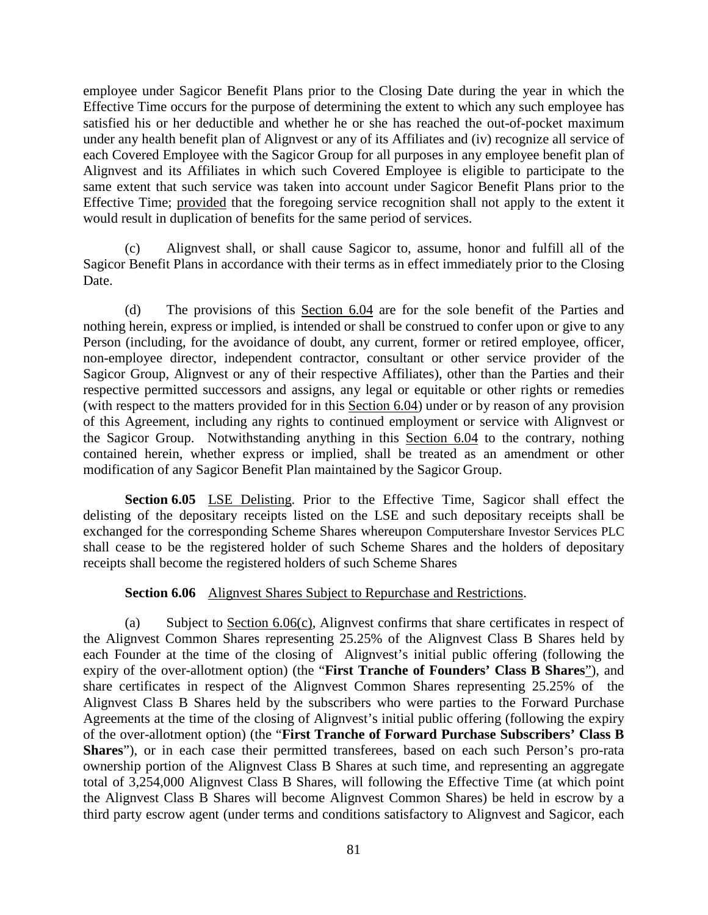employee under Sagicor Benefit Plans prior to the Closing Date during the year in which the Effective Time occurs for the purpose of determining the extent to which any such employee has satisfied his or her deductible and whether he or she has reached the out-of-pocket maximum under any health benefit plan of Alignvest or any of its Affiliates and (iv) recognize all service of each Covered Employee with the Sagicor Group for all purposes in any employee benefit plan of Alignvest and its Affiliates in which such Covered Employee is eligible to participate to the same extent that such service was taken into account under Sagicor Benefit Plans prior to the Effective Time; provided that the foregoing service recognition shall not apply to the extent it would result in duplication of benefits for the same period of services.

(c) Alignvest shall, or shall cause Sagicor to, assume, honor and fulfill all of the Sagicor Benefit Plans in accordance with their terms as in effect immediately prior to the Closing Date.

(d) The provisions of this Section 6.04 are for the sole benefit of the Parties and nothing herein, express or implied, is intended or shall be construed to confer upon or give to any Person (including, for the avoidance of doubt, any current, former or retired employee, officer, non-employee director, independent contractor, consultant or other service provider of the Sagicor Group, Alignvest or any of their respective Affiliates), other than the Parties and their respective permitted successors and assigns, any legal or equitable or other rights or remedies (with respect to the matters provided for in this Section 6.04) under or by reason of any provision of this Agreement, including any rights to continued employment or service with Alignvest or the Sagicor Group. Notwithstanding anything in this Section 6.04 to the contrary, nothing contained herein, whether express or implied, shall be treated as an amendment or other modification of any Sagicor Benefit Plan maintained by the Sagicor Group.

**Section 6.05** LSE Delisting. Prior to the Effective Time, Sagicor shall effect the delisting of the depositary receipts listed on the LSE and such depositary receipts shall be exchanged for the corresponding Scheme Shares whereupon Computershare Investor Services PLC shall cease to be the registered holder of such Scheme Shares and the holders of depositary receipts shall become the registered holders of such Scheme Shares

**Section 6.06** Alignvest Shares Subject to Repurchase and Restrictions.

(a) Subject to Section 6.06(c), Alignvest confirms that share certificates in respect of the Alignvest Common Shares representing 25.25% of the Alignvest Class B Shares held by each Founder at the time of the closing of Alignvest's initial public offering (following the expiry of the over-allotment option) (the "**First Tranche of Founders' Class B Shares**"), and share certificates in respect of the Alignvest Common Shares representing 25.25% of the Alignvest Class B Shares held by the subscribers who were parties to the Forward Purchase Agreements at the time of the closing of Alignvest's initial public offering (following the expiry of the over-allotment option) (the "**First Tranche of Forward Purchase Subscribers' Class B Shares**"), or in each case their permitted transferees, based on each such Person's pro-rata ownership portion of the Alignvest Class B Shares at such time, and representing an aggregate total of 3,254,000 Alignvest Class B Shares, will following the Effective Time (at which point the Alignvest Class B Shares will become Alignvest Common Shares) be held in escrow by a third party escrow agent (under terms and conditions satisfactory to Alignvest and Sagicor, each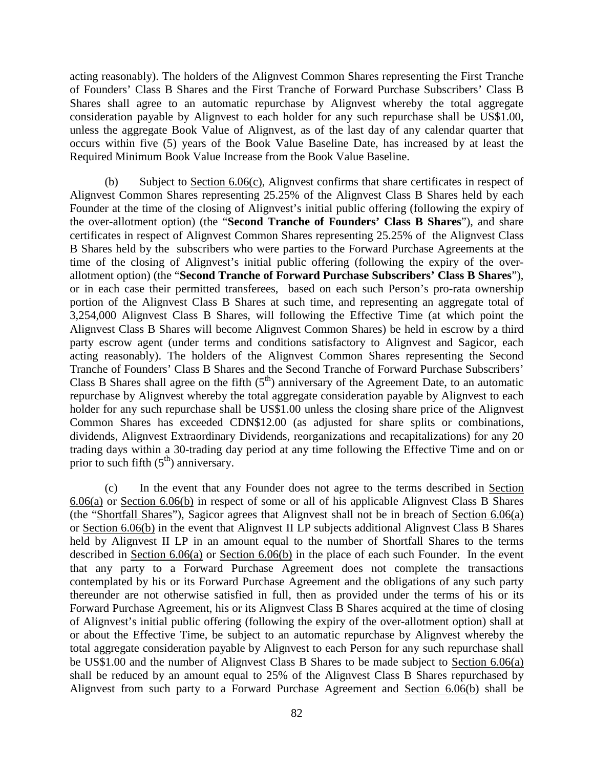acting reasonably). The holders of the Alignvest Common Shares representing the First Tranche of Founders' Class B Shares and the First Tranche of Forward Purchase Subscribers' Class B Shares shall agree to an automatic repurchase by Alignvest whereby the total aggregate consideration payable by Alignvest to each holder for any such repurchase shall be US$1.00, unless the aggregate Book Value of Alignvest, as of the last day of any calendar quarter that occurs within five (5) years of the Book Value Baseline Date, has increased by at least the Required Minimum Book Value Increase from the Book Value Baseline.

(b) Subject to Section 6.06(c), Alignvest confirms that share certificates in respect of Alignvest Common Shares representing 25.25% of the Alignvest Class B Shares held by each Founder at the time of the closing of Alignvest's initial public offering (following the expiry of the over-allotment option) (the "**Second Tranche of Founders' Class B Shares**"), and share certificates in respect of Alignvest Common Shares representing 25.25% of the Alignvest Class B Shares held by the subscribers who were parties to the Forward Purchase Agreements at the time of the closing of Alignvest's initial public offering (following the expiry of the over-allotment option) (the "**Second Tranche of Forward Purchase Subscribers' Class B Shares**"), or in each case their permitted transferees, based on each such Person's pro-rata ownership portion of the Alignvest Class B Shares at such time, and representing an aggregate total of 3,254,000 Alignvest Class B Shares, will following the Effective Time (at which point the Alignvest Class B Shares will become Alignvest Common Shares) be held in escrow by a third party escrow agent (under terms and conditions satisfactory to Alignvest and Sagicor, each acting reasonably). The holders of the Alignvest Common Shares representing the Second Tranche of Founders' Class B Shares and the Second Tranche of Forward Purchase Subscribers' Class B Shares shall agree on the fifth (5th) anniversary of the Agreement Date, to an automatic repurchase by Alignvest whereby the total aggregate consideration payable by Alignvest to each holder for any such repurchase shall be US$1.00 unless the closing share price of the Alignvest Common Shares has exceeded CDN$12.00 (as adjusted for share splits or combinations, dividends, Alignvest Extraordinary Dividends, reorganizations and recapitalizations) for any 20 trading days within a 30-trading day period at any time following the Effective Time and on or prior to such fifth (5th) anniversary.

(c) In the event that any Founder does not agree to the terms described in Section 6.06(a) or Section 6.06(b) in respect of some or all of his applicable Alignvest Class B Shares (the "Shortfall Shares"), Sagicor agrees that Alignvest shall not be in breach of Section 6.06(a) or Section 6.06(b) in the event that Alignvest II LP subjects additional Alignvest Class B Shares held by Alignvest II LP in an amount equal to the number of Shortfall Shares to the terms described in Section 6.06(a) or Section 6.06(b) in the place of each such Founder. In the event that any party to a Forward Purchase Agreement does not complete the transactions contemplated by his or its Forward Purchase Agreement and the obligations of any such party thereunder are not otherwise satisfied in full, then as provided under the terms of his or its Forward Purchase Agreement, his or its Alignvest Class B Shares acquired at the time of closing of Alignvest's initial public offering (following the expiry of the over-allotment option) shall at or about the Effective Time, be subject to an automatic repurchase by Alignvest whereby the total aggregate consideration payable by Alignvest to each Person for any such repurchase shall be US$1.00 and the number of Alignvest Class B Shares to be made subject to Section 6.06(a) shall be reduced by an amount equal to 25% of the Alignvest Class B Shares repurchased by Alignvest from such party to a Forward Purchase Agreement and Section 6.06(b) shall be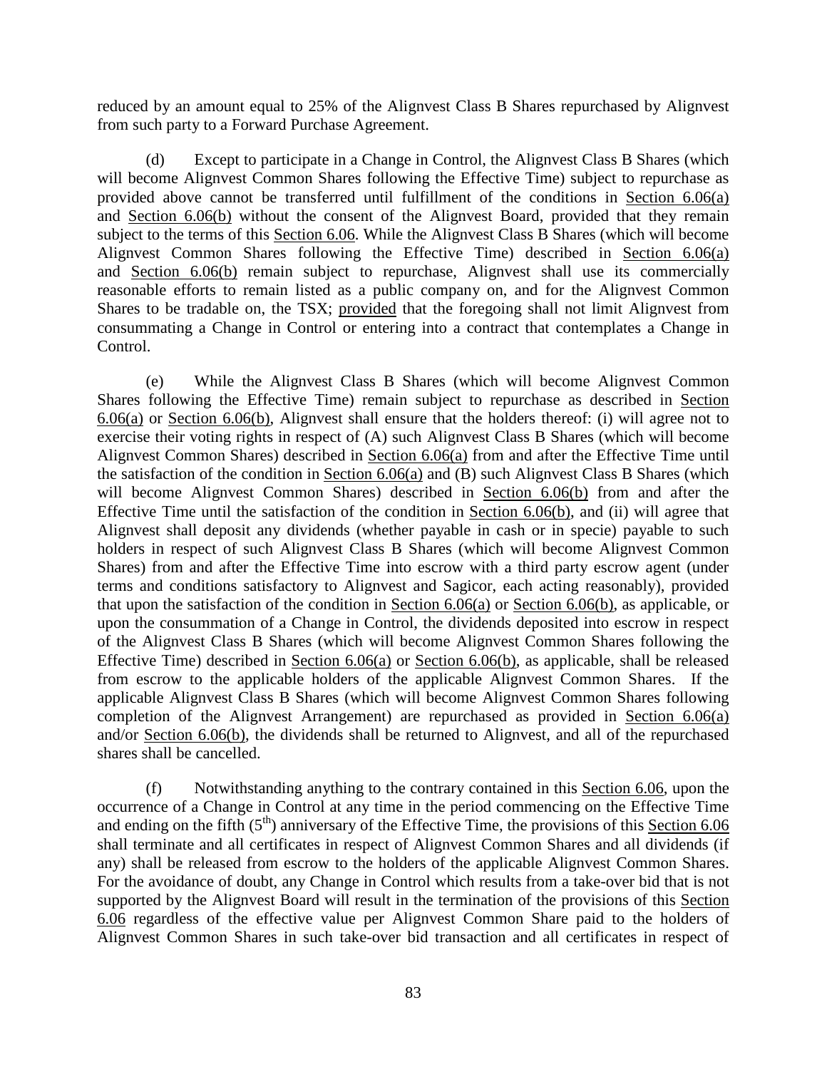reduced by an amount equal to 25% of the Alignvest Class B Shares repurchased by Alignvest from such party to a Forward Purchase Agreement.

(d) Except to participate in a Change in Control, the Alignvest Class B Shares (which will become Alignvest Common Shares following the Effective Time) subject to repurchase as provided above cannot be transferred until fulfillment of the conditions in Section 6.06(a) and Section 6.06(b) without the consent of the Alignvest Board, provided that they remain subject to the terms of this Section 6.06. While the Alignvest Class B Shares (which will become Alignvest Common Shares following the Effective Time) described in Section 6.06(a) and Section 6.06(b) remain subject to repurchase, Alignvest shall use its commercially reasonable efforts to remain listed as a public company on, and for the Alignvest Common Shares to be tradable on, the TSX; provided that the foregoing shall not limit Alignvest from consummating a Change in Control or entering into a contract that contemplates a Change in Control.

(e) While the Alignvest Class B Shares (which will become Alignvest Common Shares following the Effective Time) remain subject to repurchase as described in Section 6.06(a) or Section 6.06(b), Alignvest shall ensure that the holders thereof: (i) will agree not to exercise their voting rights in respect of (A) such Alignvest Class B Shares (which will become Alignvest Common Shares) described in Section 6.06(a) from and after the Effective Time until the satisfaction of the condition in Section 6.06(a) and (B) such Alignvest Class B Shares (which will become Alignvest Common Shares) described in Section 6.06(b) from and after the Effective Time until the satisfaction of the condition in Section 6.06(b), and (ii) will agree that Alignvest shall deposit any dividends (whether payable in cash or in specie) payable to such holders in respect of such Alignvest Class B Shares (which will become Alignvest Common Shares) from and after the Effective Time into escrow with a third party escrow agent (under terms and conditions satisfactory to Alignvest and Sagicor, each acting reasonably), provided that upon the satisfaction of the condition in Section 6.06(a) or Section 6.06(b), as applicable, or upon the consummation of a Change in Control, the dividends deposited into escrow in respect of the Alignvest Class B Shares (which will become Alignvest Common Shares following the Effective Time) described in Section 6.06(a) or Section 6.06(b), as applicable, shall be released from escrow to the applicable holders of the applicable Alignvest Common Shares. If the applicable Alignvest Class B Shares (which will become Alignvest Common Shares following completion of the Alignvest Arrangement) are repurchased as provided in Section 6.06(a) and/or Section 6.06(b), the dividends shall be returned to Alignvest, and all of the repurchased shares shall be cancelled.

(f) Notwithstanding anything to the contrary contained in this Section 6.06, upon the occurrence of a Change in Control at any time in the period commencing on the Effective Time and ending on the fifth (5th) anniversary of the Effective Time, the provisions of this Section 6.06 shall terminate and all certificates in respect of Alignvest Common Shares and all dividends (if any) shall be released from escrow to the holders of the applicable Alignvest Common Shares. For the avoidance of doubt, any Change in Control which results from a take-over bid that is not supported by the Alignvest Board will result in the termination of the provisions of this Section 6.06 regardless of the effective value per Alignvest Common Share paid to the holders of Alignvest Common Shares in such take-over bid transaction and all certificates in respect of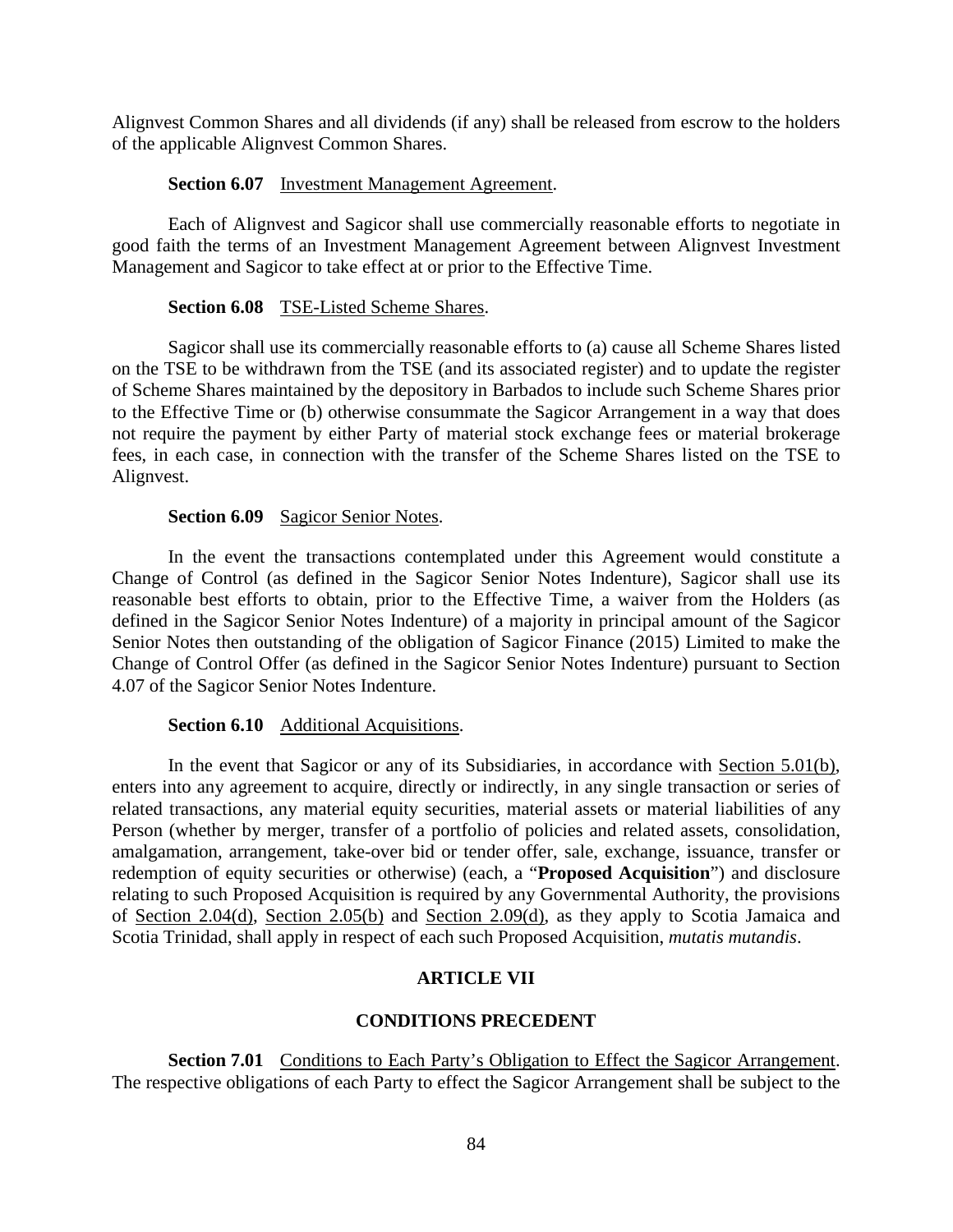Alignvest Common Shares and all dividends (if any) shall be released from escrow to the holders of the applicable Alignvest Common Shares.

**Section 6.07** Investment Management Agreement.

Each of Alignvest and Sagicor shall use commercially reasonable efforts to negotiate in good faith the terms of an Investment Management Agreement between Alignvest Investment Management and Sagicor to take effect at or prior to the Effective Time.

**Section 6.08** TSE-Listed Scheme Shares.

Sagicor shall use its commercially reasonable efforts to (a) cause all Scheme Shares listed on the TSE to be withdrawn from the TSE (and its associated register) and to update the register of Scheme Shares maintained by the depository in Barbados to include such Scheme Shares prior to the Effective Time or (b) otherwise consummate the Sagicor Arrangement in a way that does not require the payment by either Party of material stock exchange fees or material brokerage fees, in each case, in connection with the transfer of the Scheme Shares listed on the TSE to Alignvest.

**Section 6.09** Sagicor Senior Notes.

In the event the transactions contemplated under this Agreement would constitute a Change of Control (as defined in the Sagicor Senior Notes Indenture), Sagicor shall use its reasonable best efforts to obtain, prior to the Effective Time, a waiver from the Holders (as defined in the Sagicor Senior Notes Indenture) of a majority in principal amount of the Sagicor Senior Notes then outstanding of the obligation of Sagicor Finance (2015) Limited to make the Change of Control Offer (as defined in the Sagicor Senior Notes Indenture) pursuant to Section 4.07 of the Sagicor Senior Notes Indenture.

**Section 6.10** Additional Acquisitions.

In the event that Sagicor or any of its Subsidiaries, in accordance with Section 5.01(b), enters into any agreement to acquire, directly or indirectly, in any single transaction or series of related transactions, any material equity securities, material assets or material liabilities of any Person (whether by merger, transfer of a portfolio of policies and related assets, consolidation, amalgamation, arrangement, take-over bid or tender offer, sale, exchange, issuance, transfer or redemption of equity securities or otherwise) (each, a "**Proposed Acquisition**") and disclosure relating to such Proposed Acquisition is required by any Governmental Authority, the provisions of Section 2.04(d), Section 2.05(b) and Section 2.09(d), as they apply to Scotia Jamaica and Scotia Trinidad, shall apply in respect of each such Proposed Acquisition, *mutatis mutandis*.

## ARTICLE VII

## CONDITIONS PRECEDENT

**Section 7.01** Conditions to Each Party's Obligation to Effect the Sagicor Arrangement. The respective obligations of each Party to effect the Sagicor Arrangement shall be subject to the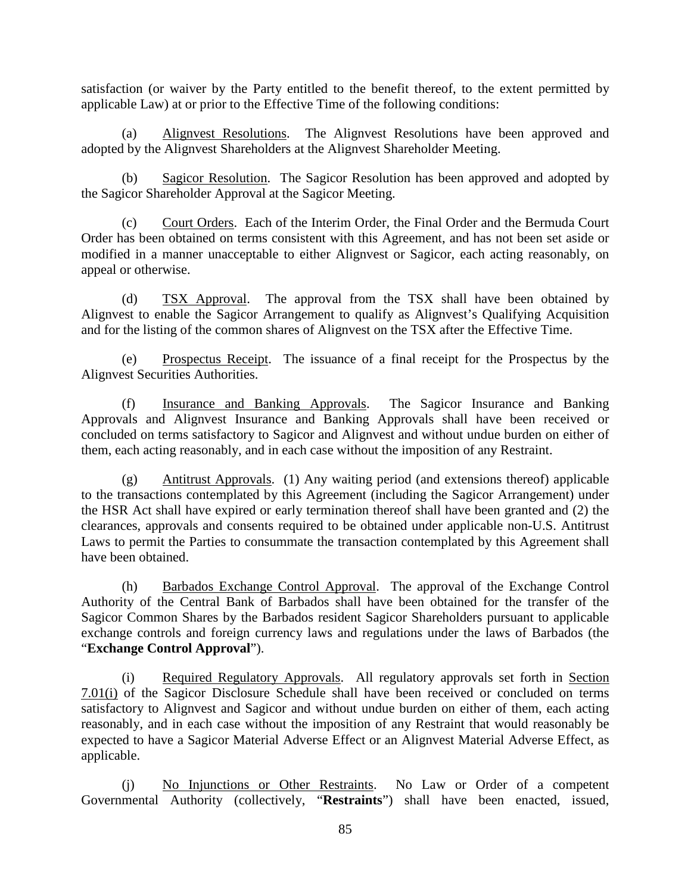satisfaction (or waiver by the Party entitled to the benefit thereof, to the extent permitted by applicable Law) at or prior to the Effective Time of the following conditions:

(a) Alignvest Resolutions. The Alignvest Resolutions have been approved and adopted by the Alignvest Shareholders at the Alignvest Shareholder Meeting.

(b) Sagicor Resolution. The Sagicor Resolution has been approved and adopted by the Sagicor Shareholder Approval at the Sagicor Meeting.

(c) Court Orders. Each of the Interim Order, the Final Order and the Bermuda Court Order has been obtained on terms consistent with this Agreement, and has not been set aside or modified in a manner unacceptable to either Alignvest or Sagicor, each acting reasonably, on appeal or otherwise.

(d) TSX Approval. The approval from the TSX shall have been obtained by Alignvest to enable the Sagicor Arrangement to qualify as Alignvest's Qualifying Acquisition and for the listing of the common shares of Alignvest on the TSX after the Effective Time.

(e) Prospectus Receipt. The issuance of a final receipt for the Prospectus by the Alignvest Securities Authorities.

(f) Insurance and Banking Approvals. The Sagicor Insurance and Banking Approvals and Alignvest Insurance and Banking Approvals shall have been received or concluded on terms satisfactory to Sagicor and Alignvest and without undue burden on either of them, each acting reasonably, and in each case without the imposition of any Restraint.

(g) Antitrust Approvals. (1) Any waiting period (and extensions thereof) applicable to the transactions contemplated by this Agreement (including the Sagicor Arrangement) under the HSR Act shall have expired or early termination thereof shall have been granted and (2) the clearances, approvals and consents required to be obtained under applicable non-U.S. Antitrust Laws to permit the Parties to consummate the transaction contemplated by this Agreement shall have been obtained.

(h) Barbados Exchange Control Approval. The approval of the Exchange Control Authority of the Central Bank of Barbados shall have been obtained for the transfer of the Sagicor Common Shares by the Barbados resident Sagicor Shareholders pursuant to applicable exchange controls and foreign currency laws and regulations under the laws of Barbados (the "**Exchange Control Approval**").

(i) Required Regulatory Approvals. All regulatory approvals set forth in Section 7.01(i) of the Sagicor Disclosure Schedule shall have been received or concluded on terms satisfactory to Alignvest and Sagicor and without undue burden on either of them, each acting reasonably, and in each case without the imposition of any Restraint that would reasonably be expected to have a Sagicor Material Adverse Effect or an Alignvest Material Adverse Effect, as applicable.

(j) No Injunctions or Other Restraints. No Law or Order of a competent Governmental Authority (collectively, "**Restraints**") shall have been enacted, issued,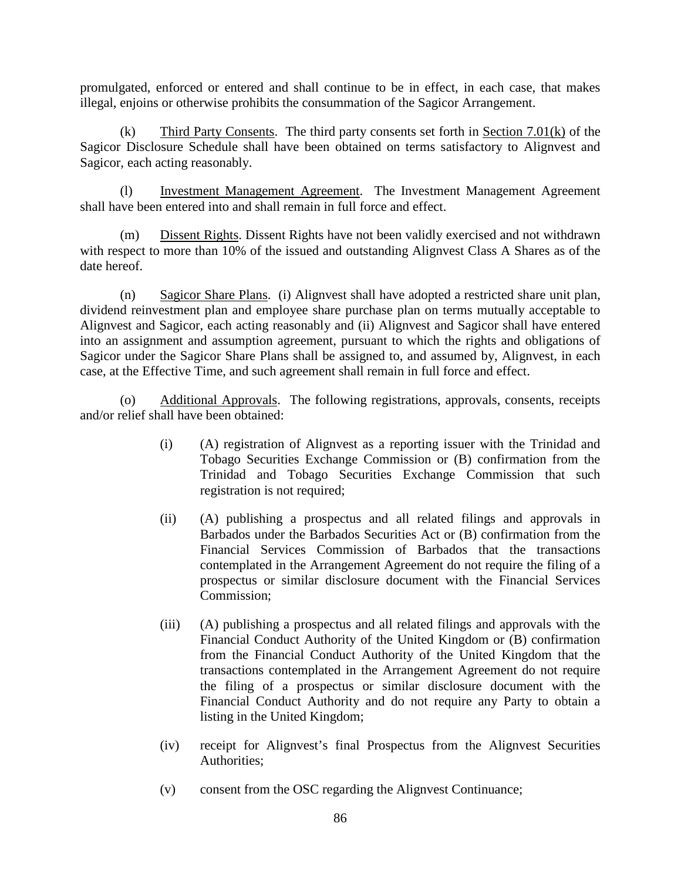promulgated, enforced or entered and shall continue to be in effect, in each case, that makes illegal, enjoins or otherwise prohibits the consummation of the Sagicor Arrangement.

(k) Third Party Consents. The third party consents set forth in Section 7.01(k) of the Sagicor Disclosure Schedule shall have been obtained on terms satisfactory to Alignvest and Sagicor, each acting reasonably.

(l) Investment Management Agreement. The Investment Management Agreement shall have been entered into and shall remain in full force and effect.

(m) Dissent Rights. Dissent Rights have not been validly exercised and not withdrawn with respect to more than 10% of the issued and outstanding Alignvest Class A Shares as of the date hereof.

(n) Sagicor Share Plans. (i) Alignvest shall have adopted a restricted share unit plan, dividend reinvestment plan and employee share purchase plan on terms mutually acceptable to Alignvest and Sagicor, each acting reasonably and (ii) Alignvest and Sagicor shall have entered into an assignment and assumption agreement, pursuant to which the rights and obligations of Sagicor under the Sagicor Share Plans shall be assigned to, and assumed by, Alignvest, in each case, at the Effective Time, and such agreement shall remain in full force and effect.

(o) Additional Approvals. The following registrations, approvals, consents, receipts and/or relief shall have been obtained:

> (i) (A) registration of Alignvest as a reporting issuer with the Trinidad and Tobago Securities Exchange Commission or (B) confirmation from the Trinidad and Tobago Securities Exchange Commission that such registration is not required;
>
> (ii) (A) publishing a prospectus and all related filings and approvals in Barbados under the Barbados Securities Act or (B) confirmation from the Financial Services Commission of Barbados that the transactions contemplated in the Arrangement Agreement do not require the filing of a prospectus or similar disclosure document with the Financial Services Commission;
>
> (iii) (A) publishing a prospectus and all related filings and approvals with the Financial Conduct Authority of the United Kingdom or (B) confirmation from the Financial Conduct Authority of the United Kingdom that the transactions contemplated in the Arrangement Agreement do not require the filing of a prospectus or similar disclosure document with the Financial Conduct Authority and do not require any Party to obtain a listing in the United Kingdom;
>
> (iv) receipt for Alignvest's final Prospectus from the Alignvest Securities Authorities;
>
> (v) consent from the OSC regarding the Alignvest Continuance;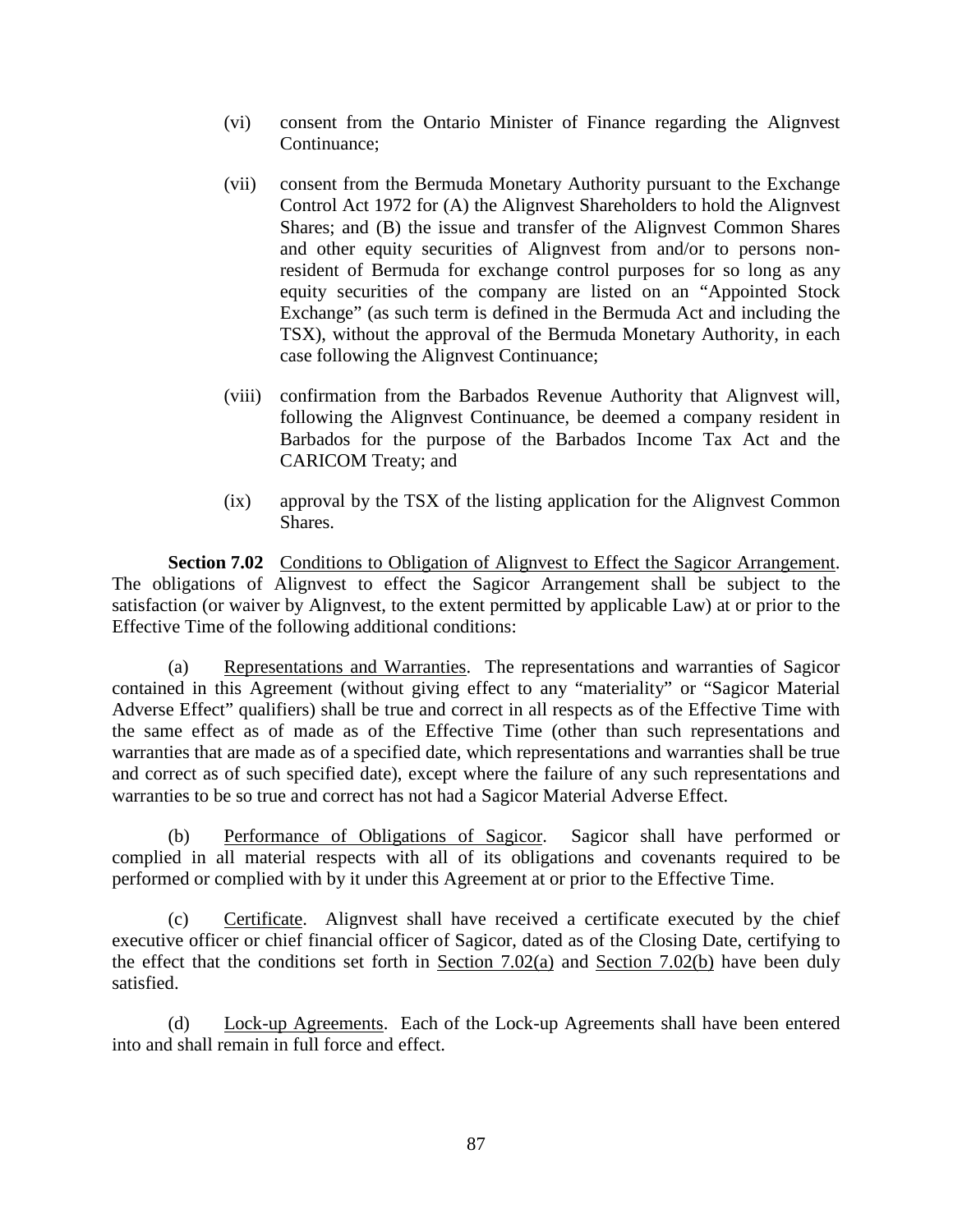(vi) consent from the Ontario Minister of Finance regarding the Alignvest Continuance;

(vii) consent from the Bermuda Monetary Authority pursuant to the Exchange Control Act 1972 for (A) the Alignvest Shareholders to hold the Alignvest Shares; and (B) the issue and transfer of the Alignvest Common Shares and other equity securities of Alignvest from and/or to persons non-resident of Bermuda for exchange control purposes for so long as any equity securities of the company are listed on an "Appointed Stock Exchange" (as such term is defined in the Bermuda Act and including the TSX), without the approval of the Bermuda Monetary Authority, in each case following the Alignvest Continuance;

(viii) confirmation from the Barbados Revenue Authority that Alignvest will, following the Alignvest Continuance, be deemed a company resident in Barbados for the purpose of the Barbados Income Tax Act and the CARICOM Treaty; and

(ix) approval by the TSX of the listing application for the Alignvest Common Shares.

**Section 7.02** Conditions to Obligation of Alignvest to Effect the Sagicor Arrangement. The obligations of Alignvest to effect the Sagicor Arrangement shall be subject to the satisfaction (or waiver by Alignvest, to the extent permitted by applicable Law) at or prior to the Effective Time of the following additional conditions:

(a) Representations and Warranties. The representations and warranties of Sagicor contained in this Agreement (without giving effect to any "materiality" or "Sagicor Material Adverse Effect" qualifiers) shall be true and correct in all respects as of the Effective Time with the same effect as of made as of the Effective Time (other than such representations and warranties that are made as of a specified date, which representations and warranties shall be true and correct as of such specified date), except where the failure of any such representations and warranties to be so true and correct has not had a Sagicor Material Adverse Effect.

(b) Performance of Obligations of Sagicor. Sagicor shall have performed or complied in all material respects with all of its obligations and covenants required to be performed or complied with by it under this Agreement at or prior to the Effective Time.

(c) Certificate. Alignvest shall have received a certificate executed by the chief executive officer or chief financial officer of Sagicor, dated as of the Closing Date, certifying to the effect that the conditions set forth in Section 7.02(a) and Section 7.02(b) have been duly satisfied.

(d) Lock-up Agreements. Each of the Lock-up Agreements shall have been entered into and shall remain in full force and effect.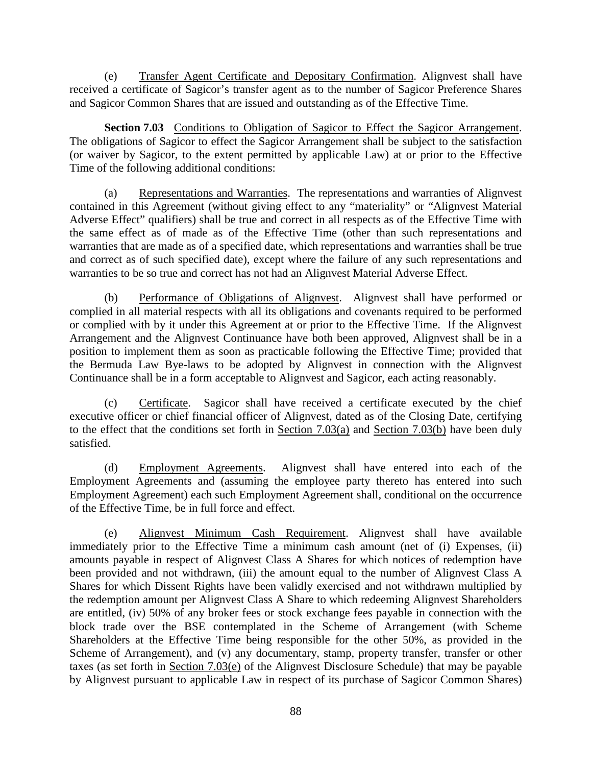(e) Transfer Agent Certificate and Depositary Confirmation. Alignvest shall have received a certificate of Sagicor's transfer agent as to the number of Sagicor Preference Shares and Sagicor Common Shares that are issued and outstanding as of the Effective Time.

**Section 7.03** Conditions to Obligation of Sagicor to Effect the Sagicor Arrangement. The obligations of Sagicor to effect the Sagicor Arrangement shall be subject to the satisfaction (or waiver by Sagicor, to the extent permitted by applicable Law) at or prior to the Effective Time of the following additional conditions:

(a) Representations and Warranties. The representations and warranties of Alignvest contained in this Agreement (without giving effect to any "materiality" or "Alignvest Material Adverse Effect" qualifiers) shall be true and correct in all respects as of the Effective Time with the same effect as of made as of the Effective Time (other than such representations and warranties that are made as of a specified date, which representations and warranties shall be true and correct as of such specified date), except where the failure of any such representations and warranties to be so true and correct has not had an Alignvest Material Adverse Effect.

(b) Performance of Obligations of Alignvest. Alignvest shall have performed or complied in all material respects with all its obligations and covenants required to be performed or complied with by it under this Agreement at or prior to the Effective Time. If the Alignvest Arrangement and the Alignvest Continuance have both been approved, Alignvest shall be in a position to implement them as soon as practicable following the Effective Time; provided that the Bermuda Law Bye-laws to be adopted by Alignvest in connection with the Alignvest Continuance shall be in a form acceptable to Alignvest and Sagicor, each acting reasonably.

(c) Certificate. Sagicor shall have received a certificate executed by the chief executive officer or chief financial officer of Alignvest, dated as of the Closing Date, certifying to the effect that the conditions set forth in Section 7.03(a) and Section 7.03(b) have been duly satisfied.

(d) Employment Agreements. Alignvest shall have entered into each of the Employment Agreements and (assuming the employee party thereto has entered into such Employment Agreement) each such Employment Agreement shall, conditional on the occurrence of the Effective Time, be in full force and effect.

(e) Alignvest Minimum Cash Requirement. Alignvest shall have available immediately prior to the Effective Time a minimum cash amount (net of (i) Expenses, (ii) amounts payable in respect of Alignvest Class A Shares for which notices of redemption have been provided and not withdrawn, (iii) the amount equal to the number of Alignvest Class A Shares for which Dissent Rights have been validly exercised and not withdrawn multiplied by the redemption amount per Alignvest Class A Share to which redeeming Alignvest Shareholders are entitled, (iv) 50% of any broker fees or stock exchange fees payable in connection with the block trade over the BSE contemplated in the Scheme of Arrangement (with Scheme Shareholders at the Effective Time being responsible for the other 50%, as provided in the Scheme of Arrangement), and (v) any documentary, stamp, property transfer, transfer or other taxes (as set forth in Section 7.03(e) of the Alignvest Disclosure Schedule) that may be payable by Alignvest pursuant to applicable Law in respect of its purchase of Sagicor Common Shares)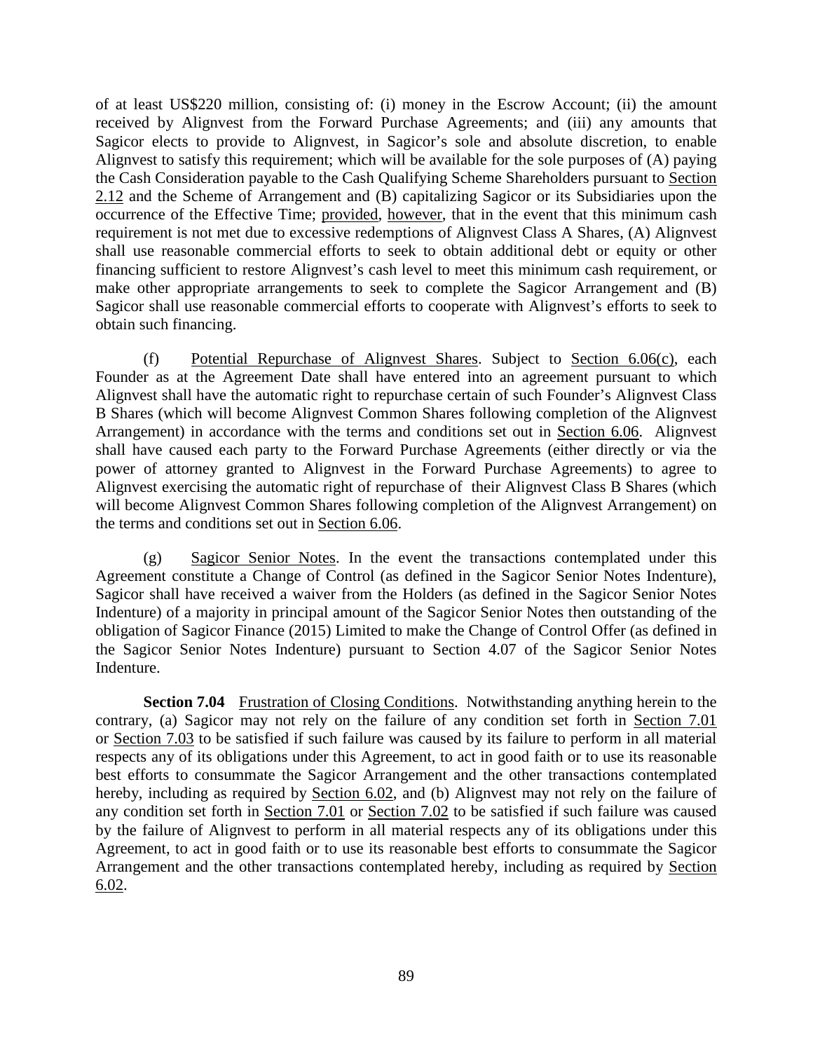of at least US$220 million, consisting of: (i) money in the Escrow Account; (ii) the amount received by Alignvest from the Forward Purchase Agreements; and (iii) any amounts that Sagicor elects to provide to Alignvest, in Sagicor's sole and absolute discretion, to enable Alignvest to satisfy this requirement; which will be available for the sole purposes of (A) paying the Cash Consideration payable to the Cash Qualifying Scheme Shareholders pursuant to Section 2.12 and the Scheme of Arrangement and (B) capitalizing Sagicor or its Subsidiaries upon the occurrence of the Effective Time; provided, however, that in the event that this minimum cash requirement is not met due to excessive redemptions of Alignvest Class A Shares, (A) Alignvest shall use reasonable commercial efforts to seek to obtain additional debt or equity or other financing sufficient to restore Alignvest's cash level to meet this minimum cash requirement, or make other appropriate arrangements to seek to complete the Sagicor Arrangement and (B) Sagicor shall use reasonable commercial efforts to cooperate with Alignvest's efforts to seek to obtain such financing.

(f) Potential Repurchase of Alignvest Shares. Subject to Section 6.06(c), each Founder as at the Agreement Date shall have entered into an agreement pursuant to which Alignvest shall have the automatic right to repurchase certain of such Founder's Alignvest Class B Shares (which will become Alignvest Common Shares following completion of the Alignvest Arrangement) in accordance with the terms and conditions set out in Section 6.06. Alignvest shall have caused each party to the Forward Purchase Agreements (either directly or via the power of attorney granted to Alignvest in the Forward Purchase Agreements) to agree to Alignvest exercising the automatic right of repurchase of their Alignvest Class B Shares (which will become Alignvest Common Shares following completion of the Alignvest Arrangement) on the terms and conditions set out in Section 6.06.

(g) Sagicor Senior Notes. In the event the transactions contemplated under this Agreement constitute a Change of Control (as defined in the Sagicor Senior Notes Indenture), Sagicor shall have received a waiver from the Holders (as defined in the Sagicor Senior Notes Indenture) of a majority in principal amount of the Sagicor Senior Notes then outstanding of the obligation of Sagicor Finance (2015) Limited to make the Change of Control Offer (as defined in the Sagicor Senior Notes Indenture) pursuant to Section 4.07 of the Sagicor Senior Notes Indenture.

**Section 7.04** Frustration of Closing Conditions. Notwithstanding anything herein to the contrary, (a) Sagicor may not rely on the failure of any condition set forth in Section 7.01 or Section 7.03 to be satisfied if such failure was caused by its failure to perform in all material respects any of its obligations under this Agreement, to act in good faith or to use its reasonable best efforts to consummate the Sagicor Arrangement and the other transactions contemplated hereby, including as required by Section 6.02, and (b) Alignvest may not rely on the failure of any condition set forth in Section 7.01 or Section 7.02 to be satisfied if such failure was caused by the failure of Alignvest to perform in all material respects any of its obligations under this Agreement, to act in good faith or to use its reasonable best efforts to consummate the Sagicor Arrangement and the other transactions contemplated hereby, including as required by Section 6.02.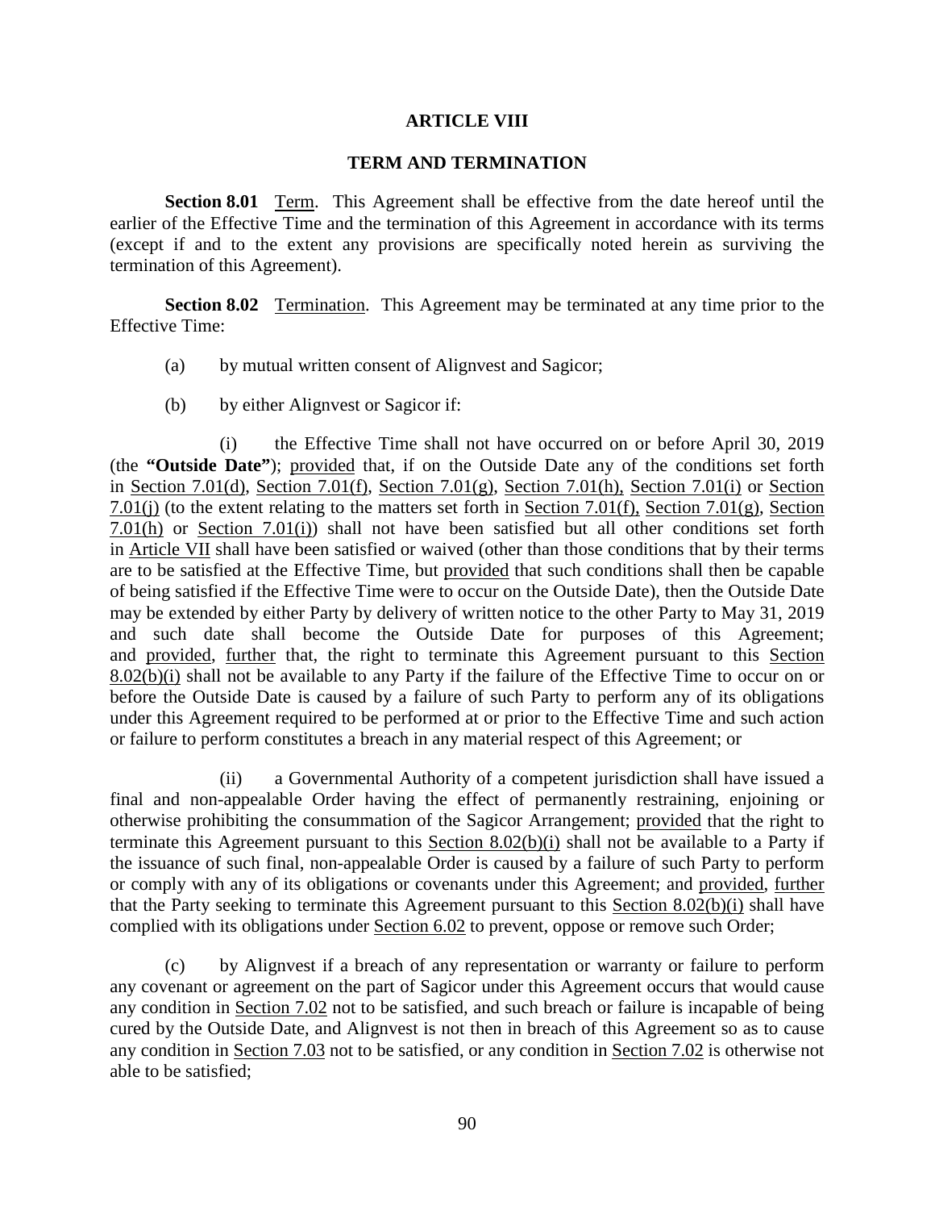# ARTICLE VIII

## TERM AND TERMINATION

**Section 8.01** Term. This Agreement shall be effective from the date hereof until the earlier of the Effective Time and the termination of this Agreement in accordance with its terms (except if and to the extent any provisions are specifically noted herein as surviving the termination of this Agreement).

**Section 8.02** Termination. This Agreement may be terminated at any time prior to the Effective Time:

(a) by mutual written consent of Alignvest and Sagicor;

(b) by either Alignvest or Sagicor if:

(i) the Effective Time shall not have occurred on or before April 30, 2019 (the **"Outside Date"**); provided that, if on the Outside Date any of the conditions set forth in Section 7.01(d), Section 7.01(f), Section 7.01(g), Section 7.01(h), Section 7.01(i) or Section 7.01(j) (to the extent relating to the matters set forth in Section 7.01(f), Section 7.01(g), Section 7.01(h) or Section 7.01(i)) shall not have been satisfied but all other conditions set forth in Article VII shall have been satisfied or waived (other than those conditions that by their terms are to be satisfied at the Effective Time, but provided that such conditions shall then be capable of being satisfied if the Effective Time were to occur on the Outside Date), then the Outside Date may be extended by either Party by delivery of written notice to the other Party to May 31, 2019 and such date shall become the Outside Date for purposes of this Agreement; and provided, further that, the right to terminate this Agreement pursuant to this Section 8.02(b)(i) shall not be available to any Party if the failure of the Effective Time to occur on or before the Outside Date is caused by a failure of such Party to perform any of its obligations under this Agreement required to be performed at or prior to the Effective Time and such action or failure to perform constitutes a breach in any material respect of this Agreement; or

(ii) a Governmental Authority of a competent jurisdiction shall have issued a final and non-appealable Order having the effect of permanently restraining, enjoining or otherwise prohibiting the consummation of the Sagicor Arrangement; provided that the right to terminate this Agreement pursuant to this Section 8.02(b)(i) shall not be available to a Party if the issuance of such final, non-appealable Order is caused by a failure of such Party to perform or comply with any of its obligations or covenants under this Agreement; and provided, further that the Party seeking to terminate this Agreement pursuant to this Section 8.02(b)(i) shall have complied with its obligations under Section 6.02 to prevent, oppose or remove such Order;

(c) by Alignvest if a breach of any representation or warranty or failure to perform any covenant or agreement on the part of Sagicor under this Agreement occurs that would cause any condition in Section 7.02 not to be satisfied, and such breach or failure is incapable of being cured by the Outside Date, and Alignvest is not then in breach of this Agreement so as to cause any condition in Section 7.03 not to be satisfied, or any condition in Section 7.02 is otherwise not able to be satisfied;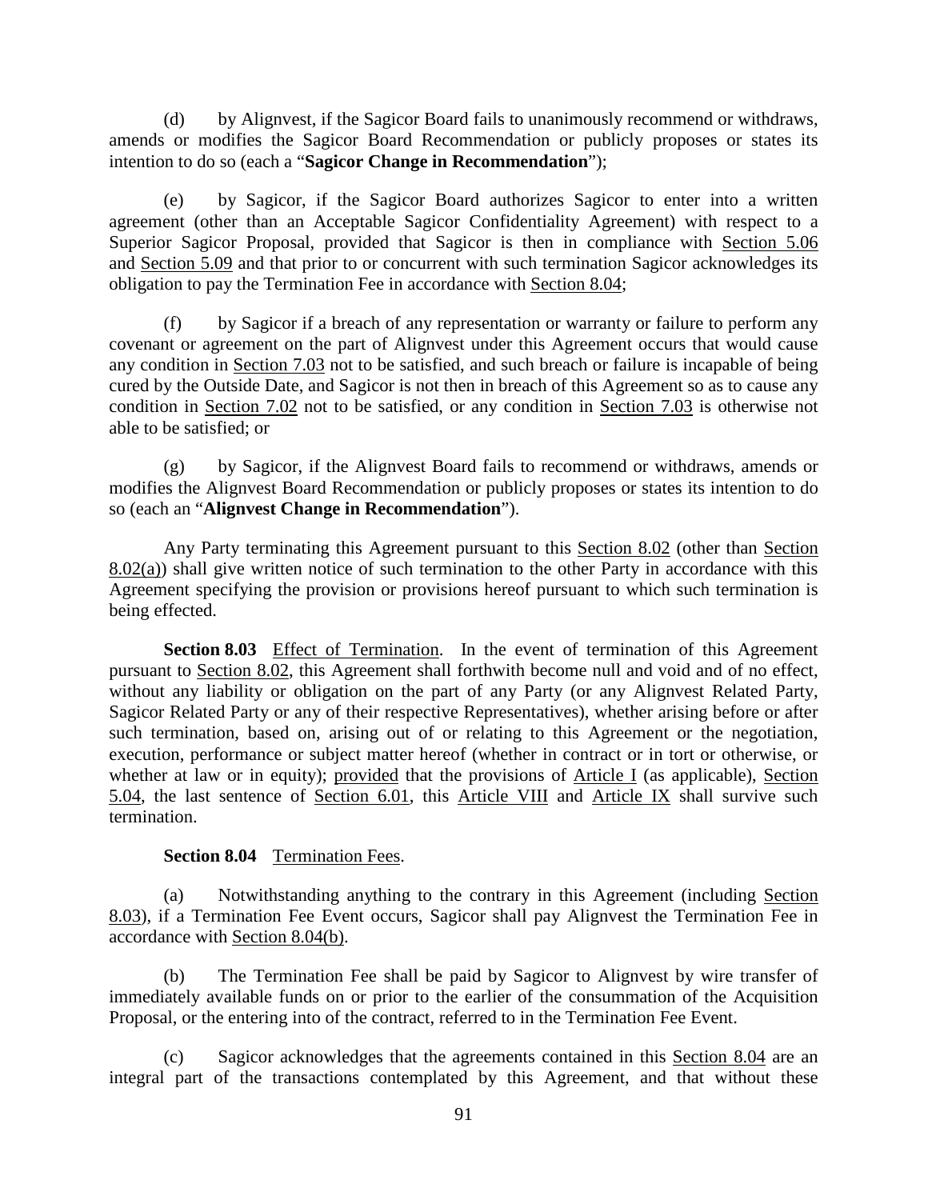(d) by Alignvest, if the Sagicor Board fails to unanimously recommend or withdraws, amends or modifies the Sagicor Board Recommendation or publicly proposes or states its intention to do so (each a "**Sagicor Change in Recommendation**");

(e) by Sagicor, if the Sagicor Board authorizes Sagicor to enter into a written agreement (other than an Acceptable Sagicor Confidentiality Agreement) with respect to a Superior Sagicor Proposal, provided that Sagicor is then in compliance with Section 5.06 and Section 5.09 and that prior to or concurrent with such termination Sagicor acknowledges its obligation to pay the Termination Fee in accordance with Section 8.04;

(f) by Sagicor if a breach of any representation or warranty or failure to perform any covenant or agreement on the part of Alignvest under this Agreement occurs that would cause any condition in Section 7.03 not to be satisfied, and such breach or failure is incapable of being cured by the Outside Date, and Sagicor is not then in breach of this Agreement so as to cause any condition in Section 7.02 not to be satisfied, or any condition in Section 7.03 is otherwise not able to be satisfied; or

(g) by Sagicor, if the Alignvest Board fails to recommend or withdraws, amends or modifies the Alignvest Board Recommendation or publicly proposes or states its intention to do so (each an "**Alignvest Change in Recommendation**").

Any Party terminating this Agreement pursuant to this Section 8.02 (other than Section 8.02(a)) shall give written notice of such termination to the other Party in accordance with this Agreement specifying the provision or provisions hereof pursuant to which such termination is being effected.

**Section 8.03** Effect of Termination. In the event of termination of this Agreement pursuant to Section 8.02, this Agreement shall forthwith become null and void and of no effect, without any liability or obligation on the part of any Party (or any Alignvest Related Party, Sagicor Related Party or any of their respective Representatives), whether arising before or after such termination, based on, arising out of or relating to this Agreement or the negotiation, execution, performance or subject matter hereof (whether in contract or in tort or otherwise, or whether at law or in equity); provided that the provisions of Article I (as applicable), Section 5.04, the last sentence of Section 6.01, this Article VIII and Article IX shall survive such termination.

**Section 8.04** Termination Fees.

(a) Notwithstanding anything to the contrary in this Agreement (including Section 8.03), if a Termination Fee Event occurs, Sagicor shall pay Alignvest the Termination Fee in accordance with Section 8.04(b).

(b) The Termination Fee shall be paid by Sagicor to Alignvest by wire transfer of immediately available funds on or prior to the earlier of the consummation of the Acquisition Proposal, or the entering into of the contract, referred to in the Termination Fee Event.

(c) Sagicor acknowledges that the agreements contained in this Section 8.04 are an integral part of the transactions contemplated by this Agreement, and that without these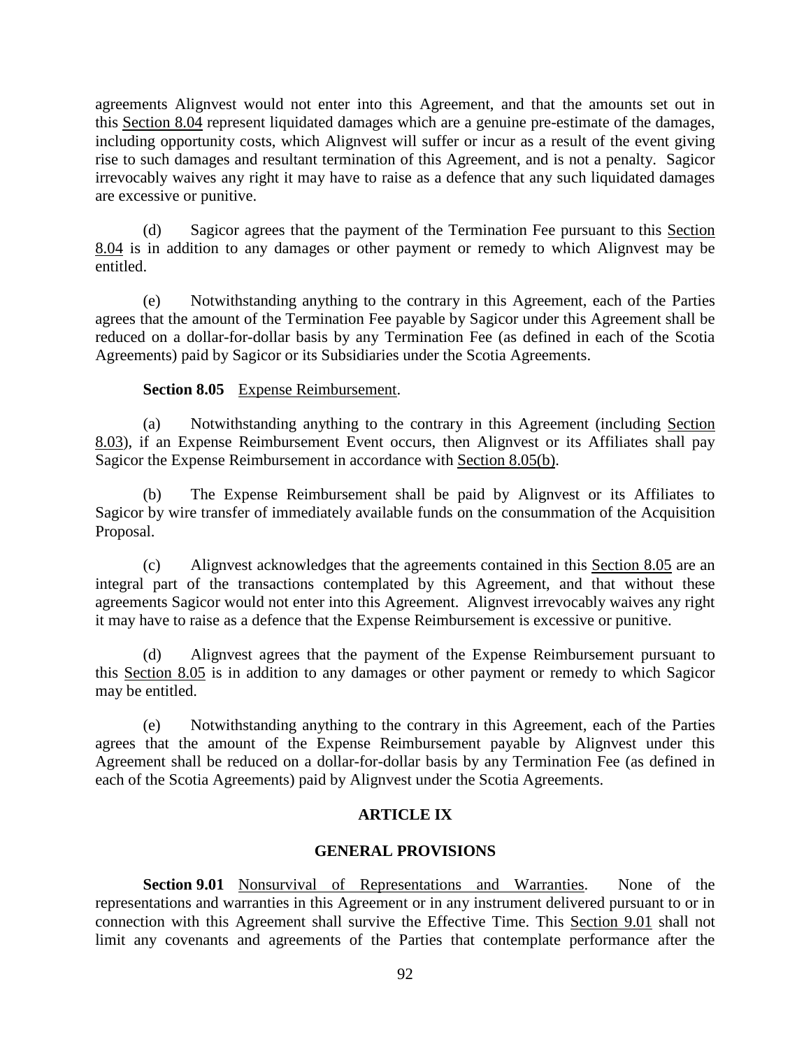agreements Alignvest would not enter into this Agreement, and that the amounts set out in this Section 8.04 represent liquidated damages which are a genuine pre-estimate of the damages, including opportunity costs, which Alignvest will suffer or incur as a result of the event giving rise to such damages and resultant termination of this Agreement, and is not a penalty. Sagicor irrevocably waives any right it may have to raise as a defence that any such liquidated damages are excessive or punitive.

(d) Sagicor agrees that the payment of the Termination Fee pursuant to this Section 8.04 is in addition to any damages or other payment or remedy to which Alignvest may be entitled.

(e) Notwithstanding anything to the contrary in this Agreement, each of the Parties agrees that the amount of the Termination Fee payable by Sagicor under this Agreement shall be reduced on a dollar-for-dollar basis by any Termination Fee (as defined in each of the Scotia Agreements) paid by Sagicor or its Subsidiaries under the Scotia Agreements.

**Section 8.05** Expense Reimbursement.

(a) Notwithstanding anything to the contrary in this Agreement (including Section 8.03), if an Expense Reimbursement Event occurs, then Alignvest or its Affiliates shall pay Sagicor the Expense Reimbursement in accordance with Section 8.05(b).

(b) The Expense Reimbursement shall be paid by Alignvest or its Affiliates to Sagicor by wire transfer of immediately available funds on the consummation of the Acquisition Proposal.

(c) Alignvest acknowledges that the agreements contained in this Section 8.05 are an integral part of the transactions contemplated by this Agreement, and that without these agreements Sagicor would not enter into this Agreement. Alignvest irrevocably waives any right it may have to raise as a defence that the Expense Reimbursement is excessive or punitive.

(d) Alignvest agrees that the payment of the Expense Reimbursement pursuant to this Section 8.05 is in addition to any damages or other payment or remedy to which Sagicor may be entitled.

(e) Notwithstanding anything to the contrary in this Agreement, each of the Parties agrees that the amount of the Expense Reimbursement payable by Alignvest under this Agreement shall be reduced on a dollar-for-dollar basis by any Termination Fee (as defined in each of the Scotia Agreements) paid by Alignvest under the Scotia Agreements.

## ARTICLE IX

## GENERAL PROVISIONS

**Section 9.01** Nonsurvival of Representations and Warranties. None of the representations and warranties in this Agreement or in any instrument delivered pursuant to or in connection with this Agreement shall survive the Effective Time. This Section 9.01 shall not limit any covenants and agreements of the Parties that contemplate performance after the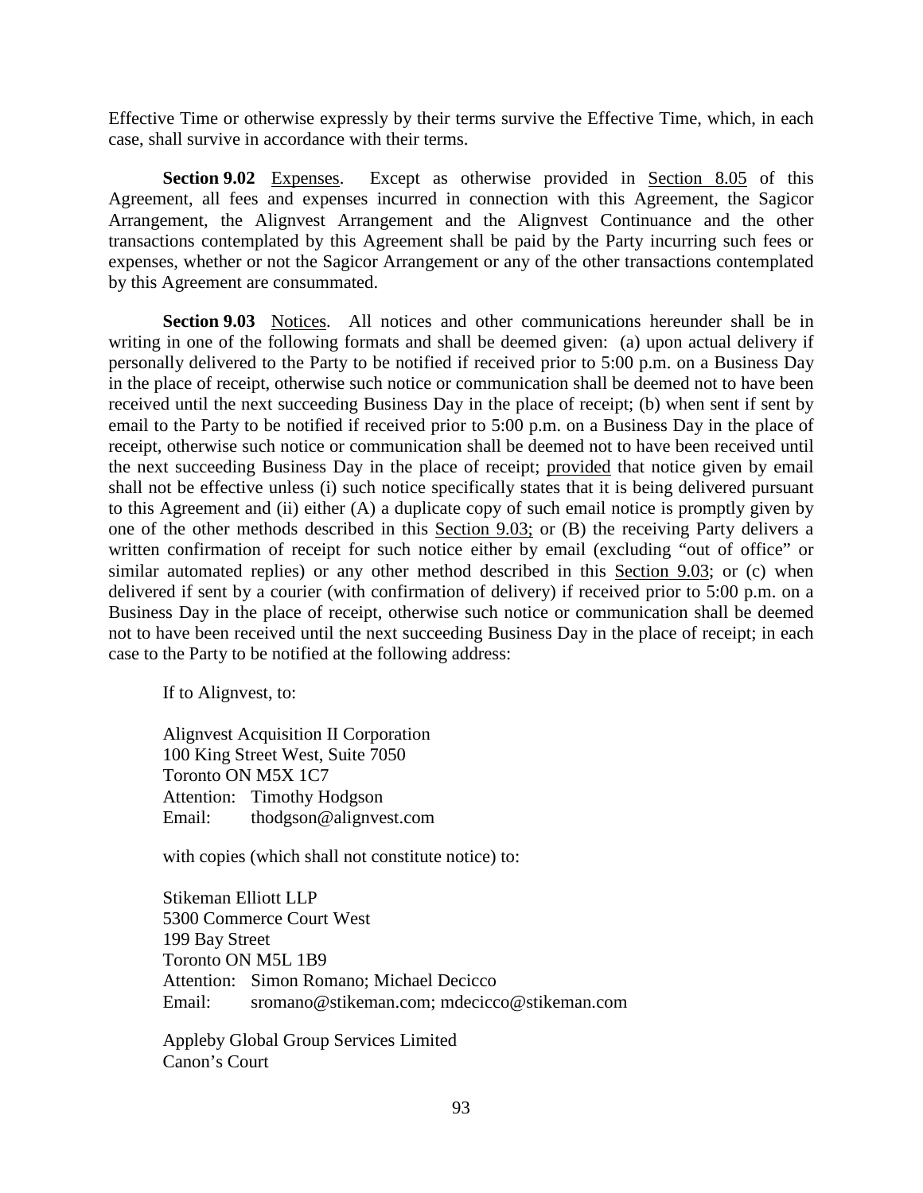Effective Time or otherwise expressly by their terms survive the Effective Time, which, in each case, shall survive in accordance with their terms.

**Section 9.02** Expenses. Except as otherwise provided in Section 8.05 of this Agreement, all fees and expenses incurred in connection with this Agreement, the Sagicor Arrangement, the Alignvest Arrangement and the Alignvest Continuance and the other transactions contemplated by this Agreement shall be paid by the Party incurring such fees or expenses, whether or not the Sagicor Arrangement or any of the other transactions contemplated by this Agreement are consummated.

**Section 9.03** Notices. All notices and other communications hereunder shall be in writing in one of the following formats and shall be deemed given: (a) upon actual delivery if personally delivered to the Party to be notified if received prior to 5:00 p.m. on a Business Day in the place of receipt, otherwise such notice or communication shall be deemed not to have been received until the next succeeding Business Day in the place of receipt; (b) when sent if sent by email to the Party to be notified if received prior to 5:00 p.m. on a Business Day in the place of receipt, otherwise such notice or communication shall be deemed not to have been received until the next succeeding Business Day in the place of receipt; provided that notice given by email shall not be effective unless (i) such notice specifically states that it is being delivered pursuant to this Agreement and (ii) either (A) a duplicate copy of such email notice is promptly given by one of the other methods described in this Section 9.03; or (B) the receiving Party delivers a written confirmation of receipt for such notice either by email (excluding "out of office" or similar automated replies) or any other method described in this Section 9.03; or (c) when delivered if sent by a courier (with confirmation of delivery) if received prior to 5:00 p.m. on a Business Day in the place of receipt, otherwise such notice or communication shall be deemed not to have been received until the next succeeding Business Day in the place of receipt; in each case to the Party to be notified at the following address:

If to Alignvest, to:

Alignvest Acquisition II Corporation
100 King Street West, Suite 7050
Toronto ON M5X 1C7
Attention: Timothy Hodgson
Email: thodgson@alignvest.com

with copies (which shall not constitute notice) to:

Stikeman Elliott LLP
5300 Commerce Court West
199 Bay Street
Toronto ON M5L 1B9
Attention: Simon Romano; Michael Decicco
Email: sromano@stikeman.com; mdecicco@stikeman.com

Appleby Global Group Services Limited
Canon's Court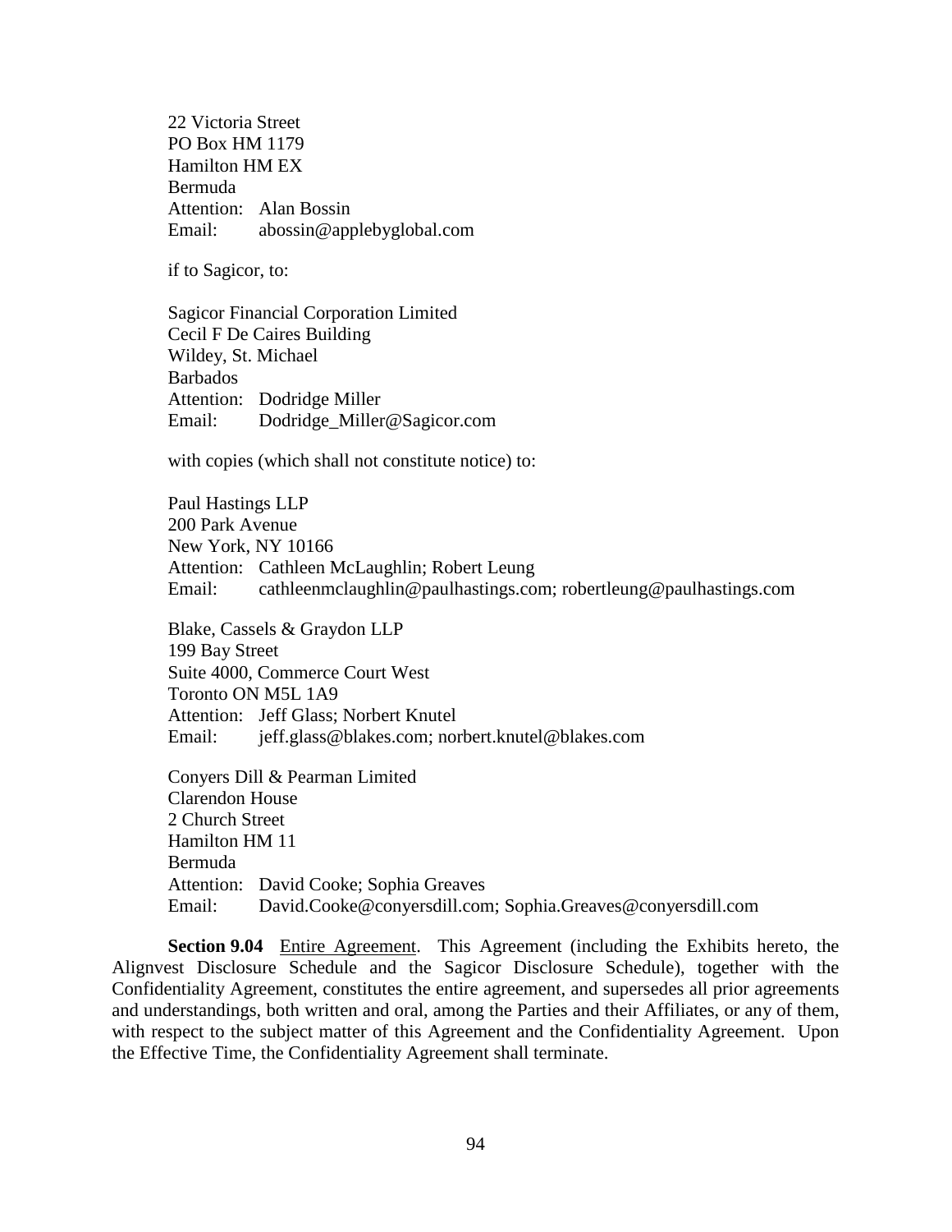22 Victoria Street
PO Box HM 1179
Hamilton HM EX
Bermuda
Attention: Alan Bossin
Email: abossin@applebyglobal.com

if to Sagicor, to:

Sagicor Financial Corporation Limited
Cecil F De Caires Building
Wildey, St. Michael
Barbados
Attention: Dodridge Miller
Email: Dodridge_Miller@Sagicor.com

with copies (which shall not constitute notice) to:

Paul Hastings LLP
200 Park Avenue
New York, NY 10166
Attention: Cathleen McLaughlin; Robert Leung
Email: cathleenmclaughlin@paulhastings.com; robertleung@paulhastings.com

Blake, Cassels & Graydon LLP
199 Bay Street
Suite 4000, Commerce Court West
Toronto ON M5L 1A9
Attention: Jeff Glass; Norbert Knutel
Email: jeff.glass@blakes.com; norbert.knutel@blakes.com

Conyers Dill & Pearman Limited
Clarendon House
2 Church Street
Hamilton HM 11
Bermuda
Attention: David Cooke; Sophia Greaves
Email: David.Cooke@conyersdill.com; Sophia.Greaves@conyersdill.com

**Section 9.04** Entire Agreement. This Agreement (including the Exhibits hereto, the Alignvest Disclosure Schedule and the Sagicor Disclosure Schedule), together with the Confidentiality Agreement, constitutes the entire agreement, and supersedes all prior agreements and understandings, both written and oral, among the Parties and their Affiliates, or any of them, with respect to the subject matter of this Agreement and the Confidentiality Agreement. Upon the Effective Time, the Confidentiality Agreement shall terminate.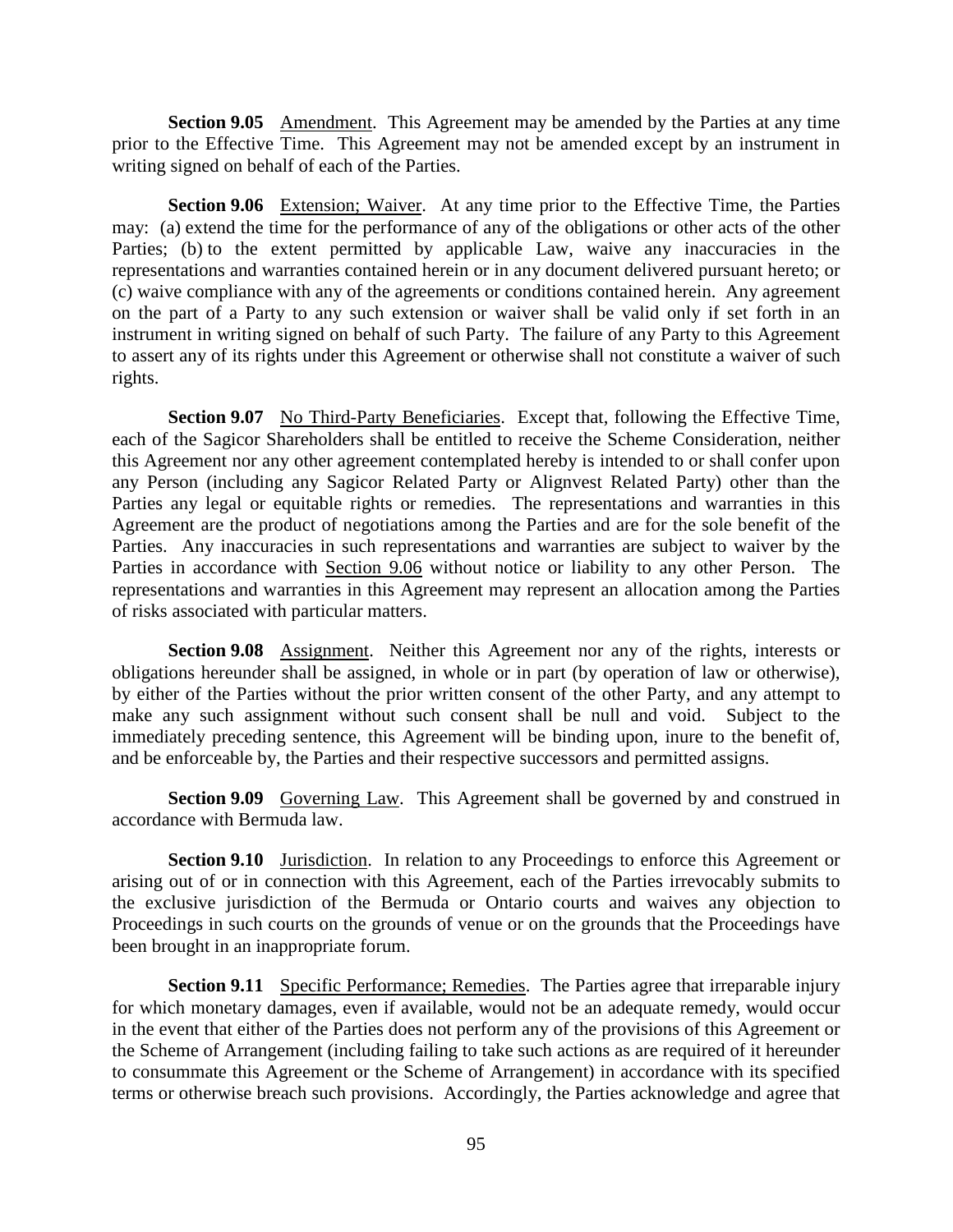**Section 9.05** Amendment. This Agreement may be amended by the Parties at any time prior to the Effective Time. This Agreement may not be amended except by an instrument in writing signed on behalf of each of the Parties.

**Section 9.06** Extension; Waiver. At any time prior to the Effective Time, the Parties may: (a) extend the time for the performance of any of the obligations or other acts of the other Parties; (b) to the extent permitted by applicable Law, waive any inaccuracies in the representations and warranties contained herein or in any document delivered pursuant hereto; or (c) waive compliance with any of the agreements or conditions contained herein. Any agreement on the part of a Party to any such extension or waiver shall be valid only if set forth in an instrument in writing signed on behalf of such Party. The failure of any Party to this Agreement to assert any of its rights under this Agreement or otherwise shall not constitute a waiver of such rights.

**Section 9.07** No Third-Party Beneficiaries. Except that, following the Effective Time, each of the Sagicor Shareholders shall be entitled to receive the Scheme Consideration, neither this Agreement nor any other agreement contemplated hereby is intended to or shall confer upon any Person (including any Sagicor Related Party or Alignvest Related Party) other than the Parties any legal or equitable rights or remedies. The representations and warranties in this Agreement are the product of negotiations among the Parties and are for the sole benefit of the Parties. Any inaccuracies in such representations and warranties are subject to waiver by the Parties in accordance with Section 9.06 without notice or liability to any other Person. The representations and warranties in this Agreement may represent an allocation among the Parties of risks associated with particular matters.

**Section 9.08** Assignment. Neither this Agreement nor any of the rights, interests or obligations hereunder shall be assigned, in whole or in part (by operation of law or otherwise), by either of the Parties without the prior written consent of the other Party, and any attempt to make any such assignment without such consent shall be null and void. Subject to the immediately preceding sentence, this Agreement will be binding upon, inure to the benefit of, and be enforceable by, the Parties and their respective successors and permitted assigns.

**Section 9.09** Governing Law. This Agreement shall be governed by and construed in accordance with Bermuda law.

**Section 9.10** Jurisdiction. In relation to any Proceedings to enforce this Agreement or arising out of or in connection with this Agreement, each of the Parties irrevocably submits to the exclusive jurisdiction of the Bermuda or Ontario courts and waives any objection to Proceedings in such courts on the grounds of venue or on the grounds that the Proceedings have been brought in an inappropriate forum.

**Section 9.11** Specific Performance; Remedies. The Parties agree that irreparable injury for which monetary damages, even if available, would not be an adequate remedy, would occur in the event that either of the Parties does not perform any of the provisions of this Agreement or the Scheme of Arrangement (including failing to take such actions as are required of it hereunder to consummate this Agreement or the Scheme of Arrangement) in accordance with its specified terms or otherwise breach such provisions. Accordingly, the Parties acknowledge and agree that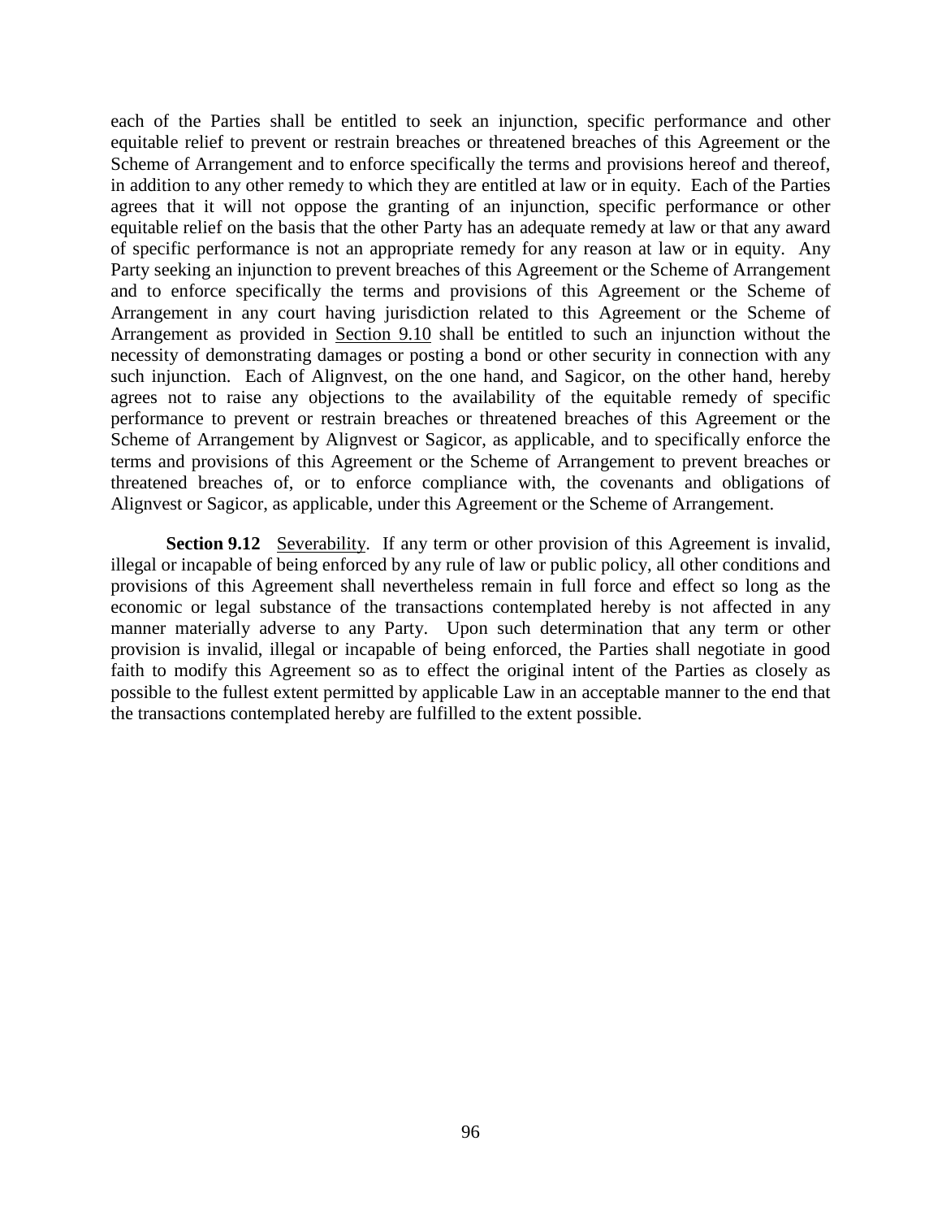each of the Parties shall be entitled to seek an injunction, specific performance and other equitable relief to prevent or restrain breaches or threatened breaches of this Agreement or the Scheme of Arrangement and to enforce specifically the terms and provisions hereof and thereof, in addition to any other remedy to which they are entitled at law or in equity. Each of the Parties agrees that it will not oppose the granting of an injunction, specific performance or other equitable relief on the basis that the other Party has an adequate remedy at law or that any award of specific performance is not an appropriate remedy for any reason at law or in equity. Any Party seeking an injunction to prevent breaches of this Agreement or the Scheme of Arrangement and to enforce specifically the terms and provisions of this Agreement or the Scheme of Arrangement in any court having jurisdiction related to this Agreement or the Scheme of Arrangement as provided in Section 9.10 shall be entitled to such an injunction without the necessity of demonstrating damages or posting a bond or other security in connection with any such injunction. Each of Alignvest, on the one hand, and Sagicor, on the other hand, hereby agrees not to raise any objections to the availability of the equitable remedy of specific performance to prevent or restrain breaches or threatened breaches of this Agreement or the Scheme of Arrangement by Alignvest or Sagicor, as applicable, and to specifically enforce the terms and provisions of this Agreement or the Scheme of Arrangement to prevent breaches or threatened breaches of, or to enforce compliance with, the covenants and obligations of Alignvest or Sagicor, as applicable, under this Agreement or the Scheme of Arrangement.

**Section 9.12** Severability. If any term or other provision of this Agreement is invalid, illegal or incapable of being enforced by any rule of law or public policy, all other conditions and provisions of this Agreement shall nevertheless remain in full force and effect so long as the economic or legal substance of the transactions contemplated hereby is not affected in any manner materially adverse to any Party. Upon such determination that any term or other provision is invalid, illegal or incapable of being enforced, the Parties shall negotiate in good faith to modify this Agreement so as to effect the original intent of the Parties as closely as possible to the fullest extent permitted by applicable Law in an acceptable manner to the end that the transactions contemplated hereby are fulfilled to the extent possible.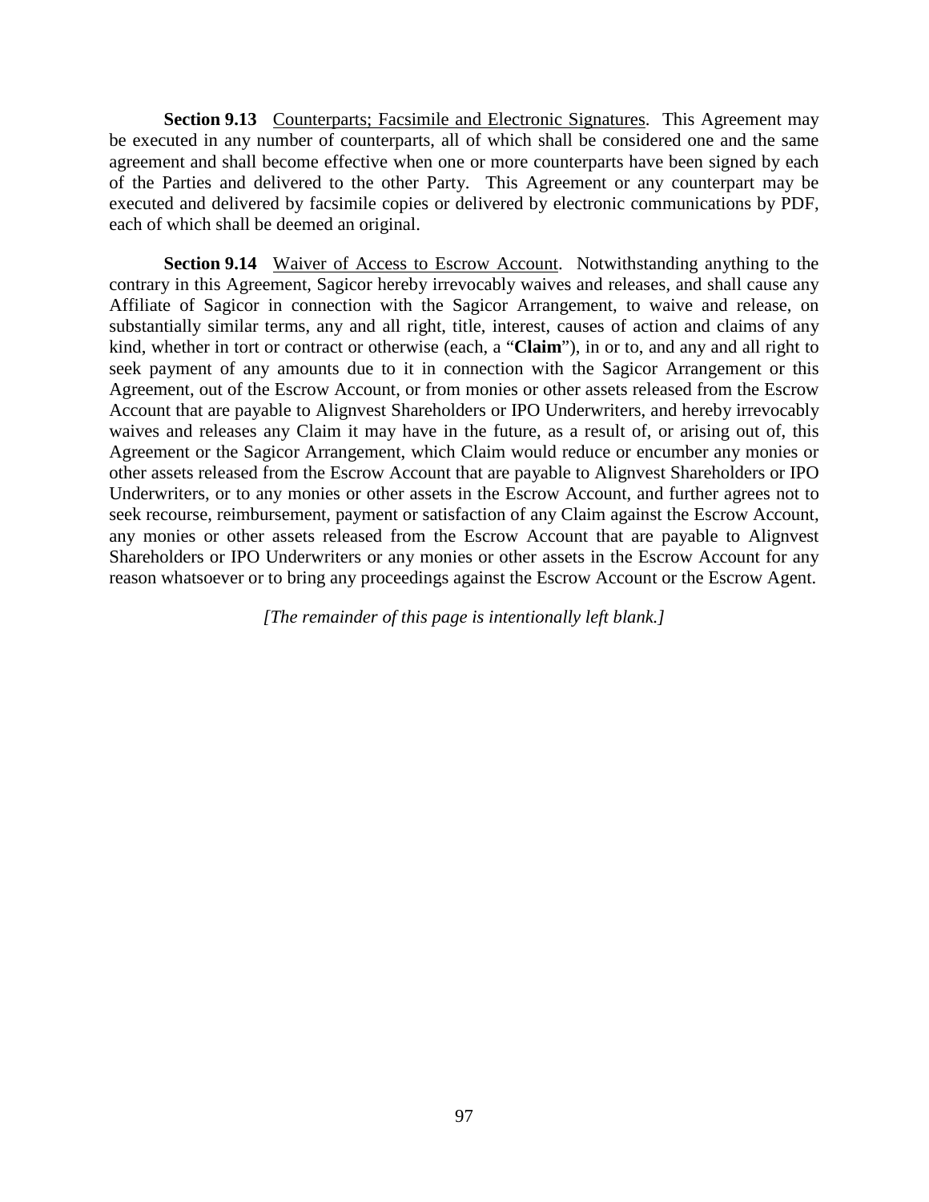**Section 9.13** Counterparts; Facsimile and Electronic Signatures. This Agreement may be executed in any number of counterparts, all of which shall be considered one and the same agreement and shall become effective when one or more counterparts have been signed by each of the Parties and delivered to the other Party. This Agreement or any counterpart may be executed and delivered by facsimile copies or delivered by electronic communications by PDF, each of which shall be deemed an original.

**Section 9.14** Waiver of Access to Escrow Account. Notwithstanding anything to the contrary in this Agreement, Sagicor hereby irrevocably waives and releases, and shall cause any Affiliate of Sagicor in connection with the Sagicor Arrangement, to waive and release, on substantially similar terms, any and all right, title, interest, causes of action and claims of any kind, whether in tort or contract or otherwise (each, a "**Claim**"), in or to, and any and all right to seek payment of any amounts due to it in connection with the Sagicor Arrangement or this Agreement, out of the Escrow Account, or from monies or other assets released from the Escrow Account that are payable to Alignvest Shareholders or IPO Underwriters, and hereby irrevocably waives and releases any Claim it may have in the future, as a result of, or arising out of, this Agreement or the Sagicor Arrangement, which Claim would reduce or encumber any monies or other assets released from the Escrow Account that are payable to Alignvest Shareholders or IPO Underwriters, or to any monies or other assets in the Escrow Account, and further agrees not to seek recourse, reimbursement, payment or satisfaction of any Claim against the Escrow Account, any monies or other assets released from the Escrow Account that are payable to Alignvest Shareholders or IPO Underwriters or any monies or other assets in the Escrow Account for any reason whatsoever or to bring any proceedings against the Escrow Account or the Escrow Agent.

*[The remainder of this page is intentionally left blank.]*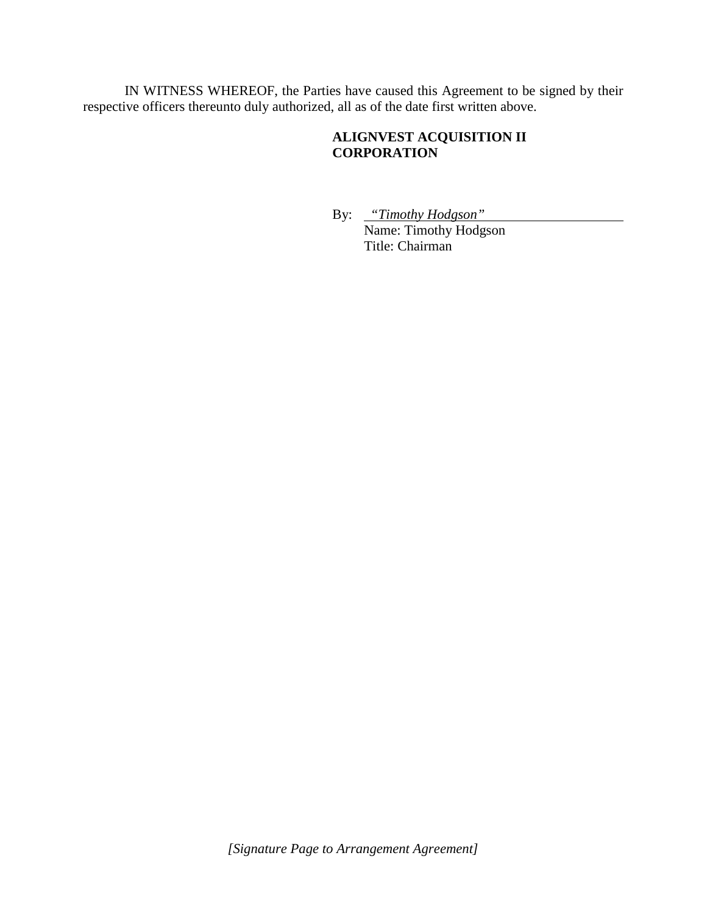IN WITNESS WHEREOF, the Parties have caused this Agreement to be signed by their respective officers thereunto duly authorized, all as of the date first written above.

**ALIGNVEST ACQUISITION II CORPORATION**

By: *"Timothy Hodgson"*
Name: Timothy Hodgson
Title: Chairman

*[Signature Page to Arrangement Agreement]*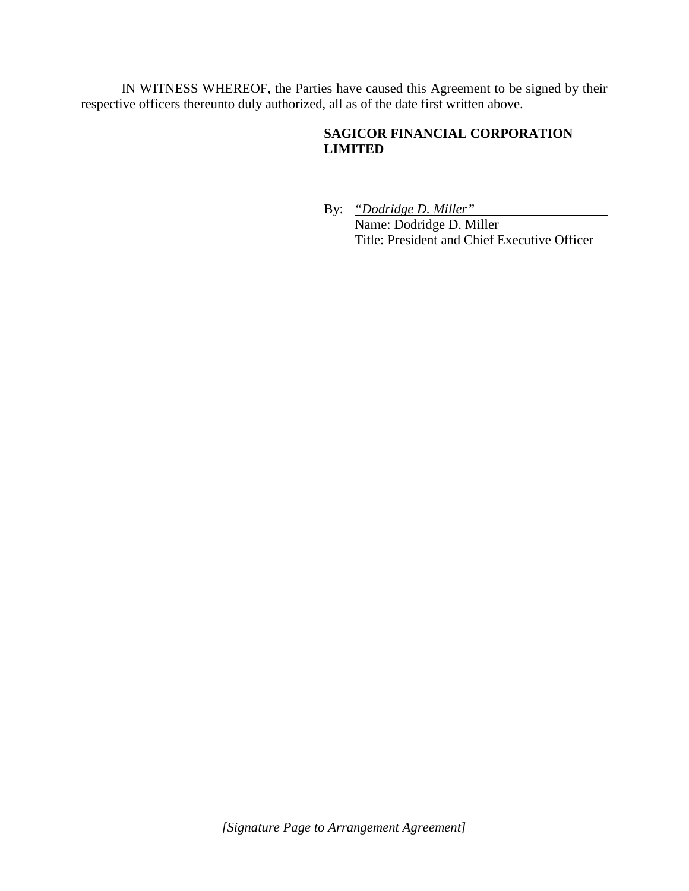IN WITNESS WHEREOF, the Parties have caused this Agreement to be signed by their respective officers thereunto duly authorized, all as of the date first written above.

**SAGICOR FINANCIAL CORPORATION LIMITED**

By: *"Dodridge D. Miller"*
Name: Dodridge D. Miller
Title: President and Chief Executive Officer

*[Signature Page to Arrangement Agreement]*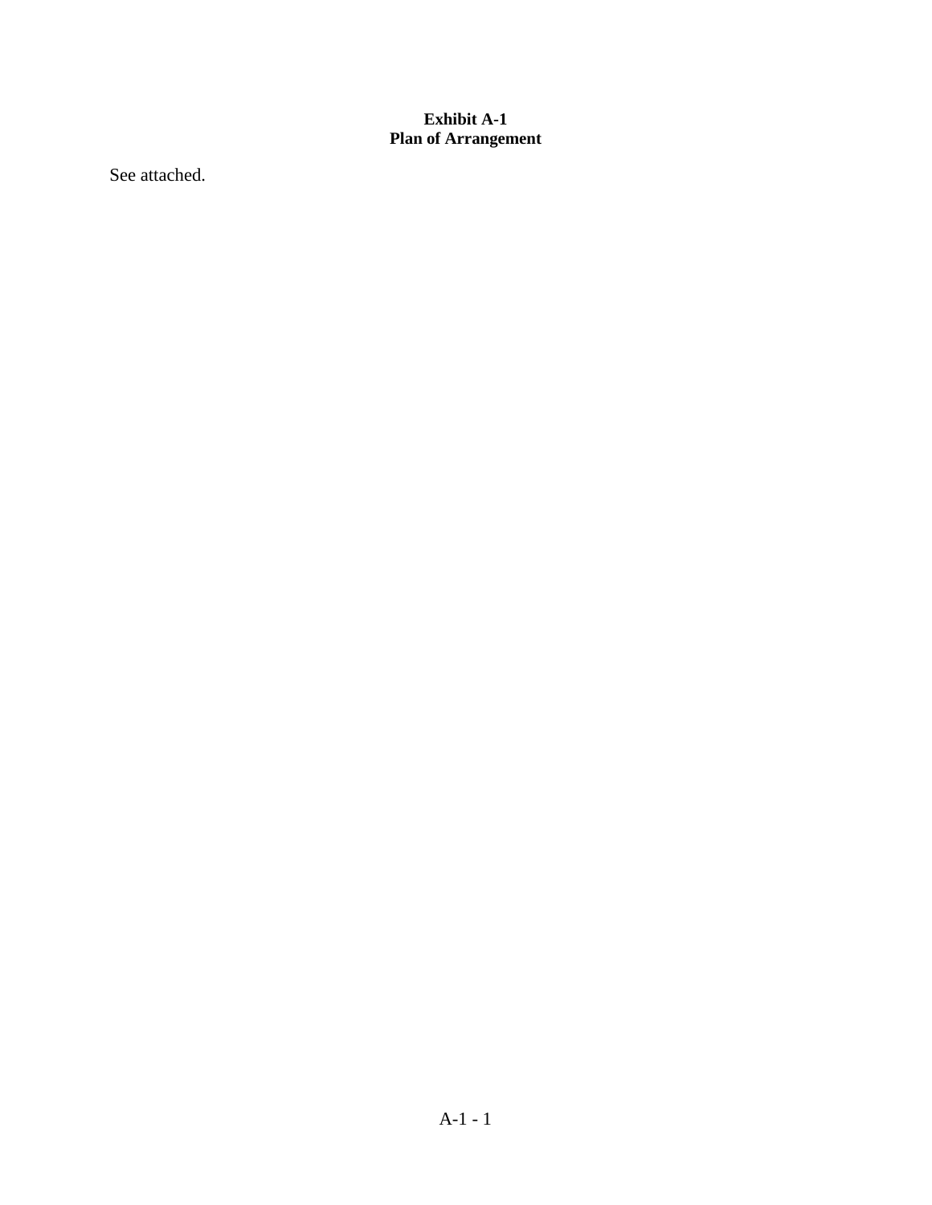**Exhibit A-1**
**Plan of Arrangement**

See attached.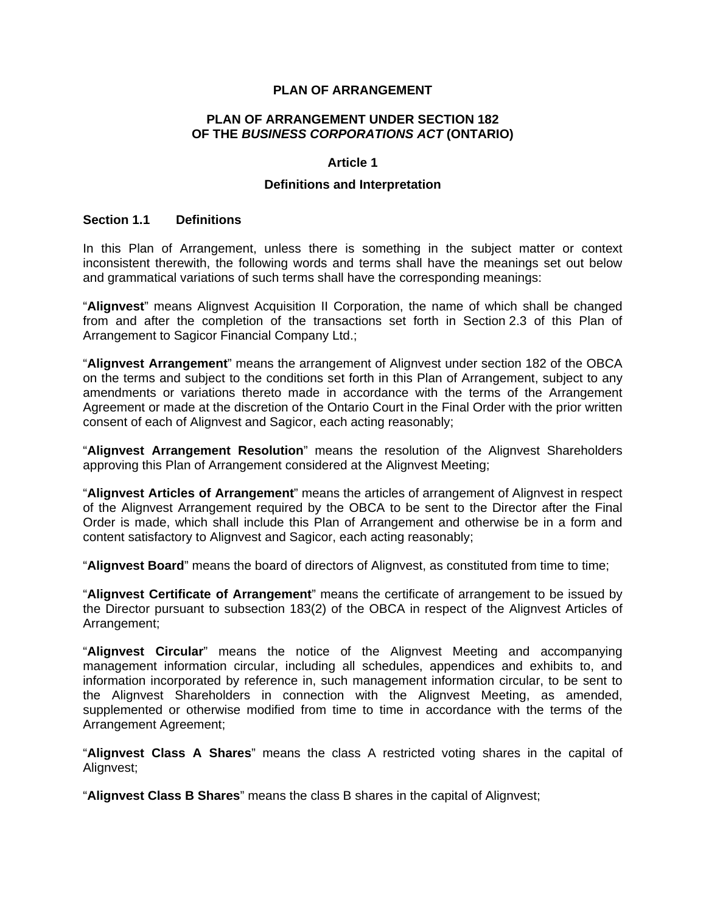# PLAN OF ARRANGEMENT

## PLAN OF ARRANGEMENT UNDER SECTION 182 OF THE *BUSINESS CORPORATIONS ACT* (ONTARIO)

### Article 1

### Definitions and Interpretation

**Section 1.1 Definitions**

In this Plan of Arrangement, unless there is something in the subject matter or context inconsistent therewith, the following words and terms shall have the meanings set out below and grammatical variations of such terms shall have the corresponding meanings:

"**Alignvest**" means Alignvest Acquisition II Corporation, the name of which shall be changed from and after the completion of the transactions set forth in Section 2.3 of this Plan of Arrangement to Sagicor Financial Company Ltd.;

"**Alignvest Arrangement**" means the arrangement of Alignvest under section 182 of the OBCA on the terms and subject to the conditions set forth in this Plan of Arrangement, subject to any amendments or variations thereto made in accordance with the terms of the Arrangement Agreement or made at the discretion of the Ontario Court in the Final Order with the prior written consent of each of Alignvest and Sagicor, each acting reasonably;

"**Alignvest Arrangement Resolution**" means the resolution of the Alignvest Shareholders approving this Plan of Arrangement considered at the Alignvest Meeting;

"**Alignvest Articles of Arrangement**" means the articles of arrangement of Alignvest in respect of the Alignvest Arrangement required by the OBCA to be sent to the Director after the Final Order is made, which shall include this Plan of Arrangement and otherwise be in a form and content satisfactory to Alignvest and Sagicor, each acting reasonably;

"**Alignvest Board**" means the board of directors of Alignvest, as constituted from time to time;

"**Alignvest Certificate of Arrangement**" means the certificate of arrangement to be issued by the Director pursuant to subsection 183(2) of the OBCA in respect of the Alignvest Articles of Arrangement;

"**Alignvest Circular**" means the notice of the Alignvest Meeting and accompanying management information circular, including all schedules, appendices and exhibits to, and information incorporated by reference in, such management information circular, to be sent to the Alignvest Shareholders in connection with the Alignvest Meeting, as amended, supplemented or otherwise modified from time to time in accordance with the terms of the Arrangement Agreement;

"**Alignvest Class A Shares**" means the class A restricted voting shares in the capital of Alignvest;

"**Alignvest Class B Shares**" means the class B shares in the capital of Alignvest;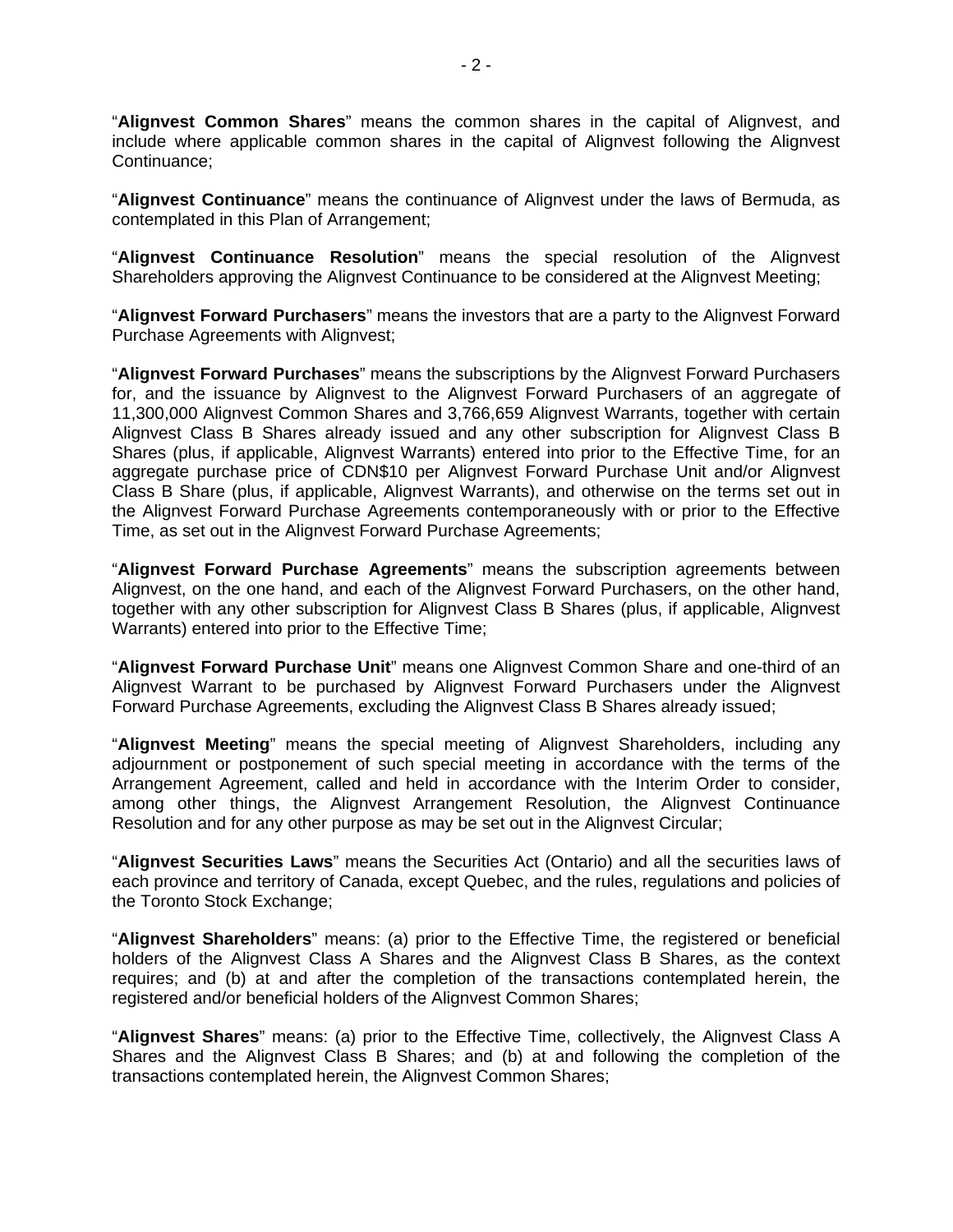"**Alignvest Common Shares**" means the common shares in the capital of Alignvest, and include where applicable common shares in the capital of Alignvest following the Alignvest Continuance;

"**Alignvest Continuance**" means the continuance of Alignvest under the laws of Bermuda, as contemplated in this Plan of Arrangement;

"**Alignvest Continuance Resolution**" means the special resolution of the Alignvest Shareholders approving the Alignvest Continuance to be considered at the Alignvest Meeting;

"**Alignvest Forward Purchasers**" means the investors that are a party to the Alignvest Forward Purchase Agreements with Alignvest;

"**Alignvest Forward Purchases**" means the subscriptions by the Alignvest Forward Purchasers for, and the issuance by Alignvest to the Alignvest Forward Purchasers of an aggregate of 11,300,000 Alignvest Common Shares and 3,766,659 Alignvest Warrants, together with certain Alignvest Class B Shares already issued and any other subscription for Alignvest Class B Shares (plus, if applicable, Alignvest Warrants) entered into prior to the Effective Time, for an aggregate purchase price of CDN$10 per Alignvest Forward Purchase Unit and/or Alignvest Class B Share (plus, if applicable, Alignvest Warrants), and otherwise on the terms set out in the Alignvest Forward Purchase Agreements contemporaneously with or prior to the Effective Time, as set out in the Alignvest Forward Purchase Agreements;

"**Alignvest Forward Purchase Agreements**" means the subscription agreements between Alignvest, on the one hand, and each of the Alignvest Forward Purchasers, on the other hand, together with any other subscription for Alignvest Class B Shares (plus, if applicable, Alignvest Warrants) entered into prior to the Effective Time;

"**Alignvest Forward Purchase Unit**" means one Alignvest Common Share and one-third of an Alignvest Warrant to be purchased by Alignvest Forward Purchasers under the Alignvest Forward Purchase Agreements, excluding the Alignvest Class B Shares already issued;

"**Alignvest Meeting**" means the special meeting of Alignvest Shareholders, including any adjournment or postponement of such special meeting in accordance with the terms of the Arrangement Agreement, called and held in accordance with the Interim Order to consider, among other things, the Alignvest Arrangement Resolution, the Alignvest Continuance Resolution and for any other purpose as may be set out in the Alignvest Circular;

"**Alignvest Securities Laws**" means the Securities Act (Ontario) and all the securities laws of each province and territory of Canada, except Quebec, and the rules, regulations and policies of the Toronto Stock Exchange;

"**Alignvest Shareholders**" means: (a) prior to the Effective Time, the registered or beneficial holders of the Alignvest Class A Shares and the Alignvest Class B Shares, as the context requires; and (b) at and after the completion of the transactions contemplated herein, the registered and/or beneficial holders of the Alignvest Common Shares;

"**Alignvest Shares**" means: (a) prior to the Effective Time, collectively, the Alignvest Class A Shares and the Alignvest Class B Shares; and (b) at and following the completion of the transactions contemplated herein, the Alignvest Common Shares;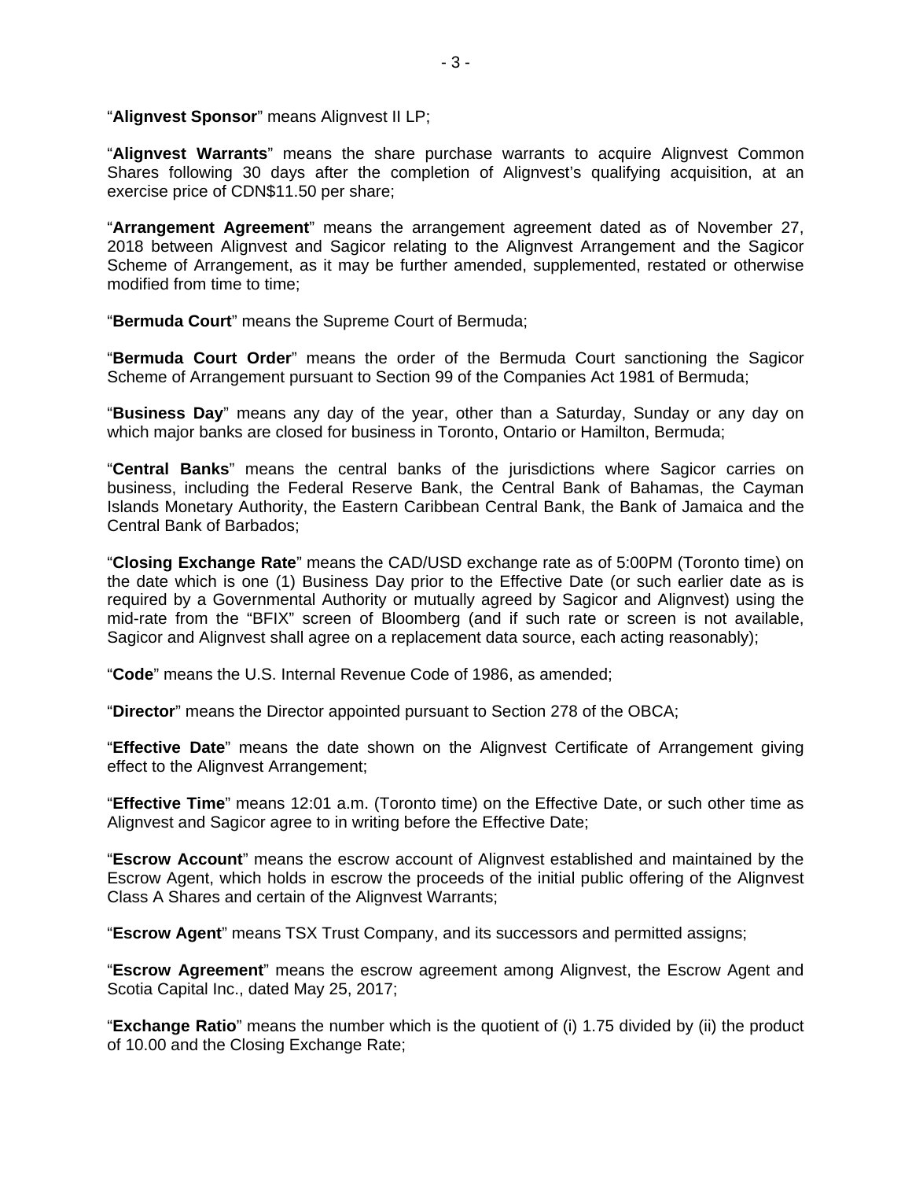"**Alignvest Sponsor**" means Alignvest II LP;

"**Alignvest Warrants**" means the share purchase warrants to acquire Alignvest Common Shares following 30 days after the completion of Alignvest's qualifying acquisition, at an exercise price of CDN$11.50 per share;

"**Arrangement Agreement**" means the arrangement agreement dated as of November 27, 2018 between Alignvest and Sagicor relating to the Alignvest Arrangement and the Sagicor Scheme of Arrangement, as it may be further amended, supplemented, restated or otherwise modified from time to time;

"**Bermuda Court**" means the Supreme Court of Bermuda;

"**Bermuda Court Order**" means the order of the Bermuda Court sanctioning the Sagicor Scheme of Arrangement pursuant to Section 99 of the Companies Act 1981 of Bermuda;

"**Business Day**" means any day of the year, other than a Saturday, Sunday or any day on which major banks are closed for business in Toronto, Ontario or Hamilton, Bermuda;

"**Central Banks**" means the central banks of the jurisdictions where Sagicor carries on business, including the Federal Reserve Bank, the Central Bank of Bahamas, the Cayman Islands Monetary Authority, the Eastern Caribbean Central Bank, the Bank of Jamaica and the Central Bank of Barbados;

"**Closing Exchange Rate**" means the CAD/USD exchange rate as of 5:00PM (Toronto time) on the date which is one (1) Business Day prior to the Effective Date (or such earlier date as is required by a Governmental Authority or mutually agreed by Sagicor and Alignvest) using the mid-rate from the "BFIX" screen of Bloomberg (and if such rate or screen is not available, Sagicor and Alignvest shall agree on a replacement data source, each acting reasonably);

"**Code**" means the U.S. Internal Revenue Code of 1986, as amended;

"**Director**" means the Director appointed pursuant to Section 278 of the OBCA;

"**Effective Date**" means the date shown on the Alignvest Certificate of Arrangement giving effect to the Alignvest Arrangement;

"**Effective Time**" means 12:01 a.m. (Toronto time) on the Effective Date, or such other time as Alignvest and Sagicor agree to in writing before the Effective Date;

"**Escrow Account**" means the escrow account of Alignvest established and maintained by the Escrow Agent, which holds in escrow the proceeds of the initial public offering of the Alignvest Class A Shares and certain of the Alignvest Warrants;

"**Escrow Agent**" means TSX Trust Company, and its successors and permitted assigns;

"**Escrow Agreement**" means the escrow agreement among Alignvest, the Escrow Agent and Scotia Capital Inc., dated May 25, 2017;

"**Exchange Ratio**" means the number which is the quotient of (i) 1.75 divided by (ii) the product of 10.00 and the Closing Exchange Rate;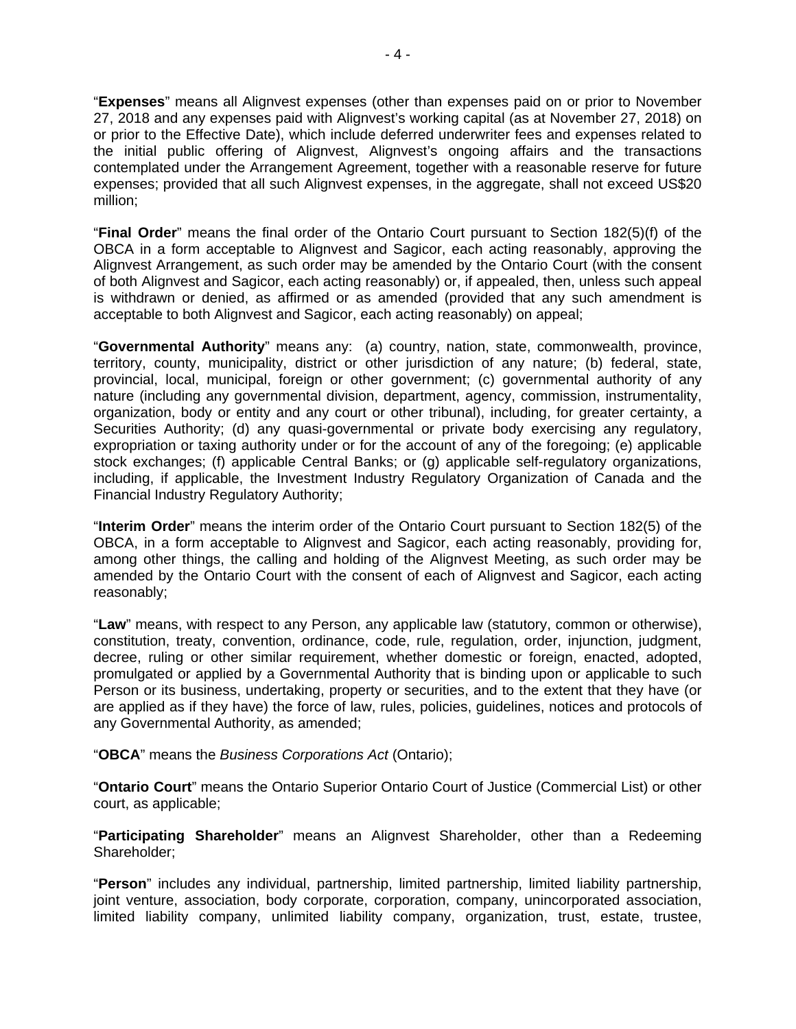"**Expenses**" means all Alignvest expenses (other than expenses paid on or prior to November 27, 2018 and any expenses paid with Alignvest's working capital (as at November 27, 2018) on or prior to the Effective Date), which include deferred underwriter fees and expenses related to the initial public offering of Alignvest, Alignvest's ongoing affairs and the transactions contemplated under the Arrangement Agreement, together with a reasonable reserve for future expenses; provided that all such Alignvest expenses, in the aggregate, shall not exceed US$20 million;

"**Final Order**" means the final order of the Ontario Court pursuant to Section 182(5)(f) of the OBCA in a form acceptable to Alignvest and Sagicor, each acting reasonably, approving the Alignvest Arrangement, as such order may be amended by the Ontario Court (with the consent of both Alignvest and Sagicor, each acting reasonably) or, if appealed, then, unless such appeal is withdrawn or denied, as affirmed or as amended (provided that any such amendment is acceptable to both Alignvest and Sagicor, each acting reasonably) on appeal;

"**Governmental Authority**" means any: (a) country, nation, state, commonwealth, province, territory, county, municipality, district or other jurisdiction of any nature; (b) federal, state, provincial, local, municipal, foreign or other government; (c) governmental authority of any nature (including any governmental division, department, agency, commission, instrumentality, organization, body or entity and any court or other tribunal), including, for greater certainty, a Securities Authority; (d) any quasi-governmental or private body exercising any regulatory, expropriation or taxing authority under or for the account of any of the foregoing; (e) applicable stock exchanges; (f) applicable Central Banks; or (g) applicable self-regulatory organizations, including, if applicable, the Investment Industry Regulatory Organization of Canada and the Financial Industry Regulatory Authority;

"**Interim Order**" means the interim order of the Ontario Court pursuant to Section 182(5) of the OBCA, in a form acceptable to Alignvest and Sagicor, each acting reasonably, providing for, among other things, the calling and holding of the Alignvest Meeting, as such order may be amended by the Ontario Court with the consent of each of Alignvest and Sagicor, each acting reasonably;

"**Law**" means, with respect to any Person, any applicable law (statutory, common or otherwise), constitution, treaty, convention, ordinance, code, rule, regulation, order, injunction, judgment, decree, ruling or other similar requirement, whether domestic or foreign, enacted, adopted, promulgated or applied by a Governmental Authority that is binding upon or applicable to such Person or its business, undertaking, property or securities, and to the extent that they have (or are applied as if they have) the force of law, rules, policies, guidelines, notices and protocols of any Governmental Authority, as amended;

"**OBCA**" means the *Business Corporations Act* (Ontario);

"**Ontario Court**" means the Ontario Superior Ontario Court of Justice (Commercial List) or other court, as applicable;

"**Participating Shareholder**" means an Alignvest Shareholder, other than a Redeeming Shareholder;

"**Person**" includes any individual, partnership, limited partnership, limited liability partnership, joint venture, association, body corporate, corporation, company, unincorporated association, limited liability company, unlimited liability company, organization, trust, estate, trustee,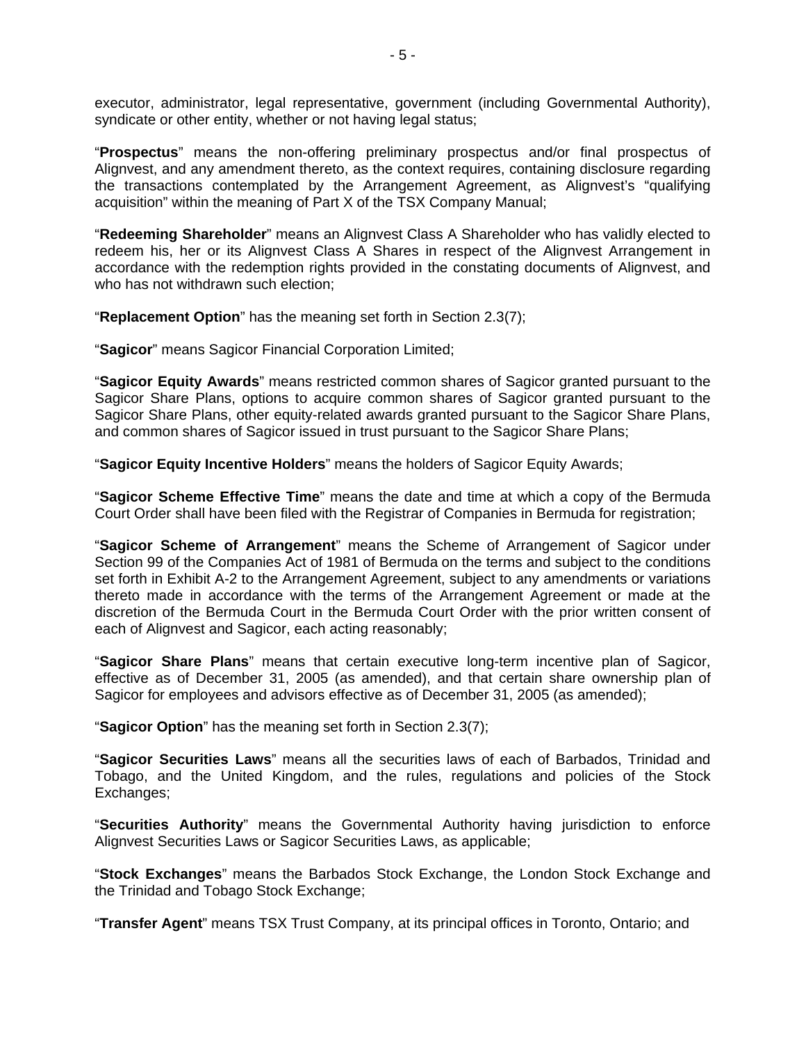executor, administrator, legal representative, government (including Governmental Authority), syndicate or other entity, whether or not having legal status;

"**Prospectus**" means the non-offering preliminary prospectus and/or final prospectus of Alignvest, and any amendment thereto, as the context requires, containing disclosure regarding the transactions contemplated by the Arrangement Agreement, as Alignvest's "qualifying acquisition" within the meaning of Part X of the TSX Company Manual;

"**Redeeming Shareholder**" means an Alignvest Class A Shareholder who has validly elected to redeem his, her or its Alignvest Class A Shares in respect of the Alignvest Arrangement in accordance with the redemption rights provided in the constating documents of Alignvest, and who has not withdrawn such election;

"**Replacement Option**" has the meaning set forth in Section 2.3(7);

"**Sagicor**" means Sagicor Financial Corporation Limited;

"**Sagicor Equity Awards**" means restricted common shares of Sagicor granted pursuant to the Sagicor Share Plans, options to acquire common shares of Sagicor granted pursuant to the Sagicor Share Plans, other equity-related awards granted pursuant to the Sagicor Share Plans, and common shares of Sagicor issued in trust pursuant to the Sagicor Share Plans;

"**Sagicor Equity Incentive Holders**" means the holders of Sagicor Equity Awards;

"**Sagicor Scheme Effective Time**" means the date and time at which a copy of the Bermuda Court Order shall have been filed with the Registrar of Companies in Bermuda for registration;

"**Sagicor Scheme of Arrangement**" means the Scheme of Arrangement of Sagicor under Section 99 of the Companies Act of 1981 of Bermuda on the terms and subject to the conditions set forth in Exhibit A-2 to the Arrangement Agreement, subject to any amendments or variations thereto made in accordance with the terms of the Arrangement Agreement or made at the discretion of the Bermuda Court in the Bermuda Court Order with the prior written consent of each of Alignvest and Sagicor, each acting reasonably;

"**Sagicor Share Plans**" means that certain executive long-term incentive plan of Sagicor, effective as of December 31, 2005 (as amended), and that certain share ownership plan of Sagicor for employees and advisors effective as of December 31, 2005 (as amended);

"**Sagicor Option**" has the meaning set forth in Section 2.3(7);

"**Sagicor Securities Laws**" means all the securities laws of each of Barbados, Trinidad and Tobago, and the United Kingdom, and the rules, regulations and policies of the Stock Exchanges;

"**Securities Authority**" means the Governmental Authority having jurisdiction to enforce Alignvest Securities Laws or Sagicor Securities Laws, as applicable;

"**Stock Exchanges**" means the Barbados Stock Exchange, the London Stock Exchange and the Trinidad and Tobago Stock Exchange;

"**Transfer Agent**" means TSX Trust Company, at its principal offices in Toronto, Ontario; and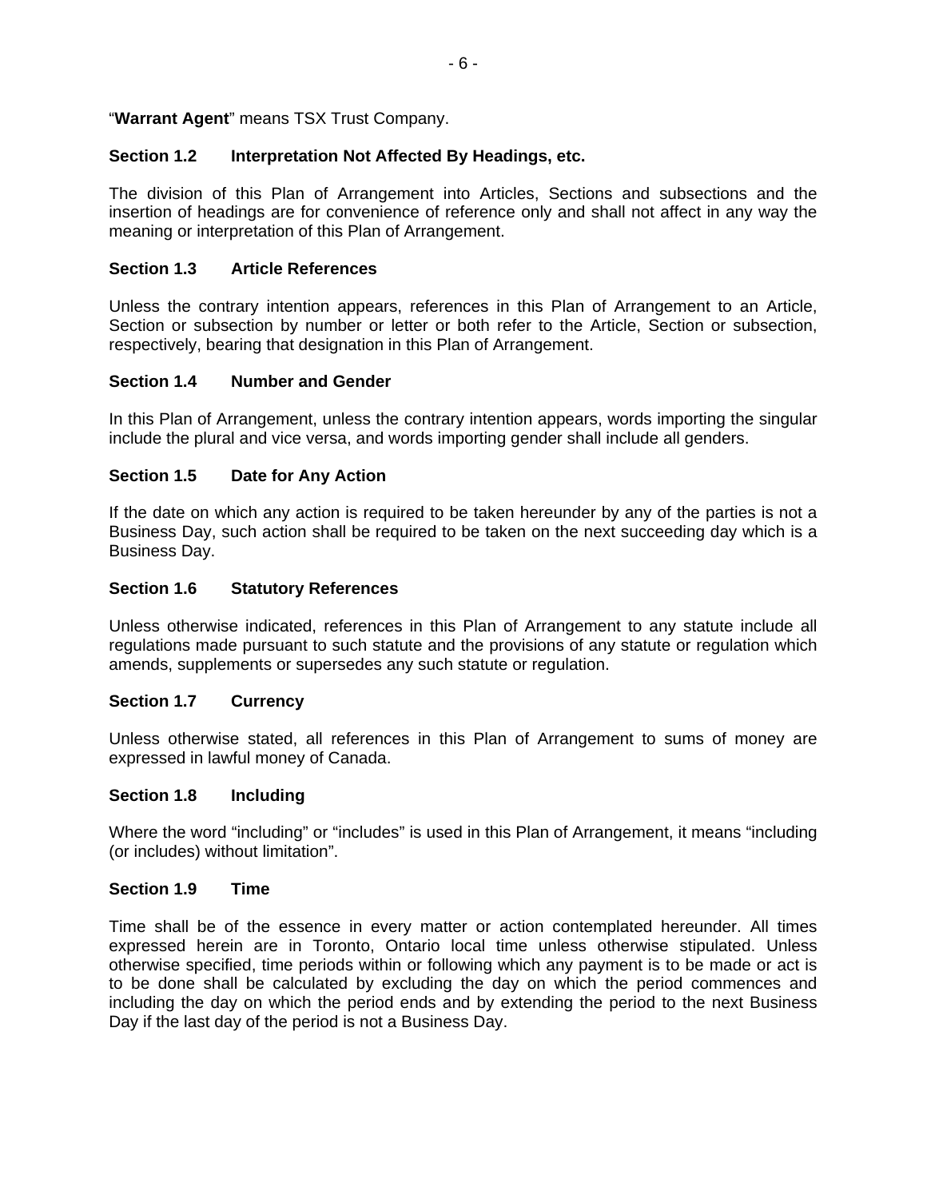"**Warrant Agent**" means TSX Trust Company.

### Section 1.2 Interpretation Not Affected By Headings, etc.

The division of this Plan of Arrangement into Articles, Sections and subsections and the insertion of headings are for convenience of reference only and shall not affect in any way the meaning or interpretation of this Plan of Arrangement.

### Section 1.3 Article References

Unless the contrary intention appears, references in this Plan of Arrangement to an Article, Section or subsection by number or letter or both refer to the Article, Section or subsection, respectively, bearing that designation in this Plan of Arrangement.

### Section 1.4 Number and Gender

In this Plan of Arrangement, unless the contrary intention appears, words importing the singular include the plural and vice versa, and words importing gender shall include all genders.

### Section 1.5 Date for Any Action

If the date on which any action is required to be taken hereunder by any of the parties is not a Business Day, such action shall be required to be taken on the next succeeding day which is a Business Day.

### Section 1.6 Statutory References

Unless otherwise indicated, references in this Plan of Arrangement to any statute include all regulations made pursuant to such statute and the provisions of any statute or regulation which amends, supplements or supersedes any such statute or regulation.

### Section 1.7 Currency

Unless otherwise stated, all references in this Plan of Arrangement to sums of money are expressed in lawful money of Canada.

### Section 1.8 Including

Where the word "including" or "includes" is used in this Plan of Arrangement, it means "including (or includes) without limitation".

### Section 1.9 Time

Time shall be of the essence in every matter or action contemplated hereunder. All times expressed herein are in Toronto, Ontario local time unless otherwise stipulated. Unless otherwise specified, time periods within or following which any payment is to be made or act is to be done shall be calculated by excluding the day on which the period commences and including the day on which the period ends and by extending the period to the next Business Day if the last day of the period is not a Business Day.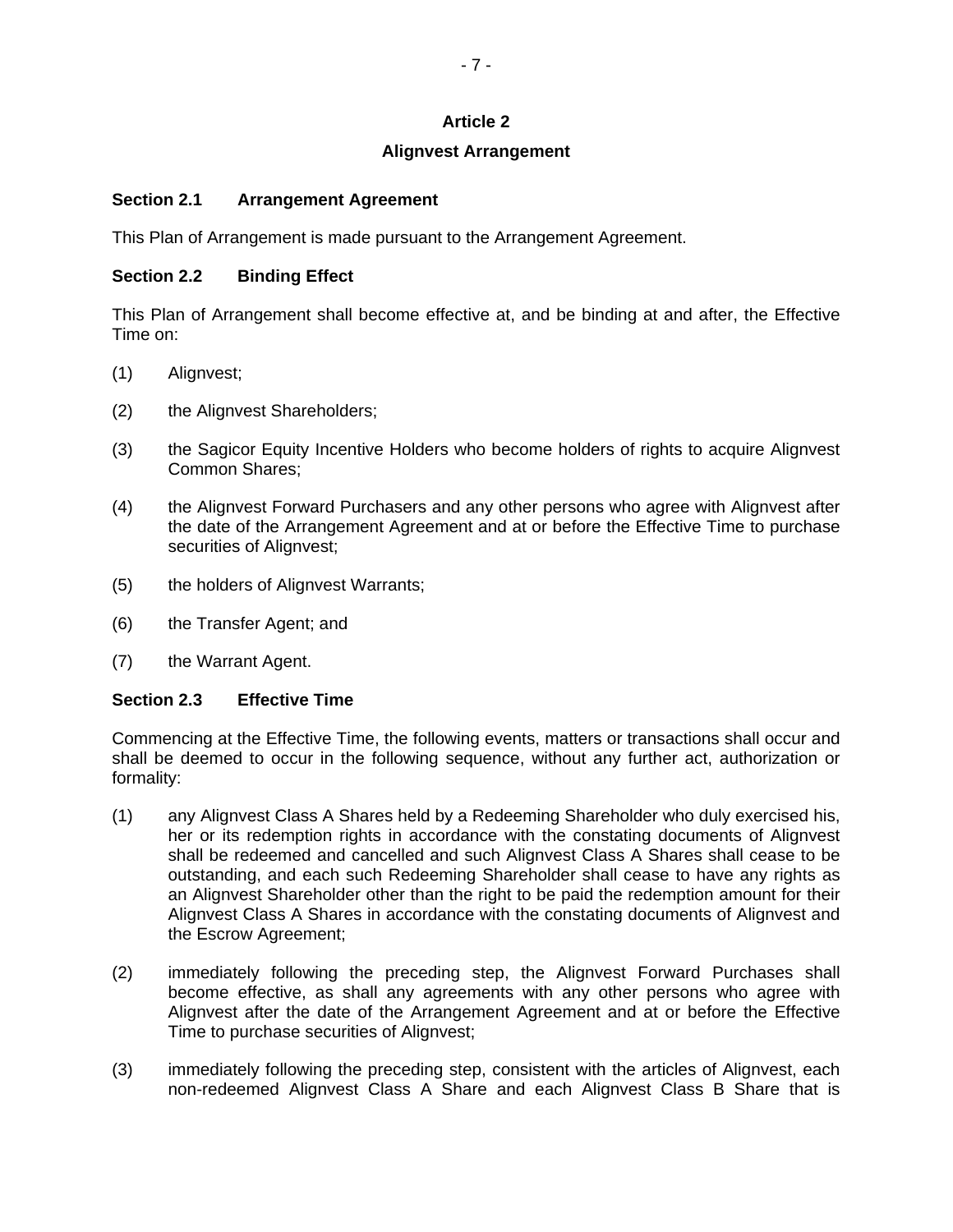# Article 2

## Alignvest Arrangement

### Section 2.1 Arrangement Agreement

This Plan of Arrangement is made pursuant to the Arrangement Agreement.

### Section 2.2 Binding Effect

This Plan of Arrangement shall become effective at, and be binding at and after, the Effective Time on:

(1) Alignvest;

(2) the Alignvest Shareholders;

(3) the Sagicor Equity Incentive Holders who become holders of rights to acquire Alignvest Common Shares;

(4) the Alignvest Forward Purchasers and any other persons who agree with Alignvest after the date of the Arrangement Agreement and at or before the Effective Time to purchase securities of Alignvest;

(5) the holders of Alignvest Warrants;

(6) the Transfer Agent; and

(7) the Warrant Agent.

### Section 2.3 Effective Time

Commencing at the Effective Time, the following events, matters or transactions shall occur and shall be deemed to occur in the following sequence, without any further act, authorization or formality:

(1) any Alignvest Class A Shares held by a Redeeming Shareholder who duly exercised his, her or its redemption rights in accordance with the constating documents of Alignvest shall be redeemed and cancelled and such Alignvest Class A Shares shall cease to be outstanding, and each such Redeeming Shareholder shall cease to have any rights as an Alignvest Shareholder other than the right to be paid the redemption amount for their Alignvest Class A Shares in accordance with the constating documents of Alignvest and the Escrow Agreement;

(2) immediately following the preceding step, the Alignvest Forward Purchases shall become effective, as shall any agreements with any other persons who agree with Alignvest after the date of the Arrangement Agreement and at or before the Effective Time to purchase securities of Alignvest;

(3) immediately following the preceding step, consistent with the articles of Alignvest, each non-redeemed Alignvest Class A Share and each Alignvest Class B Share that is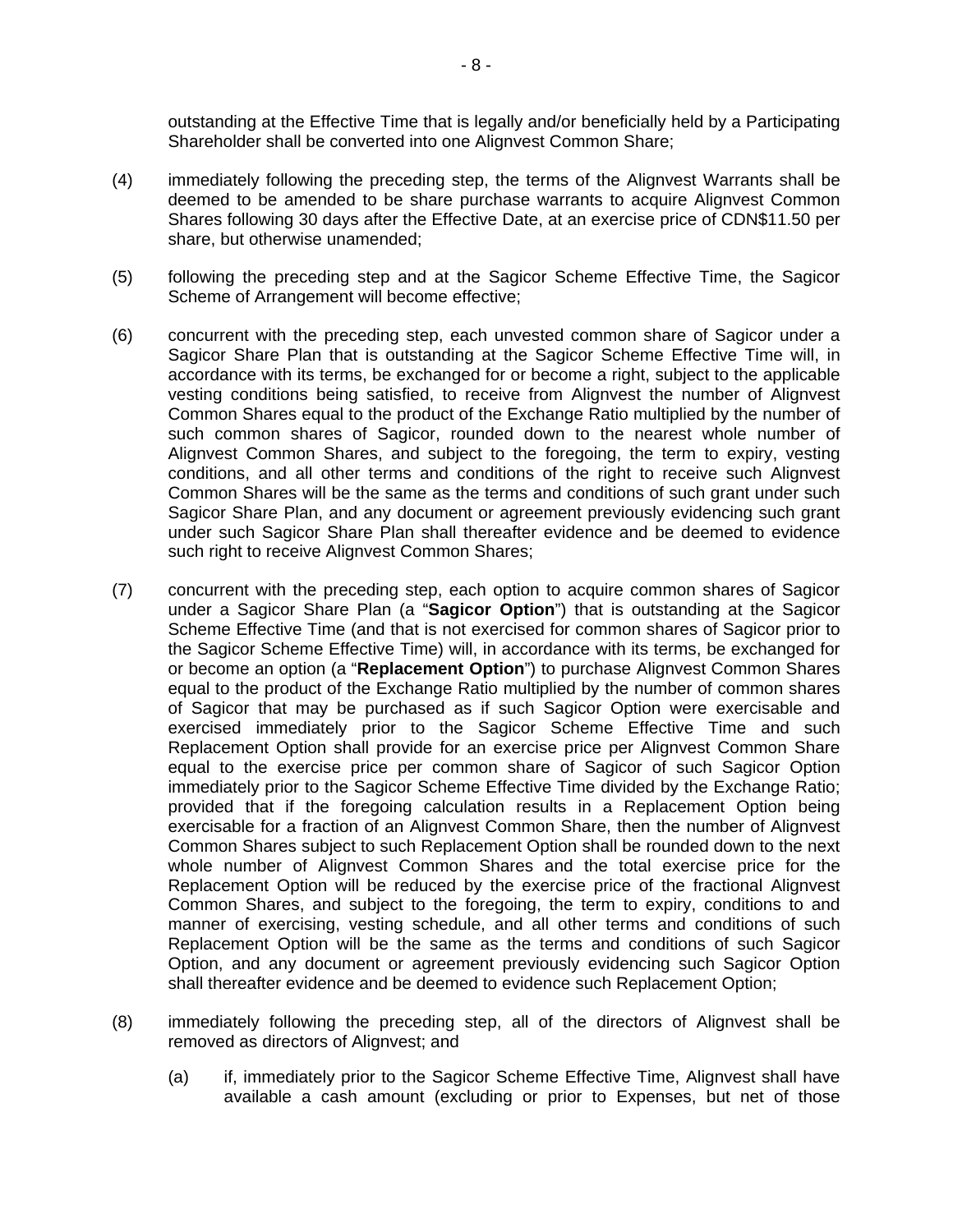outstanding at the Effective Time that is legally and/or beneficially held by a Participating Shareholder shall be converted into one Alignvest Common Share;

(4) immediately following the preceding step, the terms of the Alignvest Warrants shall be deemed to be amended to be share purchase warrants to acquire Alignvest Common Shares following 30 days after the Effective Date, at an exercise price of CDN$11.50 per share, but otherwise unamended;

(5) following the preceding step and at the Sagicor Scheme Effective Time, the Sagicor Scheme of Arrangement will become effective;

(6) concurrent with the preceding step, each unvested common share of Sagicor under a Sagicor Share Plan that is outstanding at the Sagicor Scheme Effective Time will, in accordance with its terms, be exchanged for or become a right, subject to the applicable vesting conditions being satisfied, to receive from Alignvest the number of Alignvest Common Shares equal to the product of the Exchange Ratio multiplied by the number of such common shares of Sagicor, rounded down to the nearest whole number of Alignvest Common Shares, and subject to the foregoing, the term to expiry, vesting conditions, and all other terms and conditions of the right to receive such Alignvest Common Shares will be the same as the terms and conditions of such grant under such Sagicor Share Plan, and any document or agreement previously evidencing such grant under such Sagicor Share Plan shall thereafter evidence and be deemed to evidence such right to receive Alignvest Common Shares;

(7) concurrent with the preceding step, each option to acquire common shares of Sagicor under a Sagicor Share Plan (a "**Sagicor Option**") that is outstanding at the Sagicor Scheme Effective Time (and that is not exercised for common shares of Sagicor prior to the Sagicor Scheme Effective Time) will, in accordance with its terms, be exchanged for or become an option (a "**Replacement Option**") to purchase Alignvest Common Shares equal to the product of the Exchange Ratio multiplied by the number of common shares of Sagicor that may be purchased as if such Sagicor Option were exercisable and exercised immediately prior to the Sagicor Scheme Effective Time and such Replacement Option shall provide for an exercise price per Alignvest Common Share equal to the exercise price per common share of Sagicor of such Sagicor Option immediately prior to the Sagicor Scheme Effective Time divided by the Exchange Ratio; provided that if the foregoing calculation results in a Replacement Option being exercisable for a fraction of an Alignvest Common Share, then the number of Alignvest Common Shares subject to such Replacement Option shall be rounded down to the next whole number of Alignvest Common Shares and the total exercise price for the Replacement Option will be reduced by the exercise price of the fractional Alignvest Common Shares, and subject to the foregoing, the term to expiry, conditions to and manner of exercising, vesting schedule, and all other terms and conditions of such Replacement Option will be the same as the terms and conditions of such Sagicor Option, and any document or agreement previously evidencing such Sagicor Option shall thereafter evidence and be deemed to evidence such Replacement Option;

(8) immediately following the preceding step, all of the directors of Alignvest shall be removed as directors of Alignvest; and

   (a) if, immediately prior to the Sagicor Scheme Effective Time, Alignvest shall have available a cash amount (excluding or prior to Expenses, but net of those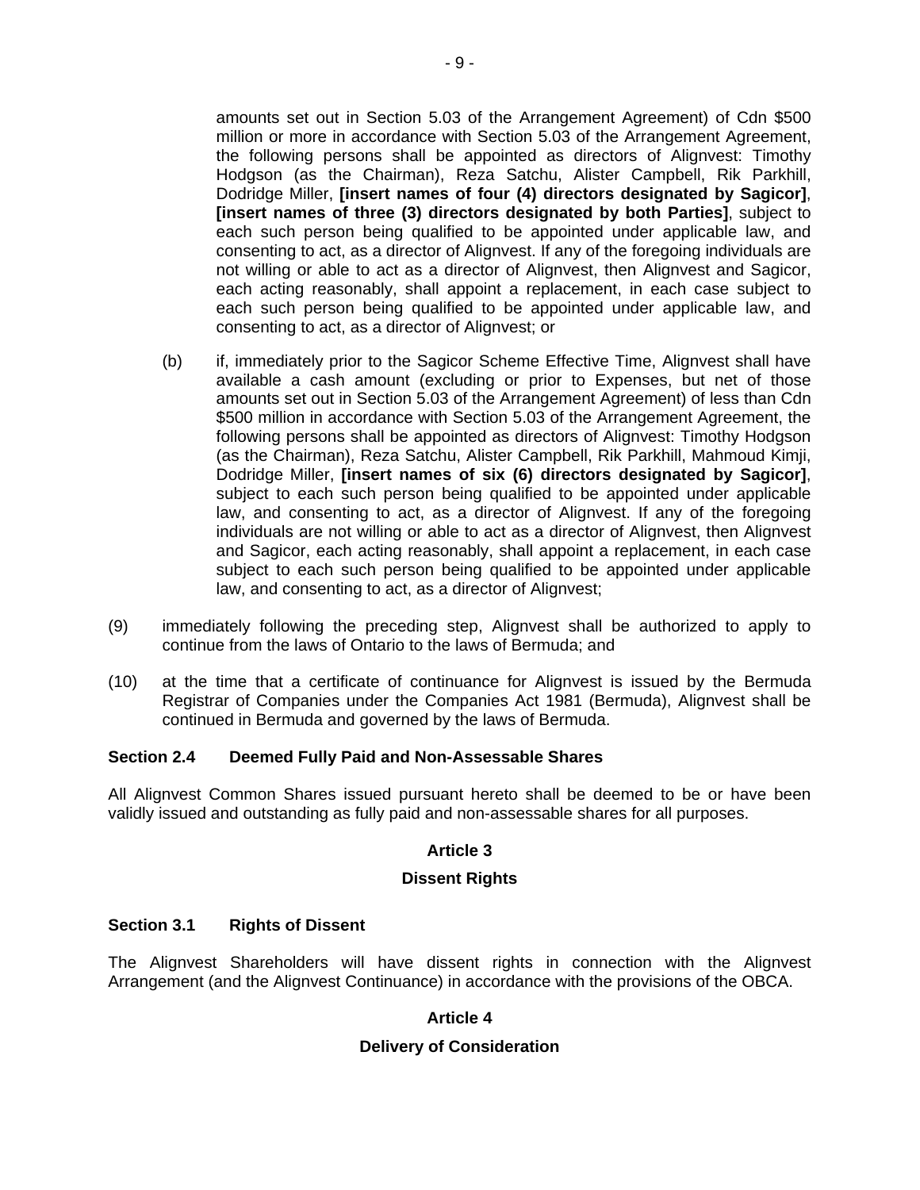amounts set out in Section 5.03 of the Arrangement Agreement) of Cdn $500 million or more in accordance with Section 5.03 of the Arrangement Agreement, the following persons shall be appointed as directors of Alignvest: Timothy Hodgson (as the Chairman), Reza Satchu, Alister Campbell, Rik Parkhill, Dodridge Miller, **[insert names of four (4) directors designated by Sagicor]**, **[insert names of three (3) directors designated by both Parties]**, subject to each such person being qualified to be appointed under applicable law, and consenting to act, as a director of Alignvest. If any of the foregoing individuals are not willing or able to act as a director of Alignvest, then Alignvest and Sagicor, each acting reasonably, shall appoint a replacement, in each case subject to each such person being qualified to be appointed under applicable law, and consenting to act, as a director of Alignvest; or

(b) if, immediately prior to the Sagicor Scheme Effective Time, Alignvest shall have available a cash amount (excluding or prior to Expenses, but net of those amounts set out in Section 5.03 of the Arrangement Agreement) of less than Cdn $500 million in accordance with Section 5.03 of the Arrangement Agreement, the following persons shall be appointed as directors of Alignvest: Timothy Hodgson (as the Chairman), Reza Satchu, Alister Campbell, Rik Parkhill, Mahmoud Kimji, Dodridge Miller, **[insert names of six (6) directors designated by Sagicor]**, subject to each such person being qualified to be appointed under applicable law, and consenting to act, as a director of Alignvest. If any of the foregoing individuals are not willing or able to act as a director of Alignvest, then Alignvest and Sagicor, each acting reasonably, shall appoint a replacement, in each case subject to each such person being qualified to be appointed under applicable law, and consenting to act, as a director of Alignvest;

(9) immediately following the preceding step, Alignvest shall be authorized to apply to continue from the laws of Ontario to the laws of Bermuda; and

(10) at the time that a certificate of continuance for Alignvest is issued by the Bermuda Registrar of Companies under the Companies Act 1981 (Bermuda), Alignvest shall be continued in Bermuda and governed by the laws of Bermuda.

**Section 2.4 Deemed Fully Paid and Non-Assessable Shares**

All Alignvest Common Shares issued pursuant hereto shall be deemed to be or have been validly issued and outstanding as fully paid and non-assessable shares for all purposes.

## Article 3

## Dissent Rights

**Section 3.1 Rights of Dissent**

The Alignvest Shareholders will have dissent rights in connection with the Alignvest Arrangement (and the Alignvest Continuance) in accordance with the provisions of the OBCA.

## Article 4

## Delivery of Consideration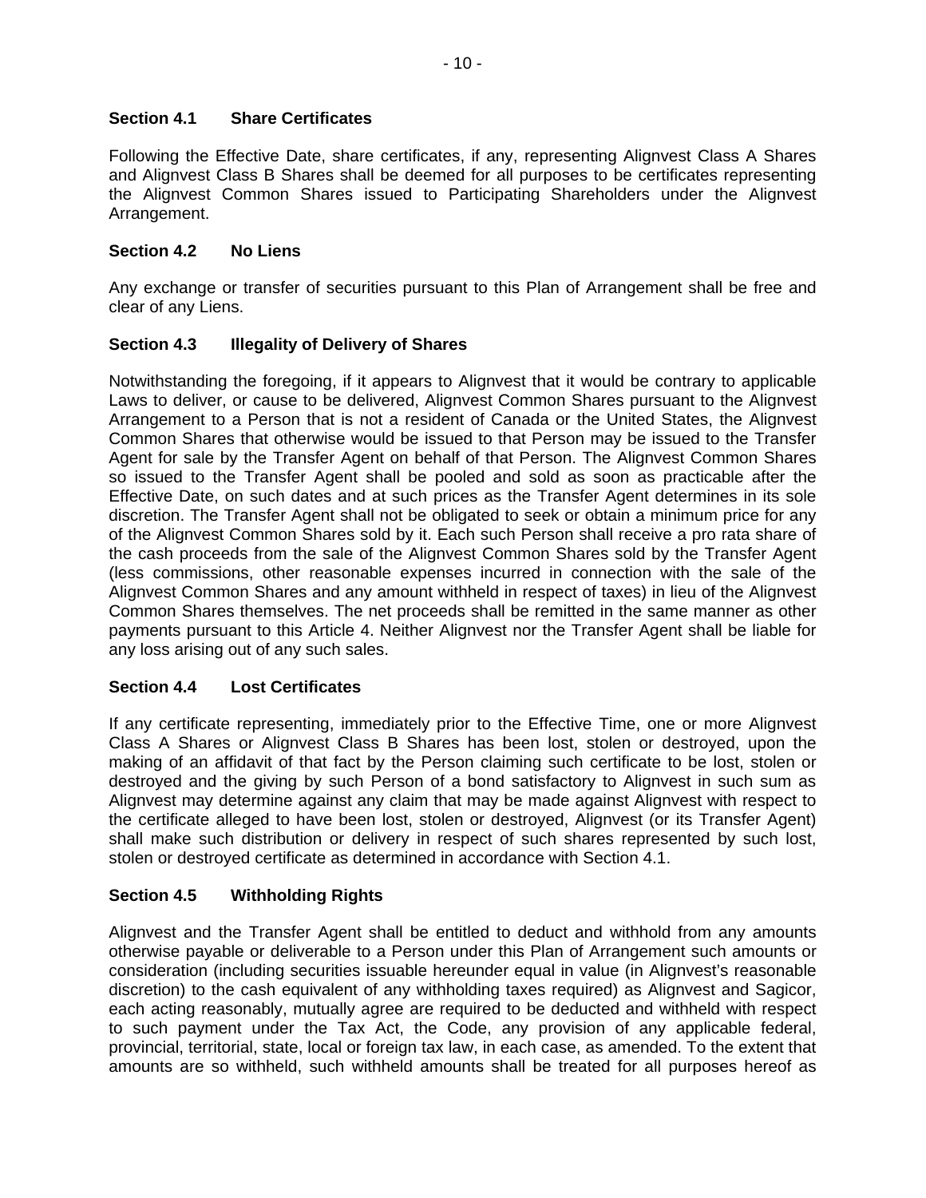### Section 4.1 Share Certificates

Following the Effective Date, share certificates, if any, representing Alignvest Class A Shares and Alignvest Class B Shares shall be deemed for all purposes to be certificates representing the Alignvest Common Shares issued to Participating Shareholders under the Alignvest Arrangement.

### Section 4.2 No Liens

Any exchange or transfer of securities pursuant to this Plan of Arrangement shall be free and clear of any Liens.

### Section 4.3 Illegality of Delivery of Shares

Notwithstanding the foregoing, if it appears to Alignvest that it would be contrary to applicable Laws to deliver, or cause to be delivered, Alignvest Common Shares pursuant to the Alignvest Arrangement to a Person that is not a resident of Canada or the United States, the Alignvest Common Shares that otherwise would be issued to that Person may be issued to the Transfer Agent for sale by the Transfer Agent on behalf of that Person. The Alignvest Common Shares so issued to the Transfer Agent shall be pooled and sold as soon as practicable after the Effective Date, on such dates and at such prices as the Transfer Agent determines in its sole discretion. The Transfer Agent shall not be obligated to seek or obtain a minimum price for any of the Alignvest Common Shares sold by it. Each such Person shall receive a pro rata share of the cash proceeds from the sale of the Alignvest Common Shares sold by the Transfer Agent (less commissions, other reasonable expenses incurred in connection with the sale of the Alignvest Common Shares and any amount withheld in respect of taxes) in lieu of the Alignvest Common Shares themselves. The net proceeds shall be remitted in the same manner as other payments pursuant to this Article 4. Neither Alignvest nor the Transfer Agent shall be liable for any loss arising out of any such sales.

### Section 4.4 Lost Certificates

If any certificate representing, immediately prior to the Effective Time, one or more Alignvest Class A Shares or Alignvest Class B Shares has been lost, stolen or destroyed, upon the making of an affidavit of that fact by the Person claiming such certificate to be lost, stolen or destroyed and the giving by such Person of a bond satisfactory to Alignvest in such sum as Alignvest may determine against any claim that may be made against Alignvest with respect to the certificate alleged to have been lost, stolen or destroyed, Alignvest (or its Transfer Agent) shall make such distribution or delivery in respect of such shares represented by such lost, stolen or destroyed certificate as determined in accordance with Section 4.1.

### Section 4.5 Withholding Rights

Alignvest and the Transfer Agent shall be entitled to deduct and withhold from any amounts otherwise payable or deliverable to a Person under this Plan of Arrangement such amounts or consideration (including securities issuable hereunder equal in value (in Alignvest's reasonable discretion) to the cash equivalent of any withholding taxes required) as Alignvest and Sagicor, each acting reasonably, mutually agree are required to be deducted and withheld with respect to such payment under the Tax Act, the Code, any provision of any applicable federal, provincial, territorial, state, local or foreign tax law, in each case, as amended. To the extent that amounts are so withheld, such withheld amounts shall be treated for all purposes hereof as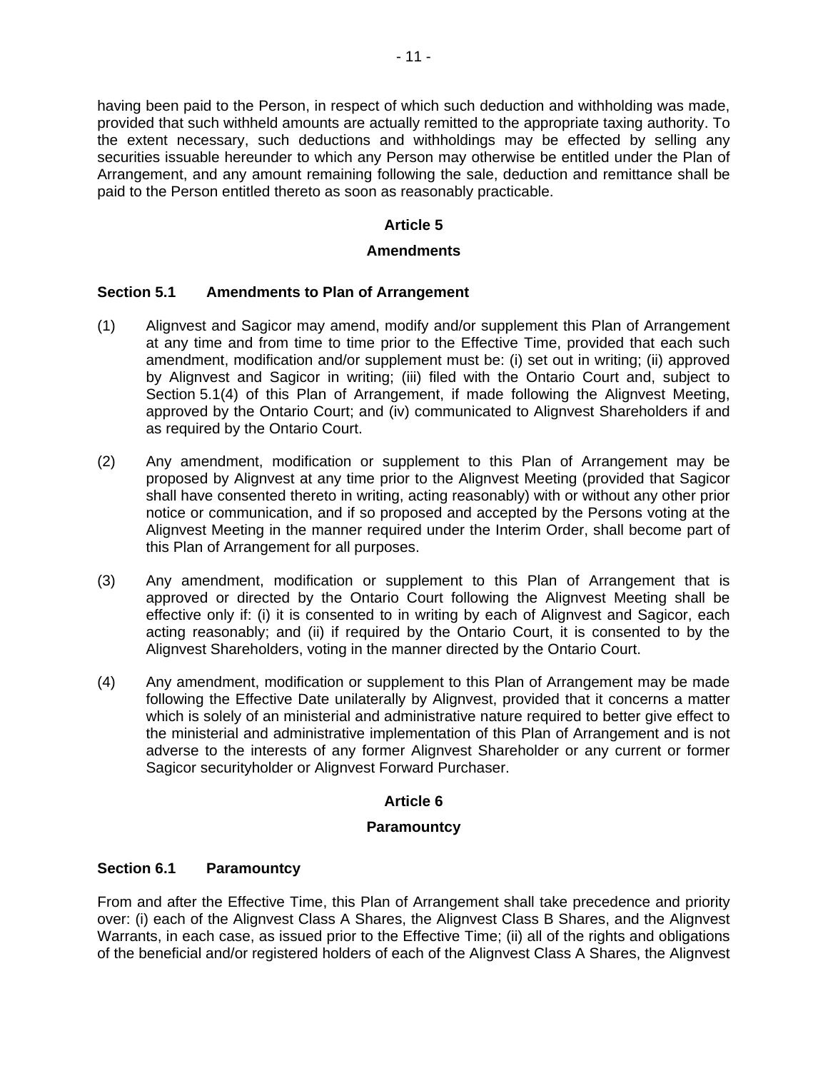having been paid to the Person, in respect of which such deduction and withholding was made, provided that such withheld amounts are actually remitted to the appropriate taxing authority. To the extent necessary, such deductions and withholdings may be effected by selling any securities issuable hereunder to which any Person may otherwise be entitled under the Plan of Arrangement, and any amount remaining following the sale, deduction and remittance shall be paid to the Person entitled thereto as soon as reasonably practicable.

## Article 5

## Amendments

### Section 5.1 Amendments to Plan of Arrangement

(1) Alignvest and Sagicor may amend, modify and/or supplement this Plan of Arrangement at any time and from time to time prior to the Effective Time, provided that each such amendment, modification and/or supplement must be: (i) set out in writing; (ii) approved by Alignvest and Sagicor in writing; (iii) filed with the Ontario Court and, subject to Section 5.1(4) of this Plan of Arrangement, if made following the Alignvest Meeting, approved by the Ontario Court; and (iv) communicated to Alignvest Shareholders if and as required by the Ontario Court.

(2) Any amendment, modification or supplement to this Plan of Arrangement may be proposed by Alignvest at any time prior to the Alignvest Meeting (provided that Sagicor shall have consented thereto in writing, acting reasonably) with or without any other prior notice or communication, and if so proposed and accepted by the Persons voting at the Alignvest Meeting in the manner required under the Interim Order, shall become part of this Plan of Arrangement for all purposes.

(3) Any amendment, modification or supplement to this Plan of Arrangement that is approved or directed by the Ontario Court following the Alignvest Meeting shall be effective only if: (i) it is consented to in writing by each of Alignvest and Sagicor, each acting reasonably; and (ii) if required by the Ontario Court, it is consented to by the Alignvest Shareholders, voting in the manner directed by the Ontario Court.

(4) Any amendment, modification or supplement to this Plan of Arrangement may be made following the Effective Date unilaterally by Alignvest, provided that it concerns a matter which is solely of an ministerial and administrative nature required to better give effect to the ministerial and administrative implementation of this Plan of Arrangement and is not adverse to the interests of any former Alignvest Shareholder or any current or former Sagicor securityholder or Alignvest Forward Purchaser.

## Article 6

## Paramountcy

### Section 6.1 Paramountcy

From and after the Effective Time, this Plan of Arrangement shall take precedence and priority over: (i) each of the Alignvest Class A Shares, the Alignvest Class B Shares, and the Alignvest Warrants, in each case, as issued prior to the Effective Time; (ii) all of the rights and obligations of the beneficial and/or registered holders of each of the Alignvest Class A Shares, the Alignvest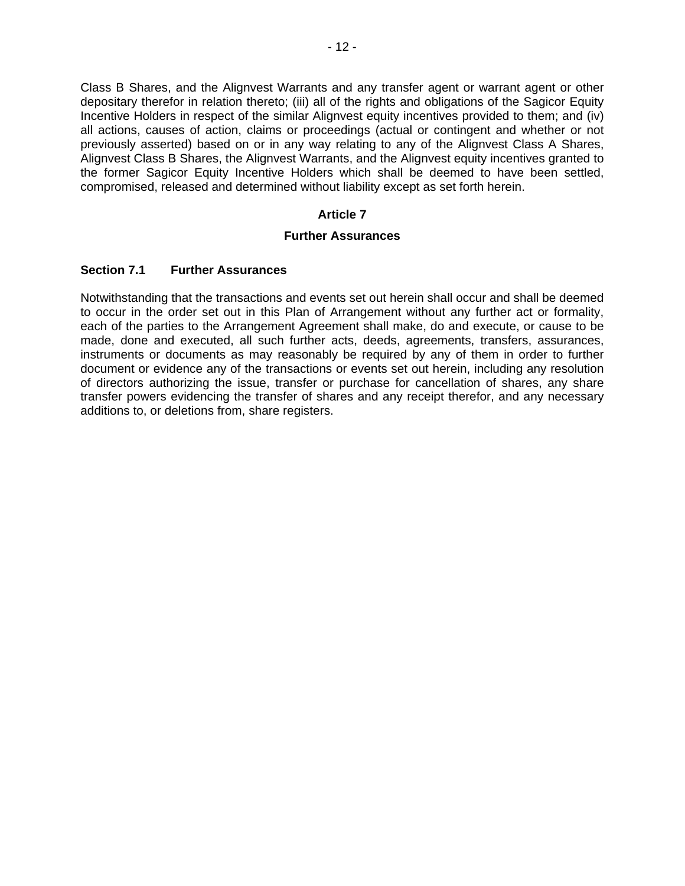Class B Shares, and the Alignvest Warrants and any transfer agent or warrant agent or other depositary therefor in relation thereto; (iii) all of the rights and obligations of the Sagicor Equity Incentive Holders in respect of the similar Alignvest equity incentives provided to them; and (iv) all actions, causes of action, claims or proceedings (actual or contingent and whether or not previously asserted) based on or in any way relating to any of the Alignvest Class A Shares, Alignvest Class B Shares, the Alignvest Warrants, and the Alignvest equity incentives granted to the former Sagicor Equity Incentive Holders which shall be deemed to have been settled, compromised, released and determined without liability except as set forth herein.

## Article 7

## Further Assurances

### Section 7.1 Further Assurances

Notwithstanding that the transactions and events set out herein shall occur and shall be deemed to occur in the order set out in this Plan of Arrangement without any further act or formality, each of the parties to the Arrangement Agreement shall make, do and execute, or cause to be made, done and executed, all such further acts, deeds, agreements, transfers, assurances, instruments or documents as may reasonably be required by any of them in order to further document or evidence any of the transactions or events set out herein, including any resolution of directors authorizing the issue, transfer or purchase for cancellation of shares, any share transfer powers evidencing the transfer of shares and any receipt therefor, and any necessary additions to, or deletions from, share registers.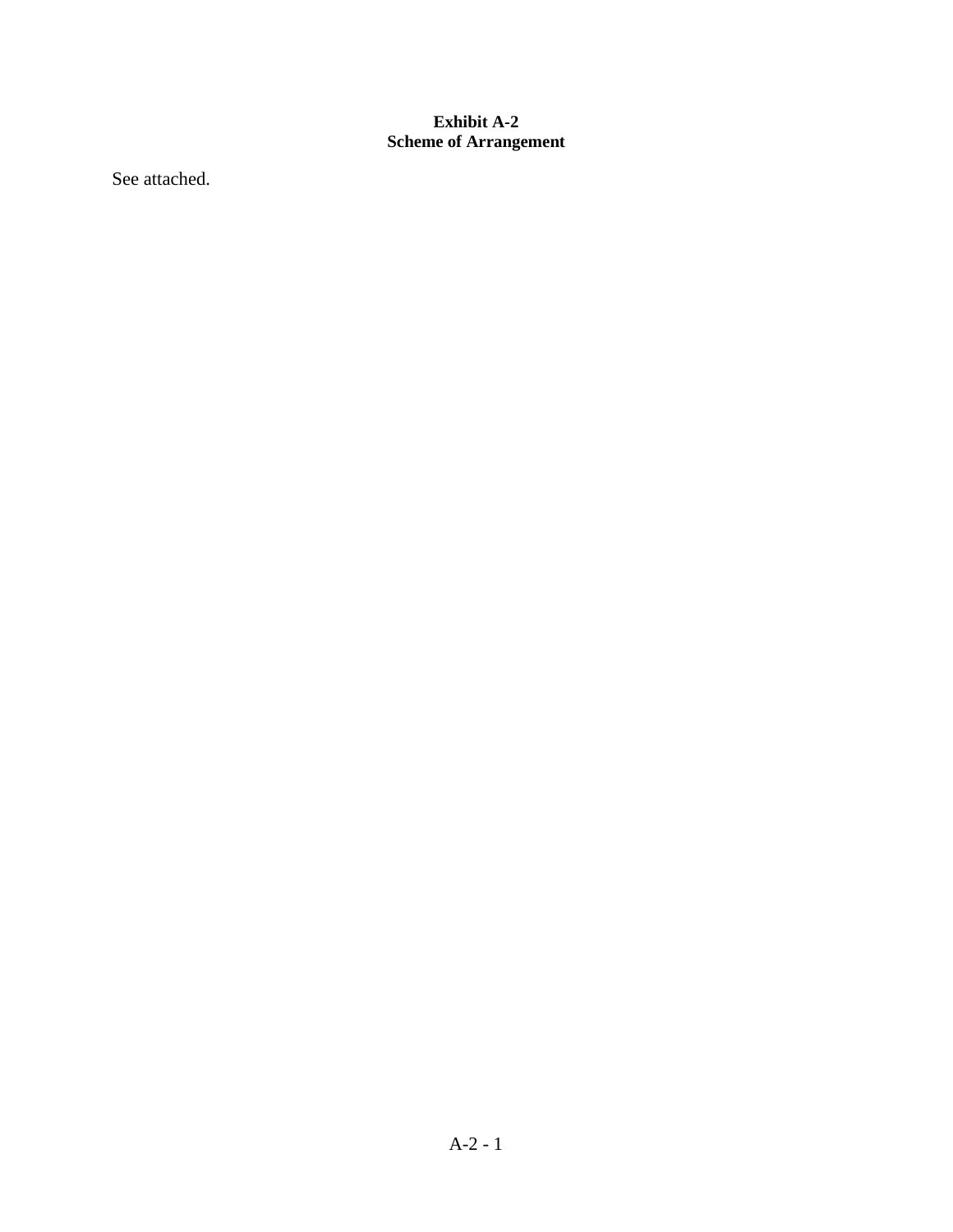**Exhibit A-2**
**Scheme of Arrangement**

See attached.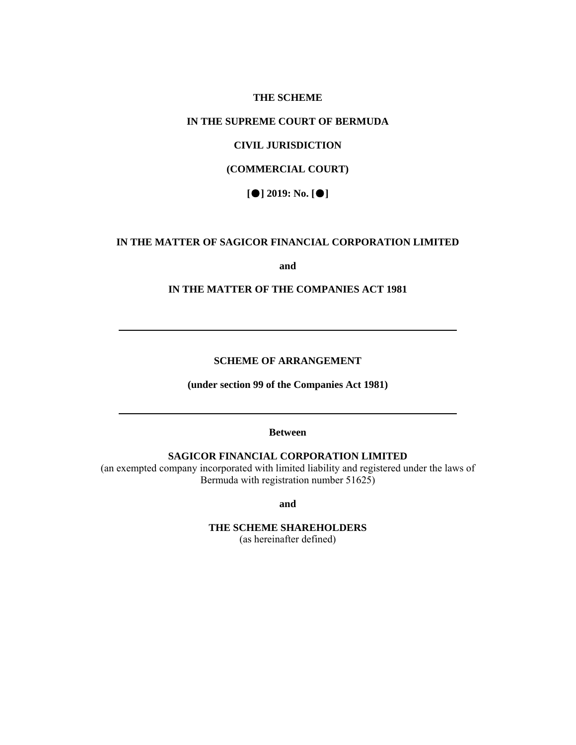**THE SCHEME**

**IN THE SUPREME COURT OF BERMUDA**

**CIVIL JURISDICTION**

**(COMMERCIAL COURT)**

**[●] 2019: No. [●]**

**IN THE MATTER OF SAGICOR FINANCIAL CORPORATION LIMITED**

**and**

**IN THE MATTER OF THE COMPANIES ACT 1981**

---

**SCHEME OF ARRANGEMENT**

**(under section 99 of the Companies Act 1981)**

---

**Between**

**SAGICOR FINANCIAL CORPORATION LIMITED**
(an exempted company incorporated with limited liability and registered under the laws of Bermuda with registration number 51625)

**and**

**THE SCHEME SHAREHOLDERS**
(as hereinafter defined)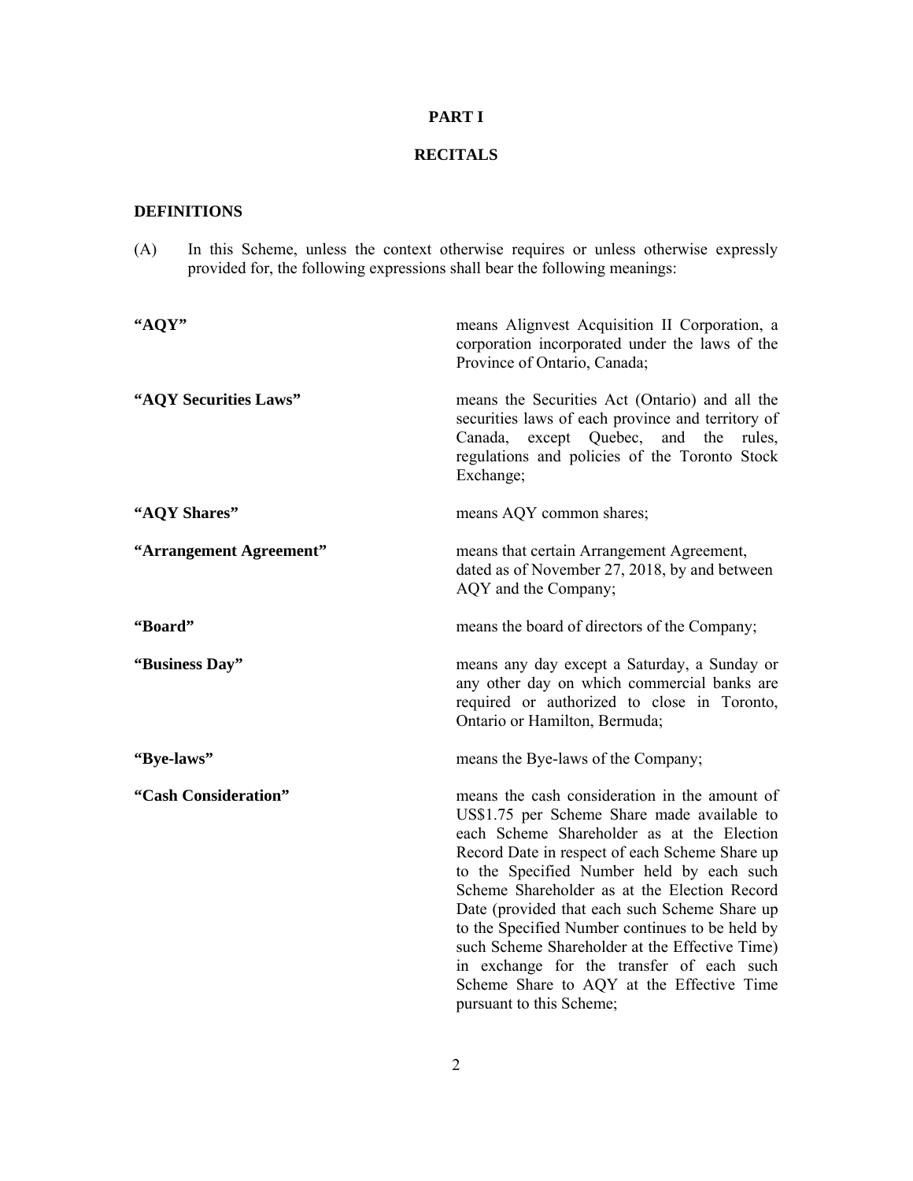# PART I

## RECITALS

### DEFINITIONS

(A) In this Scheme, unless the context otherwise requires or unless otherwise expressly provided for, the following expressions shall bear the following meanings:

| | |
|---|---|
| **"AQY"** | means Alignvest Acquisition II Corporation, a corporation incorporated under the laws of the Province of Ontario, Canada; |
| **"AQY Securities Laws"** | means the Securities Act (Ontario) and all the securities laws of each province and territory of Canada, except Quebec, and the rules, regulations and policies of the Toronto Stock Exchange; |
| **"AQY Shares"** | means AQY common shares; |
| **"Arrangement Agreement"** | means that certain Arrangement Agreement, dated as of November 27, 2018, by and between AQY and the Company; |
| **"Board"** | means the board of directors of the Company; |
| **"Business Day"** | means any day except a Saturday, a Sunday or any other day on which commercial banks are required or authorized to close in Toronto, Ontario or Hamilton, Bermuda; |
| **"Bye-laws"** | means the Bye-laws of the Company; |
| **"Cash Consideration"** | means the cash consideration in the amount of US$1.75 per Scheme Share made available to each Scheme Shareholder as at the Election Record Date in respect of each Scheme Share up to the Specified Number held by each such Scheme Shareholder as at the Election Record Date (provided that each such Scheme Share up to the Specified Number continues to be held by such Scheme Shareholder at the Effective Time) in exchange for the transfer of each such Scheme Share to AQY at the Effective Time pursuant to this Scheme; |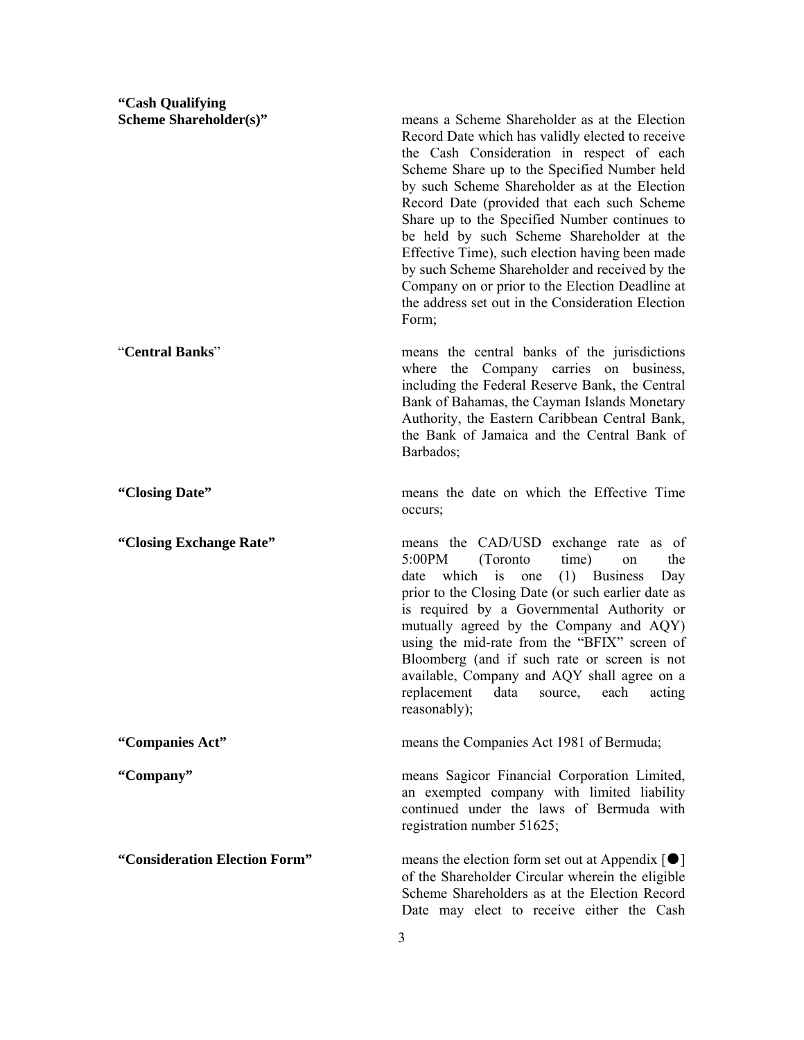**"Cash Qualifying Scheme Shareholder(s)"** means a Scheme Shareholder as at the Election Record Date which has validly elected to receive the Cash Consideration in respect of each Scheme Share up to the Specified Number held by such Scheme Shareholder as at the Election Record Date (provided that each such Scheme Share up to the Specified Number continues to be held by such Scheme Shareholder at the Effective Time), such election having been made by such Scheme Shareholder and received by the Company on or prior to the Election Deadline at the address set out in the Consideration Election Form;

"**Central Banks**" means the central banks of the jurisdictions where the Company carries on business, including the Federal Reserve Bank, the Central Bank of Bahamas, the Cayman Islands Monetary Authority, the Eastern Caribbean Central Bank, the Bank of Jamaica and the Central Bank of Barbados;

**"Closing Date"** means the date on which the Effective Time occurs;

**"Closing Exchange Rate"** means the CAD/USD exchange rate as of 5:00PM (Toronto time) on the date which is one (1) Business Day prior to the Closing Date (or such earlier date as is required by a Governmental Authority or mutually agreed by the Company and AQY) using the mid-rate from the "BFIX" screen of Bloomberg (and if such rate or screen is not available, Company and AQY shall agree on a replacement data source, each acting reasonably);

**"Companies Act"** means the Companies Act 1981 of Bermuda;

**"Company"** means Sagicor Financial Corporation Limited, an exempted company with limited liability continued under the laws of Bermuda with registration number 51625;

**"Consideration Election Form"** means the election form set out at Appendix [●] of the Shareholder Circular wherein the eligible Scheme Shareholders as at the Election Record Date may elect to receive either the Cash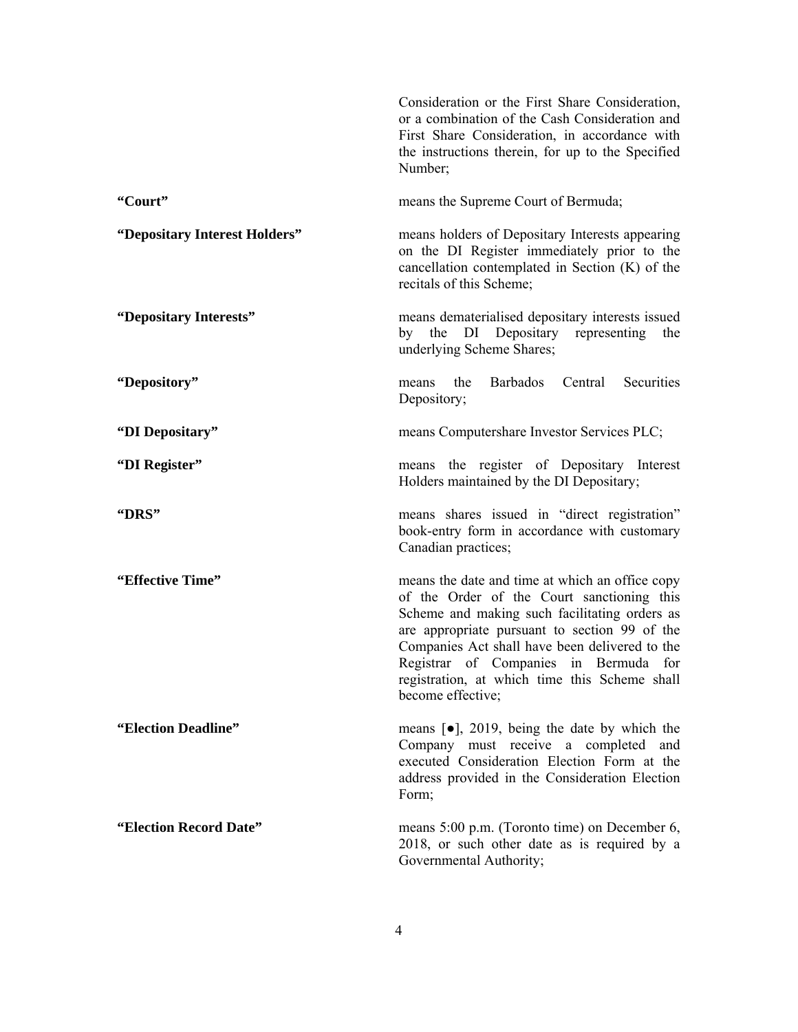Consideration or the First Share Consideration, or a combination of the Cash Consideration and First Share Consideration, in accordance with the instructions therein, for up to the Specified Number;

| | |
|---|---|
| **"Court"** | means the Supreme Court of Bermuda; |
| **"Depositary Interest Holders"** | means holders of Depositary Interests appearing on the DI Register immediately prior to the cancellation contemplated in Section (K) of the recitals of this Scheme; |
| **"Depositary Interests"** | means dematerialised depositary interests issued by the DI Depositary representing the underlying Scheme Shares; |
| **"Depository"** | means the Barbados Central Securities Depository; |
| **"DI Depositary"** | means Computershare Investor Services PLC; |
| **"DI Register"** | means the register of Depositary Interest Holders maintained by the DI Depositary; |
| **"DRS"** | means shares issued in "direct registration" book-entry form in accordance with customary Canadian practices; |
| **"Effective Time"** | means the date and time at which an office copy of the Order of the Court sanctioning this Scheme and making such facilitating orders as are appropriate pursuant to section 99 of the Companies Act shall have been delivered to the Registrar of Companies in Bermuda for registration, at which time this Scheme shall become effective; |
| **"Election Deadline"** | means [●], 2019, being the date by which the Company must receive a completed and executed Consideration Election Form at the address provided in the Consideration Election Form; |
| **"Election Record Date"** | means 5:00 p.m. (Toronto time) on December 6, 2018, or such other date as is required by a Governmental Authority; |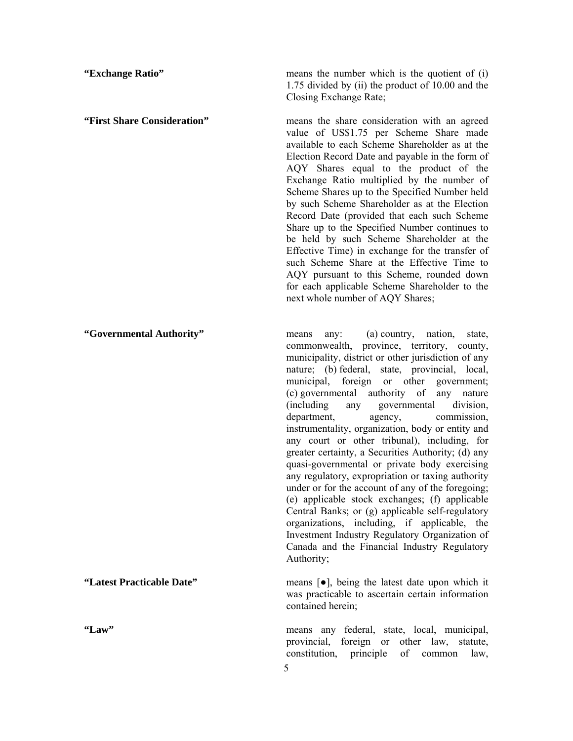**“Exchange Ratio”** means the number which is the quotient of (i) 1.75 divided by (ii) the product of 10.00 and the Closing Exchange Rate;

**“First Share Consideration”** means the share consideration with an agreed value of US$1.75 per Scheme Share made available to each Scheme Shareholder as at the Election Record Date and payable in the form of AQY Shares equal to the product of the Exchange Ratio multiplied by the number of Scheme Shares up to the Specified Number held by such Scheme Shareholder as at the Election Record Date (provided that each such Scheme Share up to the Specified Number continues to be held by such Scheme Shareholder at the Effective Time) in exchange for the transfer of such Scheme Share at the Effective Time to AQY pursuant to this Scheme, rounded down for each applicable Scheme Shareholder to the next whole number of AQY Shares;

**“Governmental Authority”** means any: (a) country, nation, state, commonwealth, province, territory, county, municipality, district or other jurisdiction of any nature; (b) federal, state, provincial, local, municipal, foreign or other government; (c) governmental authority of any nature (including any governmental division, department, agency, commission, instrumentality, organization, body or entity and any court or other tribunal), including, for greater certainty, a Securities Authority; (d) any quasi-governmental or private body exercising any regulatory, expropriation or taxing authority under or for the account of any of the foregoing; (e) applicable stock exchanges; (f) applicable Central Banks; or (g) applicable self-regulatory organizations, including, if applicable, the Investment Industry Regulatory Organization of Canada and the Financial Industry Regulatory Authority;

**“Latest Practicable Date”** means [●], being the latest date upon which it was practicable to ascertain certain information contained herein;

**“Law”** means any federal, state, local, municipal, provincial, foreign or other law, statute, constitution, principle of common law,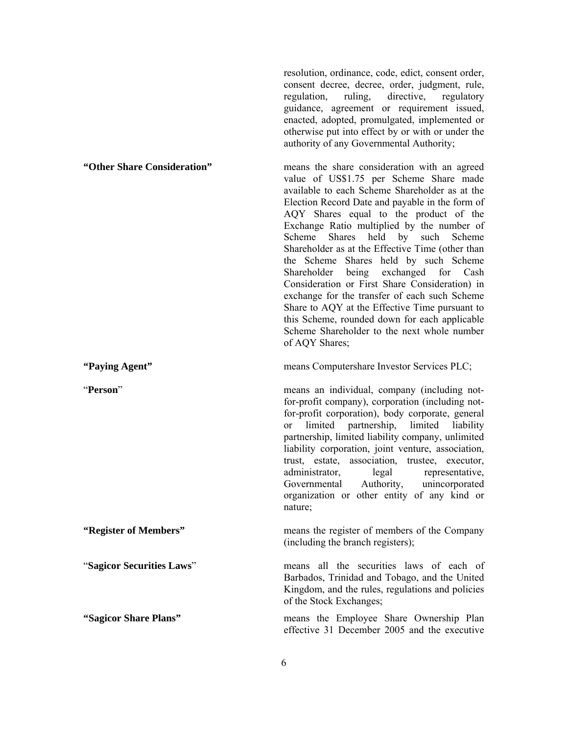resolution, ordinance, code, edict, consent order, consent decree, decree, order, judgment, rule, regulation, ruling, directive, regulatory guidance, agreement or requirement issued, enacted, adopted, promulgated, implemented or otherwise put into effect by or with or under the authority of any Governmental Authority;

**"Other Share Consideration"** means the share consideration with an agreed value of US$1.75 per Scheme Share made available to each Scheme Shareholder as at the Election Record Date and payable in the form of AQY Shares equal to the product of the Exchange Ratio multiplied by the number of Scheme Shares held by such Scheme Shareholder as at the Effective Time (other than the Scheme Shares held by such Scheme Shareholder being exchanged for Cash Consideration or First Share Consideration) in exchange for the transfer of each such Scheme Share to AQY at the Effective Time pursuant to this Scheme, rounded down for each applicable Scheme Shareholder to the next whole number of AQY Shares;

**"Paying Agent"** means Computershare Investor Services PLC;

"**Person**" means an individual, company (including not-for-profit company), corporation (including not-for-profit corporation), body corporate, general or limited partnership, limited liability partnership, limited liability company, unlimited liability corporation, joint venture, association, trust, estate, association, trustee, executor, administrator, legal representative, Governmental Authority, unincorporated organization or other entity of any kind or nature;

**"Register of Members"** means the register of members of the Company (including the branch registers);

"**Sagicor Securities Laws**" means all the securities laws of each of Barbados, Trinidad and Tobago, and the United Kingdom, and the rules, regulations and policies of the Stock Exchanges;

**"Sagicor Share Plans"** means the Employee Share Ownership Plan effective 31 December 2005 and the executive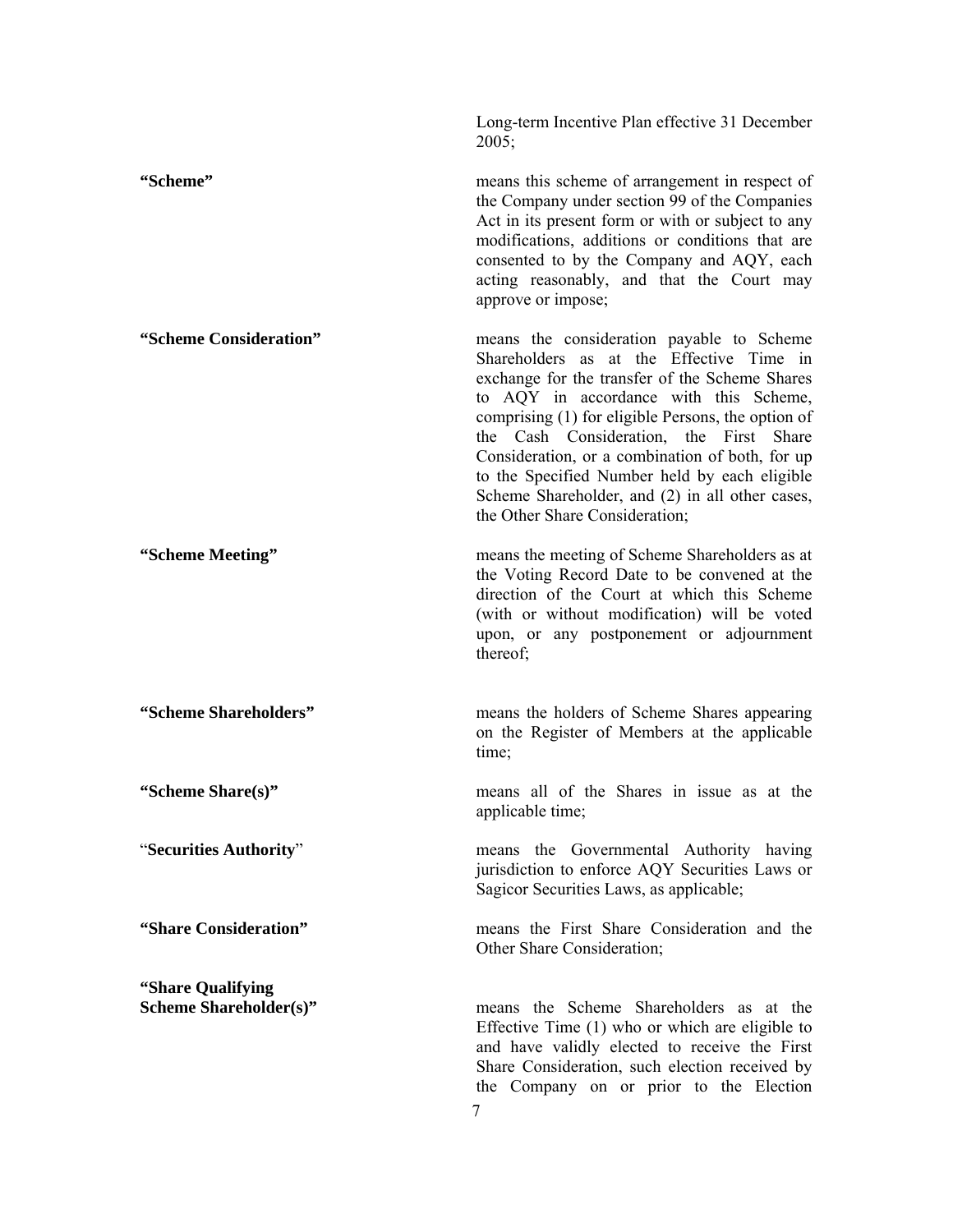Long-term Incentive Plan effective 31 December 2005;

**"Scheme"** means this scheme of arrangement in respect of the Company under section 99 of the Companies Act in its present form or with or subject to any modifications, additions or conditions that are consented to by the Company and AQY, each acting reasonably, and that the Court may approve or impose;

**"Scheme Consideration"** means the consideration payable to Scheme Shareholders as at the Effective Time in exchange for the transfer of the Scheme Shares to AQY in accordance with this Scheme, comprising (1) for eligible Persons, the option of the Cash Consideration, the First Share Consideration, or a combination of both, for up to the Specified Number held by each eligible Scheme Shareholder, and (2) in all other cases, the Other Share Consideration;

**"Scheme Meeting"** means the meeting of Scheme Shareholders as at the Voting Record Date to be convened at the direction of the Court at which this Scheme (with or without modification) will be voted upon, or any postponement or adjournment thereof;

**"Scheme Shareholders"** means the holders of Scheme Shares appearing on the Register of Members at the applicable time;

**"Scheme Share(s)"** means all of the Shares in issue as at the applicable time;

"**Securities Authority**" means the Governmental Authority having jurisdiction to enforce AQY Securities Laws or Sagicor Securities Laws, as applicable;

**"Share Consideration"** means the First Share Consideration and the Other Share Consideration;

**"Share Qualifying Scheme Shareholder(s)"** means the Scheme Shareholders as at the Effective Time (1) who or which are eligible to and have validly elected to receive the First Share Consideration, such election received by the Company on or prior to the Election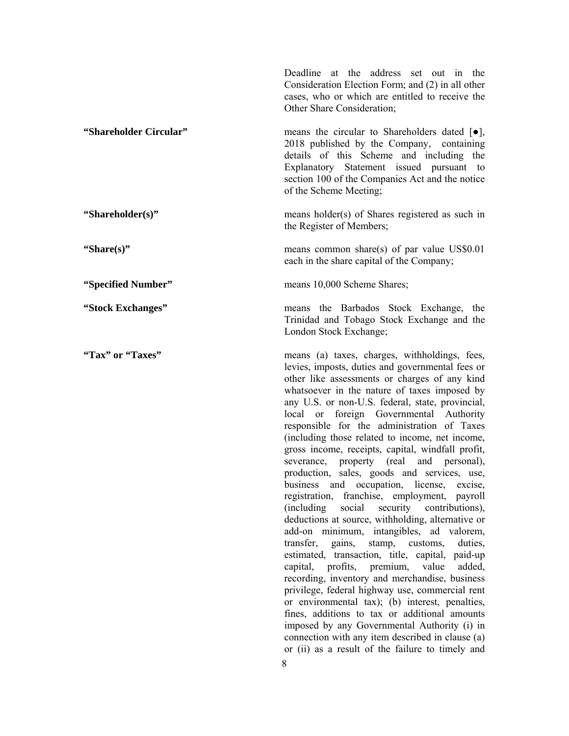Deadline at the address set out in the Consideration Election Form; and (2) in all other cases, who or which are entitled to receive the Other Share Consideration;

| | |
|---|---|
| **"Shareholder Circular"** | means the circular to Shareholders dated [●], 2018 published by the Company, containing details of this Scheme and including the Explanatory Statement issued pursuant to section 100 of the Companies Act and the notice of the Scheme Meeting; |
| **"Shareholder(s)"** | means holder(s) of Shares registered as such in the Register of Members; |
| **"Share(s)"** | means common share(s) of par value US$0.01 each in the share capital of the Company; |
| **"Specified Number"** | means 10,000 Scheme Shares; |
| **"Stock Exchanges"** | means the Barbados Stock Exchange, the Trinidad and Tobago Stock Exchange and the London Stock Exchange; |
| **"Tax" or "Taxes"** | means (a) taxes, charges, withholdings, fees, levies, imposts, duties and governmental fees or other like assessments or charges of any kind whatsoever in the nature of taxes imposed by any U.S. or non-U.S. federal, state, provincial, local or foreign Governmental Authority responsible for the administration of Taxes (including those related to income, net income, gross income, receipts, capital, windfall profit, severance, property (real and personal), production, sales, goods and services, use, business and occupation, license, excise, registration, franchise, employment, payroll (including social security contributions), deductions at source, withholding, alternative or add-on minimum, intangibles, ad valorem, transfer, gains, stamp, customs, duties, estimated, transaction, title, capital, paid-up capital, profits, premium, value added, recording, inventory and merchandise, business privilege, federal highway use, commercial rent or environmental tax); (b) interest, penalties, fines, additions to tax or additional amounts imposed by any Governmental Authority (i) in connection with any item described in clause (a) or (ii) as a result of the failure to timely and |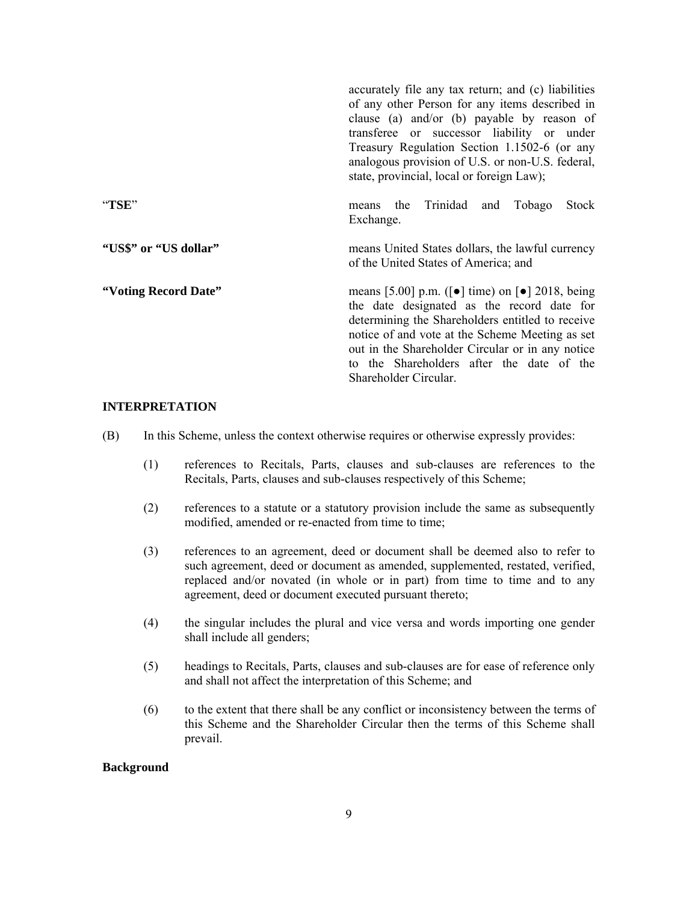accurately file any tax return; and (c) liabilities of any other Person for any items described in clause (a) and/or (b) payable by reason of transferee or successor liability or under Treasury Regulation Section 1.1502-6 (or any analogous provision of U.S. or non-U.S. federal, state, provincial, local or foreign Law);

| | |
|---|---|
| "**TSE**" | means the Trinidad and Tobago Stock Exchange. |
| **"US$" or "US dollar"** | means United States dollars, the lawful currency of the United States of America; and |
| **"Voting Record Date"** | means [5.00] p.m. ([●] time) on [●] 2018, being the date designated as the record date for determining the Shareholders entitled to receive notice of and vote at the Scheme Meeting as set out in the Shareholder Circular or in any notice to the Shareholders after the date of the Shareholder Circular. |

**INTERPRETATION**

(B) In this Scheme, unless the context otherwise requires or otherwise expressly provides:

(1) references to Recitals, Parts, clauses and sub-clauses are references to the Recitals, Parts, clauses and sub-clauses respectively of this Scheme;

(2) references to a statute or a statutory provision include the same as subsequently modified, amended or re-enacted from time to time;

(3) references to an agreement, deed or document shall be deemed also to refer to such agreement, deed or document as amended, supplemented, restated, verified, replaced and/or novated (in whole or in part) from time to time and to any agreement, deed or document executed pursuant thereto;

(4) the singular includes the plural and vice versa and words importing one gender shall include all genders;

(5) headings to Recitals, Parts, clauses and sub-clauses are for ease of reference only and shall not affect the interpretation of this Scheme; and

(6) to the extent that there shall be any conflict or inconsistency between the terms of this Scheme and the Shareholder Circular then the terms of this Scheme shall prevail.

**Background**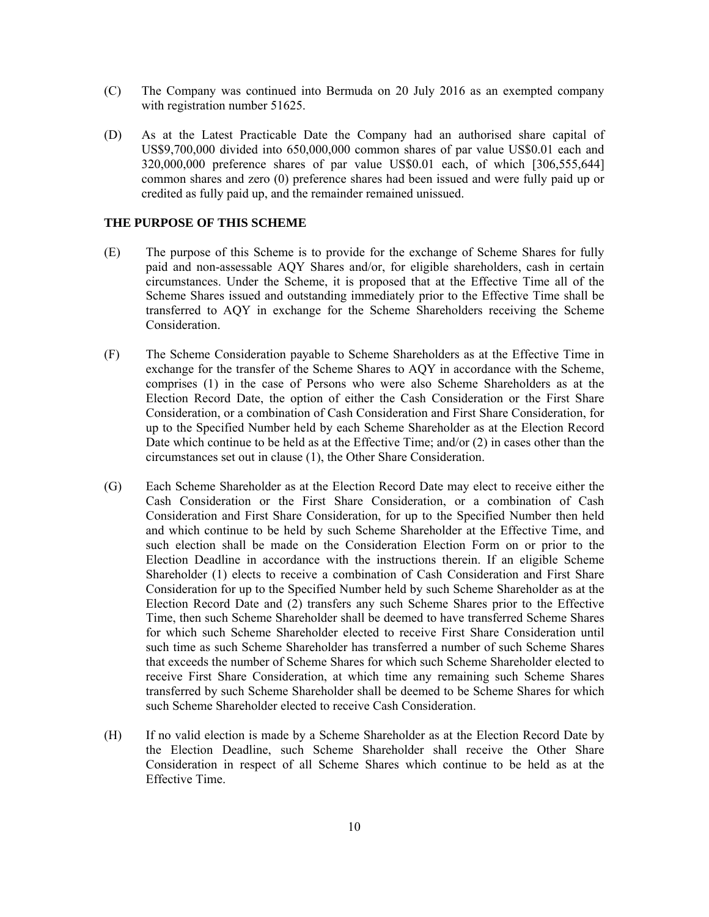(C) The Company was continued into Bermuda on 20 July 2016 as an exempted company with registration number 51625.

(D) As at the Latest Practicable Date the Company had an authorised share capital of US$9,700,000 divided into 650,000,000 common shares of par value US$0.01 each and 320,000,000 preference shares of par value US$0.01 each, of which [306,555,644] common shares and zero (0) preference shares had been issued and were fully paid up or credited as fully paid up, and the remainder remained unissued.

**THE PURPOSE OF THIS SCHEME**

(E) The purpose of this Scheme is to provide for the exchange of Scheme Shares for fully paid and non-assessable AQY Shares and/or, for eligible shareholders, cash in certain circumstances. Under the Scheme, it is proposed that at the Effective Time all of the Scheme Shares issued and outstanding immediately prior to the Effective Time shall be transferred to AQY in exchange for the Scheme Shareholders receiving the Scheme Consideration.

(F) The Scheme Consideration payable to Scheme Shareholders as at the Effective Time in exchange for the transfer of the Scheme Shares to AQY in accordance with the Scheme, comprises (1) in the case of Persons who were also Scheme Shareholders as at the Election Record Date, the option of either the Cash Consideration or the First Share Consideration, or a combination of Cash Consideration and First Share Consideration, for up to the Specified Number held by each Scheme Shareholder as at the Election Record Date which continue to be held as at the Effective Time; and/or (2) in cases other than the circumstances set out in clause (1), the Other Share Consideration.

(G) Each Scheme Shareholder as at the Election Record Date may elect to receive either the Cash Consideration or the First Share Consideration, or a combination of Cash Consideration and First Share Consideration, for up to the Specified Number then held and which continue to be held by such Scheme Shareholder at the Effective Time, and such election shall be made on the Consideration Election Form on or prior to the Election Deadline in accordance with the instructions therein. If an eligible Scheme Shareholder (1) elects to receive a combination of Cash Consideration and First Share Consideration for up to the Specified Number held by such Scheme Shareholder as at the Election Record Date and (2) transfers any such Scheme Shares prior to the Effective Time, then such Scheme Shareholder shall be deemed to have transferred Scheme Shares for which such Scheme Shareholder elected to receive First Share Consideration until such time as such Scheme Shareholder has transferred a number of such Scheme Shares that exceeds the number of Scheme Shares for which such Scheme Shareholder elected to receive First Share Consideration, at which time any remaining such Scheme Shares transferred by such Scheme Shareholder shall be deemed to be Scheme Shares for which such Scheme Shareholder elected to receive Cash Consideration.

(H) If no valid election is made by a Scheme Shareholder as at the Election Record Date by the Election Deadline, such Scheme Shareholder shall receive the Other Share Consideration in respect of all Scheme Shares which continue to be held as at the Effective Time.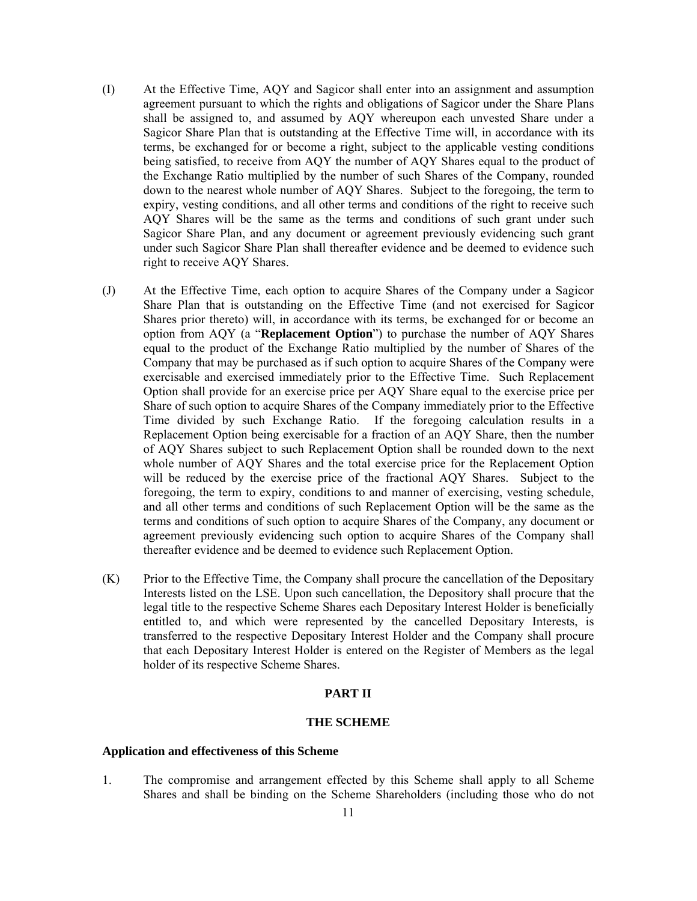(I) At the Effective Time, AQY and Sagicor shall enter into an assignment and assumption agreement pursuant to which the rights and obligations of Sagicor under the Share Plans shall be assigned to, and assumed by AQY whereupon each unvested Share under a Sagicor Share Plan that is outstanding at the Effective Time will, in accordance with its terms, be exchanged for or become a right, subject to the applicable vesting conditions being satisfied, to receive from AQY the number of AQY Shares equal to the product of the Exchange Ratio multiplied by the number of such Shares of the Company, rounded down to the nearest whole number of AQY Shares. Subject to the foregoing, the term to expiry, vesting conditions, and all other terms and conditions of the right to receive such AQY Shares will be the same as the terms and conditions of such grant under such Sagicor Share Plan, and any document or agreement previously evidencing such grant under such Sagicor Share Plan shall thereafter evidence and be deemed to evidence such right to receive AQY Shares.

(J) At the Effective Time, each option to acquire Shares of the Company under a Sagicor Share Plan that is outstanding on the Effective Time (and not exercised for Sagicor Shares prior thereto) will, in accordance with its terms, be exchanged for or become an option from AQY (a "**Replacement Option**") to purchase the number of AQY Shares equal to the product of the Exchange Ratio multiplied by the number of Shares of the Company that may be purchased as if such option to acquire Shares of the Company were exercisable and exercised immediately prior to the Effective Time. Such Replacement Option shall provide for an exercise price per AQY Share equal to the exercise price per Share of such option to acquire Shares of the Company immediately prior to the Effective Time divided by such Exchange Ratio. If the foregoing calculation results in a Replacement Option being exercisable for a fraction of an AQY Share, then the number of AQY Shares subject to such Replacement Option shall be rounded down to the next whole number of AQY Shares and the total exercise price for the Replacement Option will be reduced by the exercise price of the fractional AQY Shares. Subject to the foregoing, the term to expiry, conditions to and manner of exercising, vesting schedule, and all other terms and conditions of such Replacement Option will be the same as the terms and conditions of such option to acquire Shares of the Company, any document or agreement previously evidencing such option to acquire Shares of the Company shall thereafter evidence and be deemed to evidence such Replacement Option.

(K) Prior to the Effective Time, the Company shall procure the cancellation of the Depositary Interests listed on the LSE. Upon such cancellation, the Depository shall procure that the legal title to the respective Scheme Shares each Depositary Interest Holder is beneficially entitled to, and which were represented by the cancelled Depositary Interests, is transferred to the respective Depositary Interest Holder and the Company shall procure that each Depositary Interest Holder is entered on the Register of Members as the legal holder of its respective Scheme Shares.

## PART II

## THE SCHEME

**Application and effectiveness of this Scheme**

1. The compromise and arrangement effected by this Scheme shall apply to all Scheme Shares and shall be binding on the Scheme Shareholders (including those who do not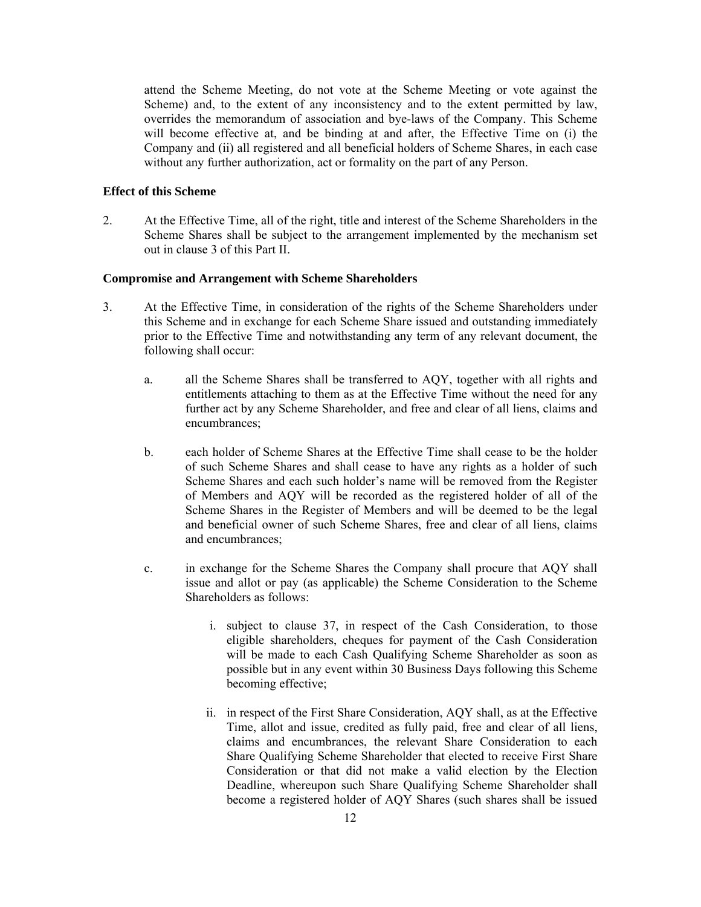attend the Scheme Meeting, do not vote at the Scheme Meeting or vote against the Scheme) and, to the extent of any inconsistency and to the extent permitted by law, overrides the memorandum of association and bye-laws of the Company. This Scheme will become effective at, and be binding at and after, the Effective Time on (i) the Company and (ii) all registered and all beneficial holders of Scheme Shares, in each case without any further authorization, act or formality on the part of any Person.

**Effect of this Scheme**

2. At the Effective Time, all of the right, title and interest of the Scheme Shareholders in the Scheme Shares shall be subject to the arrangement implemented by the mechanism set out in clause 3 of this Part II.

**Compromise and Arrangement with Scheme Shareholders**

3. At the Effective Time, in consideration of the rights of the Scheme Shareholders under this Scheme and in exchange for each Scheme Share issued and outstanding immediately prior to the Effective Time and notwithstanding any term of any relevant document, the following shall occur:

   a. all the Scheme Shares shall be transferred to AQY, together with all rights and entitlements attaching to them as at the Effective Time without the need for any further act by any Scheme Shareholder, and free and clear of all liens, claims and encumbrances;

   b. each holder of Scheme Shares at the Effective Time shall cease to be the holder of such Scheme Shares and shall cease to have any rights as a holder of such Scheme Shares and each such holder's name will be removed from the Register of Members and AQY will be recorded as the registered holder of all of the Scheme Shares in the Register of Members and will be deemed to be the legal and beneficial owner of such Scheme Shares, free and clear of all liens, claims and encumbrances;

   c. in exchange for the Scheme Shares the Company shall procure that AQY shall issue and allot or pay (as applicable) the Scheme Consideration to the Scheme Shareholders as follows:

      i. subject to clause 37, in respect of the Cash Consideration, to those eligible shareholders, cheques for payment of the Cash Consideration will be made to each Cash Qualifying Scheme Shareholder as soon as possible but in any event within 30 Business Days following this Scheme becoming effective;

      ii. in respect of the First Share Consideration, AQY shall, as at the Effective Time, allot and issue, credited as fully paid, free and clear of all liens, claims and encumbrances, the relevant Share Consideration to each Share Qualifying Scheme Shareholder that elected to receive First Share Consideration or that did not make a valid election by the Election Deadline, whereupon such Share Qualifying Scheme Shareholder shall become a registered holder of AQY Shares (such shares shall be issued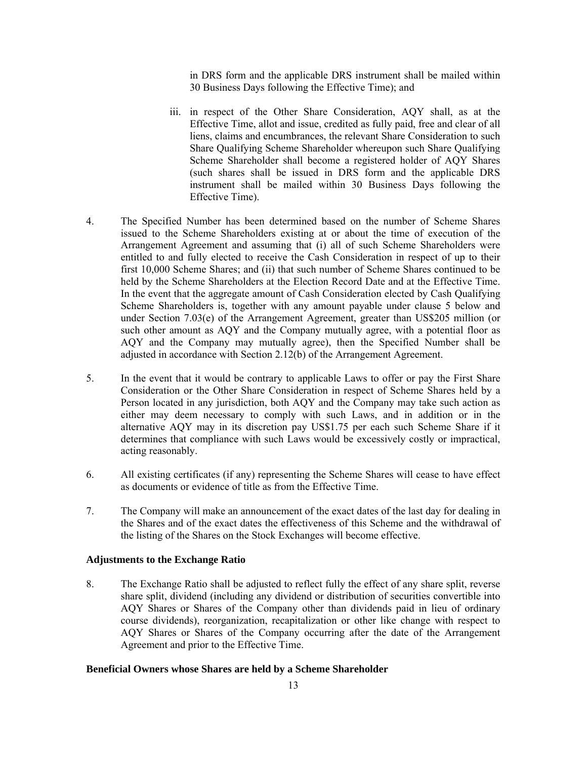in DRS form and the applicable DRS instrument shall be mailed within 30 Business Days following the Effective Time); and

iii. in respect of the Other Share Consideration, AQY shall, as at the Effective Time, allot and issue, credited as fully paid, free and clear of all liens, claims and encumbrances, the relevant Share Consideration to such Share Qualifying Scheme Shareholder whereupon such Share Qualifying Scheme Shareholder shall become a registered holder of AQY Shares (such shares shall be issued in DRS form and the applicable DRS instrument shall be mailed within 30 Business Days following the Effective Time).

4. The Specified Number has been determined based on the number of Scheme Shares issued to the Scheme Shareholders existing at or about the time of execution of the Arrangement Agreement and assuming that (i) all of such Scheme Shareholders were entitled to and fully elected to receive the Cash Consideration in respect of up to their first 10,000 Scheme Shares; and (ii) that such number of Scheme Shares continued to be held by the Scheme Shareholders at the Election Record Date and at the Effective Time. In the event that the aggregate amount of Cash Consideration elected by Cash Qualifying Scheme Shareholders is, together with any amount payable under clause 5 below and under Section 7.03(e) of the Arrangement Agreement, greater than US$205 million (or such other amount as AQY and the Company mutually agree, with a potential floor as AQY and the Company may mutually agree), then the Specified Number shall be adjusted in accordance with Section 2.12(b) of the Arrangement Agreement.

5. In the event that it would be contrary to applicable Laws to offer or pay the First Share Consideration or the Other Share Consideration in respect of Scheme Shares held by a Person located in any jurisdiction, both AQY and the Company may take such action as either may deem necessary to comply with such Laws, and in addition or in the alternative AQY may in its discretion pay US$1.75 per each such Scheme Share if it determines that compliance with such Laws would be excessively costly or impractical, acting reasonably.

6. All existing certificates (if any) representing the Scheme Shares will cease to have effect as documents or evidence of title as from the Effective Time.

7. The Company will make an announcement of the exact dates of the last day for dealing in the Shares and of the exact dates the effectiveness of this Scheme and the withdrawal of the listing of the Shares on the Stock Exchanges will become effective.

**Adjustments to the Exchange Ratio**

8. The Exchange Ratio shall be adjusted to reflect fully the effect of any share split, reverse share split, dividend (including any dividend or distribution of securities convertible into AQY Shares or Shares of the Company other than dividends paid in lieu of ordinary course dividends), reorganization, recapitalization or other like change with respect to AQY Shares or Shares of the Company occurring after the date of the Arrangement Agreement and prior to the Effective Time.

**Beneficial Owners whose Shares are held by a Scheme Shareholder**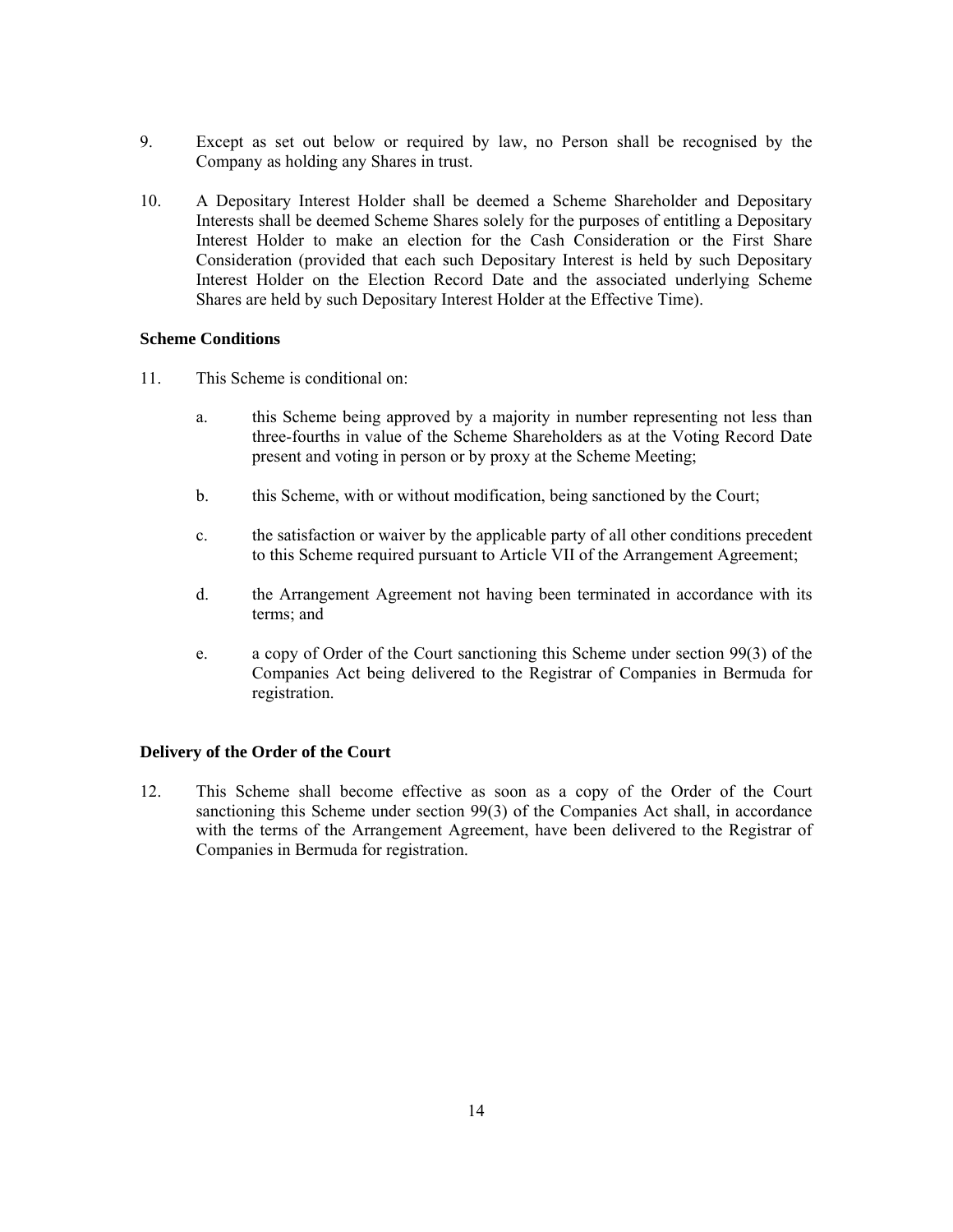9. Except as set out below or required by law, no Person shall be recognised by the Company as holding any Shares in trust.

10. A Depositary Interest Holder shall be deemed a Scheme Shareholder and Depositary Interests shall be deemed Scheme Shares solely for the purposes of entitling a Depositary Interest Holder to make an election for the Cash Consideration or the First Share Consideration (provided that each such Depositary Interest is held by such Depositary Interest Holder on the Election Record Date and the associated underlying Scheme Shares are held by such Depositary Interest Holder at the Effective Time).

**Scheme Conditions**

11. This Scheme is conditional on:

    a. this Scheme being approved by a majority in number representing not less than three-fourths in value of the Scheme Shareholders as at the Voting Record Date present and voting in person or by proxy at the Scheme Meeting;

    b. this Scheme, with or without modification, being sanctioned by the Court;

    c. the satisfaction or waiver by the applicable party of all other conditions precedent to this Scheme required pursuant to Article VII of the Arrangement Agreement;

    d. the Arrangement Agreement not having been terminated in accordance with its terms; and

    e. a copy of Order of the Court sanctioning this Scheme under section 99(3) of the Companies Act being delivered to the Registrar of Companies in Bermuda for registration.

**Delivery of the Order of the Court**

12. This Scheme shall become effective as soon as a copy of the Order of the Court sanctioning this Scheme under section 99(3) of the Companies Act shall, in accordance with the terms of the Arrangement Agreement, have been delivered to the Registrar of Companies in Bermuda for registration.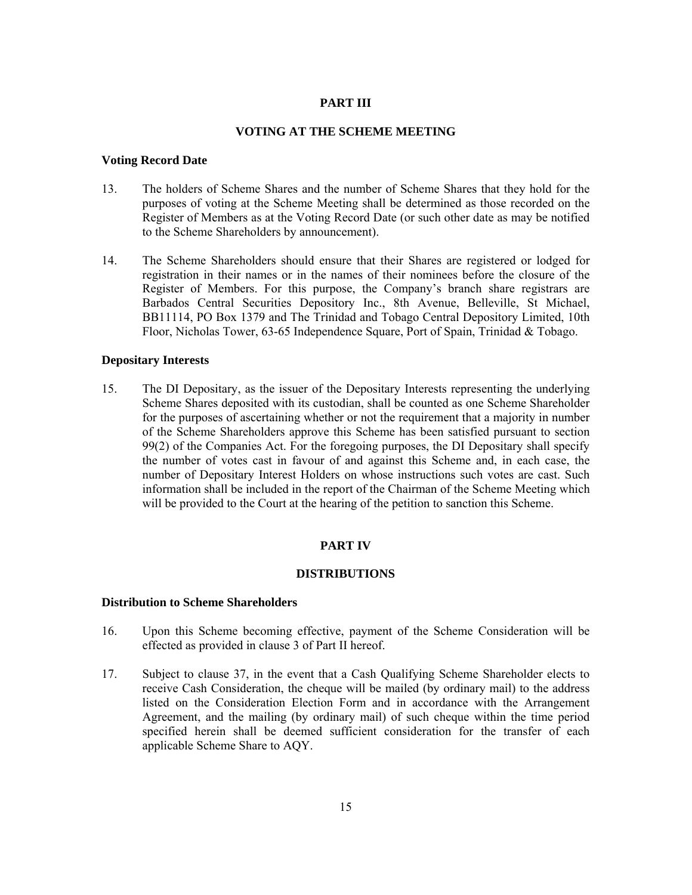## PART III

## VOTING AT THE SCHEME MEETING

### Voting Record Date

13. The holders of Scheme Shares and the number of Scheme Shares that they hold for the purposes of voting at the Scheme Meeting shall be determined as those recorded on the Register of Members as at the Voting Record Date (or such other date as may be notified to the Scheme Shareholders by announcement).

14. The Scheme Shareholders should ensure that their Shares are registered or lodged for registration in their names or in the names of their nominees before the closure of the Register of Members. For this purpose, the Company's branch share registrars are Barbados Central Securities Depository Inc., 8th Avenue, Belleville, St Michael, BB11114, PO Box 1379 and The Trinidad and Tobago Central Depository Limited, 10th Floor, Nicholas Tower, 63-65 Independence Square, Port of Spain, Trinidad & Tobago.

### Depositary Interests

15. The DI Depositary, as the issuer of the Depositary Interests representing the underlying Scheme Shares deposited with its custodian, shall be counted as one Scheme Shareholder for the purposes of ascertaining whether or not the requirement that a majority in number of the Scheme Shareholders approve this Scheme has been satisfied pursuant to section 99(2) of the Companies Act. For the foregoing purposes, the DI Depositary shall specify the number of votes cast in favour of and against this Scheme and, in each case, the number of Depositary Interest Holders on whose instructions such votes are cast. Such information shall be included in the report of the Chairman of the Scheme Meeting which will be provided to the Court at the hearing of the petition to sanction this Scheme.

## PART IV

## DISTRIBUTIONS

### Distribution to Scheme Shareholders

16. Upon this Scheme becoming effective, payment of the Scheme Consideration will be effected as provided in clause 3 of Part II hereof.

17. Subject to clause 37, in the event that a Cash Qualifying Scheme Shareholder elects to receive Cash Consideration, the cheque will be mailed (by ordinary mail) to the address listed on the Consideration Election Form and in accordance with the Arrangement Agreement, and the mailing (by ordinary mail) of such cheque within the time period specified herein shall be deemed sufficient consideration for the transfer of each applicable Scheme Share to AQY.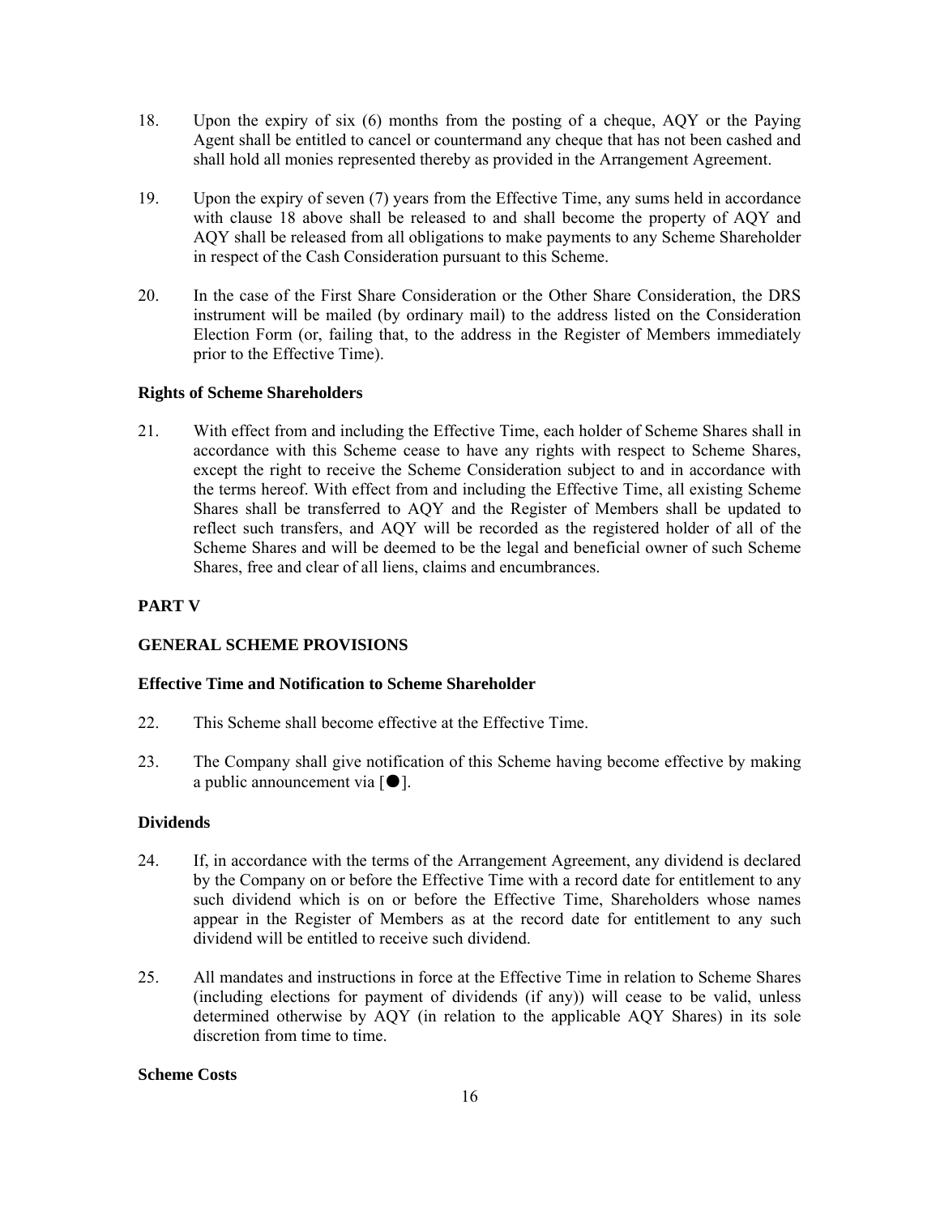18. Upon the expiry of six (6) months from the posting of a cheque, AQY or the Paying Agent shall be entitled to cancel or countermand any cheque that has not been cashed and shall hold all monies represented thereby as provided in the Arrangement Agreement.

19. Upon the expiry of seven (7) years from the Effective Time, any sums held in accordance with clause 18 above shall be released to and shall become the property of AQY and AQY shall be released from all obligations to make payments to any Scheme Shareholder in respect of the Cash Consideration pursuant to this Scheme.

20. In the case of the First Share Consideration or the Other Share Consideration, the DRS instrument will be mailed (by ordinary mail) to the address listed on the Consideration Election Form (or, failing that, to the address in the Register of Members immediately prior to the Effective Time).

**Rights of Scheme Shareholders**

21. With effect from and including the Effective Time, each holder of Scheme Shares shall in accordance with this Scheme cease to have any rights with respect to Scheme Shares, except the right to receive the Scheme Consideration subject to and in accordance with the terms hereof. With effect from and including the Effective Time, all existing Scheme Shares shall be transferred to AQY and the Register of Members shall be updated to reflect such transfers, and AQY will be recorded as the registered holder of all of the Scheme Shares and will be deemed to be the legal and beneficial owner of such Scheme Shares, free and clear of all liens, claims and encumbrances.

## PART V

## GENERAL SCHEME PROVISIONS

**Effective Time and Notification to Scheme Shareholder**

22. This Scheme shall become effective at the Effective Time.

23. The Company shall give notification of this Scheme having become effective by making a public announcement via [●].

**Dividends**

24. If, in accordance with the terms of the Arrangement Agreement, any dividend is declared by the Company on or before the Effective Time with a record date for entitlement to any such dividend which is on or before the Effective Time, Shareholders whose names appear in the Register of Members as at the record date for entitlement to any such dividend will be entitled to receive such dividend.

25. All mandates and instructions in force at the Effective Time in relation to Scheme Shares (including elections for payment of dividends (if any)) will cease to be valid, unless determined otherwise by AQY (in relation to the applicable AQY Shares) in its sole discretion from time to time.

**Scheme Costs**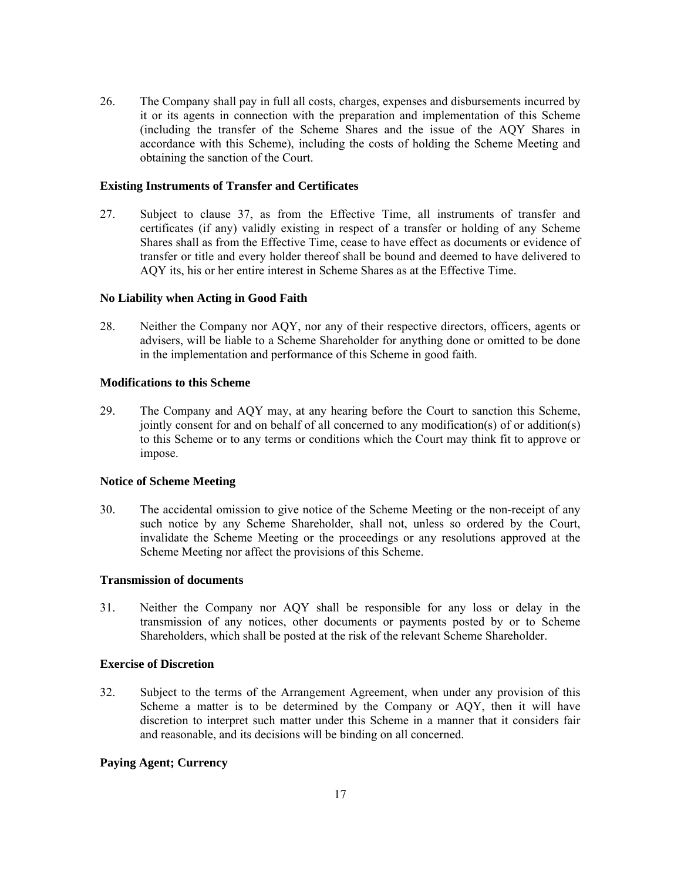26. The Company shall pay in full all costs, charges, expenses and disbursements incurred by it or its agents in connection with the preparation and implementation of this Scheme (including the transfer of the Scheme Shares and the issue of the AQY Shares in accordance with this Scheme), including the costs of holding the Scheme Meeting and obtaining the sanction of the Court.

**Existing Instruments of Transfer and Certificates**

27. Subject to clause 37, as from the Effective Time, all instruments of transfer and certificates (if any) validly existing in respect of a transfer or holding of any Scheme Shares shall as from the Effective Time, cease to have effect as documents or evidence of transfer or title and every holder thereof shall be bound and deemed to have delivered to AQY its, his or her entire interest in Scheme Shares as at the Effective Time.

**No Liability when Acting in Good Faith**

28. Neither the Company nor AQY, nor any of their respective directors, officers, agents or advisers, will be liable to a Scheme Shareholder for anything done or omitted to be done in the implementation and performance of this Scheme in good faith.

**Modifications to this Scheme**

29. The Company and AQY may, at any hearing before the Court to sanction this Scheme, jointly consent for and on behalf of all concerned to any modification(s) of or addition(s) to this Scheme or to any terms or conditions which the Court may think fit to approve or impose.

**Notice of Scheme Meeting**

30. The accidental omission to give notice of the Scheme Meeting or the non-receipt of any such notice by any Scheme Shareholder, shall not, unless so ordered by the Court, invalidate the Scheme Meeting or the proceedings or any resolutions approved at the Scheme Meeting nor affect the provisions of this Scheme.

**Transmission of documents**

31. Neither the Company nor AQY shall be responsible for any loss or delay in the transmission of any notices, other documents or payments posted by or to Scheme Shareholders, which shall be posted at the risk of the relevant Scheme Shareholder.

**Exercise of Discretion**

32. Subject to the terms of the Arrangement Agreement, when under any provision of this Scheme a matter is to be determined by the Company or AQY, then it will have discretion to interpret such matter under this Scheme in a manner that it considers fair and reasonable, and its decisions will be binding on all concerned.

**Paying Agent; Currency**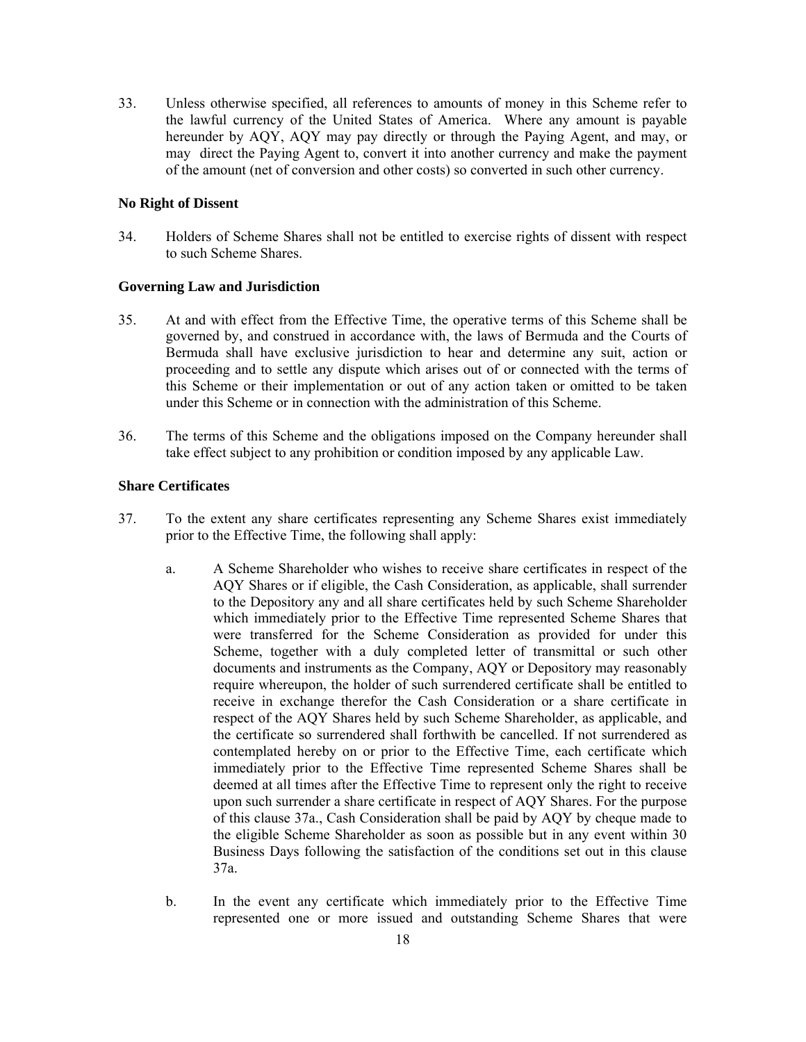33. Unless otherwise specified, all references to amounts of money in this Scheme refer to the lawful currency of the United States of America. Where any amount is payable hereunder by AQY, AQY may pay directly or through the Paying Agent, and may, or may direct the Paying Agent to, convert it into another currency and make the payment of the amount (net of conversion and other costs) so converted in such other currency.

**No Right of Dissent**

34. Holders of Scheme Shares shall not be entitled to exercise rights of dissent with respect to such Scheme Shares.

**Governing Law and Jurisdiction**

35. At and with effect from the Effective Time, the operative terms of this Scheme shall be governed by, and construed in accordance with, the laws of Bermuda and the Courts of Bermuda shall have exclusive jurisdiction to hear and determine any suit, action or proceeding and to settle any dispute which arises out of or connected with the terms of this Scheme or their implementation or out of any action taken or omitted to be taken under this Scheme or in connection with the administration of this Scheme.

36. The terms of this Scheme and the obligations imposed on the Company hereunder shall take effect subject to any prohibition or condition imposed by any applicable Law.

**Share Certificates**

37. To the extent any share certificates representing any Scheme Shares exist immediately prior to the Effective Time, the following shall apply:

    a. A Scheme Shareholder who wishes to receive share certificates in respect of the AQY Shares or if eligible, the Cash Consideration, as applicable, shall surrender to the Depository any and all share certificates held by such Scheme Shareholder which immediately prior to the Effective Time represented Scheme Shares that were transferred for the Scheme Consideration as provided for under this Scheme, together with a duly completed letter of transmittal or such other documents and instruments as the Company, AQY or Depository may reasonably require whereupon, the holder of such surrendered certificate shall be entitled to receive in exchange therefor the Cash Consideration or a share certificate in respect of the AQY Shares held by such Scheme Shareholder, as applicable, and the certificate so surrendered shall forthwith be cancelled. If not surrendered as contemplated hereby on or prior to the Effective Time, each certificate which immediately prior to the Effective Time represented Scheme Shares shall be deemed at all times after the Effective Time to represent only the right to receive upon such surrender a share certificate in respect of AQY Shares. For the purpose of this clause 37a., Cash Consideration shall be paid by AQY by cheque made to the eligible Scheme Shareholder as soon as possible but in any event within 30 Business Days following the satisfaction of the conditions set out in this clause 37a.

    b. In the event any certificate which immediately prior to the Effective Time represented one or more issued and outstanding Scheme Shares that were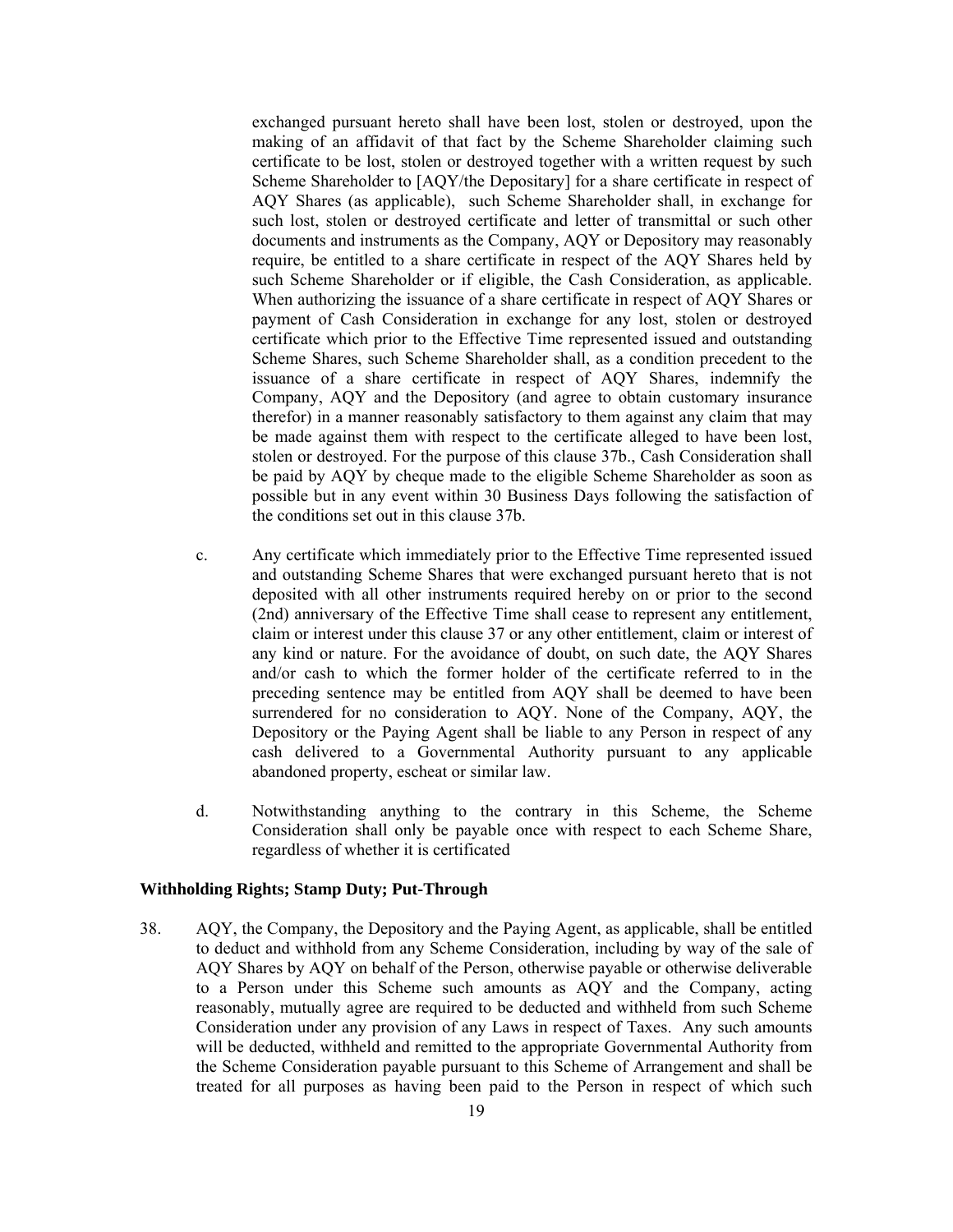exchanged pursuant hereto shall have been lost, stolen or destroyed, upon the making of an affidavit of that fact by the Scheme Shareholder claiming such certificate to be lost, stolen or destroyed together with a written request by such Scheme Shareholder to [AQY/the Depositary] for a share certificate in respect of AQY Shares (as applicable), such Scheme Shareholder shall, in exchange for such lost, stolen or destroyed certificate and letter of transmittal or such other documents and instruments as the Company, AQY or Depository may reasonably require, be entitled to a share certificate in respect of the AQY Shares held by such Scheme Shareholder or if eligible, the Cash Consideration, as applicable. When authorizing the issuance of a share certificate in respect of AQY Shares or payment of Cash Consideration in exchange for any lost, stolen or destroyed certificate which prior to the Effective Time represented issued and outstanding Scheme Shares, such Scheme Shareholder shall, as a condition precedent to the issuance of a share certificate in respect of AQY Shares, indemnify the Company, AQY and the Depository (and agree to obtain customary insurance therefor) in a manner reasonably satisfactory to them against any claim that may be made against them with respect to the certificate alleged to have been lost, stolen or destroyed. For the purpose of this clause 37b., Cash Consideration shall be paid by AQY by cheque made to the eligible Scheme Shareholder as soon as possible but in any event within 30 Business Days following the satisfaction of the conditions set out in this clause 37b.

c. Any certificate which immediately prior to the Effective Time represented issued and outstanding Scheme Shares that were exchanged pursuant hereto that is not deposited with all other instruments required hereby on or prior to the second (2nd) anniversary of the Effective Time shall cease to represent any entitlement, claim or interest under this clause 37 or any other entitlement, claim or interest of any kind or nature. For the avoidance of doubt, on such date, the AQY Shares and/or cash to which the former holder of the certificate referred to in the preceding sentence may be entitled from AQY shall be deemed to have been surrendered for no consideration to AQY. None of the Company, AQY, the Depository or the Paying Agent shall be liable to any Person in respect of any cash delivered to a Governmental Authority pursuant to any applicable abandoned property, escheat or similar law.

d. Notwithstanding anything to the contrary in this Scheme, the Scheme Consideration shall only be payable once with respect to each Scheme Share, regardless of whether it is certificated

**Withholding Rights; Stamp Duty; Put-Through**

38. AQY, the Company, the Depository and the Paying Agent, as applicable, shall be entitled to deduct and withhold from any Scheme Consideration, including by way of the sale of AQY Shares by AQY on behalf of the Person, otherwise payable or otherwise deliverable to a Person under this Scheme such amounts as AQY and the Company, acting reasonably, mutually agree are required to be deducted and withheld from such Scheme Consideration under any provision of any Laws in respect of Taxes. Any such amounts will be deducted, withheld and remitted to the appropriate Governmental Authority from the Scheme Consideration payable pursuant to this Scheme of Arrangement and shall be treated for all purposes as having been paid to the Person in respect of which such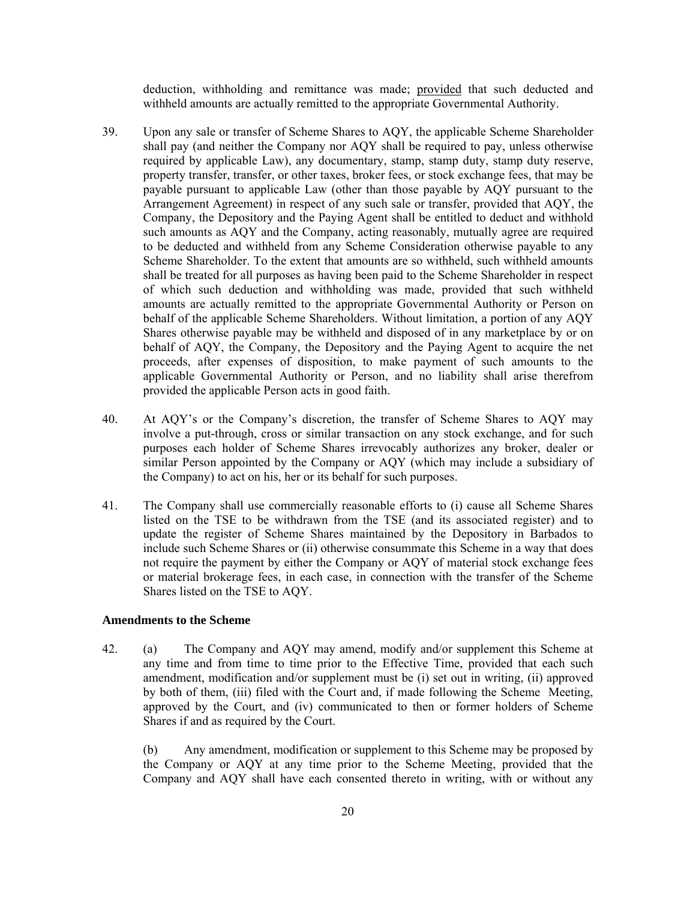deduction, withholding and remittance was made; provided that such deducted and withheld amounts are actually remitted to the appropriate Governmental Authority.

39. Upon any sale or transfer of Scheme Shares to AQY, the applicable Scheme Shareholder shall pay (and neither the Company nor AQY shall be required to pay, unless otherwise required by applicable Law), any documentary, stamp, stamp duty, stamp duty reserve, property transfer, transfer, or other taxes, broker fees, or stock exchange fees, that may be payable pursuant to applicable Law (other than those payable by AQY pursuant to the Arrangement Agreement) in respect of any such sale or transfer, provided that AQY, the Company, the Depository and the Paying Agent shall be entitled to deduct and withhold such amounts as AQY and the Company, acting reasonably, mutually agree are required to be deducted and withheld from any Scheme Consideration otherwise payable to any Scheme Shareholder. To the extent that amounts are so withheld, such withheld amounts shall be treated for all purposes as having been paid to the Scheme Shareholder in respect of which such deduction and withholding was made, provided that such withheld amounts are actually remitted to the appropriate Governmental Authority or Person on behalf of the applicable Scheme Shareholders. Without limitation, a portion of any AQY Shares otherwise payable may be withheld and disposed of in any marketplace by or on behalf of AQY, the Company, the Depository and the Paying Agent to acquire the net proceeds, after expenses of disposition, to make payment of such amounts to the applicable Governmental Authority or Person, and no liability shall arise therefrom provided the applicable Person acts in good faith.

40. At AQY's or the Company's discretion, the transfer of Scheme Shares to AQY may involve a put-through, cross or similar transaction on any stock exchange, and for such purposes each holder of Scheme Shares irrevocably authorizes any broker, dealer or similar Person appointed by the Company or AQY (which may include a subsidiary of the Company) to act on his, her or its behalf for such purposes.

41. The Company shall use commercially reasonable efforts to (i) cause all Scheme Shares listed on the TSE to be withdrawn from the TSE (and its associated register) and to update the register of Scheme Shares maintained by the Depository in Barbados to include such Scheme Shares or (ii) otherwise consummate this Scheme in a way that does not require the payment by either the Company or AQY of material stock exchange fees or material brokerage fees, in each case, in connection with the transfer of the Scheme Shares listed on the TSE to AQY.

**Amendments to the Scheme**

42. (a) The Company and AQY may amend, modify and/or supplement this Scheme at any time and from time to time prior to the Effective Time, provided that each such amendment, modification and/or supplement must be (i) set out in writing, (ii) approved by both of them, (iii) filed with the Court and, if made following the Scheme Meeting, approved by the Court, and (iv) communicated to then or former holders of Scheme Shares if and as required by the Court.

(b) Any amendment, modification or supplement to this Scheme may be proposed by the Company or AQY at any time prior to the Scheme Meeting, provided that the Company and AQY shall have each consented thereto in writing, with or without any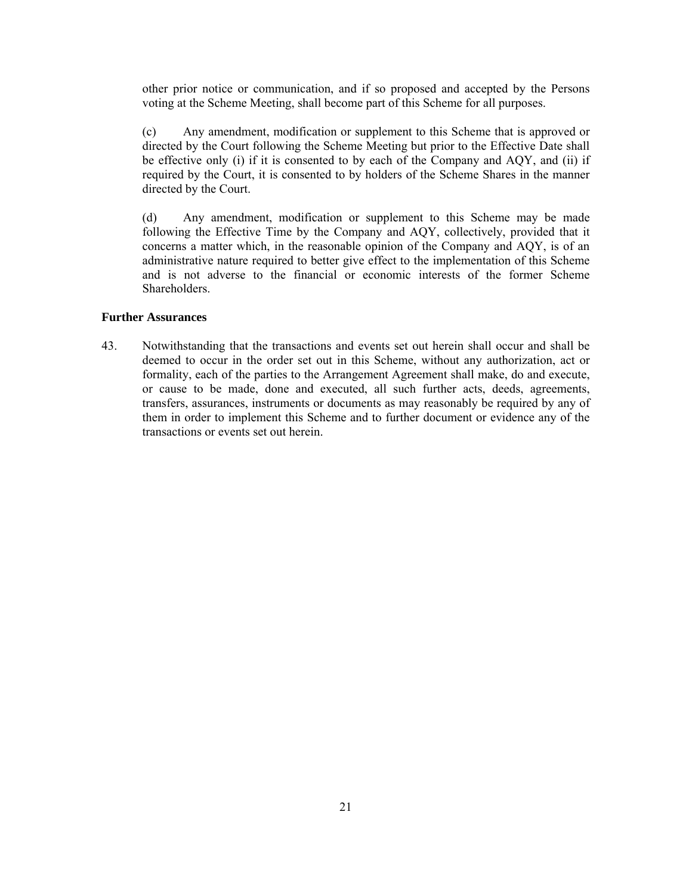other prior notice or communication, and if so proposed and accepted by the Persons voting at the Scheme Meeting, shall become part of this Scheme for all purposes.

(c) Any amendment, modification or supplement to this Scheme that is approved or directed by the Court following the Scheme Meeting but prior to the Effective Date shall be effective only (i) if it is consented to by each of the Company and AQY, and (ii) if required by the Court, it is consented to by holders of the Scheme Shares in the manner directed by the Court.

(d) Any amendment, modification or supplement to this Scheme may be made following the Effective Time by the Company and AQY, collectively, provided that it concerns a matter which, in the reasonable opinion of the Company and AQY, is of an administrative nature required to better give effect to the implementation of this Scheme and is not adverse to the financial or economic interests of the former Scheme Shareholders.

**Further Assurances**

43. Notwithstanding that the transactions and events set out herein shall occur and shall be deemed to occur in the order set out in this Scheme, without any authorization, act or formality, each of the parties to the Arrangement Agreement shall make, do and execute, or cause to be made, done and executed, all such further acts, deeds, agreements, transfers, assurances, instruments or documents as may reasonably be required by any of them in order to implement this Scheme and to further document or evidence any of the transactions or events set out herein.